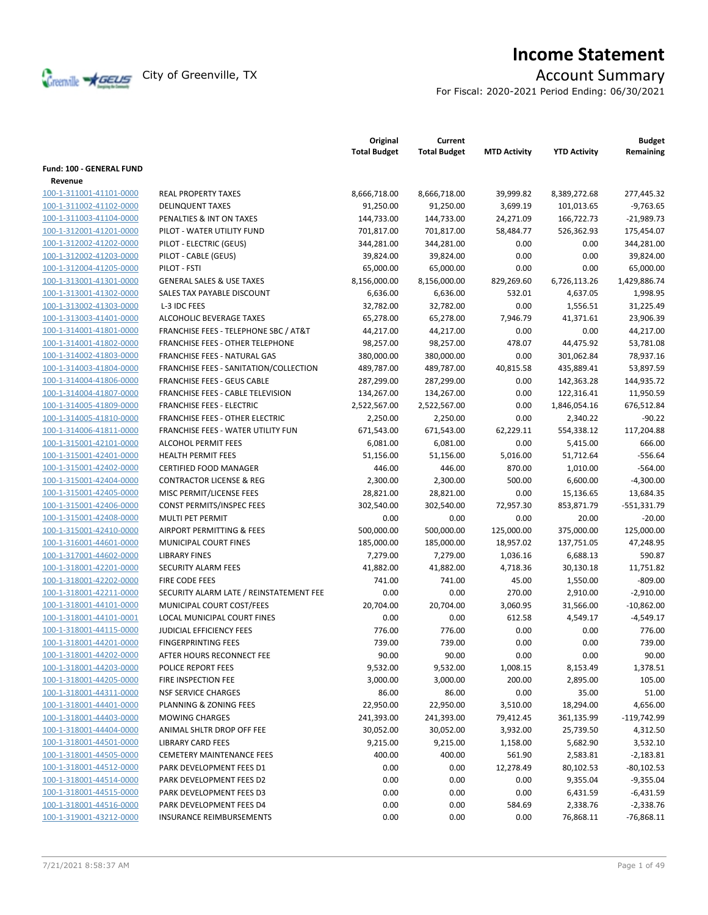# Income Statement

City of Greenville, TX

## Account Summary

For Fiscal: 2020-2021 Period Ending: 06/30/2021

| | | Original Total Budget | Current Total Budget | MTD Activity | YTD Activity | Budget Remaining |
|---|---|---|---|---|---|---|
| **Fund: 100 - GENERAL FUND** | | | | | | |
| **Revenue** | | | | | | |
| 100-1-311001-41101-0000 | REAL PROPERTY TAXES | 8,666,718.00 | 8,666,718.00 | 39,999.82 | 8,389,272.68 | 277,445.32 |
| 100-1-311002-41102-0000 | DELINQUENT TAXES | 91,250.00 | 91,250.00 | 3,699.19 | 101,013.65 | -9,763.65 |
| 100-1-311003-41104-0000 | PENALTIES & INT ON TAXES | 144,733.00 | 144,733.00 | 24,271.09 | 166,722.73 | -21,989.73 |
| 100-1-312001-41201-0000 | PILOT - WATER UTILITY FUND | 701,817.00 | 701,817.00 | 58,484.77 | 526,362.93 | 175,454.07 |
| 100-1-312002-41202-0000 | PILOT - ELECTRIC (GEUS) | 344,281.00 | 344,281.00 | 0.00 | 0.00 | 344,281.00 |
| 100-1-312002-41203-0000 | PILOT - CABLE (GEUS) | 39,824.00 | 39,824.00 | 0.00 | 0.00 | 39,824.00 |
| 100-1-312004-41205-0000 | PILOT - FSTI | 65,000.00 | 65,000.00 | 0.00 | 0.00 | 65,000.00 |
| 100-1-313001-41301-0000 | GENERAL SALES & USE TAXES | 8,156,000.00 | 8,156,000.00 | 829,269.60 | 6,726,113.26 | 1,429,886.74 |
| 100-1-313001-41302-0000 | SALES TAX PAYABLE DISCOUNT | 6,636.00 | 6,636.00 | 532.01 | 4,637.05 | 1,998.95 |
| 100-1-313002-41303-0000 | L-3 IDC FEES | 32,782.00 | 32,782.00 | 0.00 | 1,556.51 | 31,225.49 |
| 100-1-313003-41401-0000 | ALCOHOLIC BEVERAGE TAXES | 65,278.00 | 65,278.00 | 7,946.79 | 41,371.61 | 23,906.39 |
| 100-1-314001-41801-0000 | FRANCHISE FEES - TELEPHONE SBC / AT&T | 44,217.00 | 44,217.00 | 0.00 | 0.00 | 44,217.00 |
| 100-1-314001-41802-0000 | FRANCHISE FEES - OTHER TELEPHONE | 98,257.00 | 98,257.00 | 478.07 | 44,475.92 | 53,781.08 |
| 100-1-314002-41803-0000 | FRANCHISE FEES - NATURAL GAS | 380,000.00 | 380,000.00 | 0.00 | 301,062.84 | 78,937.16 |
| 100-1-314003-41804-0000 | FRANCHISE FEES - SANITATION/COLLECTION | 489,787.00 | 489,787.00 | 40,815.58 | 435,889.41 | 53,897.59 |
| 100-1-314004-41806-0000 | FRANCHISE FEES - GEUS CABLE | 287,299.00 | 287,299.00 | 0.00 | 142,363.28 | 144,935.72 |
| 100-1-314004-41807-0000 | FRANCHISE FEES - CABLE TELEVISION | 134,267.00 | 134,267.00 | 0.00 | 122,316.41 | 11,950.59 |
| 100-1-314005-41809-0000 | FRANCHISE FEES - ELECTRIC | 2,522,567.00 | 2,522,567.00 | 0.00 | 1,846,054.16 | 676,512.84 |
| 100-1-314005-41810-0000 | FRANCHISE FEES - OTHER ELECTRIC | 2,250.00 | 2,250.00 | 0.00 | 2,340.22 | -90.22 |
| 100-1-314006-41811-0000 | FRANCHISE FEES - WATER UTILITY FUN | 671,543.00 | 671,543.00 | 62,229.11 | 554,338.12 | 117,204.88 |
| 100-1-315001-42101-0000 | ALCOHOL PERMIT FEES | 6,081.00 | 6,081.00 | 0.00 | 5,415.00 | 666.00 |
| 100-1-315001-42401-0000 | HEALTH PERMIT FEES | 51,156.00 | 51,156.00 | 5,016.00 | 51,712.64 | -556.64 |
| 100-1-315001-42402-0000 | CERTIFIED FOOD MANAGER | 446.00 | 446.00 | 870.00 | 1,010.00 | -564.00 |
| 100-1-315001-42404-0000 | CONTRACTOR LICENSE & REG | 2,300.00 | 2,300.00 | 500.00 | 6,600.00 | -4,300.00 |
| 100-1-315001-42405-0000 | MISC PERMIT/LICENSE FEES | 28,821.00 | 28,821.00 | 0.00 | 15,136.65 | 13,684.35 |
| 100-1-315001-42406-0000 | CONST PERMITS/INSPEC FEES | 302,540.00 | 302,540.00 | 72,957.30 | 853,871.79 | -551,331.79 |
| 100-1-315001-42408-0000 | MULTI PET PERMIT | 0.00 | 0.00 | 0.00 | 20.00 | -20.00 |
| 100-1-315001-42410-0000 | AIRPORT PERMITTING & FEES | 500,000.00 | 500,000.00 | 125,000.00 | 375,000.00 | 125,000.00 |
| 100-1-316001-44601-0000 | MUNICIPAL COURT FINES | 185,000.00 | 185,000.00 | 18,957.02 | 137,751.05 | 47,248.95 |
| 100-1-317001-44602-0000 | LIBRARY FINES | 7,279.00 | 7,279.00 | 1,036.16 | 6,688.13 | 590.87 |
| 100-1-318001-42201-0000 | SECURITY ALARM FEES | 41,882.00 | 41,882.00 | 4,718.36 | 30,130.18 | 11,751.82 |
| 100-1-318001-42202-0000 | FIRE CODE FEES | 741.00 | 741.00 | 45.00 | 1,550.00 | -809.00 |
| 100-1-318001-42211-0000 | SECURITY ALARM LATE / REINSTATEMENT FEE | 0.00 | 0.00 | 270.00 | 2,910.00 | -2,910.00 |
| 100-1-318001-44101-0000 | MUNICIPAL COURT COST/FEES | 20,704.00 | 20,704.00 | 3,060.95 | 31,566.00 | -10,862.00 |
| 100-1-318001-44101-0001 | LOCAL MUNICIPAL COURT FINES | 0.00 | 0.00 | 612.58 | 4,549.17 | -4,549.17 |
| 100-1-318001-44115-0000 | JUDICIAL EFFICIENCY FEES | 776.00 | 776.00 | 0.00 | 0.00 | 776.00 |
| 100-1-318001-44201-0000 | FINGERPRINTING FEES | 739.00 | 739.00 | 0.00 | 0.00 | 739.00 |
| 100-1-318001-44202-0000 | AFTER HOURS RECONNECT FEE | 90.00 | 90.00 | 0.00 | 0.00 | 90.00 |
| 100-1-318001-44203-0000 | POLICE REPORT FEES | 9,532.00 | 9,532.00 | 1,008.15 | 8,153.49 | 1,378.51 |
| 100-1-318001-44205-0000 | FIRE INSPECTION FEE | 3,000.00 | 3,000.00 | 200.00 | 2,895.00 | 105.00 |
| 100-1-318001-44311-0000 | NSF SERVICE CHARGES | 86.00 | 86.00 | 0.00 | 35.00 | 51.00 |
| 100-1-318001-44401-0000 | PLANNING & ZONING FEES | 22,950.00 | 22,950.00 | 3,510.00 | 18,294.00 | 4,656.00 |
| 100-1-318001-44403-0000 | MOWING CHARGES | 241,393.00 | 241,393.00 | 79,412.45 | 361,135.99 | -119,742.99 |
| 100-1-318001-44404-0000 | ANIMAL SHLTR DROP OFF FEE | 30,052.00 | 30,052.00 | 3,932.00 | 25,739.50 | 4,312.50 |
| 100-1-318001-44501-0000 | LIBRARY CARD FEES | 9,215.00 | 9,215.00 | 1,158.00 | 5,682.90 | 3,532.10 |
| 100-1-318001-44505-0000 | CEMETERY MAINTENANCE FEES | 400.00 | 400.00 | 561.90 | 2,583.81 | -2,183.81 |
| 100-1-318001-44512-0000 | PARK DEVELOPMENT FEES D1 | 0.00 | 0.00 | 12,278.49 | 80,102.53 | -80,102.53 |
| 100-1-318001-44514-0000 | PARK DEVELOPMENT FEES D2 | 0.00 | 0.00 | 0.00 | 9,355.04 | -9,355.04 |
| 100-1-318001-44515-0000 | PARK DEVELOPMENT FEES D3 | 0.00 | 0.00 | 0.00 | 6,431.59 | -6,431.59 |
| 100-1-318001-44516-0000 | PARK DEVELOPMENT FEES D4 | 0.00 | 0.00 | 584.69 | 2,338.76 | -2,338.76 |
| 100-1-319001-43212-0000 | INSURANCE REIMBURSEMENTS | 0.00 | 0.00 | 0.00 | 76,868.11 | -76,868.11 |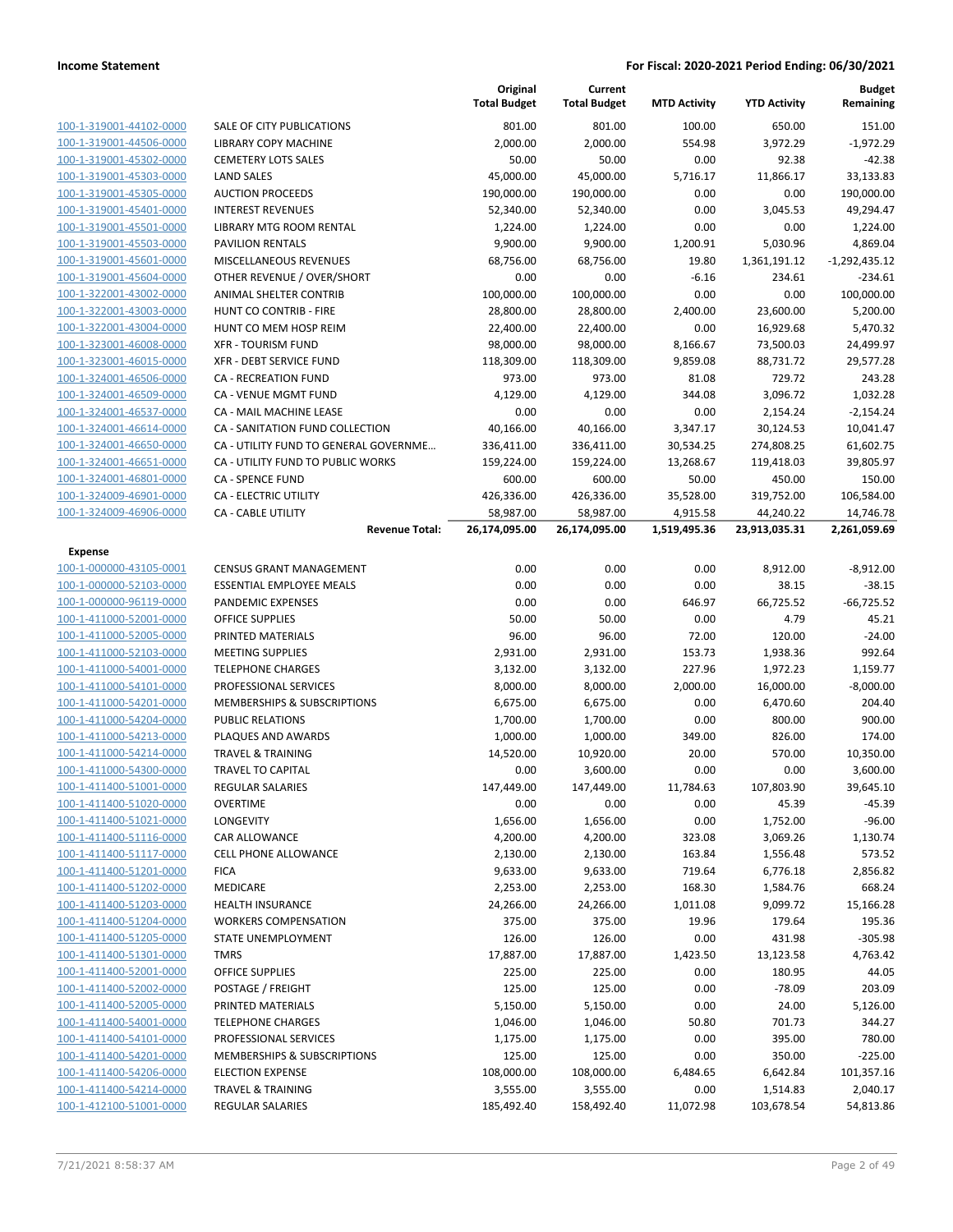**Income Statement** — **For Fiscal: 2020-2021 Period Ending: 06/30/2021**

| | | Original Total Budget | Current Total Budget | MTD Activity | YTD Activity | Budget Remaining |
|---|---|---|---|---|---|---|
| 100-1-319001-44102-0000 | SALE OF CITY PUBLICATIONS | 801.00 | 801.00 | 100.00 | 650.00 | 151.00 |
| 100-1-319001-44506-0000 | LIBRARY COPY MACHINE | 2,000.00 | 2,000.00 | 554.98 | 3,972.29 | -1,972.29 |
| 100-1-319001-45302-0000 | CEMETERY LOTS SALES | 50.00 | 50.00 | 0.00 | 92.38 | -42.38 |
| 100-1-319001-45303-0000 | LAND SALES | 45,000.00 | 45,000.00 | 5,716.17 | 11,866.17 | 33,133.83 |
| 100-1-319001-45305-0000 | AUCTION PROCEEDS | 190,000.00 | 190,000.00 | 0.00 | 0.00 | 190,000.00 |
| 100-1-319001-45401-0000 | INTEREST REVENUES | 52,340.00 | 52,340.00 | 0.00 | 3,045.53 | 49,294.47 |
| 100-1-319001-45501-0000 | LIBRARY MTG ROOM RENTAL | 1,224.00 | 1,224.00 | 0.00 | 0.00 | 1,224.00 |
| 100-1-319001-45503-0000 | PAVILION RENTALS | 9,900.00 | 9,900.00 | 1,200.91 | 5,030.96 | 4,869.04 |
| 100-1-319001-45601-0000 | MISCELLANEOUS REVENUES | 68,756.00 | 68,756.00 | 19.80 | 1,361,191.12 | -1,292,435.12 |
| 100-1-319001-45604-0000 | OTHER REVENUE / OVER/SHORT | 0.00 | 0.00 | -6.16 | 234.61 | -234.61 |
| 100-1-322001-43002-0000 | ANIMAL SHELTER CONTRIB | 100,000.00 | 100,000.00 | 0.00 | 0.00 | 100,000.00 |
| 100-1-322001-43003-0000 | HUNT CO CONTRIB - FIRE | 28,800.00 | 28,800.00 | 2,400.00 | 23,600.00 | 5,200.00 |
| 100-1-322001-43004-0000 | HUNT CO MEM HOSP REIM | 22,400.00 | 22,400.00 | 0.00 | 16,929.68 | 5,470.32 |
| 100-1-323001-46008-0000 | XFR - TOURISM FUND | 98,000.00 | 98,000.00 | 8,166.67 | 73,500.03 | 24,499.97 |
| 100-1-323001-46015-0000 | XFR - DEBT SERVICE FUND | 118,309.00 | 118,309.00 | 9,859.08 | 88,731.72 | 29,577.28 |
| 100-1-324001-46506-0000 | CA - RECREATION FUND | 973.00 | 973.00 | 81.08 | 729.72 | 243.28 |
| 100-1-324001-46509-0000 | CA - VENUE MGMT FUND | 4,129.00 | 4,129.00 | 344.08 | 3,096.72 | 1,032.28 |
| 100-1-324001-46537-0000 | CA - MAIL MACHINE LEASE | 0.00 | 0.00 | 0.00 | 2,154.24 | -2,154.24 |
| 100-1-324001-46614-0000 | CA - SANITATION FUND COLLECTION | 40,166.00 | 40,166.00 | 3,347.17 | 30,124.53 | 10,041.47 |
| 100-1-324001-46650-0000 | CA - UTILITY FUND TO GENERAL GOVERNME... | 336,411.00 | 336,411.00 | 30,534.25 | 274,808.25 | 61,602.75 |
| 100-1-324001-46651-0000 | CA - UTILITY FUND TO PUBLIC WORKS | 159,224.00 | 159,224.00 | 13,268.67 | 119,418.03 | 39,805.97 |
| 100-1-324001-46801-0000 | CA - SPENCE FUND | 600.00 | 600.00 | 50.00 | 450.00 | 150.00 |
| 100-1-324009-46901-0000 | CA - ELECTRIC UTILITY | 426,336.00 | 426,336.00 | 35,528.00 | 319,752.00 | 106,584.00 |
| 100-1-324009-46906-0000 | CA - CABLE UTILITY | 58,987.00 | 58,987.00 | 4,915.58 | 44,240.22 | 14,746.78 |
| | **Revenue Total:** | **26,174,095.00** | **26,174,095.00** | **1,519,495.36** | **23,913,035.31** | **2,261,059.69** |
| **Expense** | | | | | | |
| 100-1-000000-43105-0001 | CENSUS GRANT MANAGEMENT | 0.00 | 0.00 | 0.00 | 8,912.00 | -8,912.00 |
| 100-1-000000-52103-0000 | ESSENTIAL EMPLOYEE MEALS | 0.00 | 0.00 | 0.00 | 38.15 | -38.15 |
| 100-1-000000-96119-0000 | PANDEMIC EXPENSES | 0.00 | 0.00 | 646.97 | 66,725.52 | -66,725.52 |
| 100-1-411000-52001-0000 | OFFICE SUPPLIES | 50.00 | 50.00 | 0.00 | 4.79 | 45.21 |
| 100-1-411000-52005-0000 | PRINTED MATERIALS | 96.00 | 96.00 | 72.00 | 120.00 | -24.00 |
| 100-1-411000-52103-0000 | MEETING SUPPLIES | 2,931.00 | 2,931.00 | 153.73 | 1,938.36 | 992.64 |
| 100-1-411000-54001-0000 | TELEPHONE CHARGES | 3,132.00 | 3,132.00 | 227.96 | 1,972.23 | 1,159.77 |
| 100-1-411000-54101-0000 | PROFESSIONAL SERVICES | 8,000.00 | 8,000.00 | 2,000.00 | 16,000.00 | -8,000.00 |
| 100-1-411000-54201-0000 | MEMBERSHIPS & SUBSCRIPTIONS | 6,675.00 | 6,675.00 | 0.00 | 6,470.60 | 204.40 |
| 100-1-411000-54204-0000 | PUBLIC RELATIONS | 1,700.00 | 1,700.00 | 0.00 | 800.00 | 900.00 |
| 100-1-411000-54213-0000 | PLAQUES AND AWARDS | 1,000.00 | 1,000.00 | 349.00 | 826.00 | 174.00 |
| 100-1-411000-54214-0000 | TRAVEL & TRAINING | 14,520.00 | 10,920.00 | 20.00 | 570.00 | 10,350.00 |
| 100-1-411000-54300-0000 | TRAVEL TO CAPITAL | 0.00 | 3,600.00 | 0.00 | 0.00 | 3,600.00 |
| 100-1-411400-51001-0000 | REGULAR SALARIES | 147,449.00 | 147,449.00 | 11,784.63 | 107,803.90 | 39,645.10 |
| 100-1-411400-51020-0000 | OVERTIME | 0.00 | 0.00 | 0.00 | 45.39 | -45.39 |
| 100-1-411400-51021-0000 | LONGEVITY | 1,656.00 | 1,656.00 | 0.00 | 1,752.00 | -96.00 |
| 100-1-411400-51116-0000 | CAR ALLOWANCE | 4,200.00 | 4,200.00 | 323.08 | 3,069.26 | 1,130.74 |
| 100-1-411400-51117-0000 | CELL PHONE ALLOWANCE | 2,130.00 | 2,130.00 | 163.84 | 1,556.48 | 573.52 |
| 100-1-411400-51201-0000 | FICA | 9,633.00 | 9,633.00 | 719.64 | 6,776.18 | 2,856.82 |
| 100-1-411400-51202-0000 | MEDICARE | 2,253.00 | 2,253.00 | 168.30 | 1,584.76 | 668.24 |
| 100-1-411400-51203-0000 | HEALTH INSURANCE | 24,266.00 | 24,266.00 | 1,011.08 | 9,099.72 | 15,166.28 |
| 100-1-411400-51204-0000 | WORKERS COMPENSATION | 375.00 | 375.00 | 19.96 | 179.64 | 195.36 |
| 100-1-411400-51205-0000 | STATE UNEMPLOYMENT | 126.00 | 126.00 | 0.00 | 431.98 | -305.98 |
| 100-1-411400-51301-0000 | TMRS | 17,887.00 | 17,887.00 | 1,423.50 | 13,123.58 | 4,763.42 |
| 100-1-411400-52001-0000 | OFFICE SUPPLIES | 225.00 | 225.00 | 0.00 | 180.95 | 44.05 |
| 100-1-411400-52002-0000 | POSTAGE / FREIGHT | 125.00 | 125.00 | 0.00 | -78.09 | 203.09 |
| 100-1-411400-52005-0000 | PRINTED MATERIALS | 5,150.00 | 5,150.00 | 0.00 | 24.00 | 5,126.00 |
| 100-1-411400-54001-0000 | TELEPHONE CHARGES | 1,046.00 | 1,046.00 | 50.80 | 701.73 | 344.27 |
| 100-1-411400-54101-0000 | PROFESSIONAL SERVICES | 1,175.00 | 1,175.00 | 0.00 | 395.00 | 780.00 |
| 100-1-411400-54201-0000 | MEMBERSHIPS & SUBSCRIPTIONS | 125.00 | 125.00 | 0.00 | 350.00 | -225.00 |
| 100-1-411400-54206-0000 | ELECTION EXPENSE | 108,000.00 | 108,000.00 | 6,484.65 | 6,642.84 | 101,357.16 |
| 100-1-411400-54214-0000 | TRAVEL & TRAINING | 3,555.00 | 3,555.00 | 0.00 | 1,514.83 | 2,040.17 |
| 100-1-412100-51001-0000 | REGULAR SALARIES | 185,492.40 | 158,492.40 | 11,072.98 | 103,678.54 | 54,813.86 |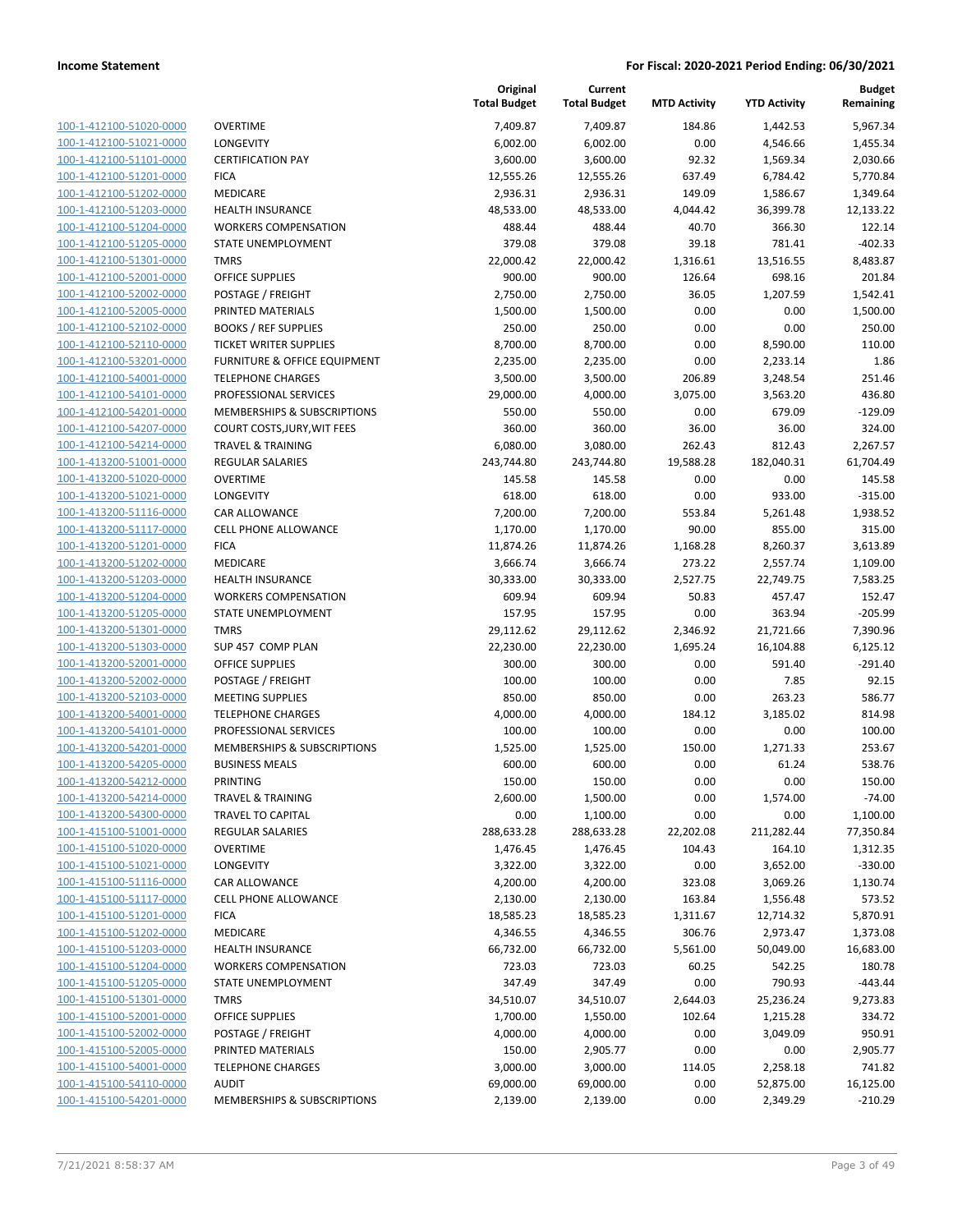**Income Statement** — **For Fiscal: 2020-2021 Period Ending: 06/30/2021**

| | | Original Total Budget | Current Total Budget | MTD Activity | YTD Activity | Budget Remaining |
|---|---|---|---|---|---|---|
| 100-1-412100-51020-0000 | OVERTIME | 7,409.87 | 7,409.87 | 184.86 | 1,442.53 | 5,967.34 |
| 100-1-412100-51021-0000 | LONGEVITY | 6,002.00 | 6,002.00 | 0.00 | 4,546.66 | 1,455.34 |
| 100-1-412100-51101-0000 | CERTIFICATION PAY | 3,600.00 | 3,600.00 | 92.32 | 1,569.34 | 2,030.66 |
| 100-1-412100-51201-0000 | FICA | 12,555.26 | 12,555.26 | 637.49 | 6,784.42 | 5,770.84 |
| 100-1-412100-51202-0000 | MEDICARE | 2,936.31 | 2,936.31 | 149.09 | 1,586.67 | 1,349.64 |
| 100-1-412100-51203-0000 | HEALTH INSURANCE | 48,533.00 | 48,533.00 | 4,044.42 | 36,399.78 | 12,133.22 |
| 100-1-412100-51204-0000 | WORKERS COMPENSATION | 488.44 | 488.44 | 40.70 | 366.30 | 122.14 |
| 100-1-412100-51205-0000 | STATE UNEMPLOYMENT | 379.08 | 379.08 | 39.18 | 781.41 | -402.33 |
| 100-1-412100-51301-0000 | TMRS | 22,000.42 | 22,000.42 | 1,316.61 | 13,516.55 | 8,483.87 |
| 100-1-412100-52001-0000 | OFFICE SUPPLIES | 900.00 | 900.00 | 126.64 | 698.16 | 201.84 |
| 100-1-412100-52002-0000 | POSTAGE / FREIGHT | 2,750.00 | 2,750.00 | 36.05 | 1,207.59 | 1,542.41 |
| 100-1-412100-52005-0000 | PRINTED MATERIALS | 1,500.00 | 1,500.00 | 0.00 | 0.00 | 1,500.00 |
| 100-1-412100-52102-0000 | BOOKS / REF SUPPLIES | 250.00 | 250.00 | 0.00 | 0.00 | 250.00 |
| 100-1-412100-52110-0000 | TICKET WRITER SUPPLIES | 8,700.00 | 8,700.00 | 0.00 | 8,590.00 | 110.00 |
| 100-1-412100-53201-0000 | FURNITURE & OFFICE EQUIPMENT | 2,235.00 | 2,235.00 | 0.00 | 2,233.14 | 1.86 |
| 100-1-412100-54001-0000 | TELEPHONE CHARGES | 3,500.00 | 3,500.00 | 206.89 | 3,248.54 | 251.46 |
| 100-1-412100-54101-0000 | PROFESSIONAL SERVICES | 29,000.00 | 4,000.00 | 3,075.00 | 3,563.20 | 436.80 |
| 100-1-412100-54201-0000 | MEMBERSHIPS & SUBSCRIPTIONS | 550.00 | 550.00 | 0.00 | 679.09 | -129.09 |
| 100-1-412100-54207-0000 | COURT COSTS,JURY,WIT FEES | 360.00 | 360.00 | 36.00 | 36.00 | 324.00 |
| 100-1-412100-54214-0000 | TRAVEL & TRAINING | 6,080.00 | 3,080.00 | 262.43 | 812.43 | 2,267.57 |
| 100-1-413200-51001-0000 | REGULAR SALARIES | 243,744.80 | 243,744.80 | 19,588.28 | 182,040.31 | 61,704.49 |
| 100-1-413200-51020-0000 | OVERTIME | 145.58 | 145.58 | 0.00 | 0.00 | 145.58 |
| 100-1-413200-51021-0000 | LONGEVITY | 618.00 | 618.00 | 0.00 | 933.00 | -315.00 |
| 100-1-413200-51116-0000 | CAR ALLOWANCE | 7,200.00 | 7,200.00 | 553.84 | 5,261.48 | 1,938.52 |
| 100-1-413200-51117-0000 | CELL PHONE ALLOWANCE | 1,170.00 | 1,170.00 | 90.00 | 855.00 | 315.00 |
| 100-1-413200-51201-0000 | FICA | 11,874.26 | 11,874.26 | 1,168.28 | 8,260.37 | 3,613.89 |
| 100-1-413200-51202-0000 | MEDICARE | 3,666.74 | 3,666.74 | 273.22 | 2,557.74 | 1,109.00 |
| 100-1-413200-51203-0000 | HEALTH INSURANCE | 30,333.00 | 30,333.00 | 2,527.75 | 22,749.75 | 7,583.25 |
| 100-1-413200-51204-0000 | WORKERS COMPENSATION | 609.94 | 609.94 | 50.83 | 457.47 | 152.47 |
| 100-1-413200-51205-0000 | STATE UNEMPLOYMENT | 157.95 | 157.95 | 0.00 | 363.94 | -205.99 |
| 100-1-413200-51301-0000 | TMRS | 29,112.62 | 29,112.62 | 2,346.92 | 21,721.66 | 7,390.96 |
| 100-1-413200-51303-0000 | SUP 457 COMP PLAN | 22,230.00 | 22,230.00 | 1,695.24 | 16,104.88 | 6,125.12 |
| 100-1-413200-52001-0000 | OFFICE SUPPLIES | 300.00 | 300.00 | 0.00 | 591.40 | -291.40 |
| 100-1-413200-52002-0000 | POSTAGE / FREIGHT | 100.00 | 100.00 | 0.00 | 7.85 | 92.15 |
| 100-1-413200-52103-0000 | MEETING SUPPLIES | 850.00 | 850.00 | 0.00 | 263.23 | 586.77 |
| 100-1-413200-54001-0000 | TELEPHONE CHARGES | 4,000.00 | 4,000.00 | 184.12 | 3,185.02 | 814.98 |
| 100-1-413200-54101-0000 | PROFESSIONAL SERVICES | 100.00 | 100.00 | 0.00 | 0.00 | 100.00 |
| 100-1-413200-54201-0000 | MEMBERSHIPS & SUBSCRIPTIONS | 1,525.00 | 1,525.00 | 150.00 | 1,271.33 | 253.67 |
| 100-1-413200-54205-0000 | BUSINESS MEALS | 600.00 | 600.00 | 0.00 | 61.24 | 538.76 |
| 100-1-413200-54212-0000 | PRINTING | 150.00 | 150.00 | 0.00 | 0.00 | 150.00 |
| 100-1-413200-54214-0000 | TRAVEL & TRAINING | 2,600.00 | 1,500.00 | 0.00 | 1,574.00 | -74.00 |
| 100-1-413200-54300-0000 | TRAVEL TO CAPITAL | 0.00 | 1,100.00 | 0.00 | 0.00 | 1,100.00 |
| 100-1-415100-51001-0000 | REGULAR SALARIES | 288,633.28 | 288,633.28 | 22,202.08 | 211,282.44 | 77,350.84 |
| 100-1-415100-51020-0000 | OVERTIME | 1,476.45 | 1,476.45 | 104.43 | 164.10 | 1,312.35 |
| 100-1-415100-51021-0000 | LONGEVITY | 3,322.00 | 3,322.00 | 0.00 | 3,652.00 | -330.00 |
| 100-1-415100-51116-0000 | CAR ALLOWANCE | 4,200.00 | 4,200.00 | 323.08 | 3,069.26 | 1,130.74 |
| 100-1-415100-51117-0000 | CELL PHONE ALLOWANCE | 2,130.00 | 2,130.00 | 163.84 | 1,556.48 | 573.52 |
| 100-1-415100-51201-0000 | FICA | 18,585.23 | 18,585.23 | 1,311.67 | 12,714.32 | 5,870.91 |
| 100-1-415100-51202-0000 | MEDICARE | 4,346.55 | 4,346.55 | 306.76 | 2,973.47 | 1,373.08 |
| 100-1-415100-51203-0000 | HEALTH INSURANCE | 66,732.00 | 66,732.00 | 5,561.00 | 50,049.00 | 16,683.00 |
| 100-1-415100-51204-0000 | WORKERS COMPENSATION | 723.03 | 723.03 | 60.25 | 542.25 | 180.78 |
| 100-1-415100-51205-0000 | STATE UNEMPLOYMENT | 347.49 | 347.49 | 0.00 | 790.93 | -443.44 |
| 100-1-415100-51301-0000 | TMRS | 34,510.07 | 34,510.07 | 2,644.03 | 25,236.24 | 9,273.83 |
| 100-1-415100-52001-0000 | OFFICE SUPPLIES | 1,700.00 | 1,550.00 | 102.64 | 1,215.28 | 334.72 |
| 100-1-415100-52002-0000 | POSTAGE / FREIGHT | 4,000.00 | 4,000.00 | 0.00 | 3,049.09 | 950.91 |
| 100-1-415100-52005-0000 | PRINTED MATERIALS | 150.00 | 2,905.77 | 0.00 | 0.00 | 2,905.77 |
| 100-1-415100-54001-0000 | TELEPHONE CHARGES | 3,000.00 | 3,000.00 | 114.05 | 2,258.18 | 741.82 |
| 100-1-415100-54110-0000 | AUDIT | 69,000.00 | 69,000.00 | 0.00 | 52,875.00 | 16,125.00 |
| 100-1-415100-54201-0000 | MEMBERSHIPS & SUBSCRIPTIONS | 2,139.00 | 2,139.00 | 0.00 | 2,349.29 | -210.29 |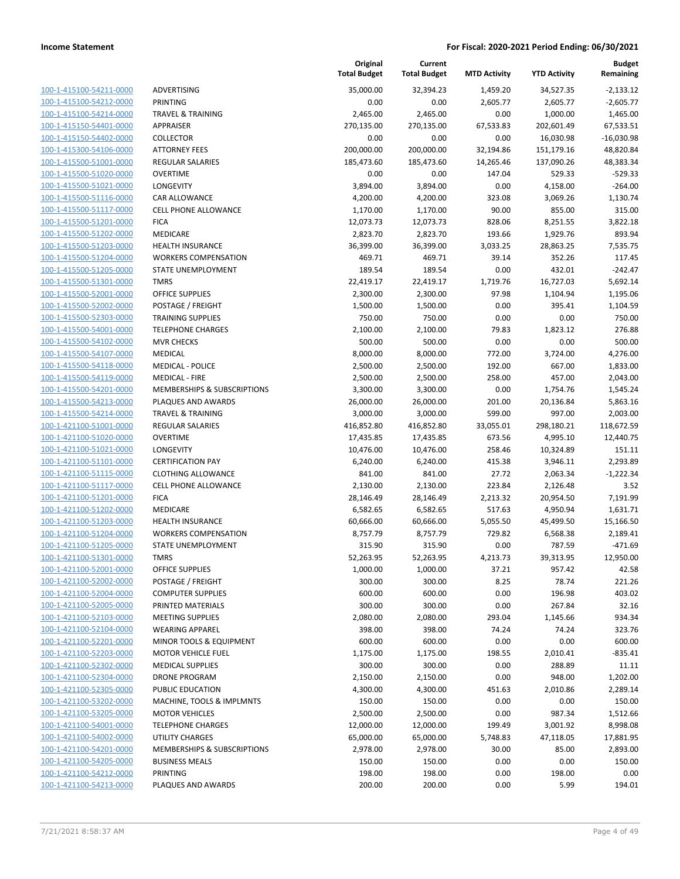**Income Statement** | **For Fiscal: 2020-2021 Period Ending: 06/30/2021**

| | | Original Total Budget | Current Total Budget | MTD Activity | YTD Activity | Budget Remaining |
|---|---|---|---|---|---|---|
| 100-1-415100-54211-0000 | ADVERTISING | 35,000.00 | 32,394.23 | 1,459.20 | 34,527.35 | -2,133.12 |
| 100-1-415100-54212-0000 | PRINTING | 0.00 | 0.00 | 2,605.77 | 2,605.77 | -2,605.77 |
| 100-1-415100-54214-0000 | TRAVEL & TRAINING | 2,465.00 | 2,465.00 | 0.00 | 1,000.00 | 1,465.00 |
| 100-1-415150-54401-0000 | APPRAISER | 270,135.00 | 270,135.00 | 67,533.83 | 202,601.49 | 67,533.51 |
| 100-1-415150-54402-0000 | COLLECTOR | 0.00 | 0.00 | 0.00 | 16,030.98 | -16,030.98 |
| 100-1-415300-54106-0000 | ATTORNEY FEES | 200,000.00 | 200,000.00 | 32,194.86 | 151,179.16 | 48,820.84 |
| 100-1-415500-51001-0000 | REGULAR SALARIES | 185,473.60 | 185,473.60 | 14,265.46 | 137,090.26 | 48,383.34 |
| 100-1-415500-51020-0000 | OVERTIME | 0.00 | 0.00 | 147.04 | 529.33 | -529.33 |
| 100-1-415500-51021-0000 | LONGEVITY | 3,894.00 | 3,894.00 | 0.00 | 4,158.00 | -264.00 |
| 100-1-415500-51116-0000 | CAR ALLOWANCE | 4,200.00 | 4,200.00 | 323.08 | 3,069.26 | 1,130.74 |
| 100-1-415500-51117-0000 | CELL PHONE ALLOWANCE | 1,170.00 | 1,170.00 | 90.00 | 855.00 | 315.00 |
| 100-1-415500-51201-0000 | FICA | 12,073.73 | 12,073.73 | 828.06 | 8,251.55 | 3,822.18 |
| 100-1-415500-51202-0000 | MEDICARE | 2,823.70 | 2,823.70 | 193.66 | 1,929.76 | 893.94 |
| 100-1-415500-51203-0000 | HEALTH INSURANCE | 36,399.00 | 36,399.00 | 3,033.25 | 28,863.25 | 7,535.75 |
| 100-1-415500-51204-0000 | WORKERS COMPENSATION | 469.71 | 469.71 | 39.14 | 352.26 | 117.45 |
| 100-1-415500-51205-0000 | STATE UNEMPLOYMENT | 189.54 | 189.54 | 0.00 | 432.01 | -242.47 |
| 100-1-415500-51301-0000 | TMRS | 22,419.17 | 22,419.17 | 1,719.76 | 16,727.03 | 5,692.14 |
| 100-1-415500-52001-0000 | OFFICE SUPPLIES | 2,300.00 | 2,300.00 | 97.98 | 1,104.94 | 1,195.06 |
| 100-1-415500-52002-0000 | POSTAGE / FREIGHT | 1,500.00 | 1,500.00 | 0.00 | 395.41 | 1,104.59 |
| 100-1-415500-52303-0000 | TRAINING SUPPLIES | 750.00 | 750.00 | 0.00 | 0.00 | 750.00 |
| 100-1-415500-54001-0000 | TELEPHONE CHARGES | 2,100.00 | 2,100.00 | 79.83 | 1,823.12 | 276.88 |
| 100-1-415500-54102-0000 | MVR CHECKS | 500.00 | 500.00 | 0.00 | 0.00 | 500.00 |
| 100-1-415500-54107-0000 | MEDICAL | 8,000.00 | 8,000.00 | 772.00 | 3,724.00 | 4,276.00 |
| 100-1-415500-54118-0000 | MEDICAL - POLICE | 2,500.00 | 2,500.00 | 192.00 | 667.00 | 1,833.00 |
| 100-1-415500-54119-0000 | MEDICAL - FIRE | 2,500.00 | 2,500.00 | 258.00 | 457.00 | 2,043.00 |
| 100-1-415500-54201-0000 | MEMBERSHIPS & SUBSCRIPTIONS | 3,300.00 | 3,300.00 | 0.00 | 1,754.76 | 1,545.24 |
| 100-1-415500-54213-0000 | PLAQUES AND AWARDS | 26,000.00 | 26,000.00 | 201.00 | 20,136.84 | 5,863.16 |
| 100-1-415500-54214-0000 | TRAVEL & TRAINING | 3,000.00 | 3,000.00 | 599.00 | 997.00 | 2,003.00 |
| 100-1-421100-51001-0000 | REGULAR SALARIES | 416,852.80 | 416,852.80 | 33,055.01 | 298,180.21 | 118,672.59 |
| 100-1-421100-51020-0000 | OVERTIME | 17,435.85 | 17,435.85 | 673.56 | 4,995.10 | 12,440.75 |
| 100-1-421100-51021-0000 | LONGEVITY | 10,476.00 | 10,476.00 | 258.46 | 10,324.89 | 151.11 |
| 100-1-421100-51101-0000 | CERTIFICATION PAY | 6,240.00 | 6,240.00 | 415.38 | 3,946.11 | 2,293.89 |
| 100-1-421100-51115-0000 | CLOTHING ALLOWANCE | 841.00 | 841.00 | 27.72 | 2,063.34 | -1,222.34 |
| 100-1-421100-51117-0000 | CELL PHONE ALLOWANCE | 2,130.00 | 2,130.00 | 223.84 | 2,126.48 | 3.52 |
| 100-1-421100-51201-0000 | FICA | 28,146.49 | 28,146.49 | 2,213.32 | 20,954.50 | 7,191.99 |
| 100-1-421100-51202-0000 | MEDICARE | 6,582.65 | 6,582.65 | 517.63 | 4,950.94 | 1,631.71 |
| 100-1-421100-51203-0000 | HEALTH INSURANCE | 60,666.00 | 60,666.00 | 5,055.50 | 45,499.50 | 15,166.50 |
| 100-1-421100-51204-0000 | WORKERS COMPENSATION | 8,757.79 | 8,757.79 | 729.82 | 6,568.38 | 2,189.41 |
| 100-1-421100-51205-0000 | STATE UNEMPLOYMENT | 315.90 | 315.90 | 0.00 | 787.59 | -471.69 |
| 100-1-421100-51301-0000 | TMRS | 52,263.95 | 52,263.95 | 4,213.73 | 39,313.95 | 12,950.00 |
| 100-1-421100-52001-0000 | OFFICE SUPPLIES | 1,000.00 | 1,000.00 | 37.21 | 957.42 | 42.58 |
| 100-1-421100-52002-0000 | POSTAGE / FREIGHT | 300.00 | 300.00 | 8.25 | 78.74 | 221.26 |
| 100-1-421100-52004-0000 | COMPUTER SUPPLIES | 600.00 | 600.00 | 0.00 | 196.98 | 403.02 |
| 100-1-421100-52005-0000 | PRINTED MATERIALS | 300.00 | 300.00 | 0.00 | 267.84 | 32.16 |
| 100-1-421100-52103-0000 | MEETING SUPPLIES | 2,080.00 | 2,080.00 | 293.04 | 1,145.66 | 934.34 |
| 100-1-421100-52104-0000 | WEARING APPAREL | 398.00 | 398.00 | 74.24 | 74.24 | 323.76 |
| 100-1-421100-52201-0000 | MINOR TOOLS & EQUIPMENT | 600.00 | 600.00 | 0.00 | 0.00 | 600.00 |
| 100-1-421100-52203-0000 | MOTOR VEHICLE FUEL | 1,175.00 | 1,175.00 | 198.55 | 2,010.41 | -835.41 |
| 100-1-421100-52302-0000 | MEDICAL SUPPLIES | 300.00 | 300.00 | 0.00 | 288.89 | 11.11 |
| 100-1-421100-52304-0000 | DRONE PROGRAM | 2,150.00 | 2,150.00 | 0.00 | 948.00 | 1,202.00 |
| 100-1-421100-52305-0000 | PUBLIC EDUCATION | 4,300.00 | 4,300.00 | 451.63 | 2,010.86 | 2,289.14 |
| 100-1-421100-53202-0000 | MACHINE, TOOLS & IMPLMNTS | 150.00 | 150.00 | 0.00 | 0.00 | 150.00 |
| 100-1-421100-53205-0000 | MOTOR VEHICLES | 2,500.00 | 2,500.00 | 0.00 | 987.34 | 1,512.66 |
| 100-1-421100-54001-0000 | TELEPHONE CHARGES | 12,000.00 | 12,000.00 | 199.49 | 3,001.92 | 8,998.08 |
| 100-1-421100-54002-0000 | UTILITY CHARGES | 65,000.00 | 65,000.00 | 5,748.83 | 47,118.05 | 17,881.95 |
| 100-1-421100-54201-0000 | MEMBERSHIPS & SUBSCRIPTIONS | 2,978.00 | 2,978.00 | 30.00 | 85.00 | 2,893.00 |
| 100-1-421100-54205-0000 | BUSINESS MEALS | 150.00 | 150.00 | 0.00 | 0.00 | 150.00 |
| 100-1-421100-54212-0000 | PRINTING | 198.00 | 198.00 | 0.00 | 198.00 | 0.00 |
| 100-1-421100-54213-0000 | PLAQUES AND AWARDS | 200.00 | 200.00 | 0.00 | 5.99 | 194.01 |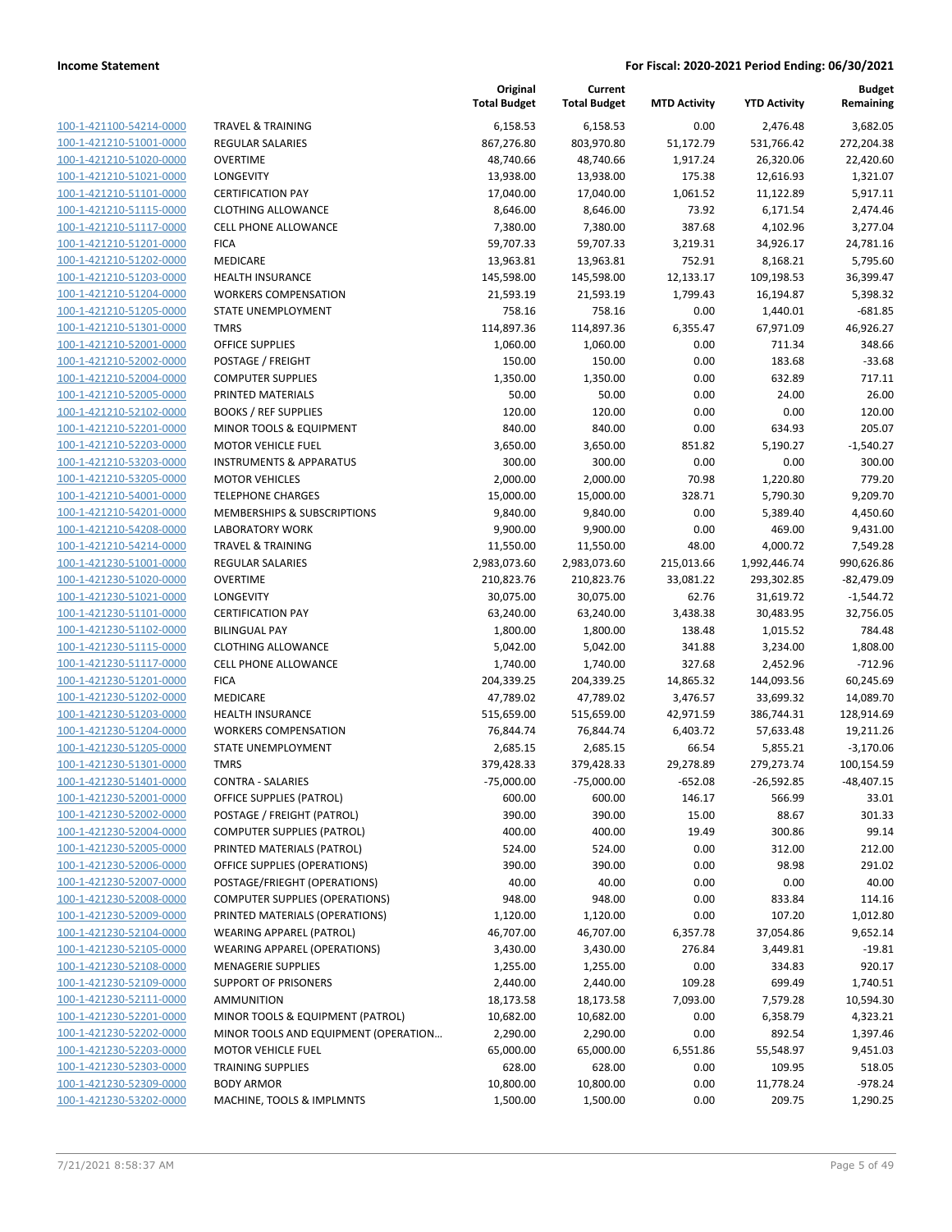| | | Original Total Budget | Current Total Budget | MTD Activity | YTD Activity | Budget Remaining |
|---|---|---|---|---|---|---|
| 100-1-421100-54214-0000 | TRAVEL & TRAINING | 6,158.53 | 6,158.53 | 0.00 | 2,476.48 | 3,682.05 |
| 100-1-421210-51001-0000 | REGULAR SALARIES | 867,276.80 | 803,970.80 | 51,172.79 | 531,766.42 | 272,204.38 |
| 100-1-421210-51020-0000 | OVERTIME | 48,740.66 | 48,740.66 | 1,917.24 | 26,320.06 | 22,420.60 |
| 100-1-421210-51021-0000 | LONGEVITY | 13,938.00 | 13,938.00 | 175.38 | 12,616.93 | 1,321.07 |
| 100-1-421210-51101-0000 | CERTIFICATION PAY | 17,040.00 | 17,040.00 | 1,061.52 | 11,122.89 | 5,917.11 |
| 100-1-421210-51115-0000 | CLOTHING ALLOWANCE | 8,646.00 | 8,646.00 | 73.92 | 6,171.54 | 2,474.46 |
| 100-1-421210-51117-0000 | CELL PHONE ALLOWANCE | 7,380.00 | 7,380.00 | 387.68 | 4,102.96 | 3,277.04 |
| 100-1-421210-51201-0000 | FICA | 59,707.33 | 59,707.33 | 3,219.31 | 34,926.17 | 24,781.16 |
| 100-1-421210-51202-0000 | MEDICARE | 13,963.81 | 13,963.81 | 752.91 | 8,168.21 | 5,795.60 |
| 100-1-421210-51203-0000 | HEALTH INSURANCE | 145,598.00 | 145,598.00 | 12,133.17 | 109,198.53 | 36,399.47 |
| 100-1-421210-51204-0000 | WORKERS COMPENSATION | 21,593.19 | 21,593.19 | 1,799.43 | 16,194.87 | 5,398.32 |
| 100-1-421210-51205-0000 | STATE UNEMPLOYMENT | 758.16 | 758.16 | 0.00 | 1,440.01 | -681.85 |
| 100-1-421210-51301-0000 | TMRS | 114,897.36 | 114,897.36 | 6,355.47 | 67,971.09 | 46,926.27 |
| 100-1-421210-52001-0000 | OFFICE SUPPLIES | 1,060.00 | 1,060.00 | 0.00 | 711.34 | 348.66 |
| 100-1-421210-52002-0000 | POSTAGE / FREIGHT | 150.00 | 150.00 | 0.00 | 183.68 | -33.68 |
| 100-1-421210-52004-0000 | COMPUTER SUPPLIES | 1,350.00 | 1,350.00 | 0.00 | 632.89 | 717.11 |
| 100-1-421210-52005-0000 | PRINTED MATERIALS | 50.00 | 50.00 | 0.00 | 24.00 | 26.00 |
| 100-1-421210-52102-0000 | BOOKS / REF SUPPLIES | 120.00 | 120.00 | 0.00 | 0.00 | 120.00 |
| 100-1-421210-52201-0000 | MINOR TOOLS & EQUIPMENT | 840.00 | 840.00 | 0.00 | 634.93 | 205.07 |
| 100-1-421210-52203-0000 | MOTOR VEHICLE FUEL | 3,650.00 | 3,650.00 | 851.82 | 5,190.27 | -1,540.27 |
| 100-1-421210-53203-0000 | INSTRUMENTS & APPARATUS | 300.00 | 300.00 | 0.00 | 0.00 | 300.00 |
| 100-1-421210-53205-0000 | MOTOR VEHICLES | 2,000.00 | 2,000.00 | 70.98 | 1,220.80 | 779.20 |
| 100-1-421210-54001-0000 | TELEPHONE CHARGES | 15,000.00 | 15,000.00 | 328.71 | 5,790.30 | 9,209.70 |
| 100-1-421210-54201-0000 | MEMBERSHIPS & SUBSCRIPTIONS | 9,840.00 | 9,840.00 | 0.00 | 5,389.40 | 4,450.60 |
| 100-1-421210-54208-0000 | LABORATORY WORK | 9,900.00 | 9,900.00 | 0.00 | 469.00 | 9,431.00 |
| 100-1-421210-54214-0000 | TRAVEL & TRAINING | 11,550.00 | 11,550.00 | 48.00 | 4,000.72 | 7,549.28 |
| 100-1-421230-51001-0000 | REGULAR SALARIES | 2,983,073.60 | 2,983,073.60 | 215,013.66 | 1,992,446.74 | 990,626.86 |
| 100-1-421230-51020-0000 | OVERTIME | 210,823.76 | 210,823.76 | 33,081.22 | 293,302.85 | -82,479.09 |
| 100-1-421230-51021-0000 | LONGEVITY | 30,075.00 | 30,075.00 | 62.76 | 31,619.72 | -1,544.72 |
| 100-1-421230-51101-0000 | CERTIFICATION PAY | 63,240.00 | 63,240.00 | 3,438.38 | 30,483.95 | 32,756.05 |
| 100-1-421230-51102-0000 | BILINGUAL PAY | 1,800.00 | 1,800.00 | 138.48 | 1,015.52 | 784.48 |
| 100-1-421230-51115-0000 | CLOTHING ALLOWANCE | 5,042.00 | 5,042.00 | 341.88 | 3,234.00 | 1,808.00 |
| 100-1-421230-51117-0000 | CELL PHONE ALLOWANCE | 1,740.00 | 1,740.00 | 327.68 | 2,452.96 | -712.96 |
| 100-1-421230-51201-0000 | FICA | 204,339.25 | 204,339.25 | 14,865.32 | 144,093.56 | 60,245.69 |
| 100-1-421230-51202-0000 | MEDICARE | 47,789.02 | 47,789.02 | 3,476.57 | 33,699.32 | 14,089.70 |
| 100-1-421230-51203-0000 | HEALTH INSURANCE | 515,659.00 | 515,659.00 | 42,971.59 | 386,744.31 | 128,914.69 |
| 100-1-421230-51204-0000 | WORKERS COMPENSATION | 76,844.74 | 76,844.74 | 6,403.72 | 57,633.48 | 19,211.26 |
| 100-1-421230-51205-0000 | STATE UNEMPLOYMENT | 2,685.15 | 2,685.15 | 66.54 | 5,855.21 | -3,170.06 |
| 100-1-421230-51301-0000 | TMRS | 379,428.33 | 379,428.33 | 29,278.89 | 279,273.74 | 100,154.59 |
| 100-1-421230-51401-0000 | CONTRA - SALARIES | -75,000.00 | -75,000.00 | -652.08 | -26,592.85 | -48,407.15 |
| 100-1-421230-52001-0000 | OFFICE SUPPLIES (PATROL) | 600.00 | 600.00 | 146.17 | 566.99 | 33.01 |
| 100-1-421230-52002-0000 | POSTAGE / FREIGHT (PATROL) | 390.00 | 390.00 | 15.00 | 88.67 | 301.33 |
| 100-1-421230-52004-0000 | COMPUTER SUPPLIES (PATROL) | 400.00 | 400.00 | 19.49 | 300.86 | 99.14 |
| 100-1-421230-52005-0000 | PRINTED MATERIALS (PATROL) | 524.00 | 524.00 | 0.00 | 312.00 | 212.00 |
| 100-1-421230-52006-0000 | OFFICE SUPPLIES (OPERATIONS) | 390.00 | 390.00 | 0.00 | 98.98 | 291.02 |
| 100-1-421230-52007-0000 | POSTAGE/FRIEGHT (OPERATIONS) | 40.00 | 40.00 | 0.00 | 0.00 | 40.00 |
| 100-1-421230-52008-0000 | COMPUTER SUPPLIES (OPERATIONS) | 948.00 | 948.00 | 0.00 | 833.84 | 114.16 |
| 100-1-421230-52009-0000 | PRINTED MATERIALS (OPERATIONS) | 1,120.00 | 1,120.00 | 0.00 | 107.20 | 1,012.80 |
| 100-1-421230-52104-0000 | WEARING APPAREL (PATROL) | 46,707.00 | 46,707.00 | 6,357.78 | 37,054.86 | 9,652.14 |
| 100-1-421230-52105-0000 | WEARING APPAREL (OPERATIONS) | 3,430.00 | 3,430.00 | 276.84 | 3,449.81 | -19.81 |
| 100-1-421230-52108-0000 | MENAGERIE SUPPLIES | 1,255.00 | 1,255.00 | 0.00 | 334.83 | 920.17 |
| 100-1-421230-52109-0000 | SUPPORT OF PRISONERS | 2,440.00 | 2,440.00 | 109.28 | 699.49 | 1,740.51 |
| 100-1-421230-52111-0000 | AMMUNITION | 18,173.58 | 18,173.58 | 7,093.00 | 7,579.28 | 10,594.30 |
| 100-1-421230-52201-0000 | MINOR TOOLS & EQUIPMENT (PATROL) | 10,682.00 | 10,682.00 | 0.00 | 6,358.79 | 4,323.21 |
| 100-1-421230-52202-0000 | MINOR TOOLS AND EQUIPMENT (OPERATION... | 2,290.00 | 2,290.00 | 0.00 | 892.54 | 1,397.46 |
| 100-1-421230-52203-0000 | MOTOR VEHICLE FUEL | 65,000.00 | 65,000.00 | 6,551.86 | 55,548.97 | 9,451.03 |
| 100-1-421230-52303-0000 | TRAINING SUPPLIES | 628.00 | 628.00 | 0.00 | 109.95 | 518.05 |
| 100-1-421230-52309-0000 | BODY ARMOR | 10,800.00 | 10,800.00 | 0.00 | 11,778.24 | -978.24 |
| 100-1-421230-53202-0000 | MACHINE, TOOLS & IMPLMNTS | 1,500.00 | 1,500.00 | 0.00 | 209.75 | 1,290.25 |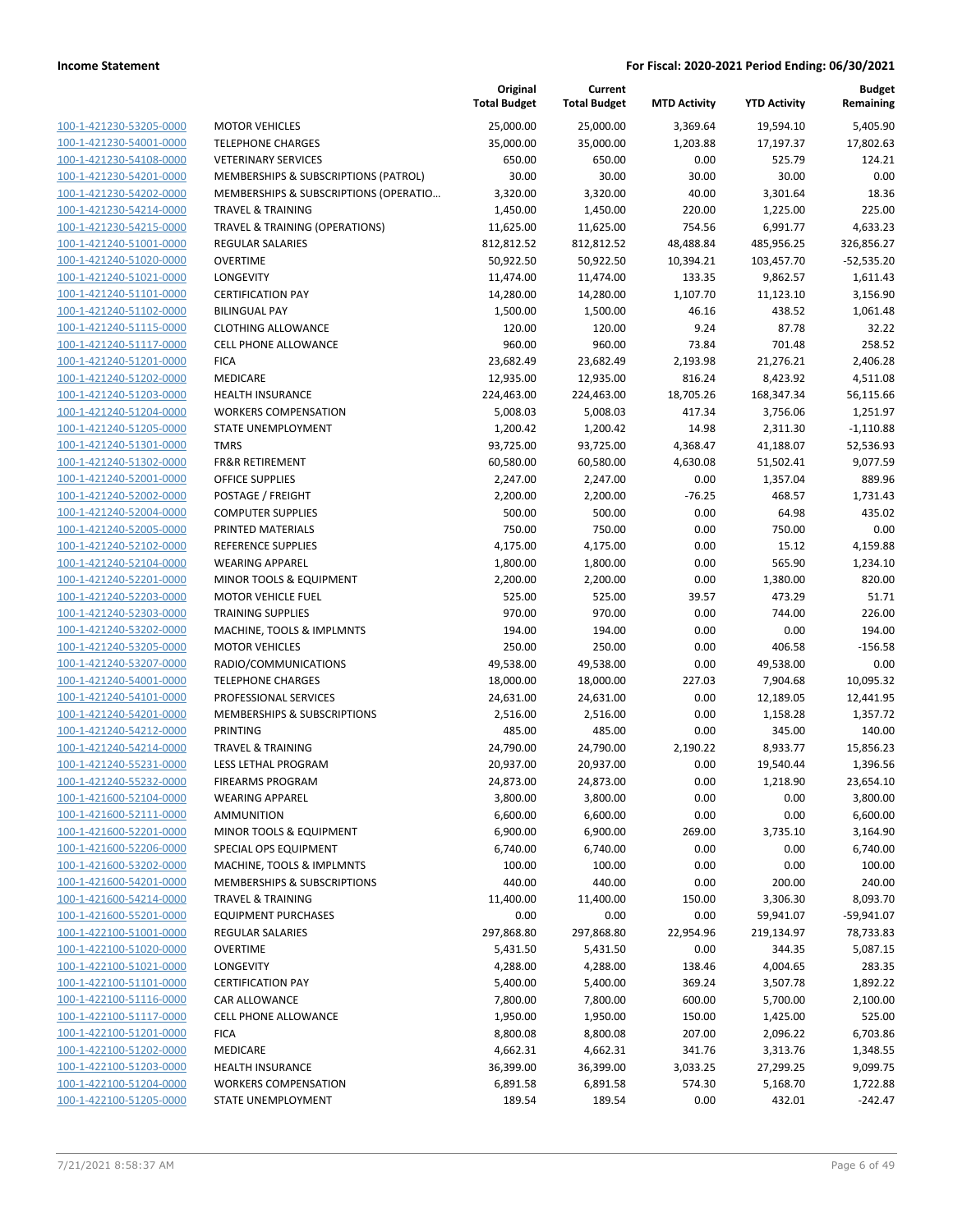**Income Statement** **For Fiscal: 2020-2021 Period Ending: 06/30/2021**

| | | Original Total Budget | Current Total Budget | MTD Activity | YTD Activity | Budget Remaining |
|---|---|---|---|---|---|---|
| 100-1-421230-53205-0000 | MOTOR VEHICLES | 25,000.00 | 25,000.00 | 3,369.64 | 19,594.10 | 5,405.90 |
| 100-1-421230-54001-0000 | TELEPHONE CHARGES | 35,000.00 | 35,000.00 | 1,203.88 | 17,197.37 | 17,802.63 |
| 100-1-421230-54108-0000 | VETERINARY SERVICES | 650.00 | 650.00 | 0.00 | 525.79 | 124.21 |
| 100-1-421230-54201-0000 | MEMBERSHIPS & SUBSCRIPTIONS (PATROL) | 30.00 | 30.00 | 30.00 | 30.00 | 0.00 |
| 100-1-421230-54202-0000 | MEMBERSHIPS & SUBSCRIPTIONS (OPERATIO... | 3,320.00 | 3,320.00 | 40.00 | 3,301.64 | 18.36 |
| 100-1-421230-54214-0000 | TRAVEL & TRAINING | 1,450.00 | 1,450.00 | 220.00 | 1,225.00 | 225.00 |
| 100-1-421230-54215-0000 | TRAVEL & TRAINING (OPERATIONS) | 11,625.00 | 11,625.00 | 754.56 | 6,991.77 | 4,633.23 |
| 100-1-421240-51001-0000 | REGULAR SALARIES | 812,812.52 | 812,812.52 | 48,488.84 | 485,956.25 | 326,856.27 |
| 100-1-421240-51020-0000 | OVERTIME | 50,922.50 | 50,922.50 | 10,394.21 | 103,457.70 | -52,535.20 |
| 100-1-421240-51021-0000 | LONGEVITY | 11,474.00 | 11,474.00 | 133.35 | 9,862.57 | 1,611.43 |
| 100-1-421240-51101-0000 | CERTIFICATION PAY | 14,280.00 | 14,280.00 | 1,107.70 | 11,123.10 | 3,156.90 |
| 100-1-421240-51102-0000 | BILINGUAL PAY | 1,500.00 | 1,500.00 | 46.16 | 438.52 | 1,061.48 |
| 100-1-421240-51115-0000 | CLOTHING ALLOWANCE | 120.00 | 120.00 | 9.24 | 87.78 | 32.22 |
| 100-1-421240-51117-0000 | CELL PHONE ALLOWANCE | 960.00 | 960.00 | 73.84 | 701.48 | 258.52 |
| 100-1-421240-51201-0000 | FICA | 23,682.49 | 23,682.49 | 2,193.98 | 21,276.21 | 2,406.28 |
| 100-1-421240-51202-0000 | MEDICARE | 12,935.00 | 12,935.00 | 816.24 | 8,423.92 | 4,511.08 |
| 100-1-421240-51203-0000 | HEALTH INSURANCE | 224,463.00 | 224,463.00 | 18,705.26 | 168,347.34 | 56,115.66 |
| 100-1-421240-51204-0000 | WORKERS COMPENSATION | 5,008.03 | 5,008.03 | 417.34 | 3,756.06 | 1,251.97 |
| 100-1-421240-51205-0000 | STATE UNEMPLOYMENT | 1,200.42 | 1,200.42 | 14.98 | 2,311.30 | -1,110.88 |
| 100-1-421240-51301-0000 | TMRS | 93,725.00 | 93,725.00 | 4,368.47 | 41,188.07 | 52,536.93 |
| 100-1-421240-51302-0000 | FR&R RETIREMENT | 60,580.00 | 60,580.00 | 4,630.08 | 51,502.41 | 9,077.59 |
| 100-1-421240-52001-0000 | OFFICE SUPPLIES | 2,247.00 | 2,247.00 | 0.00 | 1,357.04 | 889.96 |
| 100-1-421240-52002-0000 | POSTAGE / FREIGHT | 2,200.00 | 2,200.00 | -76.25 | 468.57 | 1,731.43 |
| 100-1-421240-52004-0000 | COMPUTER SUPPLIES | 500.00 | 500.00 | 0.00 | 64.98 | 435.02 |
| 100-1-421240-52005-0000 | PRINTED MATERIALS | 750.00 | 750.00 | 0.00 | 750.00 | 0.00 |
| 100-1-421240-52102-0000 | REFERENCE SUPPLIES | 4,175.00 | 4,175.00 | 0.00 | 15.12 | 4,159.88 |
| 100-1-421240-52104-0000 | WEARING APPAREL | 1,800.00 | 1,800.00 | 0.00 | 565.90 | 1,234.10 |
| 100-1-421240-52201-0000 | MINOR TOOLS & EQUIPMENT | 2,200.00 | 2,200.00 | 0.00 | 1,380.00 | 820.00 |
| 100-1-421240-52203-0000 | MOTOR VEHICLE FUEL | 525.00 | 525.00 | 39.57 | 473.29 | 51.71 |
| 100-1-421240-52303-0000 | TRAINING SUPPLIES | 970.00 | 970.00 | 0.00 | 744.00 | 226.00 |
| 100-1-421240-53202-0000 | MACHINE, TOOLS & IMPLMNTS | 194.00 | 194.00 | 0.00 | 0.00 | 194.00 |
| 100-1-421240-53205-0000 | MOTOR VEHICLES | 250.00 | 250.00 | 0.00 | 406.58 | -156.58 |
| 100-1-421240-53207-0000 | RADIO/COMMUNICATIONS | 49,538.00 | 49,538.00 | 0.00 | 49,538.00 | 0.00 |
| 100-1-421240-54001-0000 | TELEPHONE CHARGES | 18,000.00 | 18,000.00 | 227.03 | 7,904.68 | 10,095.32 |
| 100-1-421240-54101-0000 | PROFESSIONAL SERVICES | 24,631.00 | 24,631.00 | 0.00 | 12,189.05 | 12,441.95 |
| 100-1-421240-54201-0000 | MEMBERSHIPS & SUBSCRIPTIONS | 2,516.00 | 2,516.00 | 0.00 | 1,158.28 | 1,357.72 |
| 100-1-421240-54212-0000 | PRINTING | 485.00 | 485.00 | 0.00 | 345.00 | 140.00 |
| 100-1-421240-54214-0000 | TRAVEL & TRAINING | 24,790.00 | 24,790.00 | 2,190.22 | 8,933.77 | 15,856.23 |
| 100-1-421240-55231-0000 | LESS LETHAL PROGRAM | 20,937.00 | 20,937.00 | 0.00 | 19,540.44 | 1,396.56 |
| 100-1-421240-55232-0000 | FIREARMS PROGRAM | 24,873.00 | 24,873.00 | 0.00 | 1,218.90 | 23,654.10 |
| 100-1-421600-52104-0000 | WEARING APPAREL | 3,800.00 | 3,800.00 | 0.00 | 0.00 | 3,800.00 |
| 100-1-421600-52111-0000 | AMMUNITION | 6,600.00 | 6,600.00 | 0.00 | 0.00 | 6,600.00 |
| 100-1-421600-52201-0000 | MINOR TOOLS & EQUIPMENT | 6,900.00 | 6,900.00 | 269.00 | 3,735.10 | 3,164.90 |
| 100-1-421600-52206-0000 | SPECIAL OPS EQUIPMENT | 6,740.00 | 6,740.00 | 0.00 | 0.00 | 6,740.00 |
| 100-1-421600-53202-0000 | MACHINE, TOOLS & IMPLMNTS | 100.00 | 100.00 | 0.00 | 0.00 | 100.00 |
| 100-1-421600-54201-0000 | MEMBERSHIPS & SUBSCRIPTIONS | 440.00 | 440.00 | 0.00 | 200.00 | 240.00 |
| 100-1-421600-54214-0000 | TRAVEL & TRAINING | 11,400.00 | 11,400.00 | 150.00 | 3,306.30 | 8,093.70 |
| 100-1-421600-55201-0000 | EQUIPMENT PURCHASES | 0.00 | 0.00 | 0.00 | 59,941.07 | -59,941.07 |
| 100-1-422100-51001-0000 | REGULAR SALARIES | 297,868.80 | 297,868.80 | 22,954.96 | 219,134.97 | 78,733.83 |
| 100-1-422100-51020-0000 | OVERTIME | 5,431.50 | 5,431.50 | 0.00 | 344.35 | 5,087.15 |
| 100-1-422100-51021-0000 | LONGEVITY | 4,288.00 | 4,288.00 | 138.46 | 4,004.65 | 283.35 |
| 100-1-422100-51101-0000 | CERTIFICATION PAY | 5,400.00 | 5,400.00 | 369.24 | 3,507.78 | 1,892.22 |
| 100-1-422100-51116-0000 | CAR ALLOWANCE | 7,800.00 | 7,800.00 | 600.00 | 5,700.00 | 2,100.00 |
| 100-1-422100-51117-0000 | CELL PHONE ALLOWANCE | 1,950.00 | 1,950.00 | 150.00 | 1,425.00 | 525.00 |
| 100-1-422100-51201-0000 | FICA | 8,800.08 | 8,800.08 | 207.00 | 2,096.22 | 6,703.86 |
| 100-1-422100-51202-0000 | MEDICARE | 4,662.31 | 4,662.31 | 341.76 | 3,313.76 | 1,348.55 |
| 100-1-422100-51203-0000 | HEALTH INSURANCE | 36,399.00 | 36,399.00 | 3,033.25 | 27,299.25 | 9,099.75 |
| 100-1-422100-51204-0000 | WORKERS COMPENSATION | 6,891.58 | 6,891.58 | 574.30 | 5,168.70 | 1,722.88 |
| 100-1-422100-51205-0000 | STATE UNEMPLOYMENT | 189.54 | 189.54 | 0.00 | 432.01 | -242.47 |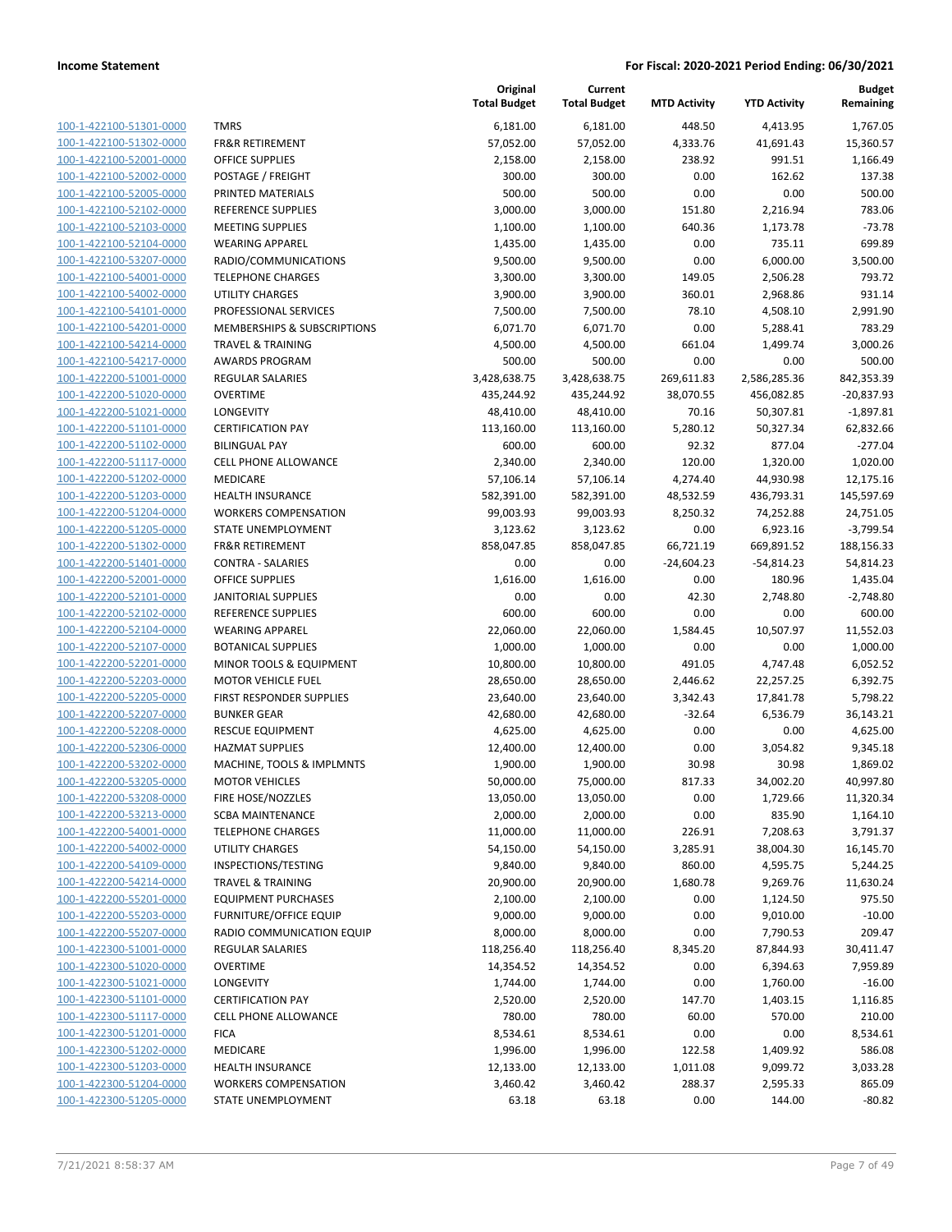**Income Statement** | **For Fiscal: 2020-2021 Period Ending: 06/30/2021**

| | | Original Total Budget | Current Total Budget | MTD Activity | YTD Activity | Budget Remaining |
|---|---|---|---|---|---|---|
| 100-1-422100-51301-0000 | TMRS | 6,181.00 | 6,181.00 | 448.50 | 4,413.95 | 1,767.05 |
| 100-1-422100-51302-0000 | FR&R RETIREMENT | 57,052.00 | 57,052.00 | 4,333.76 | 41,691.43 | 15,360.57 |
| 100-1-422100-52001-0000 | OFFICE SUPPLIES | 2,158.00 | 2,158.00 | 238.92 | 991.51 | 1,166.49 |
| 100-1-422100-52002-0000 | POSTAGE / FREIGHT | 300.00 | 300.00 | 0.00 | 162.62 | 137.38 |
| 100-1-422100-52005-0000 | PRINTED MATERIALS | 500.00 | 500.00 | 0.00 | 0.00 | 500.00 |
| 100-1-422100-52102-0000 | REFERENCE SUPPLIES | 3,000.00 | 3,000.00 | 151.80 | 2,216.94 | 783.06 |
| 100-1-422100-52103-0000 | MEETING SUPPLIES | 1,100.00 | 1,100.00 | 640.36 | 1,173.78 | -73.78 |
| 100-1-422100-52104-0000 | WEARING APPAREL | 1,435.00 | 1,435.00 | 0.00 | 735.11 | 699.89 |
| 100-1-422100-53207-0000 | RADIO/COMMUNICATIONS | 9,500.00 | 9,500.00 | 0.00 | 6,000.00 | 3,500.00 |
| 100-1-422100-54001-0000 | TELEPHONE CHARGES | 3,300.00 | 3,300.00 | 149.05 | 2,506.28 | 793.72 |
| 100-1-422100-54002-0000 | UTILITY CHARGES | 3,900.00 | 3,900.00 | 360.01 | 2,968.86 | 931.14 |
| 100-1-422100-54101-0000 | PROFESSIONAL SERVICES | 7,500.00 | 7,500.00 | 78.10 | 4,508.10 | 2,991.90 |
| 100-1-422100-54201-0000 | MEMBERSHIPS & SUBSCRIPTIONS | 6,071.70 | 6,071.70 | 0.00 | 5,288.41 | 783.29 |
| 100-1-422100-54214-0000 | TRAVEL & TRAINING | 4,500.00 | 4,500.00 | 661.04 | 1,499.74 | 3,000.26 |
| 100-1-422100-54217-0000 | AWARDS PROGRAM | 500.00 | 500.00 | 0.00 | 0.00 | 500.00 |
| 100-1-422200-51001-0000 | REGULAR SALARIES | 3,428,638.75 | 3,428,638.75 | 269,611.83 | 2,586,285.36 | 842,353.39 |
| 100-1-422200-51020-0000 | OVERTIME | 435,244.92 | 435,244.92 | 38,070.55 | 456,082.85 | -20,837.93 |
| 100-1-422200-51021-0000 | LONGEVITY | 48,410.00 | 48,410.00 | 70.16 | 50,307.81 | -1,897.81 |
| 100-1-422200-51101-0000 | CERTIFICATION PAY | 113,160.00 | 113,160.00 | 5,280.12 | 50,327.34 | 62,832.66 |
| 100-1-422200-51102-0000 | BILINGUAL PAY | 600.00 | 600.00 | 92.32 | 877.04 | -277.04 |
| 100-1-422200-51117-0000 | CELL PHONE ALLOWANCE | 2,340.00 | 2,340.00 | 120.00 | 1,320.00 | 1,020.00 |
| 100-1-422200-51202-0000 | MEDICARE | 57,106.14 | 57,106.14 | 4,274.40 | 44,930.98 | 12,175.16 |
| 100-1-422200-51203-0000 | HEALTH INSURANCE | 582,391.00 | 582,391.00 | 48,532.59 | 436,793.31 | 145,597.69 |
| 100-1-422200-51204-0000 | WORKERS COMPENSATION | 99,003.93 | 99,003.93 | 8,250.32 | 74,252.88 | 24,751.05 |
| 100-1-422200-51205-0000 | STATE UNEMPLOYMENT | 3,123.62 | 3,123.62 | 0.00 | 6,923.16 | -3,799.54 |
| 100-1-422200-51302-0000 | FR&R RETIREMENT | 858,047.85 | 858,047.85 | 66,721.19 | 669,891.52 | 188,156.33 |
| 100-1-422200-51401-0000 | CONTRA - SALARIES | 0.00 | 0.00 | -24,604.23 | -54,814.23 | 54,814.23 |
| 100-1-422200-52001-0000 | OFFICE SUPPLIES | 1,616.00 | 1,616.00 | 0.00 | 180.96 | 1,435.04 |
| 100-1-422200-52101-0000 | JANITORIAL SUPPLIES | 0.00 | 0.00 | 42.30 | 2,748.80 | -2,748.80 |
| 100-1-422200-52102-0000 | REFERENCE SUPPLIES | 600.00 | 600.00 | 0.00 | 0.00 | 600.00 |
| 100-1-422200-52104-0000 | WEARING APPAREL | 22,060.00 | 22,060.00 | 1,584.45 | 10,507.97 | 11,552.03 |
| 100-1-422200-52107-0000 | BOTANICAL SUPPLIES | 1,000.00 | 1,000.00 | 0.00 | 0.00 | 1,000.00 |
| 100-1-422200-52201-0000 | MINOR TOOLS & EQUIPMENT | 10,800.00 | 10,800.00 | 491.05 | 4,747.48 | 6,052.52 |
| 100-1-422200-52203-0000 | MOTOR VEHICLE FUEL | 28,650.00 | 28,650.00 | 2,446.62 | 22,257.25 | 6,392.75 |
| 100-1-422200-52205-0000 | FIRST RESPONDER SUPPLIES | 23,640.00 | 23,640.00 | 3,342.43 | 17,841.78 | 5,798.22 |
| 100-1-422200-52207-0000 | BUNKER GEAR | 42,680.00 | 42,680.00 | -32.64 | 6,536.79 | 36,143.21 |
| 100-1-422200-52208-0000 | RESCUE EQUIPMENT | 4,625.00 | 4,625.00 | 0.00 | 0.00 | 4,625.00 |
| 100-1-422200-52306-0000 | HAZMAT SUPPLIES | 12,400.00 | 12,400.00 | 0.00 | 3,054.82 | 9,345.18 |
| 100-1-422200-53202-0000 | MACHINE, TOOLS & IMPLMNTS | 1,900.00 | 1,900.00 | 30.98 | 30.98 | 1,869.02 |
| 100-1-422200-53205-0000 | MOTOR VEHICLES | 50,000.00 | 75,000.00 | 817.33 | 34,002.20 | 40,997.80 |
| 100-1-422200-53208-0000 | FIRE HOSE/NOZZLES | 13,050.00 | 13,050.00 | 0.00 | 1,729.66 | 11,320.34 |
| 100-1-422200-53213-0000 | SCBA MAINTENANCE | 2,000.00 | 2,000.00 | 0.00 | 835.90 | 1,164.10 |
| 100-1-422200-54001-0000 | TELEPHONE CHARGES | 11,000.00 | 11,000.00 | 226.91 | 7,208.63 | 3,791.37 |
| 100-1-422200-54002-0000 | UTILITY CHARGES | 54,150.00 | 54,150.00 | 3,285.91 | 38,004.30 | 16,145.70 |
| 100-1-422200-54109-0000 | INSPECTIONS/TESTING | 9,840.00 | 9,840.00 | 860.00 | 4,595.75 | 5,244.25 |
| 100-1-422200-54214-0000 | TRAVEL & TRAINING | 20,900.00 | 20,900.00 | 1,680.78 | 9,269.76 | 11,630.24 |
| 100-1-422200-55201-0000 | EQUIPMENT PURCHASES | 2,100.00 | 2,100.00 | 0.00 | 1,124.50 | 975.50 |
| 100-1-422200-55203-0000 | FURNITURE/OFFICE EQUIP | 9,000.00 | 9,000.00 | 0.00 | 9,010.00 | -10.00 |
| 100-1-422200-55207-0000 | RADIO COMMUNICATION EQUIP | 8,000.00 | 8,000.00 | 0.00 | 7,790.53 | 209.47 |
| 100-1-422300-51001-0000 | REGULAR SALARIES | 118,256.40 | 118,256.40 | 8,345.20 | 87,844.93 | 30,411.47 |
| 100-1-422300-51020-0000 | OVERTIME | 14,354.52 | 14,354.52 | 0.00 | 6,394.63 | 7,959.89 |
| 100-1-422300-51021-0000 | LONGEVITY | 1,744.00 | 1,744.00 | 0.00 | 1,760.00 | -16.00 |
| 100-1-422300-51101-0000 | CERTIFICATION PAY | 2,520.00 | 2,520.00 | 147.70 | 1,403.15 | 1,116.85 |
| 100-1-422300-51117-0000 | CELL PHONE ALLOWANCE | 780.00 | 780.00 | 60.00 | 570.00 | 210.00 |
| 100-1-422300-51201-0000 | FICA | 8,534.61 | 8,534.61 | 0.00 | 0.00 | 8,534.61 |
| 100-1-422300-51202-0000 | MEDICARE | 1,996.00 | 1,996.00 | 122.58 | 1,409.92 | 586.08 |
| 100-1-422300-51203-0000 | HEALTH INSURANCE | 12,133.00 | 12,133.00 | 1,011.08 | 9,099.72 | 3,033.28 |
| 100-1-422300-51204-0000 | WORKERS COMPENSATION | 3,460.42 | 3,460.42 | 288.37 | 2,595.33 | 865.09 |
| 100-1-422300-51205-0000 | STATE UNEMPLOYMENT | 63.18 | 63.18 | 0.00 | 144.00 | -80.82 |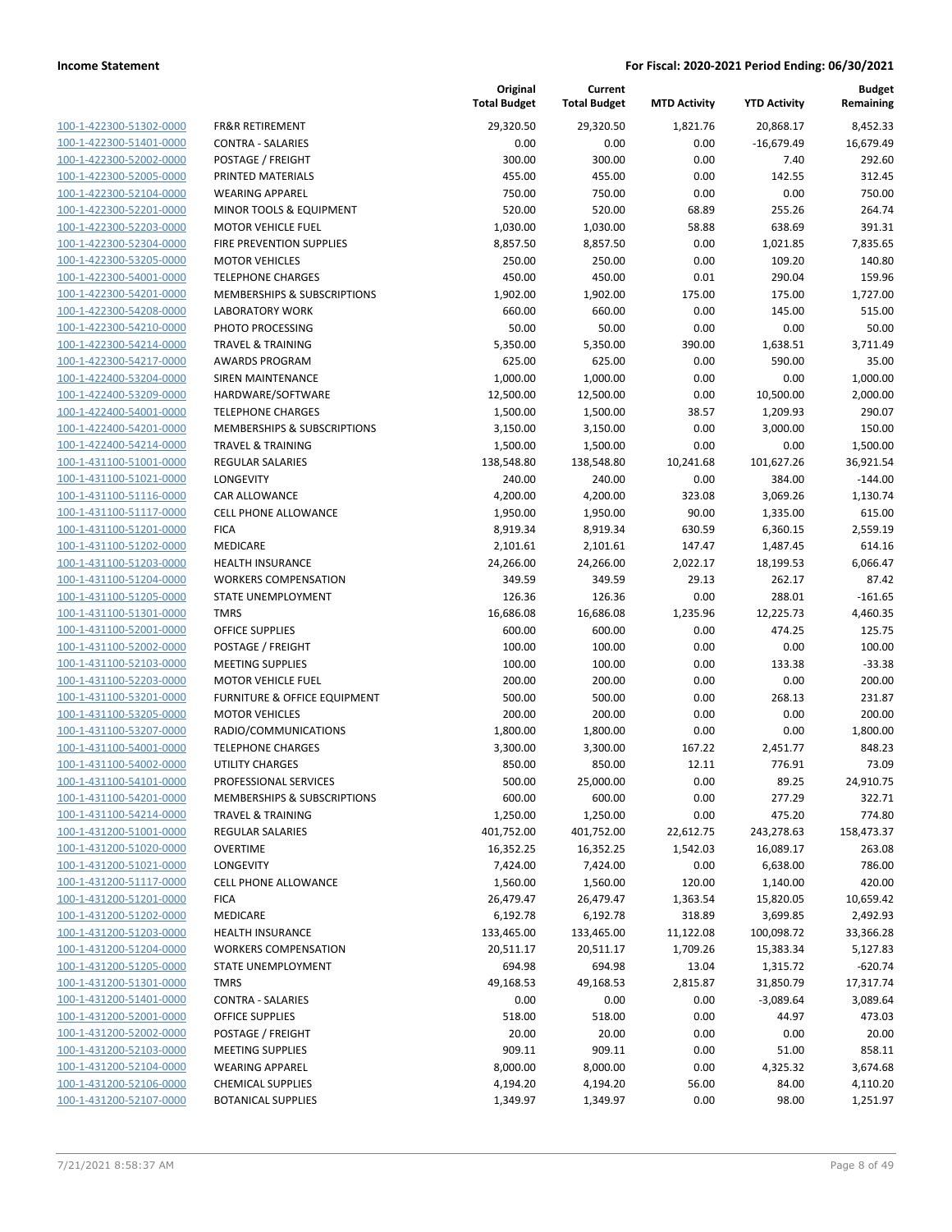| | | Original Total Budget | Current Total Budget | MTD Activity | YTD Activity | Budget Remaining |
|---|---|---|---|---|---|---|
| 100-1-422300-51302-0000 | FR&R RETIREMENT | 29,320.50 | 29,320.50 | 1,821.76 | 20,868.17 | 8,452.33 |
| 100-1-422300-51401-0000 | CONTRA - SALARIES | 0.00 | 0.00 | 0.00 | -16,679.49 | 16,679.49 |
| 100-1-422300-52002-0000 | POSTAGE / FREIGHT | 300.00 | 300.00 | 0.00 | 7.40 | 292.60 |
| 100-1-422300-52005-0000 | PRINTED MATERIALS | 455.00 | 455.00 | 0.00 | 142.55 | 312.45 |
| 100-1-422300-52104-0000 | WEARING APPAREL | 750.00 | 750.00 | 0.00 | 0.00 | 750.00 |
| 100-1-422300-52201-0000 | MINOR TOOLS & EQUIPMENT | 520.00 | 520.00 | 68.89 | 255.26 | 264.74 |
| 100-1-422300-52203-0000 | MOTOR VEHICLE FUEL | 1,030.00 | 1,030.00 | 58.88 | 638.69 | 391.31 |
| 100-1-422300-52304-0000 | FIRE PREVENTION SUPPLIES | 8,857.50 | 8,857.50 | 0.00 | 1,021.85 | 7,835.65 |
| 100-1-422300-53205-0000 | MOTOR VEHICLES | 250.00 | 250.00 | 0.00 | 109.20 | 140.80 |
| 100-1-422300-54001-0000 | TELEPHONE CHARGES | 450.00 | 450.00 | 0.01 | 290.04 | 159.96 |
| 100-1-422300-54201-0000 | MEMBERSHIPS & SUBSCRIPTIONS | 1,902.00 | 1,902.00 | 175.00 | 175.00 | 1,727.00 |
| 100-1-422300-54208-0000 | LABORATORY WORK | 660.00 | 660.00 | 0.00 | 145.00 | 515.00 |
| 100-1-422300-54210-0000 | PHOTO PROCESSING | 50.00 | 50.00 | 0.00 | 0.00 | 50.00 |
| 100-1-422300-54214-0000 | TRAVEL & TRAINING | 5,350.00 | 5,350.00 | 390.00 | 1,638.51 | 3,711.49 |
| 100-1-422300-54217-0000 | AWARDS PROGRAM | 625.00 | 625.00 | 0.00 | 590.00 | 35.00 |
| 100-1-422400-53204-0000 | SIREN MAINTENANCE | 1,000.00 | 1,000.00 | 0.00 | 0.00 | 1,000.00 |
| 100-1-422400-53209-0000 | HARDWARE/SOFTWARE | 12,500.00 | 12,500.00 | 0.00 | 10,500.00 | 2,000.00 |
| 100-1-422400-54001-0000 | TELEPHONE CHARGES | 1,500.00 | 1,500.00 | 38.57 | 1,209.93 | 290.07 |
| 100-1-422400-54201-0000 | MEMBERSHIPS & SUBSCRIPTIONS | 3,150.00 | 3,150.00 | 0.00 | 3,000.00 | 150.00 |
| 100-1-422400-54214-0000 | TRAVEL & TRAINING | 1,500.00 | 1,500.00 | 0.00 | 0.00 | 1,500.00 |
| 100-1-431100-51001-0000 | REGULAR SALARIES | 138,548.80 | 138,548.80 | 10,241.68 | 101,627.26 | 36,921.54 |
| 100-1-431100-51021-0000 | LONGEVITY | 240.00 | 240.00 | 0.00 | 384.00 | -144.00 |
| 100-1-431100-51116-0000 | CAR ALLOWANCE | 4,200.00 | 4,200.00 | 323.08 | 3,069.26 | 1,130.74 |
| 100-1-431100-51117-0000 | CELL PHONE ALLOWANCE | 1,950.00 | 1,950.00 | 90.00 | 1,335.00 | 615.00 |
| 100-1-431100-51201-0000 | FICA | 8,919.34 | 8,919.34 | 630.59 | 6,360.15 | 2,559.19 |
| 100-1-431100-51202-0000 | MEDICARE | 2,101.61 | 2,101.61 | 147.47 | 1,487.45 | 614.16 |
| 100-1-431100-51203-0000 | HEALTH INSURANCE | 24,266.00 | 24,266.00 | 2,022.17 | 18,199.53 | 6,066.47 |
| 100-1-431100-51204-0000 | WORKERS COMPENSATION | 349.59 | 349.59 | 29.13 | 262.17 | 87.42 |
| 100-1-431100-51205-0000 | STATE UNEMPLOYMENT | 126.36 | 126.36 | 0.00 | 288.01 | -161.65 |
| 100-1-431100-51301-0000 | TMRS | 16,686.08 | 16,686.08 | 1,235.96 | 12,225.73 | 4,460.35 |
| 100-1-431100-52001-0000 | OFFICE SUPPLIES | 600.00 | 600.00 | 0.00 | 474.25 | 125.75 |
| 100-1-431100-52002-0000 | POSTAGE / FREIGHT | 100.00 | 100.00 | 0.00 | 0.00 | 100.00 |
| 100-1-431100-52103-0000 | MEETING SUPPLIES | 100.00 | 100.00 | 0.00 | 133.38 | -33.38 |
| 100-1-431100-52203-0000 | MOTOR VEHICLE FUEL | 200.00 | 200.00 | 0.00 | 0.00 | 200.00 |
| 100-1-431100-53201-0000 | FURNITURE & OFFICE EQUIPMENT | 500.00 | 500.00 | 0.00 | 268.13 | 231.87 |
| 100-1-431100-53205-0000 | MOTOR VEHICLES | 200.00 | 200.00 | 0.00 | 0.00 | 200.00 |
| 100-1-431100-53207-0000 | RADIO/COMMUNICATIONS | 1,800.00 | 1,800.00 | 0.00 | 0.00 | 1,800.00 |
| 100-1-431100-54001-0000 | TELEPHONE CHARGES | 3,300.00 | 3,300.00 | 167.22 | 2,451.77 | 848.23 |
| 100-1-431100-54002-0000 | UTILITY CHARGES | 850.00 | 850.00 | 12.11 | 776.91 | 73.09 |
| 100-1-431100-54101-0000 | PROFESSIONAL SERVICES | 500.00 | 25,000.00 | 0.00 | 89.25 | 24,910.75 |
| 100-1-431100-54201-0000 | MEMBERSHIPS & SUBSCRIPTIONS | 600.00 | 600.00 | 0.00 | 277.29 | 322.71 |
| 100-1-431100-54214-0000 | TRAVEL & TRAINING | 1,250.00 | 1,250.00 | 0.00 | 475.20 | 774.80 |
| 100-1-431200-51001-0000 | REGULAR SALARIES | 401,752.00 | 401,752.00 | 22,612.75 | 243,278.63 | 158,473.37 |
| 100-1-431200-51020-0000 | OVERTIME | 16,352.25 | 16,352.25 | 1,542.03 | 16,089.17 | 263.08 |
| 100-1-431200-51021-0000 | LONGEVITY | 7,424.00 | 7,424.00 | 0.00 | 6,638.00 | 786.00 |
| 100-1-431200-51117-0000 | CELL PHONE ALLOWANCE | 1,560.00 | 1,560.00 | 120.00 | 1,140.00 | 420.00 |
| 100-1-431200-51201-0000 | FICA | 26,479.47 | 26,479.47 | 1,363.54 | 15,820.05 | 10,659.42 |
| 100-1-431200-51202-0000 | MEDICARE | 6,192.78 | 6,192.78 | 318.89 | 3,699.85 | 2,492.93 |
| 100-1-431200-51203-0000 | HEALTH INSURANCE | 133,465.00 | 133,465.00 | 11,122.08 | 100,098.72 | 33,366.28 |
| 100-1-431200-51204-0000 | WORKERS COMPENSATION | 20,511.17 | 20,511.17 | 1,709.26 | 15,383.34 | 5,127.83 |
| 100-1-431200-51205-0000 | STATE UNEMPLOYMENT | 694.98 | 694.98 | 13.04 | 1,315.72 | -620.74 |
| 100-1-431200-51301-0000 | TMRS | 49,168.53 | 49,168.53 | 2,815.87 | 31,850.79 | 17,317.74 |
| 100-1-431200-51401-0000 | CONTRA - SALARIES | 0.00 | 0.00 | 0.00 | -3,089.64 | 3,089.64 |
| 100-1-431200-52001-0000 | OFFICE SUPPLIES | 518.00 | 518.00 | 0.00 | 44.97 | 473.03 |
| 100-1-431200-52002-0000 | POSTAGE / FREIGHT | 20.00 | 20.00 | 0.00 | 0.00 | 20.00 |
| 100-1-431200-52103-0000 | MEETING SUPPLIES | 909.11 | 909.11 | 0.00 | 51.00 | 858.11 |
| 100-1-431200-52104-0000 | WEARING APPAREL | 8,000.00 | 8,000.00 | 0.00 | 4,325.32 | 3,674.68 |
| 100-1-431200-52106-0000 | CHEMICAL SUPPLIES | 4,194.20 | 4,194.20 | 56.00 | 84.00 | 4,110.20 |
| 100-1-431200-52107-0000 | BOTANICAL SUPPLIES | 1,349.97 | 1,349.97 | 0.00 | 98.00 | 1,251.97 |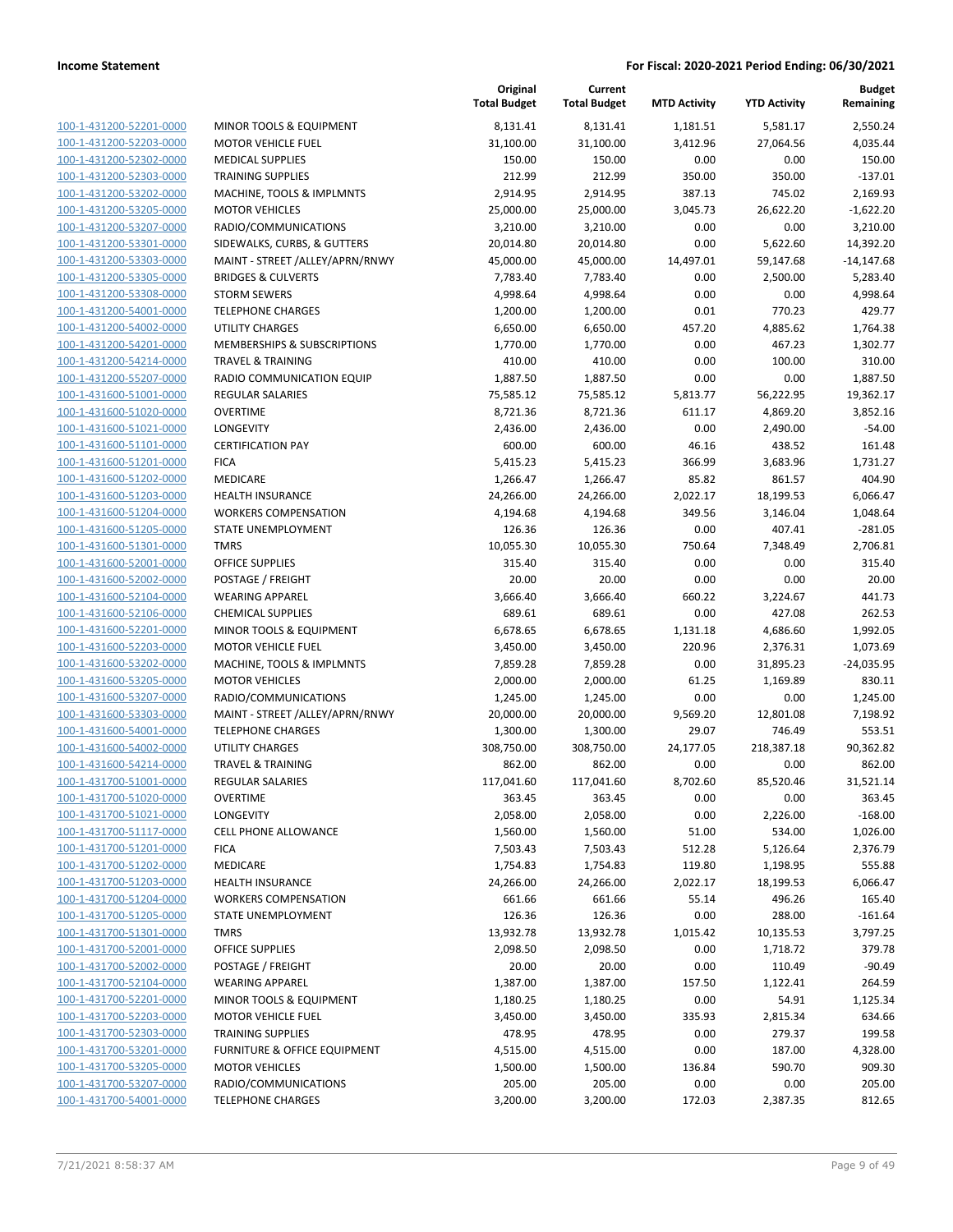| | | Original Total Budget | Current Total Budget | MTD Activity | YTD Activity | Budget Remaining |
|---|---|---|---|---|---|---|
| 100-1-431200-52201-0000 | MINOR TOOLS & EQUIPMENT | 8,131.41 | 8,131.41 | 1,181.51 | 5,581.17 | 2,550.24 |
| 100-1-431200-52203-0000 | MOTOR VEHICLE FUEL | 31,100.00 | 31,100.00 | 3,412.96 | 27,064.56 | 4,035.44 |
| 100-1-431200-52302-0000 | MEDICAL SUPPLIES | 150.00 | 150.00 | 0.00 | 0.00 | 150.00 |
| 100-1-431200-52303-0000 | TRAINING SUPPLIES | 212.99 | 212.99 | 350.00 | 350.00 | -137.01 |
| 100-1-431200-53202-0000 | MACHINE, TOOLS & IMPLMNTS | 2,914.95 | 2,914.95 | 387.13 | 745.02 | 2,169.93 |
| 100-1-431200-53205-0000 | MOTOR VEHICLES | 25,000.00 | 25,000.00 | 3,045.73 | 26,622.20 | -1,622.20 |
| 100-1-431200-53207-0000 | RADIO/COMMUNICATIONS | 3,210.00 | 3,210.00 | 0.00 | 0.00 | 3,210.00 |
| 100-1-431200-53301-0000 | SIDEWALKS, CURBS, & GUTTERS | 20,014.80 | 20,014.80 | 0.00 | 5,622.60 | 14,392.20 |
| 100-1-431200-53303-0000 | MAINT - STREET /ALLEY/APRN/RNWY | 45,000.00 | 45,000.00 | 14,497.01 | 59,147.68 | -14,147.68 |
| 100-1-431200-53305-0000 | BRIDGES & CULVERTS | 7,783.40 | 7,783.40 | 0.00 | 2,500.00 | 5,283.40 |
| 100-1-431200-53308-0000 | STORM SEWERS | 4,998.64 | 4,998.64 | 0.00 | 0.00 | 4,998.64 |
| 100-1-431200-54001-0000 | TELEPHONE CHARGES | 1,200.00 | 1,200.00 | 0.01 | 770.23 | 429.77 |
| 100-1-431200-54002-0000 | UTILITY CHARGES | 6,650.00 | 6,650.00 | 457.20 | 4,885.62 | 1,764.38 |
| 100-1-431200-54201-0000 | MEMBERSHIPS & SUBSCRIPTIONS | 1,770.00 | 1,770.00 | 0.00 | 467.23 | 1,302.77 |
| 100-1-431200-54214-0000 | TRAVEL & TRAINING | 410.00 | 410.00 | 0.00 | 100.00 | 310.00 |
| 100-1-431200-55207-0000 | RADIO COMMUNICATION EQUIP | 1,887.50 | 1,887.50 | 0.00 | 0.00 | 1,887.50 |
| 100-1-431600-51001-0000 | REGULAR SALARIES | 75,585.12 | 75,585.12 | 5,813.77 | 56,222.95 | 19,362.17 |
| 100-1-431600-51020-0000 | OVERTIME | 8,721.36 | 8,721.36 | 611.17 | 4,869.20 | 3,852.16 |
| 100-1-431600-51021-0000 | LONGEVITY | 2,436.00 | 2,436.00 | 0.00 | 2,490.00 | -54.00 |
| 100-1-431600-51101-0000 | CERTIFICATION PAY | 600.00 | 600.00 | 46.16 | 438.52 | 161.48 |
| 100-1-431600-51201-0000 | FICA | 5,415.23 | 5,415.23 | 366.99 | 3,683.96 | 1,731.27 |
| 100-1-431600-51202-0000 | MEDICARE | 1,266.47 | 1,266.47 | 85.82 | 861.57 | 404.90 |
| 100-1-431600-51203-0000 | HEALTH INSURANCE | 24,266.00 | 24,266.00 | 2,022.17 | 18,199.53 | 6,066.47 |
| 100-1-431600-51204-0000 | WORKERS COMPENSATION | 4,194.68 | 4,194.68 | 349.56 | 3,146.04 | 1,048.64 |
| 100-1-431600-51205-0000 | STATE UNEMPLOYMENT | 126.36 | 126.36 | 0.00 | 407.41 | -281.05 |
| 100-1-431600-51301-0000 | TMRS | 10,055.30 | 10,055.30 | 750.64 | 7,348.49 | 2,706.81 |
| 100-1-431600-52001-0000 | OFFICE SUPPLIES | 315.40 | 315.40 | 0.00 | 0.00 | 315.40 |
| 100-1-431600-52002-0000 | POSTAGE / FREIGHT | 20.00 | 20.00 | 0.00 | 0.00 | 20.00 |
| 100-1-431600-52104-0000 | WEARING APPAREL | 3,666.40 | 3,666.40 | 660.22 | 3,224.67 | 441.73 |
| 100-1-431600-52106-0000 | CHEMICAL SUPPLIES | 689.61 | 689.61 | 0.00 | 427.08 | 262.53 |
| 100-1-431600-52201-0000 | MINOR TOOLS & EQUIPMENT | 6,678.65 | 6,678.65 | 1,131.18 | 4,686.60 | 1,992.05 |
| 100-1-431600-52203-0000 | MOTOR VEHICLE FUEL | 3,450.00 | 3,450.00 | 220.96 | 2,376.31 | 1,073.69 |
| 100-1-431600-53202-0000 | MACHINE, TOOLS & IMPLMNTS | 7,859.28 | 7,859.28 | 0.00 | 31,895.23 | -24,035.95 |
| 100-1-431600-53205-0000 | MOTOR VEHICLES | 2,000.00 | 2,000.00 | 61.25 | 1,169.89 | 830.11 |
| 100-1-431600-53207-0000 | RADIO/COMMUNICATIONS | 1,245.00 | 1,245.00 | 0.00 | 0.00 | 1,245.00 |
| 100-1-431600-53303-0000 | MAINT - STREET /ALLEY/APRN/RNWY | 20,000.00 | 20,000.00 | 9,569.20 | 12,801.08 | 7,198.92 |
| 100-1-431600-54001-0000 | TELEPHONE CHARGES | 1,300.00 | 1,300.00 | 29.07 | 746.49 | 553.51 |
| 100-1-431600-54002-0000 | UTILITY CHARGES | 308,750.00 | 308,750.00 | 24,177.05 | 218,387.18 | 90,362.82 |
| 100-1-431600-54214-0000 | TRAVEL & TRAINING | 862.00 | 862.00 | 0.00 | 0.00 | 862.00 |
| 100-1-431700-51001-0000 | REGULAR SALARIES | 117,041.60 | 117,041.60 | 8,702.60 | 85,520.46 | 31,521.14 |
| 100-1-431700-51020-0000 | OVERTIME | 363.45 | 363.45 | 0.00 | 0.00 | 363.45 |
| 100-1-431700-51021-0000 | LONGEVITY | 2,058.00 | 2,058.00 | 0.00 | 2,226.00 | -168.00 |
| 100-1-431700-51117-0000 | CELL PHONE ALLOWANCE | 1,560.00 | 1,560.00 | 51.00 | 534.00 | 1,026.00 |
| 100-1-431700-51201-0000 | FICA | 7,503.43 | 7,503.43 | 512.28 | 5,126.64 | 2,376.79 |
| 100-1-431700-51202-0000 | MEDICARE | 1,754.83 | 1,754.83 | 119.80 | 1,198.95 | 555.88 |
| 100-1-431700-51203-0000 | HEALTH INSURANCE | 24,266.00 | 24,266.00 | 2,022.17 | 18,199.53 | 6,066.47 |
| 100-1-431700-51204-0000 | WORKERS COMPENSATION | 661.66 | 661.66 | 55.14 | 496.26 | 165.40 |
| 100-1-431700-51205-0000 | STATE UNEMPLOYMENT | 126.36 | 126.36 | 0.00 | 288.00 | -161.64 |
| 100-1-431700-51301-0000 | TMRS | 13,932.78 | 13,932.78 | 1,015.42 | 10,135.53 | 3,797.25 |
| 100-1-431700-52001-0000 | OFFICE SUPPLIES | 2,098.50 | 2,098.50 | 0.00 | 1,718.72 | 379.78 |
| 100-1-431700-52002-0000 | POSTAGE / FREIGHT | 20.00 | 20.00 | 0.00 | 110.49 | -90.49 |
| 100-1-431700-52104-0000 | WEARING APPAREL | 1,387.00 | 1,387.00 | 157.50 | 1,122.41 | 264.59 |
| 100-1-431700-52201-0000 | MINOR TOOLS & EQUIPMENT | 1,180.25 | 1,180.25 | 0.00 | 54.91 | 1,125.34 |
| 100-1-431700-52203-0000 | MOTOR VEHICLE FUEL | 3,450.00 | 3,450.00 | 335.93 | 2,815.34 | 634.66 |
| 100-1-431700-52303-0000 | TRAINING SUPPLIES | 478.95 | 478.95 | 0.00 | 279.37 | 199.58 |
| 100-1-431700-53201-0000 | FURNITURE & OFFICE EQUIPMENT | 4,515.00 | 4,515.00 | 0.00 | 187.00 | 4,328.00 |
| 100-1-431700-53205-0000 | MOTOR VEHICLES | 1,500.00 | 1,500.00 | 136.84 | 590.70 | 909.30 |
| 100-1-431700-53207-0000 | RADIO/COMMUNICATIONS | 205.00 | 205.00 | 0.00 | 0.00 | 205.00 |
| 100-1-431700-54001-0000 | TELEPHONE CHARGES | 3,200.00 | 3,200.00 | 172.03 | 2,387.35 | 812.65 |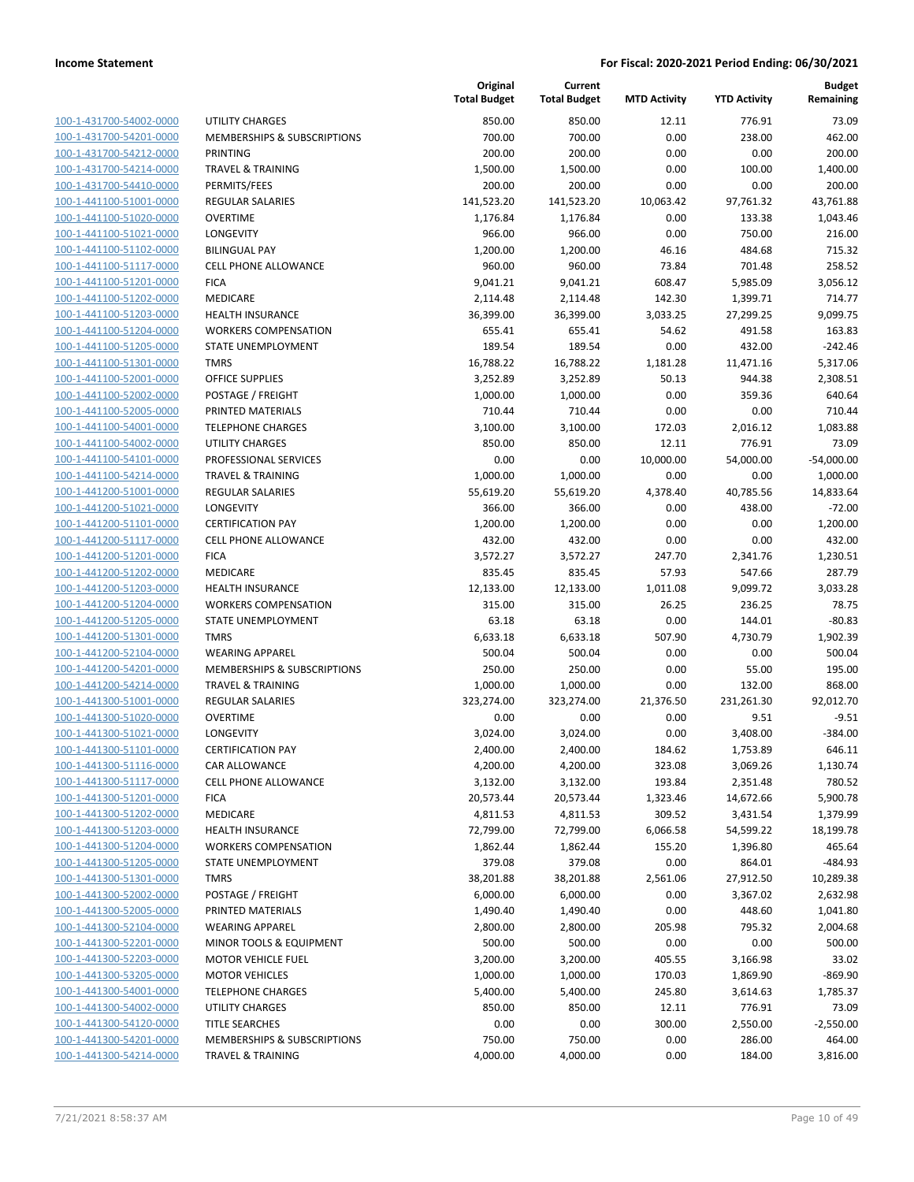| | | Original Total Budget | Current Total Budget | MTD Activity | YTD Activity | Budget Remaining |
|---|---|---|---|---|---|---|
| 100-1-431700-54002-0000 | UTILITY CHARGES | 850.00 | 850.00 | 12.11 | 776.91 | 73.09 |
| 100-1-431700-54201-0000 | MEMBERSHIPS & SUBSCRIPTIONS | 700.00 | 700.00 | 0.00 | 238.00 | 462.00 |
| 100-1-431700-54212-0000 | PRINTING | 200.00 | 200.00 | 0.00 | 0.00 | 200.00 |
| 100-1-431700-54214-0000 | TRAVEL & TRAINING | 1,500.00 | 1,500.00 | 0.00 | 100.00 | 1,400.00 |
| 100-1-431700-54410-0000 | PERMITS/FEES | 200.00 | 200.00 | 0.00 | 0.00 | 200.00 |
| 100-1-441100-51001-0000 | REGULAR SALARIES | 141,523.20 | 141,523.20 | 10,063.42 | 97,761.32 | 43,761.88 |
| 100-1-441100-51020-0000 | OVERTIME | 1,176.84 | 1,176.84 | 0.00 | 133.38 | 1,043.46 |
| 100-1-441100-51021-0000 | LONGEVITY | 966.00 | 966.00 | 0.00 | 750.00 | 216.00 |
| 100-1-441100-51102-0000 | BILINGUAL PAY | 1,200.00 | 1,200.00 | 46.16 | 484.68 | 715.32 |
| 100-1-441100-51117-0000 | CELL PHONE ALLOWANCE | 960.00 | 960.00 | 73.84 | 701.48 | 258.52 |
| 100-1-441100-51201-0000 | FICA | 9,041.21 | 9,041.21 | 608.47 | 5,985.09 | 3,056.12 |
| 100-1-441100-51202-0000 | MEDICARE | 2,114.48 | 2,114.48 | 142.30 | 1,399.71 | 714.77 |
| 100-1-441100-51203-0000 | HEALTH INSURANCE | 36,399.00 | 36,399.00 | 3,033.25 | 27,299.25 | 9,099.75 |
| 100-1-441100-51204-0000 | WORKERS COMPENSATION | 655.41 | 655.41 | 54.62 | 491.58 | 163.83 |
| 100-1-441100-51205-0000 | STATE UNEMPLOYMENT | 189.54 | 189.54 | 0.00 | 432.00 | -242.46 |
| 100-1-441100-51301-0000 | TMRS | 16,788.22 | 16,788.22 | 1,181.28 | 11,471.16 | 5,317.06 |
| 100-1-441100-52001-0000 | OFFICE SUPPLIES | 3,252.89 | 3,252.89 | 50.13 | 944.38 | 2,308.51 |
| 100-1-441100-52002-0000 | POSTAGE / FREIGHT | 1,000.00 | 1,000.00 | 0.00 | 359.36 | 640.64 |
| 100-1-441100-52005-0000 | PRINTED MATERIALS | 710.44 | 710.44 | 0.00 | 0.00 | 710.44 |
| 100-1-441100-54001-0000 | TELEPHONE CHARGES | 3,100.00 | 3,100.00 | 172.03 | 2,016.12 | 1,083.88 |
| 100-1-441100-54002-0000 | UTILITY CHARGES | 850.00 | 850.00 | 12.11 | 776.91 | 73.09 |
| 100-1-441100-54101-0000 | PROFESSIONAL SERVICES | 0.00 | 0.00 | 10,000.00 | 54,000.00 | -54,000.00 |
| 100-1-441100-54214-0000 | TRAVEL & TRAINING | 1,000.00 | 1,000.00 | 0.00 | 0.00 | 1,000.00 |
| 100-1-441200-51001-0000 | REGULAR SALARIES | 55,619.20 | 55,619.20 | 4,378.40 | 40,785.56 | 14,833.64 |
| 100-1-441200-51021-0000 | LONGEVITY | 366.00 | 366.00 | 0.00 | 438.00 | -72.00 |
| 100-1-441200-51101-0000 | CERTIFICATION PAY | 1,200.00 | 1,200.00 | 0.00 | 0.00 | 1,200.00 |
| 100-1-441200-51117-0000 | CELL PHONE ALLOWANCE | 432.00 | 432.00 | 0.00 | 0.00 | 432.00 |
| 100-1-441200-51201-0000 | FICA | 3,572.27 | 3,572.27 | 247.70 | 2,341.76 | 1,230.51 |
| 100-1-441200-51202-0000 | MEDICARE | 835.45 | 835.45 | 57.93 | 547.66 | 287.79 |
| 100-1-441200-51203-0000 | HEALTH INSURANCE | 12,133.00 | 12,133.00 | 1,011.08 | 9,099.72 | 3,033.28 |
| 100-1-441200-51204-0000 | WORKERS COMPENSATION | 315.00 | 315.00 | 26.25 | 236.25 | 78.75 |
| 100-1-441200-51205-0000 | STATE UNEMPLOYMENT | 63.18 | 63.18 | 0.00 | 144.01 | -80.83 |
| 100-1-441200-51301-0000 | TMRS | 6,633.18 | 6,633.18 | 507.90 | 4,730.79 | 1,902.39 |
| 100-1-441200-52104-0000 | WEARING APPAREL | 500.04 | 500.04 | 0.00 | 0.00 | 500.04 |
| 100-1-441200-54201-0000 | MEMBERSHIPS & SUBSCRIPTIONS | 250.00 | 250.00 | 0.00 | 55.00 | 195.00 |
| 100-1-441200-54214-0000 | TRAVEL & TRAINING | 1,000.00 | 1,000.00 | 0.00 | 132.00 | 868.00 |
| 100-1-441300-51001-0000 | REGULAR SALARIES | 323,274.00 | 323,274.00 | 21,376.50 | 231,261.30 | 92,012.70 |
| 100-1-441300-51020-0000 | OVERTIME | 0.00 | 0.00 | 0.00 | 9.51 | -9.51 |
| 100-1-441300-51021-0000 | LONGEVITY | 3,024.00 | 3,024.00 | 0.00 | 3,408.00 | -384.00 |
| 100-1-441300-51101-0000 | CERTIFICATION PAY | 2,400.00 | 2,400.00 | 184.62 | 1,753.89 | 646.11 |
| 100-1-441300-51116-0000 | CAR ALLOWANCE | 4,200.00 | 4,200.00 | 323.08 | 3,069.26 | 1,130.74 |
| 100-1-441300-51117-0000 | CELL PHONE ALLOWANCE | 3,132.00 | 3,132.00 | 193.84 | 2,351.48 | 780.52 |
| 100-1-441300-51201-0000 | FICA | 20,573.44 | 20,573.44 | 1,323.46 | 14,672.66 | 5,900.78 |
| 100-1-441300-51202-0000 | MEDICARE | 4,811.53 | 4,811.53 | 309.52 | 3,431.54 | 1,379.99 |
| 100-1-441300-51203-0000 | HEALTH INSURANCE | 72,799.00 | 72,799.00 | 6,066.58 | 54,599.22 | 18,199.78 |
| 100-1-441300-51204-0000 | WORKERS COMPENSATION | 1,862.44 | 1,862.44 | 155.20 | 1,396.80 | 465.64 |
| 100-1-441300-51205-0000 | STATE UNEMPLOYMENT | 379.08 | 379.08 | 0.00 | 864.01 | -484.93 |
| 100-1-441300-51301-0000 | TMRS | 38,201.88 | 38,201.88 | 2,561.06 | 27,912.50 | 10,289.38 |
| 100-1-441300-52002-0000 | POSTAGE / FREIGHT | 6,000.00 | 6,000.00 | 0.00 | 3,367.02 | 2,632.98 |
| 100-1-441300-52005-0000 | PRINTED MATERIALS | 1,490.40 | 1,490.40 | 0.00 | 448.60 | 1,041.80 |
| 100-1-441300-52104-0000 | WEARING APPAREL | 2,800.00 | 2,800.00 | 205.98 | 795.32 | 2,004.68 |
| 100-1-441300-52201-0000 | MINOR TOOLS & EQUIPMENT | 500.00 | 500.00 | 0.00 | 0.00 | 500.00 |
| 100-1-441300-52203-0000 | MOTOR VEHICLE FUEL | 3,200.00 | 3,200.00 | 405.55 | 3,166.98 | 33.02 |
| 100-1-441300-53205-0000 | MOTOR VEHICLES | 1,000.00 | 1,000.00 | 170.03 | 1,869.90 | -869.90 |
| 100-1-441300-54001-0000 | TELEPHONE CHARGES | 5,400.00 | 5,400.00 | 245.80 | 3,614.63 | 1,785.37 |
| 100-1-441300-54002-0000 | UTILITY CHARGES | 850.00 | 850.00 | 12.11 | 776.91 | 73.09 |
| 100-1-441300-54120-0000 | TITLE SEARCHES | 0.00 | 0.00 | 300.00 | 2,550.00 | -2,550.00 |
| 100-1-441300-54201-0000 | MEMBERSHIPS & SUBSCRIPTIONS | 750.00 | 750.00 | 0.00 | 286.00 | 464.00 |
| 100-1-441300-54214-0000 | TRAVEL & TRAINING | 4,000.00 | 4,000.00 | 0.00 | 184.00 | 3,816.00 |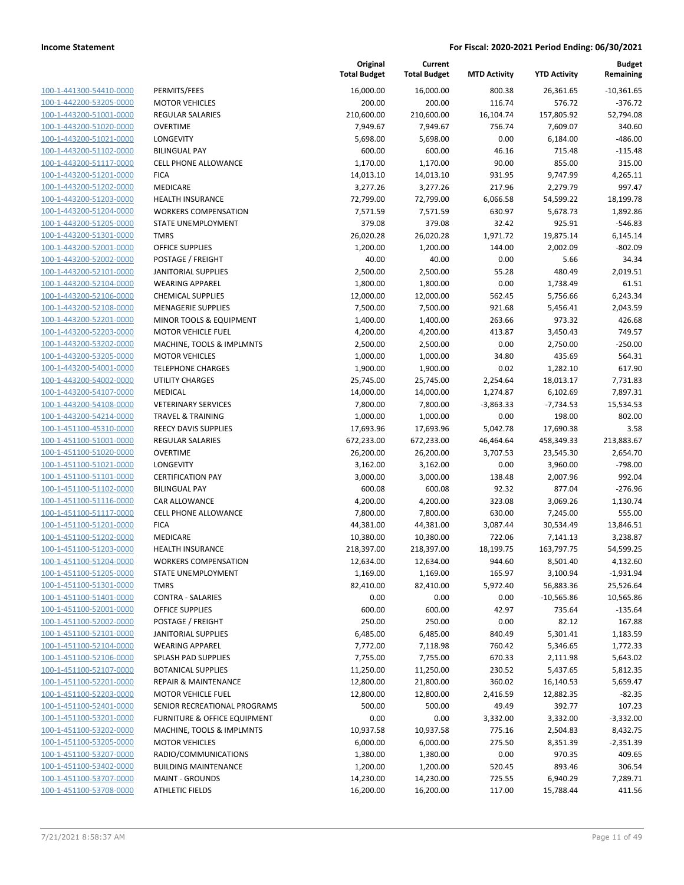**Income Statement** — **For Fiscal: 2020-2021 Period Ending: 06/30/2021**

| | | Original Total Budget | Current Total Budget | MTD Activity | YTD Activity | Budget Remaining |
|---|---|---|---|---|---|---|
| 100-1-441300-54410-0000 | PERMITS/FEES | 16,000.00 | 16,000.00 | 800.38 | 26,361.65 | -10,361.65 |
| 100-1-442200-53205-0000 | MOTOR VEHICLES | 200.00 | 200.00 | 116.74 | 576.72 | -376.72 |
| 100-1-443200-51001-0000 | REGULAR SALARIES | 210,600.00 | 210,600.00 | 16,104.74 | 157,805.92 | 52,794.08 |
| 100-1-443200-51020-0000 | OVERTIME | 7,949.67 | 7,949.67 | 756.74 | 7,609.07 | 340.60 |
| 100-1-443200-51021-0000 | LONGEVITY | 5,698.00 | 5,698.00 | 0.00 | 6,184.00 | -486.00 |
| 100-1-443200-51102-0000 | BILINGUAL PAY | 600.00 | 600.00 | 46.16 | 715.48 | -115.48 |
| 100-1-443200-51117-0000 | CELL PHONE ALLOWANCE | 1,170.00 | 1,170.00 | 90.00 | 855.00 | 315.00 |
| 100-1-443200-51201-0000 | FICA | 14,013.10 | 14,013.10 | 931.95 | 9,747.99 | 4,265.11 |
| 100-1-443200-51202-0000 | MEDICARE | 3,277.26 | 3,277.26 | 217.96 | 2,279.79 | 997.47 |
| 100-1-443200-51203-0000 | HEALTH INSURANCE | 72,799.00 | 72,799.00 | 6,066.58 | 54,599.22 | 18,199.78 |
| 100-1-443200-51204-0000 | WORKERS COMPENSATION | 7,571.59 | 7,571.59 | 630.97 | 5,678.73 | 1,892.86 |
| 100-1-443200-51205-0000 | STATE UNEMPLOYMENT | 379.08 | 379.08 | 32.42 | 925.91 | -546.83 |
| 100-1-443200-51301-0000 | TMRS | 26,020.28 | 26,020.28 | 1,971.72 | 19,875.14 | 6,145.14 |
| 100-1-443200-52001-0000 | OFFICE SUPPLIES | 1,200.00 | 1,200.00 | 144.00 | 2,002.09 | -802.09 |
| 100-1-443200-52002-0000 | POSTAGE / FREIGHT | 40.00 | 40.00 | 0.00 | 5.66 | 34.34 |
| 100-1-443200-52101-0000 | JANITORIAL SUPPLIES | 2,500.00 | 2,500.00 | 55.28 | 480.49 | 2,019.51 |
| 100-1-443200-52104-0000 | WEARING APPAREL | 1,800.00 | 1,800.00 | 0.00 | 1,738.49 | 61.51 |
| 100-1-443200-52106-0000 | CHEMICAL SUPPLIES | 12,000.00 | 12,000.00 | 562.45 | 5,756.66 | 6,243.34 |
| 100-1-443200-52108-0000 | MENAGERIE SUPPLIES | 7,500.00 | 7,500.00 | 921.68 | 5,456.41 | 2,043.59 |
| 100-1-443200-52201-0000 | MINOR TOOLS & EQUIPMENT | 1,400.00 | 1,400.00 | 263.66 | 973.32 | 426.68 |
| 100-1-443200-52203-0000 | MOTOR VEHICLE FUEL | 4,200.00 | 4,200.00 | 413.87 | 3,450.43 | 749.57 |
| 100-1-443200-53202-0000 | MACHINE, TOOLS & IMPLMNTS | 2,500.00 | 2,500.00 | 0.00 | 2,750.00 | -250.00 |
| 100-1-443200-53205-0000 | MOTOR VEHICLES | 1,000.00 | 1,000.00 | 34.80 | 435.69 | 564.31 |
| 100-1-443200-54001-0000 | TELEPHONE CHARGES | 1,900.00 | 1,900.00 | 0.02 | 1,282.10 | 617.90 |
| 100-1-443200-54002-0000 | UTILITY CHARGES | 25,745.00 | 25,745.00 | 2,254.64 | 18,013.17 | 7,731.83 |
| 100-1-443200-54107-0000 | MEDICAL | 14,000.00 | 14,000.00 | 1,274.87 | 6,102.69 | 7,897.31 |
| 100-1-443200-54108-0000 | VETERINARY SERVICES | 7,800.00 | 7,800.00 | -3,863.33 | -7,734.53 | 15,534.53 |
| 100-1-443200-54214-0000 | TRAVEL & TRAINING | 1,000.00 | 1,000.00 | 0.00 | 198.00 | 802.00 |
| 100-1-451100-45310-0000 | RECCY DAVIS SUPPLIES | 17,693.96 | 17,693.96 | 5,042.78 | 17,690.38 | 3.58 |
| 100-1-451100-51001-0000 | REGULAR SALARIES | 672,233.00 | 672,233.00 | 46,464.64 | 458,349.33 | 213,883.67 |
| 100-1-451100-51020-0000 | OVERTIME | 26,200.00 | 26,200.00 | 3,707.53 | 23,545.30 | 2,654.70 |
| 100-1-451100-51021-0000 | LONGEVITY | 3,162.00 | 3,162.00 | 0.00 | 3,960.00 | -798.00 |
| 100-1-451100-51101-0000 | CERTIFICATION PAY | 3,000.00 | 3,000.00 | 138.48 | 2,007.96 | 992.04 |
| 100-1-451100-51102-0000 | BILINGUAL PAY | 600.08 | 600.08 | 92.32 | 877.04 | -276.96 |
| 100-1-451100-51116-0000 | CAR ALLOWANCE | 4,200.00 | 4,200.00 | 323.08 | 3,069.26 | 1,130.74 |
| 100-1-451100-51117-0000 | CELL PHONE ALLOWANCE | 7,800.00 | 7,800.00 | 630.00 | 7,245.00 | 555.00 |
| 100-1-451100-51201-0000 | FICA | 44,381.00 | 44,381.00 | 3,087.44 | 30,534.49 | 13,846.51 |
| 100-1-451100-51202-0000 | MEDICARE | 10,380.00 | 10,380.00 | 722.06 | 7,141.13 | 3,238.87 |
| 100-1-451100-51203-0000 | HEALTH INSURANCE | 218,397.00 | 218,397.00 | 18,199.75 | 163,797.75 | 54,599.25 |
| 100-1-451100-51204-0000 | WORKERS COMPENSATION | 12,634.00 | 12,634.00 | 944.60 | 8,501.40 | 4,132.60 |
| 100-1-451100-51205-0000 | STATE UNEMPLOYMENT | 1,169.00 | 1,169.00 | 165.97 | 3,100.94 | -1,931.94 |
| 100-1-451100-51301-0000 | TMRS | 82,410.00 | 82,410.00 | 5,972.40 | 56,883.36 | 25,526.64 |
| 100-1-451100-51401-0000 | CONTRA - SALARIES | 0.00 | 0.00 | 0.00 | -10,565.86 | 10,565.86 |
| 100-1-451100-52001-0000 | OFFICE SUPPLIES | 600.00 | 600.00 | 42.97 | 735.64 | -135.64 |
| 100-1-451100-52002-0000 | POSTAGE / FREIGHT | 250.00 | 250.00 | 0.00 | 82.12 | 167.88 |
| 100-1-451100-52101-0000 | JANITORIAL SUPPLIES | 6,485.00 | 6,485.00 | 840.49 | 5,301.41 | 1,183.59 |
| 100-1-451100-52104-0000 | WEARING APPAREL | 7,772.00 | 7,118.98 | 760.42 | 5,346.65 | 1,772.33 |
| 100-1-451100-52106-0000 | SPLASH PAD SUPPLIES | 7,755.00 | 7,755.00 | 670.33 | 2,111.98 | 5,643.02 |
| 100-1-451100-52107-0000 | BOTANICAL SUPPLIES | 11,250.00 | 11,250.00 | 230.52 | 5,437.65 | 5,812.35 |
| 100-1-451100-52201-0000 | REPAIR & MAINTENANCE | 12,800.00 | 21,800.00 | 360.02 | 16,140.53 | 5,659.47 |
| 100-1-451100-52203-0000 | MOTOR VEHICLE FUEL | 12,800.00 | 12,800.00 | 2,416.59 | 12,882.35 | -82.35 |
| 100-1-451100-52401-0000 | SENIOR RECREATIONAL PROGRAMS | 500.00 | 500.00 | 49.49 | 392.77 | 107.23 |
| 100-1-451100-53201-0000 | FURNITURE & OFFICE EQUIPMENT | 0.00 | 0.00 | 3,332.00 | 3,332.00 | -3,332.00 |
| 100-1-451100-53202-0000 | MACHINE, TOOLS & IMPLMNTS | 10,937.58 | 10,937.58 | 775.16 | 2,504.83 | 8,432.75 |
| 100-1-451100-53205-0000 | MOTOR VEHICLES | 6,000.00 | 6,000.00 | 275.50 | 8,351.39 | -2,351.39 |
| 100-1-451100-53207-0000 | RADIO/COMMUNICATIONS | 1,380.00 | 1,380.00 | 0.00 | 970.35 | 409.65 |
| 100-1-451100-53402-0000 | BUILDING MAINTENANCE | 1,200.00 | 1,200.00 | 520.45 | 893.46 | 306.54 |
| 100-1-451100-53707-0000 | MAINT - GROUNDS | 14,230.00 | 14,230.00 | 725.55 | 6,940.29 | 7,289.71 |
| 100-1-451100-53708-0000 | ATHLETIC FIELDS | 16,200.00 | 16,200.00 | 117.00 | 15,788.44 | 411.56 |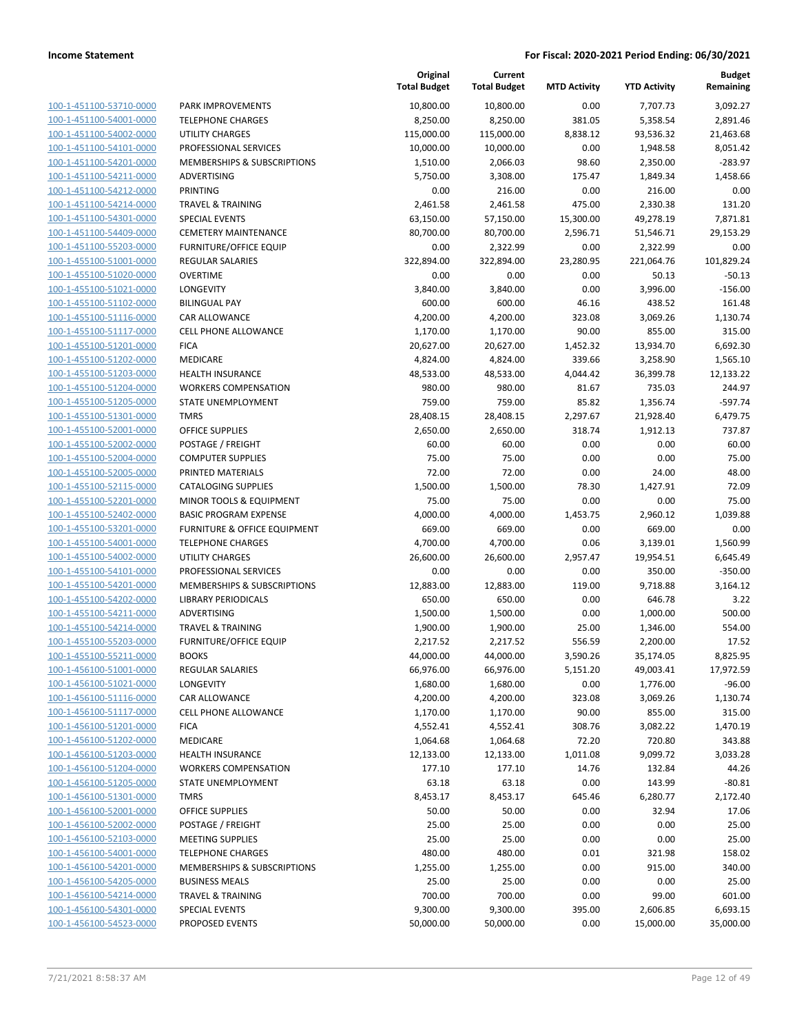**Income Statement** — **For Fiscal: 2020-2021 Period Ending: 06/30/2021**

| | | Original Total Budget | Current Total Budget | MTD Activity | YTD Activity | Budget Remaining |
|---|---|---|---|---|---|---|
| 100-1-451100-53710-0000 | PARK IMPROVEMENTS | 10,800.00 | 10,800.00 | 0.00 | 7,707.73 | 3,092.27 |
| 100-1-451100-54001-0000 | TELEPHONE CHARGES | 8,250.00 | 8,250.00 | 381.05 | 5,358.54 | 2,891.46 |
| 100-1-451100-54002-0000 | UTILITY CHARGES | 115,000.00 | 115,000.00 | 8,838.12 | 93,536.32 | 21,463.68 |
| 100-1-451100-54101-0000 | PROFESSIONAL SERVICES | 10,000.00 | 10,000.00 | 0.00 | 1,948.58 | 8,051.42 |
| 100-1-451100-54201-0000 | MEMBERSHIPS & SUBSCRIPTIONS | 1,510.00 | 2,066.03 | 98.60 | 2,350.00 | -283.97 |
| 100-1-451100-54211-0000 | ADVERTISING | 5,750.00 | 3,308.00 | 175.47 | 1,849.34 | 1,458.66 |
| 100-1-451100-54212-0000 | PRINTING | 0.00 | 216.00 | 0.00 | 216.00 | 0.00 |
| 100-1-451100-54214-0000 | TRAVEL & TRAINING | 2,461.58 | 2,461.58 | 475.00 | 2,330.38 | 131.20 |
| 100-1-451100-54301-0000 | SPECIAL EVENTS | 63,150.00 | 57,150.00 | 15,300.00 | 49,278.19 | 7,871.81 |
| 100-1-451100-54409-0000 | CEMETERY MAINTENANCE | 80,700.00 | 80,700.00 | 2,596.71 | 51,546.71 | 29,153.29 |
| 100-1-451100-55203-0000 | FURNITURE/OFFICE EQUIP | 0.00 | 2,322.99 | 0.00 | 2,322.99 | 0.00 |
| 100-1-455100-51001-0000 | REGULAR SALARIES | 322,894.00 | 322,894.00 | 23,280.95 | 221,064.76 | 101,829.24 |
| 100-1-455100-51020-0000 | OVERTIME | 0.00 | 0.00 | 0.00 | 50.13 | -50.13 |
| 100-1-455100-51021-0000 | LONGEVITY | 3,840.00 | 3,840.00 | 0.00 | 3,996.00 | -156.00 |
| 100-1-455100-51102-0000 | BILINGUAL PAY | 600.00 | 600.00 | 46.16 | 438.52 | 161.48 |
| 100-1-455100-51116-0000 | CAR ALLOWANCE | 4,200.00 | 4,200.00 | 323.08 | 3,069.26 | 1,130.74 |
| 100-1-455100-51117-0000 | CELL PHONE ALLOWANCE | 1,170.00 | 1,170.00 | 90.00 | 855.00 | 315.00 |
| 100-1-455100-51201-0000 | FICA | 20,627.00 | 20,627.00 | 1,452.32 | 13,934.70 | 6,692.30 |
| 100-1-455100-51202-0000 | MEDICARE | 4,824.00 | 4,824.00 | 339.66 | 3,258.90 | 1,565.10 |
| 100-1-455100-51203-0000 | HEALTH INSURANCE | 48,533.00 | 48,533.00 | 4,044.42 | 36,399.78 | 12,133.22 |
| 100-1-455100-51204-0000 | WORKERS COMPENSATION | 980.00 | 980.00 | 81.67 | 735.03 | 244.97 |
| 100-1-455100-51205-0000 | STATE UNEMPLOYMENT | 759.00 | 759.00 | 85.82 | 1,356.74 | -597.74 |
| 100-1-455100-51301-0000 | TMRS | 28,408.15 | 28,408.15 | 2,297.67 | 21,928.40 | 6,479.75 |
| 100-1-455100-52001-0000 | OFFICE SUPPLIES | 2,650.00 | 2,650.00 | 318.74 | 1,912.13 | 737.87 |
| 100-1-455100-52002-0000 | POSTAGE / FREIGHT | 60.00 | 60.00 | 0.00 | 0.00 | 60.00 |
| 100-1-455100-52004-0000 | COMPUTER SUPPLIES | 75.00 | 75.00 | 0.00 | 0.00 | 75.00 |
| 100-1-455100-52005-0000 | PRINTED MATERIALS | 72.00 | 72.00 | 0.00 | 24.00 | 48.00 |
| 100-1-455100-52115-0000 | CATALOGING SUPPLIES | 1,500.00 | 1,500.00 | 78.30 | 1,427.91 | 72.09 |
| 100-1-455100-52201-0000 | MINOR TOOLS & EQUIPMENT | 75.00 | 75.00 | 0.00 | 0.00 | 75.00 |
| 100-1-455100-52402-0000 | BASIC PROGRAM EXPENSE | 4,000.00 | 4,000.00 | 1,453.75 | 2,960.12 | 1,039.88 |
| 100-1-455100-53201-0000 | FURNITURE & OFFICE EQUIPMENT | 669.00 | 669.00 | 0.00 | 669.00 | 0.00 |
| 100-1-455100-54001-0000 | TELEPHONE CHARGES | 4,700.00 | 4,700.00 | 0.06 | 3,139.01 | 1,560.99 |
| 100-1-455100-54002-0000 | UTILITY CHARGES | 26,600.00 | 26,600.00 | 2,957.47 | 19,954.51 | 6,645.49 |
| 100-1-455100-54101-0000 | PROFESSIONAL SERVICES | 0.00 | 0.00 | 0.00 | 350.00 | -350.00 |
| 100-1-455100-54201-0000 | MEMBERSHIPS & SUBSCRIPTIONS | 12,883.00 | 12,883.00 | 119.00 | 9,718.88 | 3,164.12 |
| 100-1-455100-54202-0000 | LIBRARY PERIODICALS | 650.00 | 650.00 | 0.00 | 646.78 | 3.22 |
| 100-1-455100-54211-0000 | ADVERTISING | 1,500.00 | 1,500.00 | 0.00 | 1,000.00 | 500.00 |
| 100-1-455100-54214-0000 | TRAVEL & TRAINING | 1,900.00 | 1,900.00 | 25.00 | 1,346.00 | 554.00 |
| 100-1-455100-55203-0000 | FURNITURE/OFFICE EQUIP | 2,217.52 | 2,217.52 | 556.59 | 2,200.00 | 17.52 |
| 100-1-455100-55211-0000 | BOOKS | 44,000.00 | 44,000.00 | 3,590.26 | 35,174.05 | 8,825.95 |
| 100-1-456100-51001-0000 | REGULAR SALARIES | 66,976.00 | 66,976.00 | 5,151.20 | 49,003.41 | 17,972.59 |
| 100-1-456100-51021-0000 | LONGEVITY | 1,680.00 | 1,680.00 | 0.00 | 1,776.00 | -96.00 |
| 100-1-456100-51116-0000 | CAR ALLOWANCE | 4,200.00 | 4,200.00 | 323.08 | 3,069.26 | 1,130.74 |
| 100-1-456100-51117-0000 | CELL PHONE ALLOWANCE | 1,170.00 | 1,170.00 | 90.00 | 855.00 | 315.00 |
| 100-1-456100-51201-0000 | FICA | 4,552.41 | 4,552.41 | 308.76 | 3,082.22 | 1,470.19 |
| 100-1-456100-51202-0000 | MEDICARE | 1,064.68 | 1,064.68 | 72.20 | 720.80 | 343.88 |
| 100-1-456100-51203-0000 | HEALTH INSURANCE | 12,133.00 | 12,133.00 | 1,011.08 | 9,099.72 | 3,033.28 |
| 100-1-456100-51204-0000 | WORKERS COMPENSATION | 177.10 | 177.10 | 14.76 | 132.84 | 44.26 |
| 100-1-456100-51205-0000 | STATE UNEMPLOYMENT | 63.18 | 63.18 | 0.00 | 143.99 | -80.81 |
| 100-1-456100-51301-0000 | TMRS | 8,453.17 | 8,453.17 | 645.46 | 6,280.77 | 2,172.40 |
| 100-1-456100-52001-0000 | OFFICE SUPPLIES | 50.00 | 50.00 | 0.00 | 32.94 | 17.06 |
| 100-1-456100-52002-0000 | POSTAGE / FREIGHT | 25.00 | 25.00 | 0.00 | 0.00 | 25.00 |
| 100-1-456100-52103-0000 | MEETING SUPPLIES | 25.00 | 25.00 | 0.00 | 0.00 | 25.00 |
| 100-1-456100-54001-0000 | TELEPHONE CHARGES | 480.00 | 480.00 | 0.01 | 321.98 | 158.02 |
| 100-1-456100-54201-0000 | MEMBERSHIPS & SUBSCRIPTIONS | 1,255.00 | 1,255.00 | 0.00 | 915.00 | 340.00 |
| 100-1-456100-54205-0000 | BUSINESS MEALS | 25.00 | 25.00 | 0.00 | 0.00 | 25.00 |
| 100-1-456100-54214-0000 | TRAVEL & TRAINING | 700.00 | 700.00 | 0.00 | 99.00 | 601.00 |
| 100-1-456100-54301-0000 | SPECIAL EVENTS | 9,300.00 | 9,300.00 | 395.00 | 2,606.85 | 6,693.15 |
| 100-1-456100-54523-0000 | PROPOSED EVENTS | 50,000.00 | 50,000.00 | 0.00 | 15,000.00 | 35,000.00 |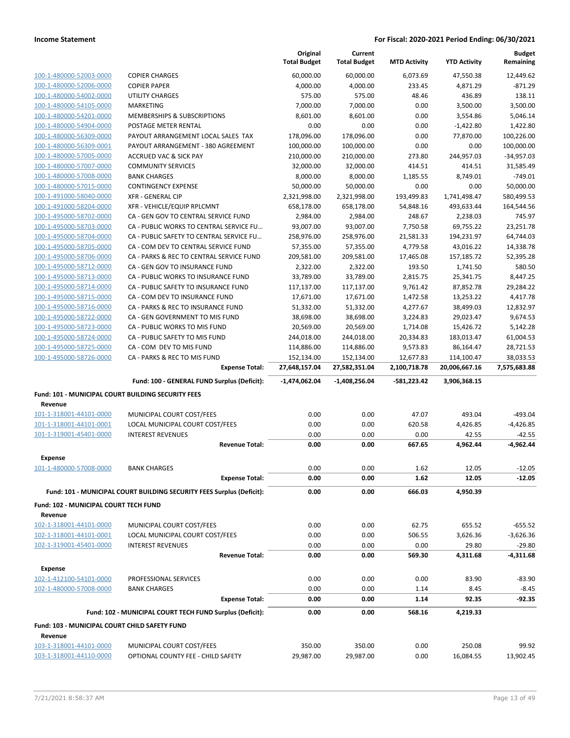| | | Original Total Budget | Current Total Budget | MTD Activity | YTD Activity | Budget Remaining |
|---|---|---|---|---|---|---|
| 100-1-480000-52003-0000 | COPIER CHARGES | 60,000.00 | 60,000.00 | 6,073.69 | 47,550.38 | 12,449.62 |
| 100-1-480000-52006-0000 | COPIER PAPER | 4,000.00 | 4,000.00 | 233.45 | 4,871.29 | -871.29 |
| 100-1-480000-54002-0000 | UTILITY CHARGES | 575.00 | 575.00 | 48.46 | 436.89 | 138.11 |
| 100-1-480000-54105-0000 | MARKETING | 7,000.00 | 7,000.00 | 0.00 | 3,500.00 | 3,500.00 |
| 100-1-480000-54201-0000 | MEMBERSHIPS & SUBSCRIPTIONS | 8,601.00 | 8,601.00 | 0.00 | 3,554.86 | 5,046.14 |
| 100-1-480000-54904-0000 | POSTAGE METER RENTAL | 0.00 | 0.00 | 0.00 | -1,422.80 | 1,422.80 |
| 100-1-480000-56309-0000 | PAYOUT ARRANGEMENT LOCAL SALES TAX | 178,096.00 | 178,096.00 | 0.00 | 77,870.00 | 100,226.00 |
| 100-1-480000-56309-0001 | PAYOUT ARRANGEMENT - 380 AGREEMENT | 100,000.00 | 100,000.00 | 0.00 | 0.00 | 100,000.00 |
| 100-1-480000-57005-0000 | ACCRUED VAC & SICK PAY | 210,000.00 | 210,000.00 | 273.80 | 244,957.03 | -34,957.03 |
| 100-1-480000-57007-0000 | COMMUNITY SERVICES | 32,000.00 | 32,000.00 | 414.51 | 414.51 | 31,585.49 |
| 100-1-480000-57008-0000 | BANK CHARGES | 8,000.00 | 8,000.00 | 1,185.55 | 8,749.01 | -749.01 |
| 100-1-480000-57015-0000 | CONTINGENCY EXPENSE | 50,000.00 | 50,000.00 | 0.00 | 0.00 | 50,000.00 |
| 100-1-491000-58040-0000 | XFR - GENERAL CIP | 2,321,998.00 | 2,321,998.00 | 193,499.83 | 1,741,498.47 | 580,499.53 |
| 100-1-491000-58204-0000 | XFR - VEHICLE/EQUIP RPLCMNT | 658,178.00 | 658,178.00 | 54,848.16 | 493,633.44 | 164,544.56 |
| 100-1-495000-58702-0000 | CA - GEN GOV TO CENTRAL SERVICE FUND | 2,984.00 | 2,984.00 | 248.67 | 2,238.03 | 745.97 |
| 100-1-495000-58703-0000 | CA - PUBLIC WORKS TO CENTRAL SERVICE FU... | 93,007.00 | 93,007.00 | 7,750.58 | 69,755.22 | 23,251.78 |
| 100-1-495000-58704-0000 | CA - PUBLIC SAFETY TO CENTRAL SERVICE FU... | 258,976.00 | 258,976.00 | 21,581.33 | 194,231.97 | 64,744.03 |
| 100-1-495000-58705-0000 | CA - COM DEV TO CENTRAL SERVICE FUND | 57,355.00 | 57,355.00 | 4,779.58 | 43,016.22 | 14,338.78 |
| 100-1-495000-58706-0000 | CA - PARKS & REC TO CENTRAL SERVICE FUND | 209,581.00 | 209,581.00 | 17,465.08 | 157,185.72 | 52,395.28 |
| 100-1-495000-58712-0000 | CA - GEN GOV TO INSURANCE FUND | 2,322.00 | 2,322.00 | 193.50 | 1,741.50 | 580.50 |
| 100-1-495000-58713-0000 | CA - PUBLIC WORKS TO INSURANCE FUND | 33,789.00 | 33,789.00 | 2,815.75 | 25,341.75 | 8,447.25 |
| 100-1-495000-58714-0000 | CA - PUBLIC SAFETY TO INSURANCE FUND | 117,137.00 | 117,137.00 | 9,761.42 | 87,852.78 | 29,284.22 |
| 100-1-495000-58715-0000 | CA - COM DEV TO INSURANCE FUND | 17,671.00 | 17,671.00 | 1,472.58 | 13,253.22 | 4,417.78 |
| 100-1-495000-58716-0000 | CA - PARKS & REC TO INSURANCE FUND | 51,332.00 | 51,332.00 | 4,277.67 | 38,499.03 | 12,832.97 |
| 100-1-495000-58722-0000 | CA - GEN GOVERNMENT TO MIS FUND | 38,698.00 | 38,698.00 | 3,224.83 | 29,023.47 | 9,674.53 |
| 100-1-495000-58723-0000 | CA - PUBLIC WORKS TO MIS FUND | 20,569.00 | 20,569.00 | 1,714.08 | 15,426.72 | 5,142.28 |
| 100-1-495000-58724-0000 | CA - PUBLIC SAFETY TO MIS FUND | 244,018.00 | 244,018.00 | 20,334.83 | 183,013.47 | 61,004.53 |
| 100-1-495000-58725-0000 | CA - COM DEV TO MIS FUND | 114,886.00 | 114,886.00 | 9,573.83 | 86,164.47 | 28,721.53 |
| 100-1-495000-58726-0000 | CA - PARKS & REC TO MIS FUND | 152,134.00 | 152,134.00 | 12,677.83 | 114,100.47 | 38,033.53 |
| | **Expense Total:** | **27,648,157.04** | **27,582,351.04** | **2,100,718.78** | **20,006,667.16** | **7,575,683.88** |
| | **Fund: 100 - GENERAL FUND Surplus (Deficit):** | **-1,474,062.04** | **-1,408,256.04** | **-581,223.42** | **3,906,368.15** | |
| **Fund: 101 - MUNICIPAL COURT BUILDING SECURITY FEES** | | | | | | |
| **Revenue** | | | | | | |
| 101-1-318001-44101-0000 | MUNICIPAL COURT COST/FEES | 0.00 | 0.00 | 47.07 | 493.04 | -493.04 |
| 101-1-318001-44101-0001 | LOCAL MUNICIPAL COURT COST/FEES | 0.00 | 0.00 | 620.58 | 4,426.85 | -4,426.85 |
| 101-1-319001-45401-0000 | INTEREST REVENUES | 0.00 | 0.00 | 0.00 | 42.55 | -42.55 |
| | **Revenue Total:** | **0.00** | **0.00** | **667.65** | **4,962.44** | **-4,962.44** |
| **Expense** | | | | | | |
| 101-1-480000-57008-0000 | BANK CHARGES | 0.00 | 0.00 | 1.62 | 12.05 | -12.05 |
| | **Expense Total:** | **0.00** | **0.00** | **1.62** | **12.05** | **-12.05** |
| | **Fund: 101 - MUNICIPAL COURT BUILDING SECURITY FEES Surplus (Deficit):** | **0.00** | **0.00** | **666.03** | **4,950.39** | |
| **Fund: 102 - MUNICIPAL COURT TECH FUND** | | | | | | |
| **Revenue** | | | | | | |
| 102-1-318001-44101-0000 | MUNICIPAL COURT COST/FEES | 0.00 | 0.00 | 62.75 | 655.52 | -655.52 |
| 102-1-318001-44101-0001 | LOCAL MUNICIPAL COURT COST/FEES | 0.00 | 0.00 | 506.55 | 3,626.36 | -3,626.36 |
| 102-1-319001-45401-0000 | INTEREST REVENUES | 0.00 | 0.00 | 0.00 | 29.80 | -29.80 |
| | **Revenue Total:** | **0.00** | **0.00** | **569.30** | **4,311.68** | **-4,311.68** |
| **Expense** | | | | | | |
| 102-1-412100-54101-0000 | PROFESSIONAL SERVICES | 0.00 | 0.00 | 0.00 | 83.90 | -83.90 |
| 102-1-480000-57008-0000 | BANK CHARGES | 0.00 | 0.00 | 1.14 | 8.45 | -8.45 |
| | **Expense Total:** | **0.00** | **0.00** | **1.14** | **92.35** | **-92.35** |
| | **Fund: 102 - MUNICIPAL COURT TECH FUND Surplus (Deficit):** | **0.00** | **0.00** | **568.16** | **4,219.33** | |
| **Fund: 103 - MUNICIPAL COURT CHILD SAFETY FUND** | | | | | | |
| **Revenue** | | | | | | |
| 103-1-318001-44101-0000 | MUNICIPAL COURT COST/FEES | 350.00 | 350.00 | 0.00 | 250.08 | 99.92 |
| 103-1-318001-44110-0000 | OPTIONAL COUNTY FEE - CHILD SAFETY | 29,987.00 | 29,987.00 | 0.00 | 16,084.55 | 13,902.45 |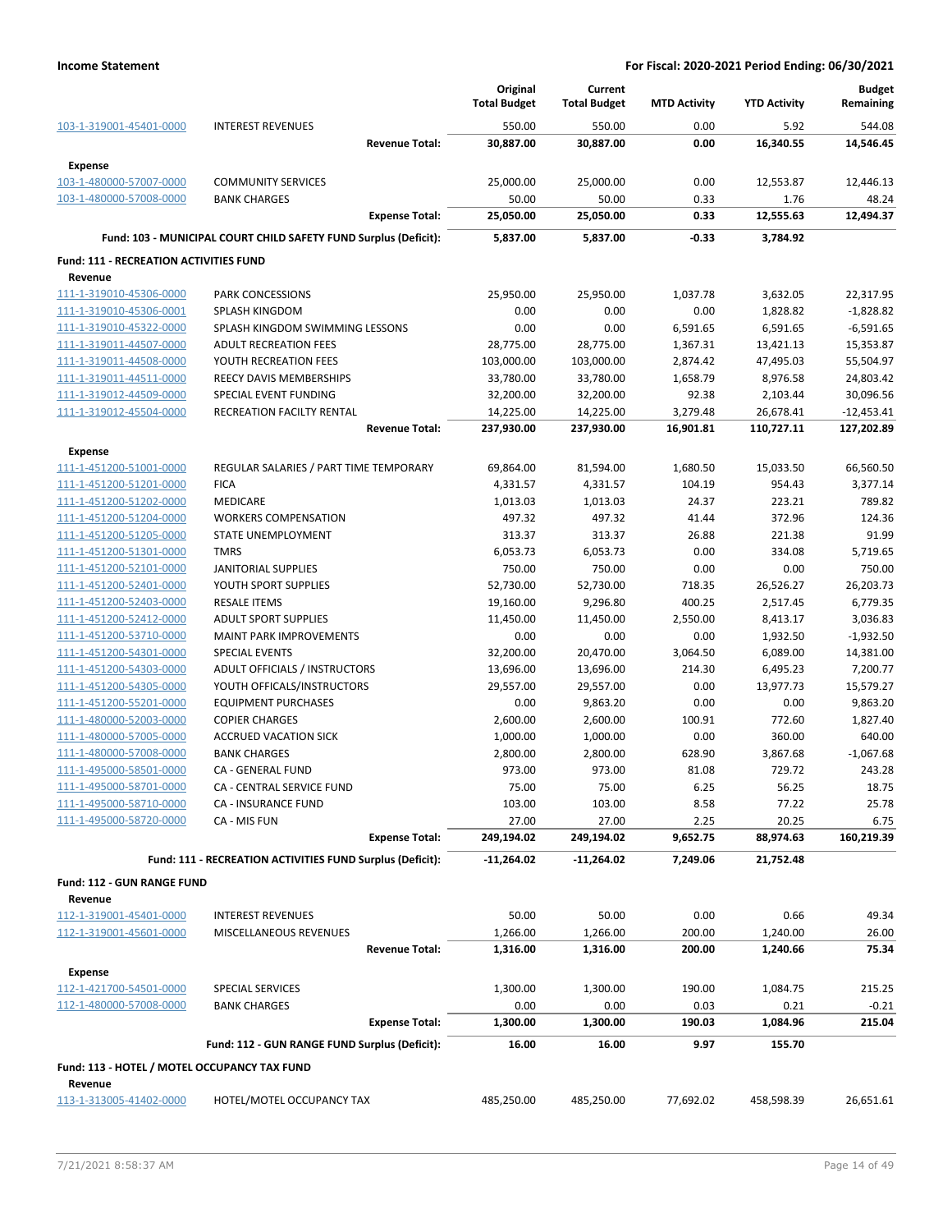| | | Original Total Budget | Current Total Budget | MTD Activity | YTD Activity | Budget Remaining |
|---|---|---|---|---|---|---|
| 103-1-319001-45401-0000 | INTEREST REVENUES | 550.00 | 550.00 | 0.00 | 5.92 | 544.08 |
| | **Revenue Total:** | **30,887.00** | **30,887.00** | **0.00** | **16,340.55** | **14,546.45** |
| **Expense** | | | | | | |
| 103-1-480000-57007-0000 | COMMUNITY SERVICES | 25,000.00 | 25,000.00 | 0.00 | 12,553.87 | 12,446.13 |
| 103-1-480000-57008-0000 | BANK CHARGES | 50.00 | 50.00 | 0.33 | 1.76 | 48.24 |
| | **Expense Total:** | **25,050.00** | **25,050.00** | **0.33** | **12,555.63** | **12,494.37** |
| | **Fund: 103 - MUNICIPAL COURT CHILD SAFETY FUND Surplus (Deficit):** | **5,837.00** | **5,837.00** | **-0.33** | **3,784.92** | |
| **Fund: 111 - RECREATION ACTIVITIES FUND** | | | | | | |
| **Revenue** | | | | | | |
| 111-1-319010-45306-0000 | PARK CONCESSIONS | 25,950.00 | 25,950.00 | 1,037.78 | 3,632.05 | 22,317.95 |
| 111-1-319010-45306-0001 | SPLASH KINGDOM | 0.00 | 0.00 | 0.00 | 1,828.82 | -1,828.82 |
| 111-1-319010-45322-0000 | SPLASH KINGDOM SWIMMING LESSONS | 0.00 | 0.00 | 6,591.65 | 6,591.65 | -6,591.65 |
| 111-1-319011-44507-0000 | ADULT RECREATION FEES | 28,775.00 | 28,775.00 | 1,367.31 | 13,421.13 | 15,353.87 |
| 111-1-319011-44508-0000 | YOUTH RECREATION FEES | 103,000.00 | 103,000.00 | 2,874.42 | 47,495.03 | 55,504.97 |
| 111-1-319011-44511-0000 | REECY DAVIS MEMBERSHIPS | 33,780.00 | 33,780.00 | 1,658.79 | 8,976.58 | 24,803.42 |
| 111-1-319012-44509-0000 | SPECIAL EVENT FUNDING | 32,200.00 | 32,200.00 | 92.38 | 2,103.44 | 30,096.56 |
| 111-1-319012-45504-0000 | RECREATION FACILTY RENTAL | 14,225.00 | 14,225.00 | 3,279.48 | 26,678.41 | -12,453.41 |
| | **Revenue Total:** | **237,930.00** | **237,930.00** | **16,901.81** | **110,727.11** | **127,202.89** |
| **Expense** | | | | | | |
| 111-1-451200-51001-0000 | REGULAR SALARIES / PART TIME TEMPORARY | 69,864.00 | 81,594.00 | 1,680.50 | 15,033.50 | 66,560.50 |
| 111-1-451200-51201-0000 | FICA | 4,331.57 | 4,331.57 | 104.19 | 954.43 | 3,377.14 |
| 111-1-451200-51202-0000 | MEDICARE | 1,013.03 | 1,013.03 | 24.37 | 223.21 | 789.82 |
| 111-1-451200-51204-0000 | WORKERS COMPENSATION | 497.32 | 497.32 | 41.44 | 372.96 | 124.36 |
| 111-1-451200-51205-0000 | STATE UNEMPLOYMENT | 313.37 | 313.37 | 26.88 | 221.38 | 91.99 |
| 111-1-451200-51301-0000 | TMRS | 6,053.73 | 6,053.73 | 0.00 | 334.08 | 5,719.65 |
| 111-1-451200-52101-0000 | JANITORIAL SUPPLIES | 750.00 | 750.00 | 0.00 | 0.00 | 750.00 |
| 111-1-451200-52401-0000 | YOUTH SPORT SUPPLIES | 52,730.00 | 52,730.00 | 718.35 | 26,526.27 | 26,203.73 |
| 111-1-451200-52403-0000 | RESALE ITEMS | 19,160.00 | 9,296.80 | 400.25 | 2,517.45 | 6,779.35 |
| 111-1-451200-52412-0000 | ADULT SPORT SUPPLIES | 11,450.00 | 11,450.00 | 2,550.00 | 8,413.17 | 3,036.83 |
| 111-1-451200-53710-0000 | MAINT PARK IMPROVEMENTS | 0.00 | 0.00 | 0.00 | 1,932.50 | -1,932.50 |
| 111-1-451200-54301-0000 | SPECIAL EVENTS | 32,200.00 | 20,470.00 | 3,064.50 | 6,089.00 | 14,381.00 |
| 111-1-451200-54303-0000 | ADULT OFFICIALS / INSTRUCTORS | 13,696.00 | 13,696.00 | 214.30 | 6,495.23 | 7,200.77 |
| 111-1-451200-54305-0000 | YOUTH OFFICALS/INSTRUCTORS | 29,557.00 | 29,557.00 | 0.00 | 13,977.73 | 15,579.27 |
| 111-1-451200-55201-0000 | EQUIPMENT PURCHASES | 0.00 | 9,863.20 | 0.00 | 0.00 | 9,863.20 |
| 111-1-480000-52003-0000 | COPIER CHARGES | 2,600.00 | 2,600.00 | 100.91 | 772.60 | 1,827.40 |
| 111-1-480000-57005-0000 | ACCRUED VACATION SICK | 1,000.00 | 1,000.00 | 0.00 | 360.00 | 640.00 |
| 111-1-480000-57008-0000 | BANK CHARGES | 2,800.00 | 2,800.00 | 628.90 | 3,867.68 | -1,067.68 |
| 111-1-495000-58501-0000 | CA - GENERAL FUND | 973.00 | 973.00 | 81.08 | 729.72 | 243.28 |
| 111-1-495000-58701-0000 | CA - CENTRAL SERVICE FUND | 75.00 | 75.00 | 6.25 | 56.25 | 18.75 |
| 111-1-495000-58710-0000 | CA - INSURANCE FUND | 103.00 | 103.00 | 8.58 | 77.22 | 25.78 |
| 111-1-495000-58720-0000 | CA - MIS FUN | 27.00 | 27.00 | 2.25 | 20.25 | 6.75 |
| | **Expense Total:** | **249,194.02** | **249,194.02** | **9,652.75** | **88,974.63** | **160,219.39** |
| | **Fund: 111 - RECREATION ACTIVITIES FUND Surplus (Deficit):** | **-11,264.02** | **-11,264.02** | **7,249.06** | **21,752.48** | |
| **Fund: 112 - GUN RANGE FUND** | | | | | | |
| **Revenue** | | | | | | |
| 112-1-319001-45401-0000 | INTEREST REVENUES | 50.00 | 50.00 | 0.00 | 0.66 | 49.34 |
| 112-1-319001-45601-0000 | MISCELLANEOUS REVENUES | 1,266.00 | 1,266.00 | 200.00 | 1,240.00 | 26.00 |
| | **Revenue Total:** | **1,316.00** | **1,316.00** | **200.00** | **1,240.66** | **75.34** |
| **Expense** | | | | | | |
| 112-1-421700-54501-0000 | SPECIAL SERVICES | 1,300.00 | 1,300.00 | 190.00 | 1,084.75 | 215.25 |
| 112-1-480000-57008-0000 | BANK CHARGES | 0.00 | 0.00 | 0.03 | 0.21 | -0.21 |
| | **Expense Total:** | **1,300.00** | **1,300.00** | **190.03** | **1,084.96** | **215.04** |
| | **Fund: 112 - GUN RANGE FUND Surplus (Deficit):** | **16.00** | **16.00** | **9.97** | **155.70** | |
| **Fund: 113 - HOTEL / MOTEL OCCUPANCY TAX FUND** | | | | | | |
| **Revenue** | | | | | | |
| 113-1-313005-41402-0000 | HOTEL/MOTEL OCCUPANCY TAX | 485,250.00 | 485,250.00 | 77,692.02 | 458,598.39 | 26,651.61 |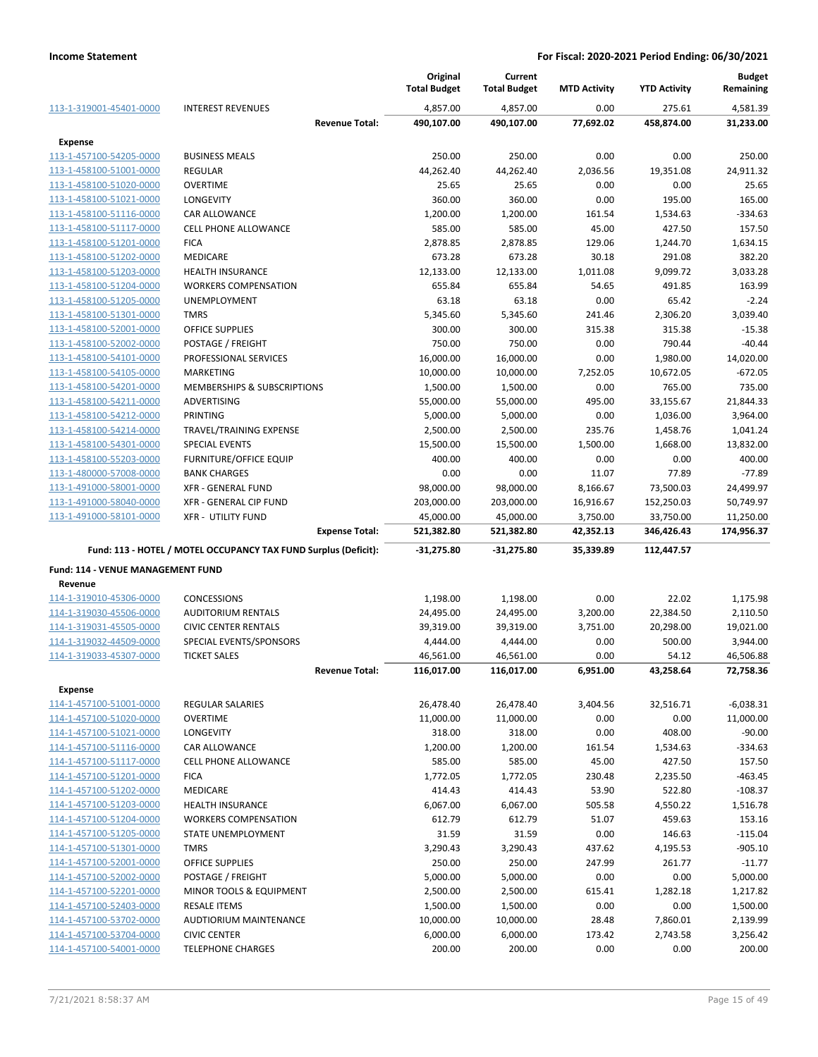**Income Statement** — **For Fiscal: 2020-2021 Period Ending: 06/30/2021**

| | | Original Total Budget | Current Total Budget | MTD Activity | YTD Activity | Budget Remaining |
|---|---|---|---|---|---|---|
| 113-1-319001-45401-0000 | INTEREST REVENUES | 4,857.00 | 4,857.00 | 0.00 | 275.61 | 4,581.39 |
| | **Revenue Total:** | **490,107.00** | **490,107.00** | **77,692.02** | **458,874.00** | **31,233.00** |
| **Expense** | | | | | | |
| 113-1-457100-54205-0000 | BUSINESS MEALS | 250.00 | 250.00 | 0.00 | 0.00 | 250.00 |
| 113-1-458100-51001-0000 | REGULAR | 44,262.40 | 44,262.40 | 2,036.56 | 19,351.08 | 24,911.32 |
| 113-1-458100-51020-0000 | OVERTIME | 25.65 | 25.65 | 0.00 | 0.00 | 25.65 |
| 113-1-458100-51021-0000 | LONGEVITY | 360.00 | 360.00 | 0.00 | 195.00 | 165.00 |
| 113-1-458100-51116-0000 | CAR ALLOWANCE | 1,200.00 | 1,200.00 | 161.54 | 1,534.63 | -334.63 |
| 113-1-458100-51117-0000 | CELL PHONE ALLOWANCE | 585.00 | 585.00 | 45.00 | 427.50 | 157.50 |
| 113-1-458100-51201-0000 | FICA | 2,878.85 | 2,878.85 | 129.06 | 1,244.70 | 1,634.15 |
| 113-1-458100-51202-0000 | MEDICARE | 673.28 | 673.28 | 30.18 | 291.08 | 382.20 |
| 113-1-458100-51203-0000 | HEALTH INSURANCE | 12,133.00 | 12,133.00 | 1,011.08 | 9,099.72 | 3,033.28 |
| 113-1-458100-51204-0000 | WORKERS COMPENSATION | 655.84 | 655.84 | 54.65 | 491.85 | 163.99 |
| 113-1-458100-51205-0000 | UNEMPLOYMENT | 63.18 | 63.18 | 0.00 | 65.42 | -2.24 |
| 113-1-458100-51301-0000 | TMRS | 5,345.60 | 5,345.60 | 241.46 | 2,306.20 | 3,039.40 |
| 113-1-458100-52001-0000 | OFFICE SUPPLIES | 300.00 | 300.00 | 315.38 | 315.38 | -15.38 |
| 113-1-458100-52002-0000 | POSTAGE / FREIGHT | 750.00 | 750.00 | 0.00 | 790.44 | -40.44 |
| 113-1-458100-54101-0000 | PROFESSIONAL SERVICES | 16,000.00 | 16,000.00 | 0.00 | 1,980.00 | 14,020.00 |
| 113-1-458100-54105-0000 | MARKETING | 10,000.00 | 10,000.00 | 7,252.05 | 10,672.05 | -672.05 |
| 113-1-458100-54201-0000 | MEMBERSHIPS & SUBSCRIPTIONS | 1,500.00 | 1,500.00 | 0.00 | 765.00 | 735.00 |
| 113-1-458100-54211-0000 | ADVERTISING | 55,000.00 | 55,000.00 | 495.00 | 33,155.67 | 21,844.33 |
| 113-1-458100-54212-0000 | PRINTING | 5,000.00 | 5,000.00 | 0.00 | 1,036.00 | 3,964.00 |
| 113-1-458100-54214-0000 | TRAVEL/TRAINING EXPENSE | 2,500.00 | 2,500.00 | 235.76 | 1,458.76 | 1,041.24 |
| 113-1-458100-54301-0000 | SPECIAL EVENTS | 15,500.00 | 15,500.00 | 1,500.00 | 1,668.00 | 13,832.00 |
| 113-1-458100-55203-0000 | FURNITURE/OFFICE EQUIP | 400.00 | 400.00 | 0.00 | 0.00 | 400.00 |
| 113-1-480000-57008-0000 | BANK CHARGES | 0.00 | 0.00 | 11.07 | 77.89 | -77.89 |
| 113-1-491000-58001-0000 | XFR - GENERAL FUND | 98,000.00 | 98,000.00 | 8,166.67 | 73,500.03 | 24,499.97 |
| 113-1-491000-58040-0000 | XFR - GENERAL CIP FUND | 203,000.00 | 203,000.00 | 16,916.67 | 152,250.03 | 50,749.97 |
| 113-1-491000-58101-0000 | XFR - UTILITY FUND | 45,000.00 | 45,000.00 | 3,750.00 | 33,750.00 | 11,250.00 |
| | **Expense Total:** | **521,382.80** | **521,382.80** | **42,352.13** | **346,426.43** | **174,956.37** |
| | **Fund: 113 - HOTEL / MOTEL OCCUPANCY TAX FUND Surplus (Deficit):** | **-31,275.80** | **-31,275.80** | **35,339.89** | **112,447.57** | |
| **Fund: 114 - VENUE MANAGEMENT FUND** | | | | | | |
| **Revenue** | | | | | | |
| 114-1-319010-45306-0000 | CONCESSIONS | 1,198.00 | 1,198.00 | 0.00 | 22.02 | 1,175.98 |
| 114-1-319030-45506-0000 | AUDITORIUM RENTALS | 24,495.00 | 24,495.00 | 3,200.00 | 22,384.50 | 2,110.50 |
| 114-1-319031-45505-0000 | CIVIC CENTER RENTALS | 39,319.00 | 39,319.00 | 3,751.00 | 20,298.00 | 19,021.00 |
| 114-1-319032-44509-0000 | SPECIAL EVENTS/SPONSORS | 4,444.00 | 4,444.00 | 0.00 | 500.00 | 3,944.00 |
| 114-1-319033-45307-0000 | TICKET SALES | 46,561.00 | 46,561.00 | 0.00 | 54.12 | 46,506.88 |
| | **Revenue Total:** | **116,017.00** | **116,017.00** | **6,951.00** | **43,258.64** | **72,758.36** |
| **Expense** | | | | | | |
| 114-1-457100-51001-0000 | REGULAR SALARIES | 26,478.40 | 26,478.40 | 3,404.56 | 32,516.71 | -6,038.31 |
| 114-1-457100-51020-0000 | OVERTIME | 11,000.00 | 11,000.00 | 0.00 | 0.00 | 11,000.00 |
| 114-1-457100-51021-0000 | LONGEVITY | 318.00 | 318.00 | 0.00 | 408.00 | -90.00 |
| 114-1-457100-51116-0000 | CAR ALLOWANCE | 1,200.00 | 1,200.00 | 161.54 | 1,534.63 | -334.63 |
| 114-1-457100-51117-0000 | CELL PHONE ALLOWANCE | 585.00 | 585.00 | 45.00 | 427.50 | 157.50 |
| 114-1-457100-51201-0000 | FICA | 1,772.05 | 1,772.05 | 230.48 | 2,235.50 | -463.45 |
| 114-1-457100-51202-0000 | MEDICARE | 414.43 | 414.43 | 53.90 | 522.80 | -108.37 |
| 114-1-457100-51203-0000 | HEALTH INSURANCE | 6,067.00 | 6,067.00 | 505.58 | 4,550.22 | 1,516.78 |
| 114-1-457100-51204-0000 | WORKERS COMPENSATION | 612.79 | 612.79 | 51.07 | 459.63 | 153.16 |
| 114-1-457100-51205-0000 | STATE UNEMPLOYMENT | 31.59 | 31.59 | 0.00 | 146.63 | -115.04 |
| 114-1-457100-51301-0000 | TMRS | 3,290.43 | 3,290.43 | 437.62 | 4,195.53 | -905.10 |
| 114-1-457100-52001-0000 | OFFICE SUPPLIES | 250.00 | 250.00 | 247.99 | 261.77 | -11.77 |
| 114-1-457100-52002-0000 | POSTAGE / FREIGHT | 5,000.00 | 5,000.00 | 0.00 | 0.00 | 5,000.00 |
| 114-1-457100-52201-0000 | MINOR TOOLS & EQUIPMENT | 2,500.00 | 2,500.00 | 615.41 | 1,282.18 | 1,217.82 |
| 114-1-457100-52403-0000 | RESALE ITEMS | 1,500.00 | 1,500.00 | 0.00 | 0.00 | 1,500.00 |
| 114-1-457100-53702-0000 | AUDTIORIUM MAINTENANCE | 10,000.00 | 10,000.00 | 28.48 | 7,860.01 | 2,139.99 |
| 114-1-457100-53704-0000 | CIVIC CENTER | 6,000.00 | 6,000.00 | 173.42 | 2,743.58 | 3,256.42 |
| 114-1-457100-54001-0000 | TELEPHONE CHARGES | 200.00 | 200.00 | 0.00 | 0.00 | 200.00 |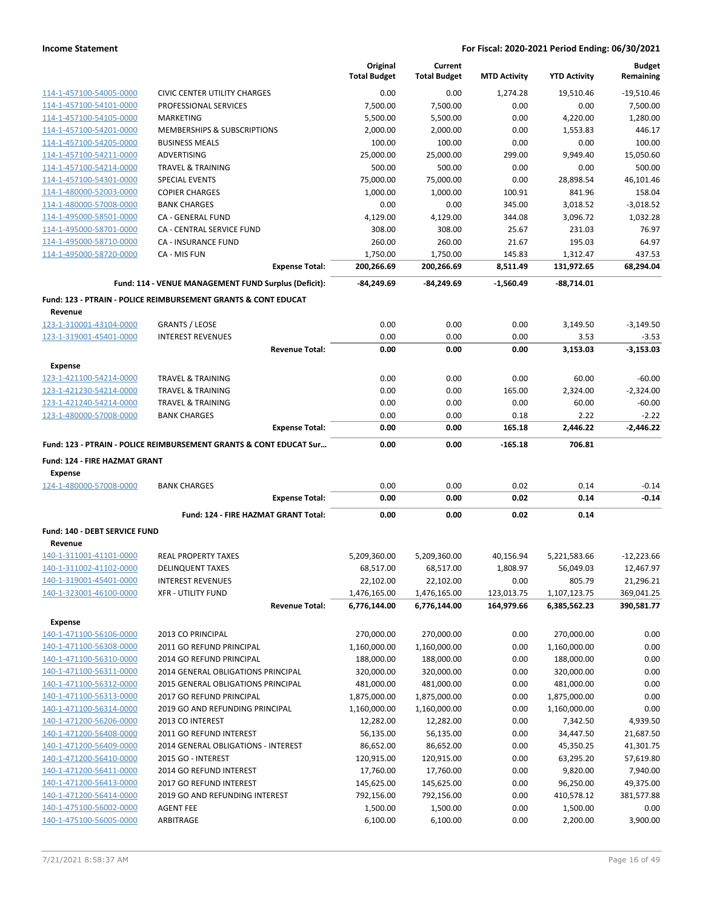| | | Original Total Budget | Current Total Budget | MTD Activity | YTD Activity | Budget Remaining |
|---|---|---|---|---|---|---|
| 114-1-457100-54005-0000 | CIVIC CENTER UTILITY CHARGES | 0.00 | 0.00 | 1,274.28 | 19,510.46 | -19,510.46 |
| 114-1-457100-54101-0000 | PROFESSIONAL SERVICES | 7,500.00 | 7,500.00 | 0.00 | 0.00 | 7,500.00 |
| 114-1-457100-54105-0000 | MARKETING | 5,500.00 | 5,500.00 | 0.00 | 4,220.00 | 1,280.00 |
| 114-1-457100-54201-0000 | MEMBERSHIPS & SUBSCRIPTIONS | 2,000.00 | 2,000.00 | 0.00 | 1,553.83 | 446.17 |
| 114-1-457100-54205-0000 | BUSINESS MEALS | 100.00 | 100.00 | 0.00 | 0.00 | 100.00 |
| 114-1-457100-54211-0000 | ADVERTISING | 25,000.00 | 25,000.00 | 299.00 | 9,949.40 | 15,050.60 |
| 114-1-457100-54214-0000 | TRAVEL & TRAINING | 500.00 | 500.00 | 0.00 | 0.00 | 500.00 |
| 114-1-457100-54301-0000 | SPECIAL EVENTS | 75,000.00 | 75,000.00 | 0.00 | 28,898.54 | 46,101.46 |
| 114-1-480000-52003-0000 | COPIER CHARGES | 1,000.00 | 1,000.00 | 100.91 | 841.96 | 158.04 |
| 114-1-480000-57008-0000 | BANK CHARGES | 0.00 | 0.00 | 345.00 | 3,018.52 | -3,018.52 |
| 114-1-495000-58501-0000 | CA - GENERAL FUND | 4,129.00 | 4,129.00 | 344.08 | 3,096.72 | 1,032.28 |
| 114-1-495000-58701-0000 | CA - CENTRAL SERVICE FUND | 308.00 | 308.00 | 25.67 | 231.03 | 76.97 |
| 114-1-495000-58710-0000 | CA - INSURANCE FUND | 260.00 | 260.00 | 21.67 | 195.03 | 64.97 |
| 114-1-495000-58720-0000 | CA - MIS FUN | 1,750.00 | 1,750.00 | 145.83 | 1,312.47 | 437.53 |
| | **Expense Total:** | **200,266.69** | **200,266.69** | **8,511.49** | **131,972.65** | **68,294.04** |
| | **Fund: 114 - VENUE MANAGEMENT FUND Surplus (Deficit):** | **-84,249.69** | **-84,249.69** | **-1,560.49** | **-88,714.01** | |
| **Fund: 123 - PTRAIN - POLICE REIMBURSEMENT GRANTS & CONT EDUCAT** | | | | | | |
| **Revenue** | | | | | | |
| 123-1-310001-43104-0000 | GRANTS / LEOSE | 0.00 | 0.00 | 0.00 | 3,149.50 | -3,149.50 |
| 123-1-319001-45401-0000 | INTEREST REVENUES | 0.00 | 0.00 | 0.00 | 3.53 | -3.53 |
| | **Revenue Total:** | **0.00** | **0.00** | **0.00** | **3,153.03** | **-3,153.03** |
| **Expense** | | | | | | |
| 123-1-421100-54214-0000 | TRAVEL & TRAINING | 0.00 | 0.00 | 0.00 | 60.00 | -60.00 |
| 123-1-421230-54214-0000 | TRAVEL & TRAINING | 0.00 | 0.00 | 165.00 | 2,324.00 | -2,324.00 |
| 123-1-421240-54214-0000 | TRAVEL & TRAINING | 0.00 | 0.00 | 0.00 | 60.00 | -60.00 |
| 123-1-480000-57008-0000 | BANK CHARGES | 0.00 | 0.00 | 0.18 | 2.22 | -2.22 |
| | **Expense Total:** | **0.00** | **0.00** | **165.18** | **2,446.22** | **-2,446.22** |
| **Fund: 123 - PTRAIN - POLICE REIMBURSEMENT GRANTS & CONT EDUCAT Sur...** | | **0.00** | **0.00** | **-165.18** | **706.81** | |
| **Fund: 124 - FIRE HAZMAT GRANT** | | | | | | |
| **Expense** | | | | | | |
| 124-1-480000-57008-0000 | BANK CHARGES | 0.00 | 0.00 | 0.02 | 0.14 | -0.14 |
| | **Expense Total:** | **0.00** | **0.00** | **0.02** | **0.14** | **-0.14** |
| | **Fund: 124 - FIRE HAZMAT GRANT Total:** | **0.00** | **0.00** | **0.02** | **0.14** | |
| **Fund: 140 - DEBT SERVICE FUND** | | | | | | |
| **Revenue** | | | | | | |
| 140-1-311001-41101-0000 | REAL PROPERTY TAXES | 5,209,360.00 | 5,209,360.00 | 40,156.94 | 5,221,583.66 | -12,223.66 |
| 140-1-311002-41102-0000 | DELINQUENT TAXES | 68,517.00 | 68,517.00 | 1,808.97 | 56,049.03 | 12,467.97 |
| 140-1-319001-45401-0000 | INTEREST REVENUES | 22,102.00 | 22,102.00 | 0.00 | 805.79 | 21,296.21 |
| 140-1-323001-46100-0000 | XFR - UTILITY FUND | 1,476,165.00 | 1,476,165.00 | 123,013.75 | 1,107,123.75 | 369,041.25 |
| | **Revenue Total:** | **6,776,144.00** | **6,776,144.00** | **164,979.66** | **6,385,562.23** | **390,581.77** |
| **Expense** | | | | | | |
| 140-1-471100-56106-0000 | 2013 CO PRINCIPAL | 270,000.00 | 270,000.00 | 0.00 | 270,000.00 | 0.00 |
| 140-1-471100-56308-0000 | 2011 GO REFUND PRINCIPAL | 1,160,000.00 | 1,160,000.00 | 0.00 | 1,160,000.00 | 0.00 |
| 140-1-471100-56310-0000 | 2014 GO REFUND PRINCIPAL | 188,000.00 | 188,000.00 | 0.00 | 188,000.00 | 0.00 |
| 140-1-471100-56311-0000 | 2014 GENERAL OBLIGATIONS PRINCIPAL | 320,000.00 | 320,000.00 | 0.00 | 320,000.00 | 0.00 |
| 140-1-471100-56312-0000 | 2015 GENERAL OBLIGATIONS PRINCIPAL | 481,000.00 | 481,000.00 | 0.00 | 481,000.00 | 0.00 |
| 140-1-471100-56313-0000 | 2017 GO REFUND PRINCIPAL | 1,875,000.00 | 1,875,000.00 | 0.00 | 1,875,000.00 | 0.00 |
| 140-1-471100-56314-0000 | 2019 GO AND REFUNDING PRINCIPAL | 1,160,000.00 | 1,160,000.00 | 0.00 | 1,160,000.00 | 0.00 |
| 140-1-471200-56206-0000 | 2013 CO INTEREST | 12,282.00 | 12,282.00 | 0.00 | 7,342.50 | 4,939.50 |
| 140-1-471200-56408-0000 | 2011 GO REFUND INTEREST | 56,135.00 | 56,135.00 | 0.00 | 34,447.50 | 21,687.50 |
| 140-1-471200-56409-0000 | 2014 GENERAL OBLIGATIONS - INTEREST | 86,652.00 | 86,652.00 | 0.00 | 45,350.25 | 41,301.75 |
| 140-1-471200-56410-0000 | 2015 GO - INTEREST | 120,915.00 | 120,915.00 | 0.00 | 63,295.20 | 57,619.80 |
| 140-1-471200-56411-0000 | 2014 GO REFUND INTEREST | 17,760.00 | 17,760.00 | 0.00 | 9,820.00 | 7,940.00 |
| 140-1-471200-56413-0000 | 2017 GO REFUND INTEREST | 145,625.00 | 145,625.00 | 0.00 | 96,250.00 | 49,375.00 |
| 140-1-471200-56414-0000 | 2019 GO AND REFUNDING INTEREST | 792,156.00 | 792,156.00 | 0.00 | 410,578.12 | 381,577.88 |
| 140-1-475100-56002-0000 | AGENT FEE | 1,500.00 | 1,500.00 | 0.00 | 1,500.00 | 0.00 |
| 140-1-475100-56005-0000 | ARBITRAGE | 6,100.00 | 6,100.00 | 0.00 | 2,200.00 | 3,900.00 |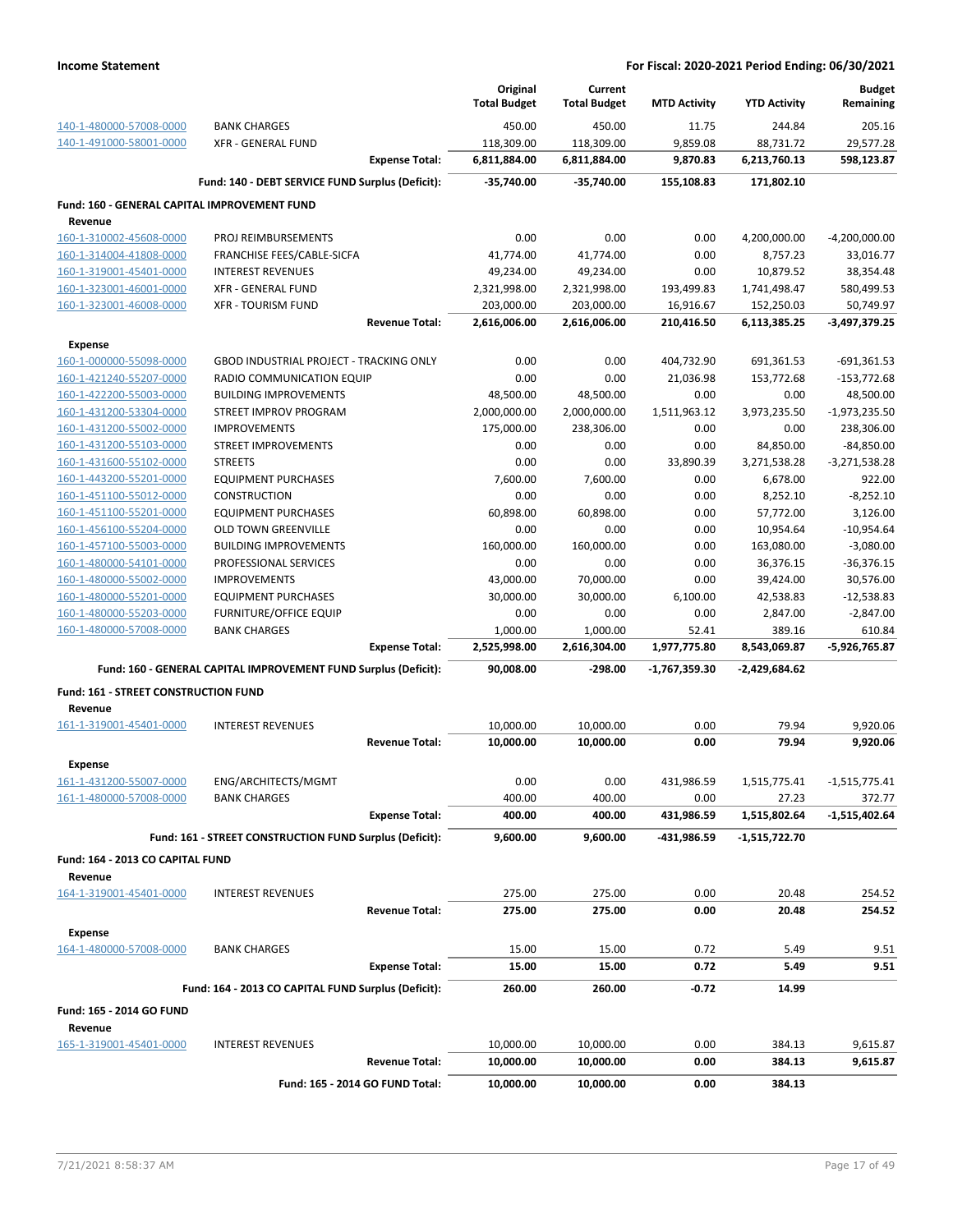| | | Original Total Budget | Current Total Budget | MTD Activity | YTD Activity | Budget Remaining |
|---|---|---|---|---|---|---|
| 140-1-480000-57008-0000 | BANK CHARGES | 450.00 | 450.00 | 11.75 | 244.84 | 205.16 |
| 140-1-491000-58001-0000 | XFR - GENERAL FUND | 118,309.00 | 118,309.00 | 9,859.08 | 88,731.72 | 29,577.28 |
| | **Expense Total:** | **6,811,884.00** | **6,811,884.00** | **9,870.83** | **6,213,760.13** | **598,123.87** |
| | **Fund: 140 - DEBT SERVICE FUND Surplus (Deficit):** | **-35,740.00** | **-35,740.00** | **155,108.83** | **171,802.10** | |
| **Fund: 160 - GENERAL CAPITAL IMPROVEMENT FUND** | | | | | | |
| **Revenue** | | | | | | |
| 160-1-310002-45608-0000 | PROJ REIMBURSEMENTS | 0.00 | 0.00 | 0.00 | 4,200,000.00 | -4,200,000.00 |
| 160-1-314004-41808-0000 | FRANCHISE FEES/CABLE-SICFA | 41,774.00 | 41,774.00 | 0.00 | 8,757.23 | 33,016.77 |
| 160-1-319001-45401-0000 | INTEREST REVENUES | 49,234.00 | 49,234.00 | 0.00 | 10,879.52 | 38,354.48 |
| 160-1-323001-46001-0000 | XFR - GENERAL FUND | 2,321,998.00 | 2,321,998.00 | 193,499.83 | 1,741,498.47 | 580,499.53 |
| 160-1-323001-46008-0000 | XFR - TOURISM FUND | 203,000.00 | 203,000.00 | 16,916.67 | 152,250.03 | 50,749.97 |
| | **Revenue Total:** | **2,616,006.00** | **2,616,006.00** | **210,416.50** | **6,113,385.25** | **-3,497,379.25** |
| **Expense** | | | | | | |
| 160-1-000000-55098-0000 | GBOD INDUSTRIAL PROJECT - TRACKING ONLY | 0.00 | 0.00 | 404,732.90 | 691,361.53 | -691,361.53 |
| 160-1-421240-55207-0000 | RADIO COMMUNICATION EQUIP | 0.00 | 0.00 | 21,036.98 | 153,772.68 | -153,772.68 |
| 160-1-422200-55003-0000 | BUILDING IMPROVEMENTS | 48,500.00 | 48,500.00 | 0.00 | 0.00 | 48,500.00 |
| 160-1-431200-53304-0000 | STREET IMPROV PROGRAM | 2,000,000.00 | 2,000,000.00 | 1,511,963.12 | 3,973,235.50 | -1,973,235.50 |
| 160-1-431200-55002-0000 | IMPROVEMENTS | 175,000.00 | 238,306.00 | 0.00 | 0.00 | 238,306.00 |
| 160-1-431200-55103-0000 | STREET IMPROVEMENTS | 0.00 | 0.00 | 0.00 | 84,850.00 | -84,850.00 |
| 160-1-431600-55102-0000 | STREETS | 0.00 | 0.00 | 33,890.39 | 3,271,538.28 | -3,271,538.28 |
| 160-1-443200-55201-0000 | EQUIPMENT PURCHASES | 7,600.00 | 7,600.00 | 0.00 | 6,678.00 | 922.00 |
| 160-1-451100-55012-0000 | CONSTRUCTION | 0.00 | 0.00 | 0.00 | 8,252.10 | -8,252.10 |
| 160-1-451100-55201-0000 | EQUIPMENT PURCHASES | 60,898.00 | 60,898.00 | 0.00 | 57,772.00 | 3,126.00 |
| 160-1-456100-55204-0000 | OLD TOWN GREENVILLE | 0.00 | 0.00 | 0.00 | 10,954.64 | -10,954.64 |
| 160-1-457100-55003-0000 | BUILDING IMPROVEMENTS | 160,000.00 | 160,000.00 | 0.00 | 163,080.00 | -3,080.00 |
| 160-1-480000-54101-0000 | PROFESSIONAL SERVICES | 0.00 | 0.00 | 0.00 | 36,376.15 | -36,376.15 |
| 160-1-480000-55002-0000 | IMPROVEMENTS | 43,000.00 | 70,000.00 | 0.00 | 39,424.00 | 30,576.00 |
| 160-1-480000-55201-0000 | EQUIPMENT PURCHASES | 30,000.00 | 30,000.00 | 6,100.00 | 42,538.83 | -12,538.83 |
| 160-1-480000-55203-0000 | FURNITURE/OFFICE EQUIP | 0.00 | 0.00 | 0.00 | 2,847.00 | -2,847.00 |
| 160-1-480000-57008-0000 | BANK CHARGES | 1,000.00 | 1,000.00 | 52.41 | 389.16 | 610.84 |
| | **Expense Total:** | **2,525,998.00** | **2,616,304.00** | **1,977,775.80** | **8,543,069.87** | **-5,926,765.87** |
| | **Fund: 160 - GENERAL CAPITAL IMPROVEMENT FUND Surplus (Deficit):** | **90,008.00** | **-298.00** | **-1,767,359.30** | **-2,429,684.62** | |
| **Fund: 161 - STREET CONSTRUCTION FUND** | | | | | | |
| **Revenue** | | | | | | |
| 161-1-319001-45401-0000 | INTEREST REVENUES | 10,000.00 | 10,000.00 | 0.00 | 79.94 | 9,920.06 |
| | **Revenue Total:** | **10,000.00** | **10,000.00** | **0.00** | **79.94** | **9,920.06** |
| **Expense** | | | | | | |
| 161-1-431200-55007-0000 | ENG/ARCHITECTS/MGMT | 0.00 | 0.00 | 431,986.59 | 1,515,775.41 | -1,515,775.41 |
| 161-1-480000-57008-0000 | BANK CHARGES | 400.00 | 400.00 | 0.00 | 27.23 | 372.77 |
| | **Expense Total:** | **400.00** | **400.00** | **431,986.59** | **1,515,802.64** | **-1,515,402.64** |
| | **Fund: 161 - STREET CONSTRUCTION FUND Surplus (Deficit):** | **9,600.00** | **9,600.00** | **-431,986.59** | **-1,515,722.70** | |
| **Fund: 164 - 2013 CO CAPITAL FUND** | | | | | | |
| **Revenue** | | | | | | |
| 164-1-319001-45401-0000 | INTEREST REVENUES | 275.00 | 275.00 | 0.00 | 20.48 | 254.52 |
| | **Revenue Total:** | **275.00** | **275.00** | **0.00** | **20.48** | **254.52** |
| **Expense** | | | | | | |
| 164-1-480000-57008-0000 | BANK CHARGES | 15.00 | 15.00 | 0.72 | 5.49 | 9.51 |
| | **Expense Total:** | **15.00** | **15.00** | **0.72** | **5.49** | **9.51** |
| | **Fund: 164 - 2013 CO CAPITAL FUND Surplus (Deficit):** | **260.00** | **260.00** | **-0.72** | **14.99** | |
| **Fund: 165 - 2014 GO FUND** | | | | | | |
| **Revenue** | | | | | | |
| 165-1-319001-45401-0000 | INTEREST REVENUES | 10,000.00 | 10,000.00 | 0.00 | 384.13 | 9,615.87 |
| | **Revenue Total:** | **10,000.00** | **10,000.00** | **0.00** | **384.13** | **9,615.87** |
| | **Fund: 165 - 2014 GO FUND Total:** | **10,000.00** | **10,000.00** | **0.00** | **384.13** | |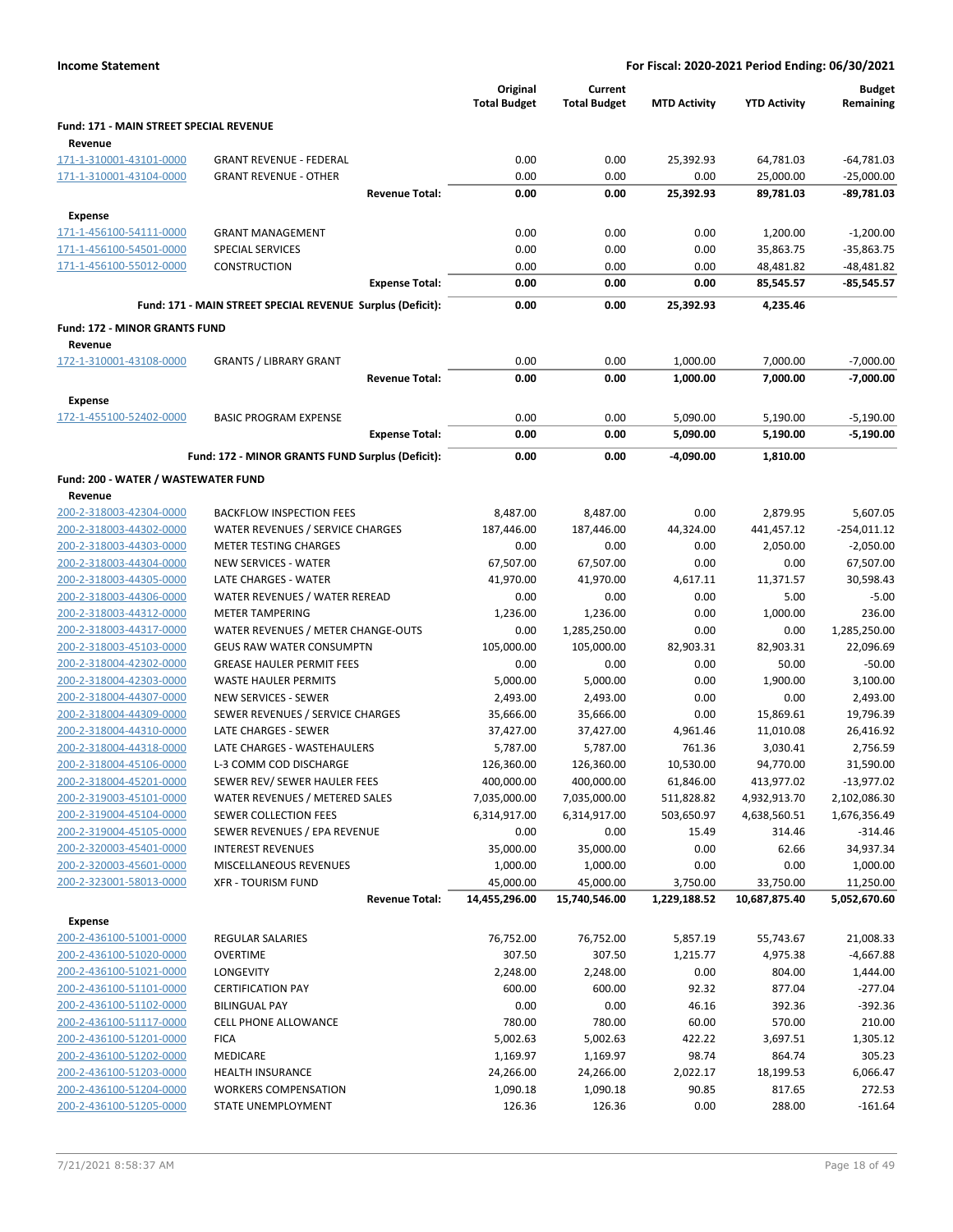**Income Statement** — For Fiscal: 2020-2021 Period Ending: 06/30/2021

| | | Original Total Budget | Current Total Budget | MTD Activity | YTD Activity | Budget Remaining |
|---|---|---|---|---|---|---|
| **Fund: 171 - MAIN STREET SPECIAL REVENUE** | | | | | | |
| **Revenue** | | | | | | |
| 171-1-310001-43101-0000 | GRANT REVENUE - FEDERAL | 0.00 | 0.00 | 25,392.93 | 64,781.03 | -64,781.03 |
| 171-1-310001-43104-0000 | GRANT REVENUE - OTHER | 0.00 | 0.00 | 0.00 | 25,000.00 | -25,000.00 |
| | **Revenue Total:** | **0.00** | **0.00** | **25,392.93** | **89,781.03** | **-89,781.03** |
| **Expense** | | | | | | |
| 171-1-456100-54111-0000 | GRANT MANAGEMENT | 0.00 | 0.00 | 0.00 | 1,200.00 | -1,200.00 |
| 171-1-456100-54501-0000 | SPECIAL SERVICES | 0.00 | 0.00 | 0.00 | 35,863.75 | -35,863.75 |
| 171-1-456100-55012-0000 | CONSTRUCTION | 0.00 | 0.00 | 0.00 | 48,481.82 | -48,481.82 |
| | **Expense Total:** | **0.00** | **0.00** | **0.00** | **85,545.57** | **-85,545.57** |
| | **Fund: 171 - MAIN STREET SPECIAL REVENUE Surplus (Deficit):** | **0.00** | **0.00** | **25,392.93** | **4,235.46** | |
| **Fund: 172 - MINOR GRANTS FUND** | | | | | | |
| **Revenue** | | | | | | |
| 172-1-310001-43108-0000 | GRANTS / LIBRARY GRANT | 0.00 | 0.00 | 1,000.00 | 7,000.00 | -7,000.00 |
| | **Revenue Total:** | **0.00** | **0.00** | **1,000.00** | **7,000.00** | **-7,000.00** |
| **Expense** | | | | | | |
| 172-1-455100-52402-0000 | BASIC PROGRAM EXPENSE | 0.00 | 0.00 | 5,090.00 | 5,190.00 | -5,190.00 |
| | **Expense Total:** | **0.00** | **0.00** | **5,090.00** | **5,190.00** | **-5,190.00** |
| | **Fund: 172 - MINOR GRANTS FUND Surplus (Deficit):** | **0.00** | **0.00** | **-4,090.00** | **1,810.00** | |
| **Fund: 200 - WATER / WASTEWATER FUND** | | | | | | |
| **Revenue** | | | | | | |
| 200-2-318003-42304-0000 | BACKFLOW INSPECTION FEES | 8,487.00 | 8,487.00 | 0.00 | 2,879.95 | 5,607.05 |
| 200-2-318003-44302-0000 | WATER REVENUES / SERVICE CHARGES | 187,446.00 | 187,446.00 | 44,324.00 | 441,457.12 | -254,011.12 |
| 200-2-318003-44303-0000 | METER TESTING CHARGES | 0.00 | 0.00 | 0.00 | 2,050.00 | -2,050.00 |
| 200-2-318003-44304-0000 | NEW SERVICES - WATER | 67,507.00 | 67,507.00 | 0.00 | 0.00 | 67,507.00 |
| 200-2-318003-44305-0000 | LATE CHARGES - WATER | 41,970.00 | 41,970.00 | 4,617.11 | 11,371.57 | 30,598.43 |
| 200-2-318003-44306-0000 | WATER REVENUES / WATER REREAD | 0.00 | 0.00 | 0.00 | 5.00 | -5.00 |
| 200-2-318003-44312-0000 | METER TAMPERING | 1,236.00 | 1,236.00 | 0.00 | 1,000.00 | 236.00 |
| 200-2-318003-44317-0000 | WATER REVENUES / METER CHANGE-OUTS | 0.00 | 1,285,250.00 | 0.00 | 0.00 | 1,285,250.00 |
| 200-2-318003-45103-0000 | GEUS RAW WATER CONSUMPTN | 105,000.00 | 105,000.00 | 82,903.31 | 82,903.31 | 22,096.69 |
| 200-2-318004-42302-0000 | GREASE HAULER PERMIT FEES | 0.00 | 0.00 | 0.00 | 50.00 | -50.00 |
| 200-2-318004-42303-0000 | WASTE HAULER PERMITS | 5,000.00 | 5,000.00 | 0.00 | 1,900.00 | 3,100.00 |
| 200-2-318004-44307-0000 | NEW SERVICES - SEWER | 2,493.00 | 2,493.00 | 0.00 | 0.00 | 2,493.00 |
| 200-2-318004-44309-0000 | SEWER REVENUES / SERVICE CHARGES | 35,666.00 | 35,666.00 | 0.00 | 15,869.61 | 19,796.39 |
| 200-2-318004-44310-0000 | LATE CHARGES - SEWER | 37,427.00 | 37,427.00 | 4,961.46 | 11,010.08 | 26,416.92 |
| 200-2-318004-44318-0000 | LATE CHARGES - WASTEHAULERS | 5,787.00 | 5,787.00 | 761.36 | 3,030.41 | 2,756.59 |
| 200-2-318004-45106-0000 | L-3 COMM COD DISCHARGE | 126,360.00 | 126,360.00 | 10,530.00 | 94,770.00 | 31,590.00 |
| 200-2-318004-45201-0000 | SEWER REV/ SEWER HAULER FEES | 400,000.00 | 400,000.00 | 61,846.00 | 413,977.02 | -13,977.02 |
| 200-2-319003-45101-0000 | WATER REVENUES / METERED SALES | 7,035,000.00 | 7,035,000.00 | 511,828.82 | 4,932,913.70 | 2,102,086.30 |
| 200-2-319004-45104-0000 | SEWER COLLECTION FEES | 6,314,917.00 | 6,314,917.00 | 503,650.97 | 4,638,560.51 | 1,676,356.49 |
| 200-2-319004-45105-0000 | SEWER REVENUES / EPA REVENUE | 0.00 | 0.00 | 15.49 | 314.46 | -314.46 |
| 200-2-320003-45401-0000 | INTEREST REVENUES | 35,000.00 | 35,000.00 | 0.00 | 62.66 | 34,937.34 |
| 200-2-320003-45601-0000 | MISCELLANEOUS REVENUES | 1,000.00 | 1,000.00 | 0.00 | 0.00 | 1,000.00 |
| 200-2-323001-58013-0000 | XFR - TOURISM FUND | 45,000.00 | 45,000.00 | 3,750.00 | 33,750.00 | 11,250.00 |
| | **Revenue Total:** | **14,455,296.00** | **15,740,546.00** | **1,229,188.52** | **10,687,875.40** | **5,052,670.60** |
| **Expense** | | | | | | |
| 200-2-436100-51001-0000 | REGULAR SALARIES | 76,752.00 | 76,752.00 | 5,857.19 | 55,743.67 | 21,008.33 |
| 200-2-436100-51020-0000 | OVERTIME | 307.50 | 307.50 | 1,215.77 | 4,975.38 | -4,667.88 |
| 200-2-436100-51021-0000 | LONGEVITY | 2,248.00 | 2,248.00 | 0.00 | 804.00 | 1,444.00 |
| 200-2-436100-51101-0000 | CERTIFICATION PAY | 600.00 | 600.00 | 92.32 | 877.04 | -277.04 |
| 200-2-436100-51102-0000 | BILINGUAL PAY | 0.00 | 0.00 | 46.16 | 392.36 | -392.36 |
| 200-2-436100-51117-0000 | CELL PHONE ALLOWANCE | 780.00 | 780.00 | 60.00 | 570.00 | 210.00 |
| 200-2-436100-51201-0000 | FICA | 5,002.63 | 5,002.63 | 422.22 | 3,697.51 | 1,305.12 |
| 200-2-436100-51202-0000 | MEDICARE | 1,169.97 | 1,169.97 | 98.74 | 864.74 | 305.23 |
| 200-2-436100-51203-0000 | HEALTH INSURANCE | 24,266.00 | 24,266.00 | 2,022.17 | 18,199.53 | 6,066.47 |
| 200-2-436100-51204-0000 | WORKERS COMPENSATION | 1,090.18 | 1,090.18 | 90.85 | 817.65 | 272.53 |
| 200-2-436100-51205-0000 | STATE UNEMPLOYMENT | 126.36 | 126.36 | 0.00 | 288.00 | -161.64 |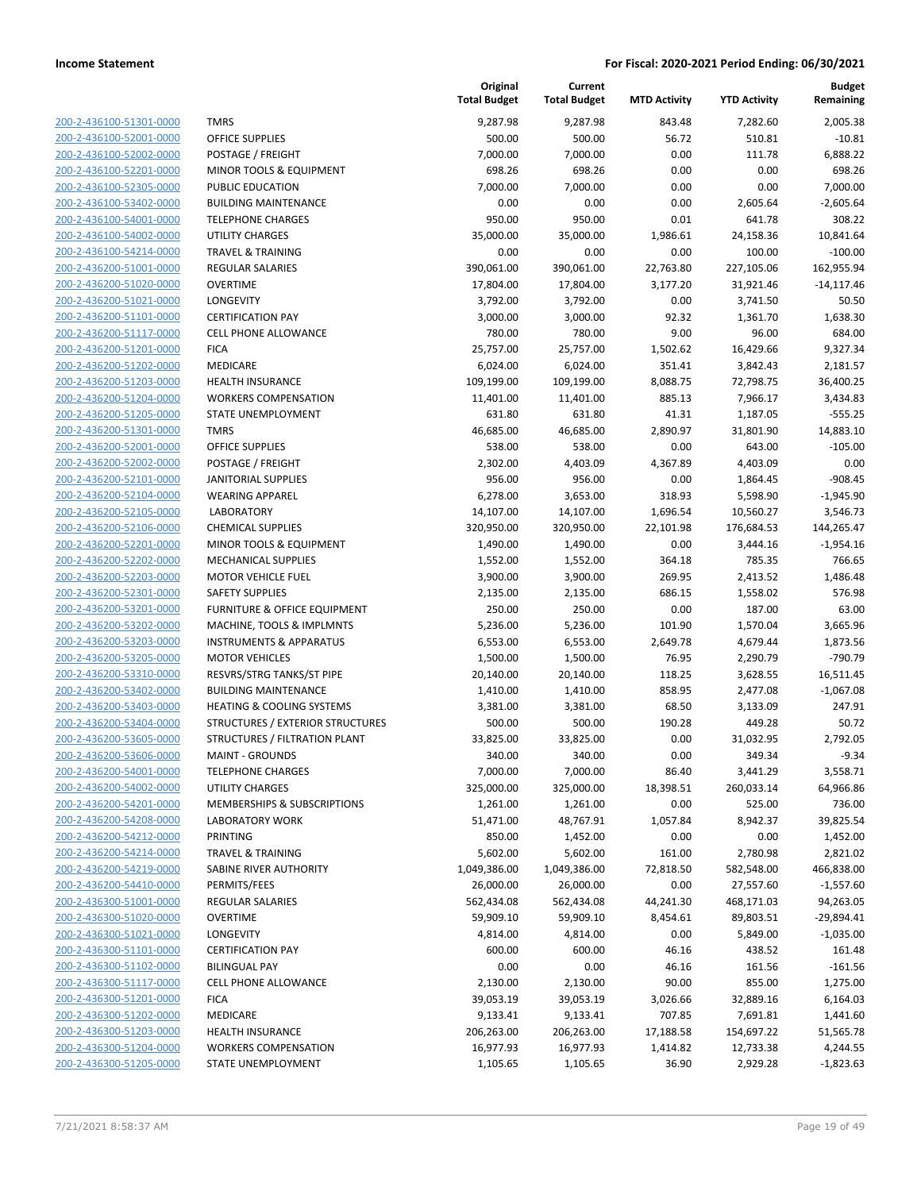**Income Statement** **For Fiscal: 2020-2021 Period Ending: 06/30/2021**

| | | Original Total Budget | Current Total Budget | MTD Activity | YTD Activity | Budget Remaining |
|---|---|---|---|---|---|---|
| 200-2-436100-51301-0000 | TMRS | 9,287.98 | 9,287.98 | 843.48 | 7,282.60 | 2,005.38 |
| 200-2-436100-52001-0000 | OFFICE SUPPLIES | 500.00 | 500.00 | 56.72 | 510.81 | -10.81 |
| 200-2-436100-52002-0000 | POSTAGE / FREIGHT | 7,000.00 | 7,000.00 | 0.00 | 111.78 | 6,888.22 |
| 200-2-436100-52201-0000 | MINOR TOOLS & EQUIPMENT | 698.26 | 698.26 | 0.00 | 0.00 | 698.26 |
| 200-2-436100-52305-0000 | PUBLIC EDUCATION | 7,000.00 | 7,000.00 | 0.00 | 0.00 | 7,000.00 |
| 200-2-436100-53402-0000 | BUILDING MAINTENANCE | 0.00 | 0.00 | 0.00 | 2,605.64 | -2,605.64 |
| 200-2-436100-54001-0000 | TELEPHONE CHARGES | 950.00 | 950.00 | 0.01 | 641.78 | 308.22 |
| 200-2-436100-54002-0000 | UTILITY CHARGES | 35,000.00 | 35,000.00 | 1,986.61 | 24,158.36 | 10,841.64 |
| 200-2-436100-54214-0000 | TRAVEL & TRAINING | 0.00 | 0.00 | 0.00 | 100.00 | -100.00 |
| 200-2-436200-51001-0000 | REGULAR SALARIES | 390,061.00 | 390,061.00 | 22,763.80 | 227,105.06 | 162,955.94 |
| 200-2-436200-51020-0000 | OVERTIME | 17,804.00 | 17,804.00 | 3,177.20 | 31,921.46 | -14,117.46 |
| 200-2-436200-51021-0000 | LONGEVITY | 3,792.00 | 3,792.00 | 0.00 | 3,741.50 | 50.50 |
| 200-2-436200-51101-0000 | CERTIFICATION PAY | 3,000.00 | 3,000.00 | 92.32 | 1,361.70 | 1,638.30 |
| 200-2-436200-51117-0000 | CELL PHONE ALLOWANCE | 780.00 | 780.00 | 9.00 | 96.00 | 684.00 |
| 200-2-436200-51201-0000 | FICA | 25,757.00 | 25,757.00 | 1,502.62 | 16,429.66 | 9,327.34 |
| 200-2-436200-51202-0000 | MEDICARE | 6,024.00 | 6,024.00 | 351.41 | 3,842.43 | 2,181.57 |
| 200-2-436200-51203-0000 | HEALTH INSURANCE | 109,199.00 | 109,199.00 | 8,088.75 | 72,798.75 | 36,400.25 |
| 200-2-436200-51204-0000 | WORKERS COMPENSATION | 11,401.00 | 11,401.00 | 885.13 | 7,966.17 | 3,434.83 |
| 200-2-436200-51205-0000 | STATE UNEMPLOYMENT | 631.80 | 631.80 | 41.31 | 1,187.05 | -555.25 |
| 200-2-436200-51301-0000 | TMRS | 46,685.00 | 46,685.00 | 2,890.97 | 31,801.90 | 14,883.10 |
| 200-2-436200-52001-0000 | OFFICE SUPPLIES | 538.00 | 538.00 | 0.00 | 643.00 | -105.00 |
| 200-2-436200-52002-0000 | POSTAGE / FREIGHT | 2,302.00 | 4,403.09 | 4,367.89 | 4,403.09 | 0.00 |
| 200-2-436200-52101-0000 | JANITORIAL SUPPLIES | 956.00 | 956.00 | 0.00 | 1,864.45 | -908.45 |
| 200-2-436200-52104-0000 | WEARING APPAREL | 6,278.00 | 3,653.00 | 318.93 | 5,598.90 | -1,945.90 |
| 200-2-436200-52105-0000 | LABORATORY | 14,107.00 | 14,107.00 | 1,696.54 | 10,560.27 | 3,546.73 |
| 200-2-436200-52106-0000 | CHEMICAL SUPPLIES | 320,950.00 | 320,950.00 | 22,101.98 | 176,684.53 | 144,265.47 |
| 200-2-436200-52201-0000 | MINOR TOOLS & EQUIPMENT | 1,490.00 | 1,490.00 | 0.00 | 3,444.16 | -1,954.16 |
| 200-2-436200-52202-0000 | MECHANICAL SUPPLIES | 1,552.00 | 1,552.00 | 364.18 | 785.35 | 766.65 |
| 200-2-436200-52203-0000 | MOTOR VEHICLE FUEL | 3,900.00 | 3,900.00 | 269.95 | 2,413.52 | 1,486.48 |
| 200-2-436200-52301-0000 | SAFETY SUPPLIES | 2,135.00 | 2,135.00 | 686.15 | 1,558.02 | 576.98 |
| 200-2-436200-53201-0000 | FURNITURE & OFFICE EQUIPMENT | 250.00 | 250.00 | 0.00 | 187.00 | 63.00 |
| 200-2-436200-53202-0000 | MACHINE, TOOLS & IMPLMNTS | 5,236.00 | 5,236.00 | 101.90 | 1,570.04 | 3,665.96 |
| 200-2-436200-53203-0000 | INSTRUMENTS & APPARATUS | 6,553.00 | 6,553.00 | 2,649.78 | 4,679.44 | 1,873.56 |
| 200-2-436200-53205-0000 | MOTOR VEHICLES | 1,500.00 | 1,500.00 | 76.95 | 2,290.79 | -790.79 |
| 200-2-436200-53310-0000 | RESVRS/STRG TANKS/ST PIPE | 20,140.00 | 20,140.00 | 118.25 | 3,628.55 | 16,511.45 |
| 200-2-436200-53402-0000 | BUILDING MAINTENANCE | 1,410.00 | 1,410.00 | 858.95 | 2,477.08 | -1,067.08 |
| 200-2-436200-53403-0000 | HEATING & COOLING SYSTEMS | 3,381.00 | 3,381.00 | 68.50 | 3,133.09 | 247.91 |
| 200-2-436200-53404-0000 | STRUCTURES / EXTERIOR STRUCTURES | 500.00 | 500.00 | 190.28 | 449.28 | 50.72 |
| 200-2-436200-53605-0000 | STRUCTURES / FILTRATION PLANT | 33,825.00 | 33,825.00 | 0.00 | 31,032.95 | 2,792.05 |
| 200-2-436200-53606-0000 | MAINT - GROUNDS | 340.00 | 340.00 | 0.00 | 349.34 | -9.34 |
| 200-2-436200-54001-0000 | TELEPHONE CHARGES | 7,000.00 | 7,000.00 | 86.40 | 3,441.29 | 3,558.71 |
| 200-2-436200-54002-0000 | UTILITY CHARGES | 325,000.00 | 325,000.00 | 18,398.51 | 260,033.14 | 64,966.86 |
| 200-2-436200-54201-0000 | MEMBERSHIPS & SUBSCRIPTIONS | 1,261.00 | 1,261.00 | 0.00 | 525.00 | 736.00 |
| 200-2-436200-54208-0000 | LABORATORY WORK | 51,471.00 | 48,767.91 | 1,057.84 | 8,942.37 | 39,825.54 |
| 200-2-436200-54212-0000 | PRINTING | 850.00 | 1,452.00 | 0.00 | 0.00 | 1,452.00 |
| 200-2-436200-54214-0000 | TRAVEL & TRAINING | 5,602.00 | 5,602.00 | 161.00 | 2,780.98 | 2,821.02 |
| 200-2-436200-54219-0000 | SABINE RIVER AUTHORITY | 1,049,386.00 | 1,049,386.00 | 72,818.50 | 582,548.00 | 466,838.00 |
| 200-2-436200-54410-0000 | PERMITS/FEES | 26,000.00 | 26,000.00 | 0.00 | 27,557.60 | -1,557.60 |
| 200-2-436300-51001-0000 | REGULAR SALARIES | 562,434.08 | 562,434.08 | 44,241.30 | 468,171.03 | 94,263.05 |
| 200-2-436300-51020-0000 | OVERTIME | 59,909.10 | 59,909.10 | 8,454.61 | 89,803.51 | -29,894.41 |
| 200-2-436300-51021-0000 | LONGEVITY | 4,814.00 | 4,814.00 | 0.00 | 5,849.00 | -1,035.00 |
| 200-2-436300-51101-0000 | CERTIFICATION PAY | 600.00 | 600.00 | 46.16 | 438.52 | 161.48 |
| 200-2-436300-51102-0000 | BILINGUAL PAY | 0.00 | 0.00 | 46.16 | 161.56 | -161.56 |
| 200-2-436300-51117-0000 | CELL PHONE ALLOWANCE | 2,130.00 | 2,130.00 | 90.00 | 855.00 | 1,275.00 |
| 200-2-436300-51201-0000 | FICA | 39,053.19 | 39,053.19 | 3,026.66 | 32,889.16 | 6,164.03 |
| 200-2-436300-51202-0000 | MEDICARE | 9,133.41 | 9,133.41 | 707.85 | 7,691.81 | 1,441.60 |
| 200-2-436300-51203-0000 | HEALTH INSURANCE | 206,263.00 | 206,263.00 | 17,188.58 | 154,697.22 | 51,565.78 |
| 200-2-436300-51204-0000 | WORKERS COMPENSATION | 16,977.93 | 16,977.93 | 1,414.82 | 12,733.38 | 4,244.55 |
| 200-2-436300-51205-0000 | STATE UNEMPLOYMENT | 1,105.65 | 1,105.65 | 36.90 | 2,929.28 | -1,823.63 |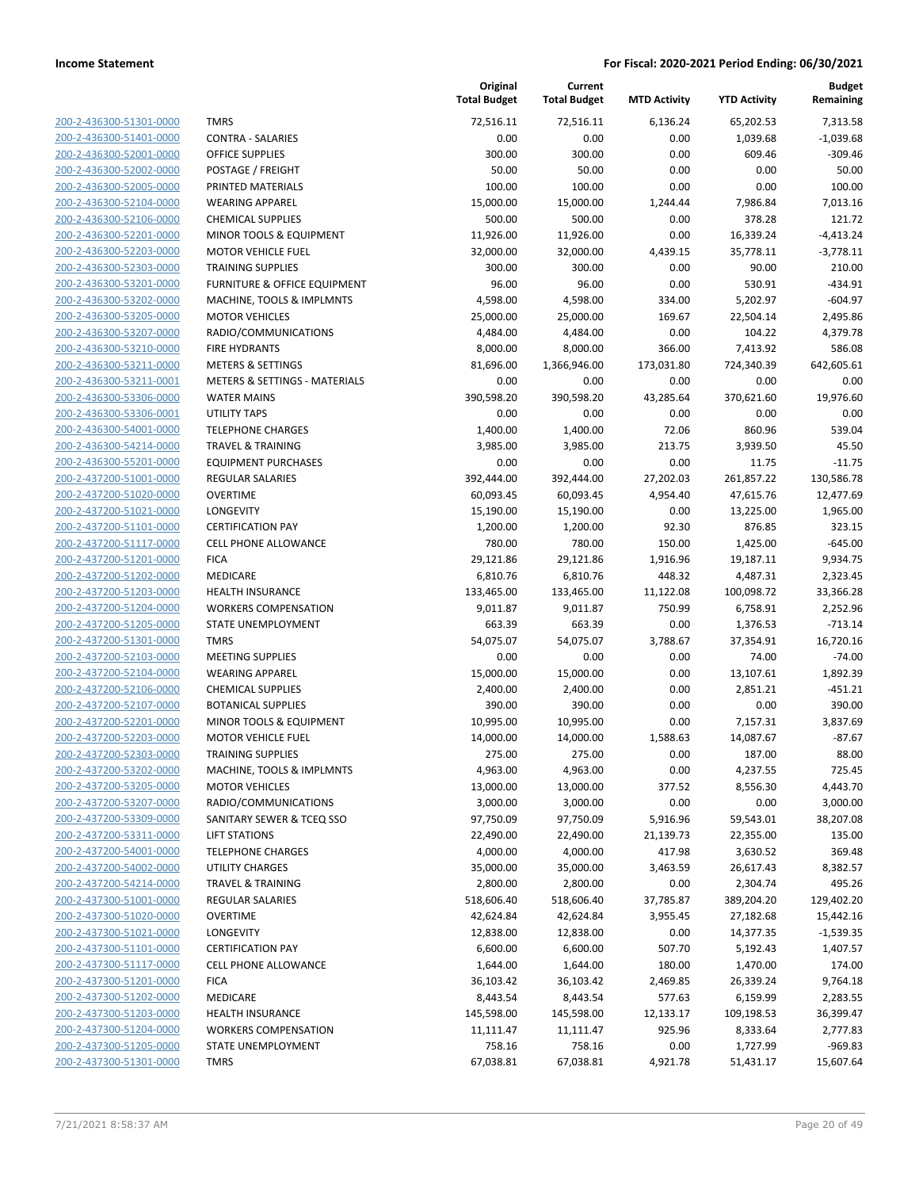| | | Original Total Budget | Current Total Budget | MTD Activity | YTD Activity | Budget Remaining |
|---|---|---|---|---|---|---|
| 200-2-436300-51301-0000 | TMRS | 72,516.11 | 72,516.11 | 6,136.24 | 65,202.53 | 7,313.58 |
| 200-2-436300-51401-0000 | CONTRA - SALARIES | 0.00 | 0.00 | 0.00 | 1,039.68 | -1,039.68 |
| 200-2-436300-52001-0000 | OFFICE SUPPLIES | 300.00 | 300.00 | 0.00 | 609.46 | -309.46 |
| 200-2-436300-52002-0000 | POSTAGE / FREIGHT | 50.00 | 50.00 | 0.00 | 0.00 | 50.00 |
| 200-2-436300-52005-0000 | PRINTED MATERIALS | 100.00 | 100.00 | 0.00 | 0.00 | 100.00 |
| 200-2-436300-52104-0000 | WEARING APPAREL | 15,000.00 | 15,000.00 | 1,244.44 | 7,986.84 | 7,013.16 |
| 200-2-436300-52106-0000 | CHEMICAL SUPPLIES | 500.00 | 500.00 | 0.00 | 378.28 | 121.72 |
| 200-2-436300-52201-0000 | MINOR TOOLS & EQUIPMENT | 11,926.00 | 11,926.00 | 0.00 | 16,339.24 | -4,413.24 |
| 200-2-436300-52203-0000 | MOTOR VEHICLE FUEL | 32,000.00 | 32,000.00 | 4,439.15 | 35,778.11 | -3,778.11 |
| 200-2-436300-52303-0000 | TRAINING SUPPLIES | 300.00 | 300.00 | 0.00 | 90.00 | 210.00 |
| 200-2-436300-53201-0000 | FURNITURE & OFFICE EQUIPMENT | 96.00 | 96.00 | 0.00 | 530.91 | -434.91 |
| 200-2-436300-53202-0000 | MACHINE, TOOLS & IMPLMNTS | 4,598.00 | 4,598.00 | 334.00 | 5,202.97 | -604.97 |
| 200-2-436300-53205-0000 | MOTOR VEHICLES | 25,000.00 | 25,000.00 | 169.67 | 22,504.14 | 2,495.86 |
| 200-2-436300-53207-0000 | RADIO/COMMUNICATIONS | 4,484.00 | 4,484.00 | 0.00 | 104.22 | 4,379.78 |
| 200-2-436300-53210-0000 | FIRE HYDRANTS | 8,000.00 | 8,000.00 | 366.00 | 7,413.92 | 586.08 |
| 200-2-436300-53211-0000 | METERS & SETTINGS | 81,696.00 | 1,366,946.00 | 173,031.80 | 724,340.39 | 642,605.61 |
| 200-2-436300-53211-0001 | METERS & SETTINGS - MATERIALS | 0.00 | 0.00 | 0.00 | 0.00 | 0.00 |
| 200-2-436300-53306-0000 | WATER MAINS | 390,598.20 | 390,598.20 | 43,285.64 | 370,621.60 | 19,976.60 |
| 200-2-436300-53306-0001 | UTILITY TAPS | 0.00 | 0.00 | 0.00 | 0.00 | 0.00 |
| 200-2-436300-54001-0000 | TELEPHONE CHARGES | 1,400.00 | 1,400.00 | 72.06 | 860.96 | 539.04 |
| 200-2-436300-54214-0000 | TRAVEL & TRAINING | 3,985.00 | 3,985.00 | 213.75 | 3,939.50 | 45.50 |
| 200-2-436300-55201-0000 | EQUIPMENT PURCHASES | 0.00 | 0.00 | 0.00 | 11.75 | -11.75 |
| 200-2-437200-51001-0000 | REGULAR SALARIES | 392,444.00 | 392,444.00 | 27,202.03 | 261,857.22 | 130,586.78 |
| 200-2-437200-51020-0000 | OVERTIME | 60,093.45 | 60,093.45 | 4,954.40 | 47,615.76 | 12,477.69 |
| 200-2-437200-51021-0000 | LONGEVITY | 15,190.00 | 15,190.00 | 0.00 | 13,225.00 | 1,965.00 |
| 200-2-437200-51101-0000 | CERTIFICATION PAY | 1,200.00 | 1,200.00 | 92.30 | 876.85 | 323.15 |
| 200-2-437200-51117-0000 | CELL PHONE ALLOWANCE | 780.00 | 780.00 | 150.00 | 1,425.00 | -645.00 |
| 200-2-437200-51201-0000 | FICA | 29,121.86 | 29,121.86 | 1,916.96 | 19,187.11 | 9,934.75 |
| 200-2-437200-51202-0000 | MEDICARE | 6,810.76 | 6,810.76 | 448.32 | 4,487.31 | 2,323.45 |
| 200-2-437200-51203-0000 | HEALTH INSURANCE | 133,465.00 | 133,465.00 | 11,122.08 | 100,098.72 | 33,366.28 |
| 200-2-437200-51204-0000 | WORKERS COMPENSATION | 9,011.87 | 9,011.87 | 750.99 | 6,758.91 | 2,252.96 |
| 200-2-437200-51205-0000 | STATE UNEMPLOYMENT | 663.39 | 663.39 | 0.00 | 1,376.53 | -713.14 |
| 200-2-437200-51301-0000 | TMRS | 54,075.07 | 54,075.07 | 3,788.67 | 37,354.91 | 16,720.16 |
| 200-2-437200-52103-0000 | MEETING SUPPLIES | 0.00 | 0.00 | 0.00 | 74.00 | -74.00 |
| 200-2-437200-52104-0000 | WEARING APPAREL | 15,000.00 | 15,000.00 | 0.00 | 13,107.61 | 1,892.39 |
| 200-2-437200-52106-0000 | CHEMICAL SUPPLIES | 2,400.00 | 2,400.00 | 0.00 | 2,851.21 | -451.21 |
| 200-2-437200-52107-0000 | BOTANICAL SUPPLIES | 390.00 | 390.00 | 0.00 | 0.00 | 390.00 |
| 200-2-437200-52201-0000 | MINOR TOOLS & EQUIPMENT | 10,995.00 | 10,995.00 | 0.00 | 7,157.31 | 3,837.69 |
| 200-2-437200-52203-0000 | MOTOR VEHICLE FUEL | 14,000.00 | 14,000.00 | 1,588.63 | 14,087.67 | -87.67 |
| 200-2-437200-52303-0000 | TRAINING SUPPLIES | 275.00 | 275.00 | 0.00 | 187.00 | 88.00 |
| 200-2-437200-53202-0000 | MACHINE, TOOLS & IMPLMNTS | 4,963.00 | 4,963.00 | 0.00 | 4,237.55 | 725.45 |
| 200-2-437200-53205-0000 | MOTOR VEHICLES | 13,000.00 | 13,000.00 | 377.52 | 8,556.30 | 4,443.70 |
| 200-2-437200-53207-0000 | RADIO/COMMUNICATIONS | 3,000.00 | 3,000.00 | 0.00 | 0.00 | 3,000.00 |
| 200-2-437200-53309-0000 | SANITARY SEWER & TCEQ SSO | 97,750.09 | 97,750.09 | 5,916.96 | 59,543.01 | 38,207.08 |
| 200-2-437200-53311-0000 | LIFT STATIONS | 22,490.00 | 22,490.00 | 21,139.73 | 22,355.00 | 135.00 |
| 200-2-437200-54001-0000 | TELEPHONE CHARGES | 4,000.00 | 4,000.00 | 417.98 | 3,630.52 | 369.48 |
| 200-2-437200-54002-0000 | UTILITY CHARGES | 35,000.00 | 35,000.00 | 3,463.59 | 26,617.43 | 8,382.57 |
| 200-2-437200-54214-0000 | TRAVEL & TRAINING | 2,800.00 | 2,800.00 | 0.00 | 2,304.74 | 495.26 |
| 200-2-437300-51001-0000 | REGULAR SALARIES | 518,606.40 | 518,606.40 | 37,785.87 | 389,204.20 | 129,402.20 |
| 200-2-437300-51020-0000 | OVERTIME | 42,624.84 | 42,624.84 | 3,955.45 | 27,182.68 | 15,442.16 |
| 200-2-437300-51021-0000 | LONGEVITY | 12,838.00 | 12,838.00 | 0.00 | 14,377.35 | -1,539.35 |
| 200-2-437300-51101-0000 | CERTIFICATION PAY | 6,600.00 | 6,600.00 | 507.70 | 5,192.43 | 1,407.57 |
| 200-2-437300-51117-0000 | CELL PHONE ALLOWANCE | 1,644.00 | 1,644.00 | 180.00 | 1,470.00 | 174.00 |
| 200-2-437300-51201-0000 | FICA | 36,103.42 | 36,103.42 | 2,469.85 | 26,339.24 | 9,764.18 |
| 200-2-437300-51202-0000 | MEDICARE | 8,443.54 | 8,443.54 | 577.63 | 6,159.99 | 2,283.55 |
| 200-2-437300-51203-0000 | HEALTH INSURANCE | 145,598.00 | 145,598.00 | 12,133.17 | 109,198.53 | 36,399.47 |
| 200-2-437300-51204-0000 | WORKERS COMPENSATION | 11,111.47 | 11,111.47 | 925.96 | 8,333.64 | 2,777.83 |
| 200-2-437300-51205-0000 | STATE UNEMPLOYMENT | 758.16 | 758.16 | 0.00 | 1,727.99 | -969.83 |
| 200-2-437300-51301-0000 | TMRS | 67,038.81 | 67,038.81 | 4,921.78 | 51,431.17 | 15,607.64 |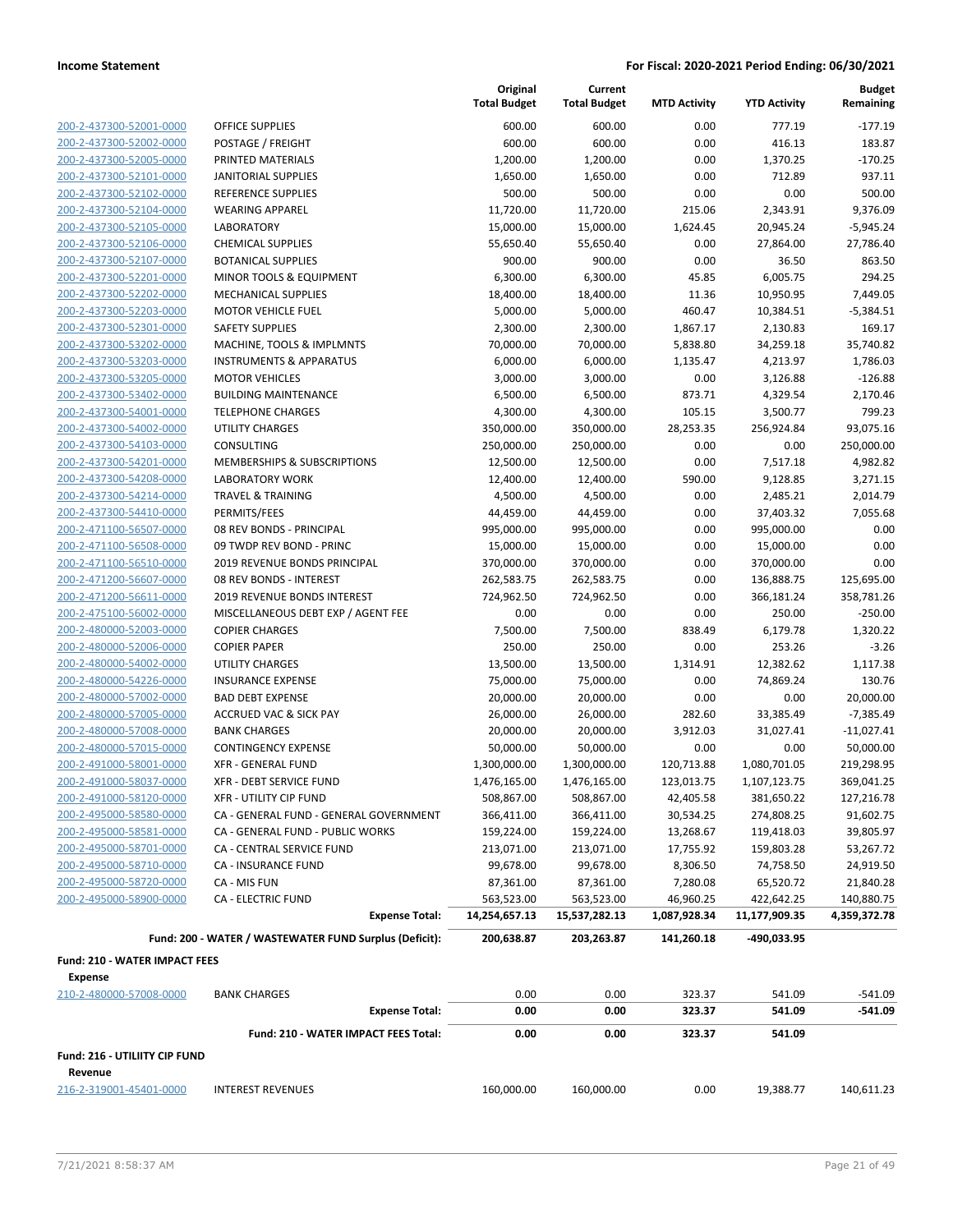| | | Original Total Budget | Current Total Budget | MTD Activity | YTD Activity | Budget Remaining |
|---|---|---|---|---|---|---|
| 200-2-437300-52001-0000 | OFFICE SUPPLIES | 600.00 | 600.00 | 0.00 | 777.19 | -177.19 |
| 200-2-437300-52002-0000 | POSTAGE / FREIGHT | 600.00 | 600.00 | 0.00 | 416.13 | 183.87 |
| 200-2-437300-52005-0000 | PRINTED MATERIALS | 1,200.00 | 1,200.00 | 0.00 | 1,370.25 | -170.25 |
| 200-2-437300-52101-0000 | JANITORIAL SUPPLIES | 1,650.00 | 1,650.00 | 0.00 | 712.89 | 937.11 |
| 200-2-437300-52102-0000 | REFERENCE SUPPLIES | 500.00 | 500.00 | 0.00 | 0.00 | 500.00 |
| 200-2-437300-52104-0000 | WEARING APPAREL | 11,720.00 | 11,720.00 | 215.06 | 2,343.91 | 9,376.09 |
| 200-2-437300-52105-0000 | LABORATORY | 15,000.00 | 15,000.00 | 1,624.45 | 20,945.24 | -5,945.24 |
| 200-2-437300-52106-0000 | CHEMICAL SUPPLIES | 55,650.40 | 55,650.40 | 0.00 | 27,864.00 | 27,786.40 |
| 200-2-437300-52107-0000 | BOTANICAL SUPPLIES | 900.00 | 900.00 | 0.00 | 36.50 | 863.50 |
| 200-2-437300-52201-0000 | MINOR TOOLS & EQUIPMENT | 6,300.00 | 6,300.00 | 45.85 | 6,005.75 | 294.25 |
| 200-2-437300-52202-0000 | MECHANICAL SUPPLIES | 18,400.00 | 18,400.00 | 11.36 | 10,950.95 | 7,449.05 |
| 200-2-437300-52203-0000 | MOTOR VEHICLE FUEL | 5,000.00 | 5,000.00 | 460.47 | 10,384.51 | -5,384.51 |
| 200-2-437300-52301-0000 | SAFETY SUPPLIES | 2,300.00 | 2,300.00 | 1,867.17 | 2,130.83 | 169.17 |
| 200-2-437300-53202-0000 | MACHINE, TOOLS & IMPLMNTS | 70,000.00 | 70,000.00 | 5,838.80 | 34,259.18 | 35,740.82 |
| 200-2-437300-53203-0000 | INSTRUMENTS & APPARATUS | 6,000.00 | 6,000.00 | 1,135.47 | 4,213.97 | 1,786.03 |
| 200-2-437300-53205-0000 | MOTOR VEHICLES | 3,000.00 | 3,000.00 | 0.00 | 3,126.88 | -126.88 |
| 200-2-437300-53402-0000 | BUILDING MAINTENANCE | 6,500.00 | 6,500.00 | 873.71 | 4,329.54 | 2,170.46 |
| 200-2-437300-54001-0000 | TELEPHONE CHARGES | 4,300.00 | 4,300.00 | 105.15 | 3,500.77 | 799.23 |
| 200-2-437300-54002-0000 | UTILITY CHARGES | 350,000.00 | 350,000.00 | 28,253.35 | 256,924.84 | 93,075.16 |
| 200-2-437300-54103-0000 | CONSULTING | 250,000.00 | 250,000.00 | 0.00 | 0.00 | 250,000.00 |
| 200-2-437300-54201-0000 | MEMBERSHIPS & SUBSCRIPTIONS | 12,500.00 | 12,500.00 | 0.00 | 7,517.18 | 4,982.82 |
| 200-2-437300-54208-0000 | LABORATORY WORK | 12,400.00 | 12,400.00 | 590.00 | 9,128.85 | 3,271.15 |
| 200-2-437300-54214-0000 | TRAVEL & TRAINING | 4,500.00 | 4,500.00 | 0.00 | 2,485.21 | 2,014.79 |
| 200-2-437300-54410-0000 | PERMITS/FEES | 44,459.00 | 44,459.00 | 0.00 | 37,403.32 | 7,055.68 |
| 200-2-471100-56507-0000 | 08 REV BONDS - PRINCIPAL | 995,000.00 | 995,000.00 | 0.00 | 995,000.00 | 0.00 |
| 200-2-471100-56508-0000 | 09 TWDP REV BOND - PRINC | 15,000.00 | 15,000.00 | 0.00 | 15,000.00 | 0.00 |
| 200-2-471100-56510-0000 | 2019 REVENUE BONDS PRINCIPAL | 370,000.00 | 370,000.00 | 0.00 | 370,000.00 | 0.00 |
| 200-2-471200-56607-0000 | 08 REV BONDS - INTEREST | 262,583.75 | 262,583.75 | 0.00 | 136,888.75 | 125,695.00 |
| 200-2-471200-56611-0000 | 2019 REVENUE BONDS INTEREST | 724,962.50 | 724,962.50 | 0.00 | 366,181.24 | 358,781.26 |
| 200-2-475100-56002-0000 | MISCELLANEOUS DEBT EXP / AGENT FEE | 0.00 | 0.00 | 0.00 | 250.00 | -250.00 |
| 200-2-480000-52003-0000 | COPIER CHARGES | 7,500.00 | 7,500.00 | 838.49 | 6,179.78 | 1,320.22 |
| 200-2-480000-52006-0000 | COPIER PAPER | 250.00 | 250.00 | 0.00 | 253.26 | -3.26 |
| 200-2-480000-54002-0000 | UTILITY CHARGES | 13,500.00 | 13,500.00 | 1,314.91 | 12,382.62 | 1,117.38 |
| 200-2-480000-54226-0000 | INSURANCE EXPENSE | 75,000.00 | 75,000.00 | 0.00 | 74,869.24 | 130.76 |
| 200-2-480000-57002-0000 | BAD DEBT EXPENSE | 20,000.00 | 20,000.00 | 0.00 | 0.00 | 20,000.00 |
| 200-2-480000-57005-0000 | ACCRUED VAC & SICK PAY | 26,000.00 | 26,000.00 | 282.60 | 33,385.49 | -7,385.49 |
| 200-2-480000-57008-0000 | BANK CHARGES | 20,000.00 | 20,000.00 | 3,912.03 | 31,027.41 | -11,027.41 |
| 200-2-480000-57015-0000 | CONTINGENCY EXPENSE | 50,000.00 | 50,000.00 | 0.00 | 0.00 | 50,000.00 |
| 200-2-491000-58001-0000 | XFR - GENERAL FUND | 1,300,000.00 | 1,300,000.00 | 120,713.88 | 1,080,701.05 | 219,298.95 |
| 200-2-491000-58037-0000 | XFR - DEBT SERVICE FUND | 1,476,165.00 | 1,476,165.00 | 123,013.75 | 1,107,123.75 | 369,041.25 |
| 200-2-491000-58120-0000 | XFR - UTILITY CIP FUND | 508,867.00 | 508,867.00 | 42,405.58 | 381,650.22 | 127,216.78 |
| 200-2-495000-58580-0000 | CA - GENERAL FUND - GENERAL GOVERNMENT | 366,411.00 | 366,411.00 | 30,534.25 | 274,808.25 | 91,602.75 |
| 200-2-495000-58581-0000 | CA - GENERAL FUND - PUBLIC WORKS | 159,224.00 | 159,224.00 | 13,268.67 | 119,418.03 | 39,805.97 |
| 200-2-495000-58701-0000 | CA - CENTRAL SERVICE FUND | 213,071.00 | 213,071.00 | 17,755.92 | 159,803.28 | 53,267.72 |
| 200-2-495000-58710-0000 | CA - INSURANCE FUND | 99,678.00 | 99,678.00 | 8,306.50 | 74,758.50 | 24,919.50 |
| 200-2-495000-58720-0000 | CA - MIS FUN | 87,361.00 | 87,361.00 | 7,280.08 | 65,520.72 | 21,840.28 |
| 200-2-495000-58900-0000 | CA - ELECTRIC FUND | 563,523.00 | 563,523.00 | 46,960.25 | 422,642.25 | 140,880.75 |
| | **Expense Total:** | **14,254,657.13** | **15,537,282.13** | **1,087,928.34** | **11,177,909.35** | **4,359,372.78** |
| | **Fund: 200 - WATER / WASTEWATER FUND Surplus (Deficit):** | **200,638.87** | **203,263.87** | **141,260.18** | **-490,033.95** | |

**Fund: 210 - WATER IMPACT FEES**

**Expense**

| | | Original Total Budget | Current Total Budget | MTD Activity | YTD Activity | Budget Remaining |
|---|---|---|---|---|---|---|
| 210-2-480000-57008-0000 | BANK CHARGES | 0.00 | 0.00 | 323.37 | 541.09 | -541.09 |
| | **Expense Total:** | **0.00** | **0.00** | **323.37** | **541.09** | **-541.09** |
| | **Fund: 210 - WATER IMPACT FEES Total:** | **0.00** | **0.00** | **323.37** | **541.09** | |

**Fund: 216 - UTILIITY CIP FUND**

**Revenue**

| | | Original Total Budget | Current Total Budget | MTD Activity | YTD Activity | Budget Remaining |
|---|---|---|---|---|---|---|
| 216-2-319001-45401-0000 | INTEREST REVENUES | 160,000.00 | 160,000.00 | 0.00 | 19,388.77 | 140,611.23 |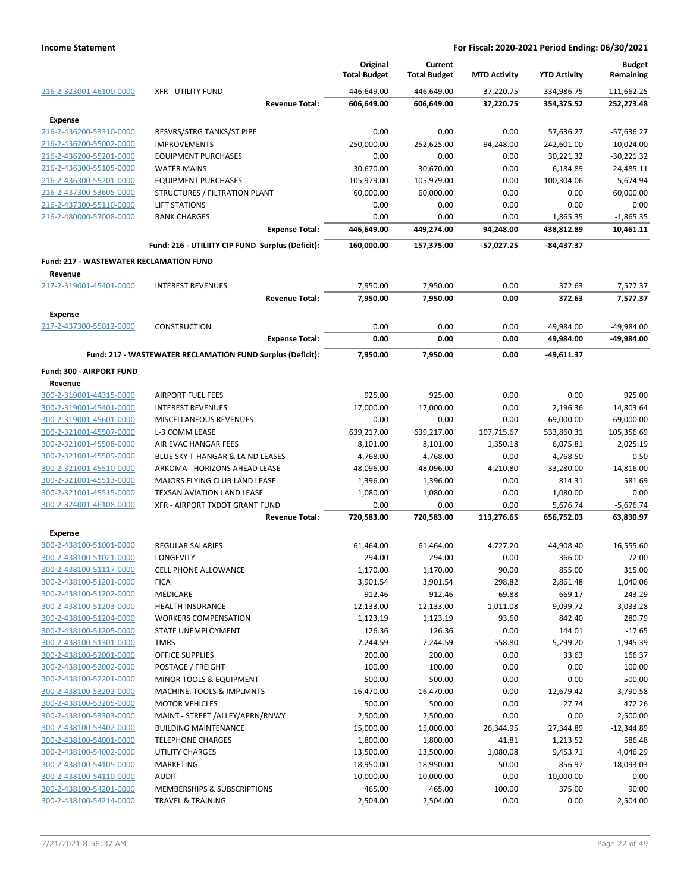**Income Statement** | **For Fiscal: 2020-2021 Period Ending: 06/30/2021**

| | | Original Total Budget | Current Total Budget | MTD Activity | YTD Activity | Budget Remaining |
|---|---|---|---|---|---|---|
| 216-2-323001-46100-0000 | XFR - UTILITY FUND | 446,649.00 | 446,649.00 | 37,220.75 | 334,986.75 | 111,662.25 |
| | **Revenue Total:** | **606,649.00** | **606,649.00** | **37,220.75** | **354,375.52** | **252,273.48** |
| **Expense** | | | | | | |
| 216-2-436200-53310-0000 | RESVRS/STRG TANKS/ST PIPE | 0.00 | 0.00 | 0.00 | 57,636.27 | -57,636.27 |
| 216-2-436200-55002-0000 | IMPROVEMENTS | 250,000.00 | 252,625.00 | 94,248.00 | 242,601.00 | 10,024.00 |
| 216-2-436200-55201-0000 | EQUIPMENT PURCHASES | 0.00 | 0.00 | 0.00 | 30,221.32 | -30,221.32 |
| 216-2-436300-55105-0000 | WATER MAINS | 30,670.00 | 30,670.00 | 0.00 | 6,184.89 | 24,485.11 |
| 216-2-436300-55201-0000 | EQUIPMENT PURCHASES | 105,979.00 | 105,979.00 | 0.00 | 100,304.06 | 5,674.94 |
| 216-2-437300-53605-0000 | STRUCTURES / FILTRATION PLANT | 60,000.00 | 60,000.00 | 0.00 | 0.00 | 60,000.00 |
| 216-2-437300-55110-0000 | LIFT STATIONS | 0.00 | 0.00 | 0.00 | 0.00 | 0.00 |
| 216-2-480000-57008-0000 | BANK CHARGES | 0.00 | 0.00 | 0.00 | 1,865.35 | -1,865.35 |
| | **Expense Total:** | **446,649.00** | **449,274.00** | **94,248.00** | **438,812.89** | **10,461.11** |
| | **Fund: 216 - UTILIITY CIP FUND Surplus (Deficit):** | **160,000.00** | **157,375.00** | **-57,027.25** | **-84,437.37** | |
| **Fund: 217 - WASTEWATER RECLAMATION FUND** | | | | | | |
| **Revenue** | | | | | | |
| 217-2-319001-45401-0000 | INTEREST REVENUES | 7,950.00 | 7,950.00 | 0.00 | 372.63 | 7,577.37 |
| | **Revenue Total:** | **7,950.00** | **7,950.00** | **0.00** | **372.63** | **7,577.37** |
| **Expense** | | | | | | |
| 217-2-437300-55012-0000 | CONSTRUCTION | 0.00 | 0.00 | 0.00 | 49,984.00 | -49,984.00 |
| | **Expense Total:** | **0.00** | **0.00** | **0.00** | **49,984.00** | **-49,984.00** |
| | **Fund: 217 - WASTEWATER RECLAMATION FUND Surplus (Deficit):** | **7,950.00** | **7,950.00** | **0.00** | **-49,611.37** | |
| **Fund: 300 - AIRPORT FUND** | | | | | | |
| **Revenue** | | | | | | |
| 300-2-319001-44315-0000 | AIRPORT FUEL FEES | 925.00 | 925.00 | 0.00 | 0.00 | 925.00 |
| 300-2-319001-45401-0000 | INTEREST REVENUES | 17,000.00 | 17,000.00 | 0.00 | 2,196.36 | 14,803.64 |
| 300-2-319001-45601-0000 | MISCELLANEOUS REVENUES | 0.00 | 0.00 | 0.00 | 69,000.00 | -69,000.00 |
| 300-2-321001-45507-0000 | L-3 COMM LEASE | 639,217.00 | 639,217.00 | 107,715.67 | 533,860.31 | 105,356.69 |
| 300-2-321001-45508-0000 | AIR EVAC HANGAR FEES | 8,101.00 | 8,101.00 | 1,350.18 | 6,075.81 | 2,025.19 |
| 300-2-321001-45509-0000 | BLUE SKY T-HANGAR & LA ND LEASES | 4,768.00 | 4,768.00 | 0.00 | 4,768.50 | -0.50 |
| 300-2-321001-45510-0000 | ARKOMA - HORIZONS AHEAD LEASE | 48,096.00 | 48,096.00 | 4,210.80 | 33,280.00 | 14,816.00 |
| 300-2-321001-45513-0000 | MAJORS FLYING CLUB LAND LEASE | 1,396.00 | 1,396.00 | 0.00 | 814.31 | 581.69 |
| 300-2-321001-45515-0000 | TEXSAN AVIATION LAND LEASE | 1,080.00 | 1,080.00 | 0.00 | 1,080.00 | 0.00 |
| 300-2-324001-46108-0000 | XFR - AIRPORT TXDOT GRANT FUND | 0.00 | 0.00 | 0.00 | 5,676.74 | -5,676.74 |
| | **Revenue Total:** | **720,583.00** | **720,583.00** | **113,276.65** | **656,752.03** | **63,830.97** |
| **Expense** | | | | | | |
| 300-2-438100-51001-0000 | REGULAR SALARIES | 61,464.00 | 61,464.00 | 4,727.20 | 44,908.40 | 16,555.60 |
| 300-2-438100-51021-0000 | LONGEVITY | 294.00 | 294.00 | 0.00 | 366.00 | -72.00 |
| 300-2-438100-51117-0000 | CELL PHONE ALLOWANCE | 1,170.00 | 1,170.00 | 90.00 | 855.00 | 315.00 |
| 300-2-438100-51201-0000 | FICA | 3,901.54 | 3,901.54 | 298.82 | 2,861.48 | 1,040.06 |
| 300-2-438100-51202-0000 | MEDICARE | 912.46 | 912.46 | 69.88 | 669.17 | 243.29 |
| 300-2-438100-51203-0000 | HEALTH INSURANCE | 12,133.00 | 12,133.00 | 1,011.08 | 9,099.72 | 3,033.28 |
| 300-2-438100-51204-0000 | WORKERS COMPENSATION | 1,123.19 | 1,123.19 | 93.60 | 842.40 | 280.79 |
| 300-2-438100-51205-0000 | STATE UNEMPLOYMENT | 126.36 | 126.36 | 0.00 | 144.01 | -17.65 |
| 300-2-438100-51301-0000 | TMRS | 7,244.59 | 7,244.59 | 558.80 | 5,299.20 | 1,945.39 |
| 300-2-438100-52001-0000 | OFFICE SUPPLIES | 200.00 | 200.00 | 0.00 | 33.63 | 166.37 |
| 300-2-438100-52002-0000 | POSTAGE / FREIGHT | 100.00 | 100.00 | 0.00 | 0.00 | 100.00 |
| 300-2-438100-52201-0000 | MINOR TOOLS & EQUIPMENT | 500.00 | 500.00 | 0.00 | 0.00 | 500.00 |
| 300-2-438100-53202-0000 | MACHINE, TOOLS & IMPLMNTS | 16,470.00 | 16,470.00 | 0.00 | 12,679.42 | 3,790.58 |
| 300-2-438100-53205-0000 | MOTOR VEHICLES | 500.00 | 500.00 | 0.00 | 27.74 | 472.26 |
| 300-2-438100-53303-0000 | MAINT - STREET /ALLEY/APRN/RNWY | 2,500.00 | 2,500.00 | 0.00 | 0.00 | 2,500.00 |
| 300-2-438100-53402-0000 | BUILDING MAINTENANCE | 15,000.00 | 15,000.00 | 26,344.95 | 27,344.89 | -12,344.89 |
| 300-2-438100-54001-0000 | TELEPHONE CHARGES | 1,800.00 | 1,800.00 | 41.81 | 1,213.52 | 586.48 |
| 300-2-438100-54002-0000 | UTILITY CHARGES | 13,500.00 | 13,500.00 | 1,080.08 | 9,453.71 | 4,046.29 |
| 300-2-438100-54105-0000 | MARKETING | 18,950.00 | 18,950.00 | 50.00 | 856.97 | 18,093.03 |
| 300-2-438100-54110-0000 | AUDIT | 10,000.00 | 10,000.00 | 0.00 | 10,000.00 | 0.00 |
| 300-2-438100-54201-0000 | MEMBERSHIPS & SUBSCRIPTIONS | 465.00 | 465.00 | 100.00 | 375.00 | 90.00 |
| 300-2-438100-54214-0000 | TRAVEL & TRAINING | 2,504.00 | 2,504.00 | 0.00 | 0.00 | 2,504.00 |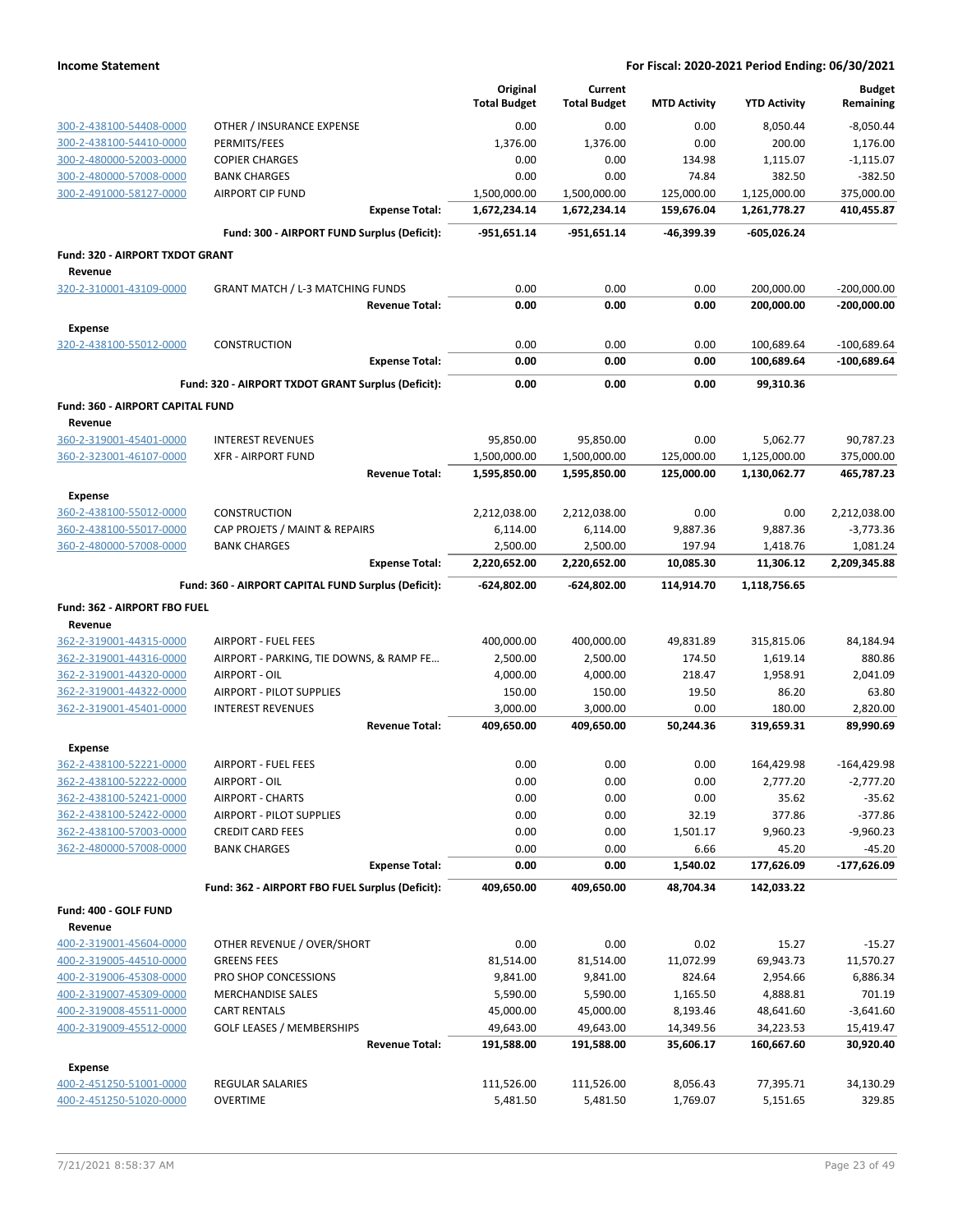| | | Original Total Budget | Current Total Budget | MTD Activity | YTD Activity | Budget Remaining |
|---|---|---|---|---|---|---|
| 300-2-438100-54408-0000 | OTHER / INSURANCE EXPENSE | 0.00 | 0.00 | 0.00 | 8,050.44 | -8,050.44 |
| 300-2-438100-54410-0000 | PERMITS/FEES | 1,376.00 | 1,376.00 | 0.00 | 200.00 | 1,176.00 |
| 300-2-480000-52003-0000 | COPIER CHARGES | 0.00 | 0.00 | 134.98 | 1,115.07 | -1,115.07 |
| 300-2-480000-57008-0000 | BANK CHARGES | 0.00 | 0.00 | 74.84 | 382.50 | -382.50 |
| 300-2-491000-58127-0000 | AIRPORT CIP FUND | 1,500,000.00 | 1,500,000.00 | 125,000.00 | 1,125,000.00 | 375,000.00 |
| | **Expense Total:** | **1,672,234.14** | **1,672,234.14** | **159,676.04** | **1,261,778.27** | **410,455.87** |
| | **Fund: 300 - AIRPORT FUND Surplus (Deficit):** | **-951,651.14** | **-951,651.14** | **-46,399.39** | **-605,026.24** | |
| **Fund: 320 - AIRPORT TXDOT GRANT** | | | | | | |
| **Revenue** | | | | | | |
| 320-2-310001-43109-0000 | GRANT MATCH / L-3 MATCHING FUNDS | 0.00 | 0.00 | 0.00 | 200,000.00 | -200,000.00 |
| | **Revenue Total:** | **0.00** | **0.00** | **0.00** | **200,000.00** | **-200,000.00** |
| **Expense** | | | | | | |
| 320-2-438100-55012-0000 | CONSTRUCTION | 0.00 | 0.00 | 0.00 | 100,689.64 | -100,689.64 |
| | **Expense Total:** | **0.00** | **0.00** | **0.00** | **100,689.64** | **-100,689.64** |
| | **Fund: 320 - AIRPORT TXDOT GRANT Surplus (Deficit):** | **0.00** | **0.00** | **0.00** | **99,310.36** | |
| **Fund: 360 - AIRPORT CAPITAL FUND** | | | | | | |
| **Revenue** | | | | | | |
| 360-2-319001-45401-0000 | INTEREST REVENUES | 95,850.00 | 95,850.00 | 0.00 | 5,062.77 | 90,787.23 |
| 360-2-323001-46107-0000 | XFR - AIRPORT FUND | 1,500,000.00 | 1,500,000.00 | 125,000.00 | 1,125,000.00 | 375,000.00 |
| | **Revenue Total:** | **1,595,850.00** | **1,595,850.00** | **125,000.00** | **1,130,062.77** | **465,787.23** |
| **Expense** | | | | | | |
| 360-2-438100-55012-0000 | CONSTRUCTION | 2,212,038.00 | 2,212,038.00 | 0.00 | 0.00 | 2,212,038.00 |
| 360-2-438100-55017-0000 | CAP PROJETS / MAINT & REPAIRS | 6,114.00 | 6,114.00 | 9,887.36 | 9,887.36 | -3,773.36 |
| 360-2-480000-57008-0000 | BANK CHARGES | 2,500.00 | 2,500.00 | 197.94 | 1,418.76 | 1,081.24 |
| | **Expense Total:** | **2,220,652.00** | **2,220,652.00** | **10,085.30** | **11,306.12** | **2,209,345.88** |
| | **Fund: 360 - AIRPORT CAPITAL FUND Surplus (Deficit):** | **-624,802.00** | **-624,802.00** | **114,914.70** | **1,118,756.65** | |
| **Fund: 362 - AIRPORT FBO FUEL** | | | | | | |
| **Revenue** | | | | | | |
| 362-2-319001-44315-0000 | AIRPORT - FUEL FEES | 400,000.00 | 400,000.00 | 49,831.89 | 315,815.06 | 84,184.94 |
| 362-2-319001-44316-0000 | AIRPORT - PARKING, TIE DOWNS, & RAMP FE... | 2,500.00 | 2,500.00 | 174.50 | 1,619.14 | 880.86 |
| 362-2-319001-44320-0000 | AIRPORT - OIL | 4,000.00 | 4,000.00 | 218.47 | 1,958.91 | 2,041.09 |
| 362-2-319001-44322-0000 | AIRPORT - PILOT SUPPLIES | 150.00 | 150.00 | 19.50 | 86.20 | 63.80 |
| 362-2-319001-45401-0000 | INTEREST REVENUES | 3,000.00 | 3,000.00 | 0.00 | 180.00 | 2,820.00 |
| | **Revenue Total:** | **409,650.00** | **409,650.00** | **50,244.36** | **319,659.31** | **89,990.69** |
| **Expense** | | | | | | |
| 362-2-438100-52221-0000 | AIRPORT - FUEL FEES | 0.00 | 0.00 | 0.00 | 164,429.98 | -164,429.98 |
| 362-2-438100-52222-0000 | AIRPORT - OIL | 0.00 | 0.00 | 0.00 | 2,777.20 | -2,777.20 |
| 362-2-438100-52421-0000 | AIRPORT - CHARTS | 0.00 | 0.00 | 0.00 | 35.62 | -35.62 |
| 362-2-438100-52422-0000 | AIRPORT - PILOT SUPPLIES | 0.00 | 0.00 | 32.19 | 377.86 | -377.86 |
| 362-2-438100-57003-0000 | CREDIT CARD FEES | 0.00 | 0.00 | 1,501.17 | 9,960.23 | -9,960.23 |
| 362-2-480000-57008-0000 | BANK CHARGES | 0.00 | 0.00 | 6.66 | 45.20 | -45.20 |
| | **Expense Total:** | **0.00** | **0.00** | **1,540.02** | **177,626.09** | **-177,626.09** |
| | **Fund: 362 - AIRPORT FBO FUEL Surplus (Deficit):** | **409,650.00** | **409,650.00** | **48,704.34** | **142,033.22** | |
| **Fund: 400 - GOLF FUND** | | | | | | |
| **Revenue** | | | | | | |
| 400-2-319001-45604-0000 | OTHER REVENUE / OVER/SHORT | 0.00 | 0.00 | 0.02 | 15.27 | -15.27 |
| 400-2-319005-44510-0000 | GREENS FEES | 81,514.00 | 81,514.00 | 11,072.99 | 69,943.73 | 11,570.27 |
| 400-2-319006-45308-0000 | PRO SHOP CONCESSIONS | 9,841.00 | 9,841.00 | 824.64 | 2,954.66 | 6,886.34 |
| 400-2-319007-45309-0000 | MERCHANDISE SALES | 5,590.00 | 5,590.00 | 1,165.50 | 4,888.81 | 701.19 |
| 400-2-319008-45511-0000 | CART RENTALS | 45,000.00 | 45,000.00 | 8,193.46 | 48,641.60 | -3,641.60 |
| 400-2-319009-45512-0000 | GOLF LEASES / MEMBERSHIPS | 49,643.00 | 49,643.00 | 14,349.56 | 34,223.53 | 15,419.47 |
| | **Revenue Total:** | **191,588.00** | **191,588.00** | **35,606.17** | **160,667.60** | **30,920.40** |
| **Expense** | | | | | | |
| 400-2-451250-51001-0000 | REGULAR SALARIES | 111,526.00 | 111,526.00 | 8,056.43 | 77,395.71 | 34,130.29 |
| 400-2-451250-51020-0000 | OVERTIME | 5,481.50 | 5,481.50 | 1,769.07 | 5,151.65 | 329.85 |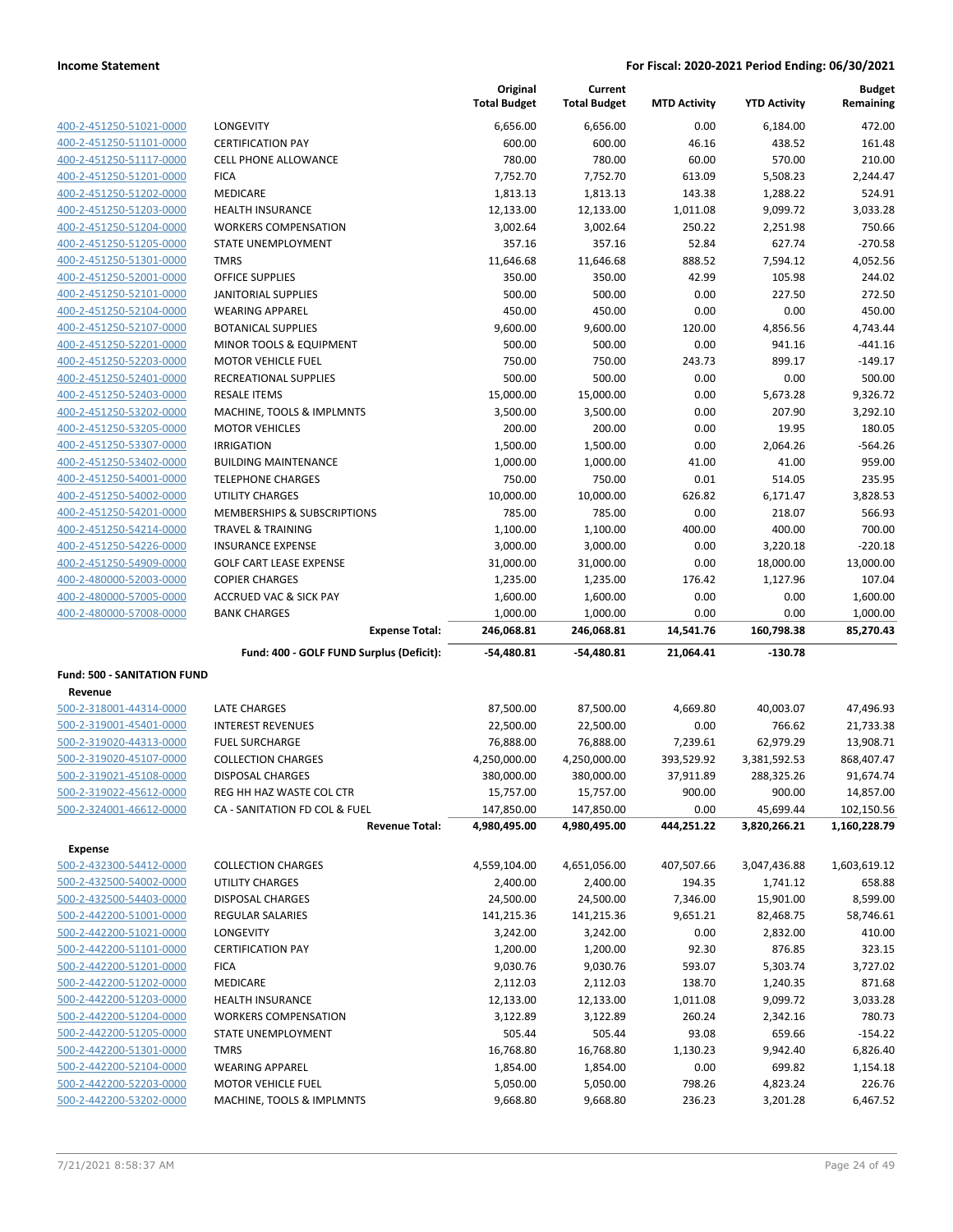**Income Statement** — **For Fiscal: 2020-2021 Period Ending: 06/30/2021**

| | | Original Total Budget | Current Total Budget | MTD Activity | YTD Activity | Budget Remaining |
|---|---|---|---|---|---|---|
| 400-2-451250-51021-0000 | LONGEVITY | 6,656.00 | 6,656.00 | 0.00 | 6,184.00 | 472.00 |
| 400-2-451250-51101-0000 | CERTIFICATION PAY | 600.00 | 600.00 | 46.16 | 438.52 | 161.48 |
| 400-2-451250-51117-0000 | CELL PHONE ALLOWANCE | 780.00 | 780.00 | 60.00 | 570.00 | 210.00 |
| 400-2-451250-51201-0000 | FICA | 7,752.70 | 7,752.70 | 613.09 | 5,508.23 | 2,244.47 |
| 400-2-451250-51202-0000 | MEDICARE | 1,813.13 | 1,813.13 | 143.38 | 1,288.22 | 524.91 |
| 400-2-451250-51203-0000 | HEALTH INSURANCE | 12,133.00 | 12,133.00 | 1,011.08 | 9,099.72 | 3,033.28 |
| 400-2-451250-51204-0000 | WORKERS COMPENSATION | 3,002.64 | 3,002.64 | 250.22 | 2,251.98 | 750.66 |
| 400-2-451250-51205-0000 | STATE UNEMPLOYMENT | 357.16 | 357.16 | 52.84 | 627.74 | -270.58 |
| 400-2-451250-51301-0000 | TMRS | 11,646.68 | 11,646.68 | 888.52 | 7,594.12 | 4,052.56 |
| 400-2-451250-52001-0000 | OFFICE SUPPLIES | 350.00 | 350.00 | 42.99 | 105.98 | 244.02 |
| 400-2-451250-52101-0000 | JANITORIAL SUPPLIES | 500.00 | 500.00 | 0.00 | 227.50 | 272.50 |
| 400-2-451250-52104-0000 | WEARING APPAREL | 450.00 | 450.00 | 0.00 | 0.00 | 450.00 |
| 400-2-451250-52107-0000 | BOTANICAL SUPPLIES | 9,600.00 | 9,600.00 | 120.00 | 4,856.56 | 4,743.44 |
| 400-2-451250-52201-0000 | MINOR TOOLS & EQUIPMENT | 500.00 | 500.00 | 0.00 | 941.16 | -441.16 |
| 400-2-451250-52203-0000 | MOTOR VEHICLE FUEL | 750.00 | 750.00 | 243.73 | 899.17 | -149.17 |
| 400-2-451250-52401-0000 | RECREATIONAL SUPPLIES | 500.00 | 500.00 | 0.00 | 0.00 | 500.00 |
| 400-2-451250-52403-0000 | RESALE ITEMS | 15,000.00 | 15,000.00 | 0.00 | 5,673.28 | 9,326.72 |
| 400-2-451250-53202-0000 | MACHINE, TOOLS & IMPLMNTS | 3,500.00 | 3,500.00 | 0.00 | 207.90 | 3,292.10 |
| 400-2-451250-53205-0000 | MOTOR VEHICLES | 200.00 | 200.00 | 0.00 | 19.95 | 180.05 |
| 400-2-451250-53307-0000 | IRRIGATION | 1,500.00 | 1,500.00 | 0.00 | 2,064.26 | -564.26 |
| 400-2-451250-53402-0000 | BUILDING MAINTENANCE | 1,000.00 | 1,000.00 | 41.00 | 41.00 | 959.00 |
| 400-2-451250-54001-0000 | TELEPHONE CHARGES | 750.00 | 750.00 | 0.01 | 514.05 | 235.95 |
| 400-2-451250-54002-0000 | UTILITY CHARGES | 10,000.00 | 10,000.00 | 626.82 | 6,171.47 | 3,828.53 |
| 400-2-451250-54201-0000 | MEMBERSHIPS & SUBSCRIPTIONS | 785.00 | 785.00 | 0.00 | 218.07 | 566.93 |
| 400-2-451250-54214-0000 | TRAVEL & TRAINING | 1,100.00 | 1,100.00 | 400.00 | 400.00 | 700.00 |
| 400-2-451250-54226-0000 | INSURANCE EXPENSE | 3,000.00 | 3,000.00 | 0.00 | 3,220.18 | -220.18 |
| 400-2-451250-54909-0000 | GOLF CART LEASE EXPENSE | 31,000.00 | 31,000.00 | 0.00 | 18,000.00 | 13,000.00 |
| 400-2-480000-52003-0000 | COPIER CHARGES | 1,235.00 | 1,235.00 | 176.42 | 1,127.96 | 107.04 |
| 400-2-480000-57005-0000 | ACCRUED VAC & SICK PAY | 1,600.00 | 1,600.00 | 0.00 | 0.00 | 1,600.00 |
| 400-2-480000-57008-0000 | BANK CHARGES | 1,000.00 | 1,000.00 | 0.00 | 0.00 | 1,000.00 |
| | **Expense Total:** | **246,068.81** | **246,068.81** | **14,541.76** | **160,798.38** | **85,270.43** |
| | **Fund: 400 - GOLF FUND Surplus (Deficit):** | **-54,480.81** | **-54,480.81** | **21,064.41** | **-130.78** | |

**Fund: 500 - SANITATION FUND**

**Revenue**

| | | Original Total Budget | Current Total Budget | MTD Activity | YTD Activity | Budget Remaining |
|---|---|---|---|---|---|---|
| 500-2-318001-44314-0000 | LATE CHARGES | 87,500.00 | 87,500.00 | 4,669.80 | 40,003.07 | 47,496.93 |
| 500-2-319001-45401-0000 | INTEREST REVENUES | 22,500.00 | 22,500.00 | 0.00 | 766.62 | 21,733.38 |
| 500-2-319020-44313-0000 | FUEL SURCHARGE | 76,888.00 | 76,888.00 | 7,239.61 | 62,979.29 | 13,908.71 |
| 500-2-319020-45107-0000 | COLLECTION CHARGES | 4,250,000.00 | 4,250,000.00 | 393,529.92 | 3,381,592.53 | 868,407.47 |
| 500-2-319021-45108-0000 | DISPOSAL CHARGES | 380,000.00 | 380,000.00 | 37,911.89 | 288,325.26 | 91,674.74 |
| 500-2-319022-45612-0000 | REG HH HAZ WASTE COL CTR | 15,757.00 | 15,757.00 | 900.00 | 900.00 | 14,857.00 |
| 500-2-324001-46612-0000 | CA - SANITATION FD COL & FUEL | 147,850.00 | 147,850.00 | 0.00 | 45,699.44 | 102,150.56 |
| | **Revenue Total:** | **4,980,495.00** | **4,980,495.00** | **444,251.22** | **3,820,266.21** | **1,160,228.79** |

**Expense**

| | | Original Total Budget | Current Total Budget | MTD Activity | YTD Activity | Budget Remaining |
|---|---|---|---|---|---|---|
| 500-2-432300-54412-0000 | COLLECTION CHARGES | 4,559,104.00 | 4,651,056.00 | 407,507.66 | 3,047,436.88 | 1,603,619.12 |
| 500-2-432500-54002-0000 | UTILITY CHARGES | 2,400.00 | 2,400.00 | 194.35 | 1,741.12 | 658.88 |
| 500-2-432500-54403-0000 | DISPOSAL CHARGES | 24,500.00 | 24,500.00 | 7,346.00 | 15,901.00 | 8,599.00 |
| 500-2-442200-51001-0000 | REGULAR SALARIES | 141,215.36 | 141,215.36 | 9,651.21 | 82,468.75 | 58,746.61 |
| 500-2-442200-51021-0000 | LONGEVITY | 3,242.00 | 3,242.00 | 0.00 | 2,832.00 | 410.00 |
| 500-2-442200-51101-0000 | CERTIFICATION PAY | 1,200.00 | 1,200.00 | 92.30 | 876.85 | 323.15 |
| 500-2-442200-51201-0000 | FICA | 9,030.76 | 9,030.76 | 593.07 | 5,303.74 | 3,727.02 |
| 500-2-442200-51202-0000 | MEDICARE | 2,112.03 | 2,112.03 | 138.70 | 1,240.35 | 871.68 |
| 500-2-442200-51203-0000 | HEALTH INSURANCE | 12,133.00 | 12,133.00 | 1,011.08 | 9,099.72 | 3,033.28 |
| 500-2-442200-51204-0000 | WORKERS COMPENSATION | 3,122.89 | 3,122.89 | 260.24 | 2,342.16 | 780.73 |
| 500-2-442200-51205-0000 | STATE UNEMPLOYMENT | 505.44 | 505.44 | 93.08 | 659.66 | -154.22 |
| 500-2-442200-51301-0000 | TMRS | 16,768.80 | 16,768.80 | 1,130.23 | 9,942.40 | 6,826.40 |
| 500-2-442200-52104-0000 | WEARING APPAREL | 1,854.00 | 1,854.00 | 0.00 | 699.82 | 1,154.18 |
| 500-2-442200-52203-0000 | MOTOR VEHICLE FUEL | 5,050.00 | 5,050.00 | 798.26 | 4,823.24 | 226.76 |
| 500-2-442200-53202-0000 | MACHINE, TOOLS & IMPLMNTS | 9,668.80 | 9,668.80 | 236.23 | 3,201.28 | 6,467.52 |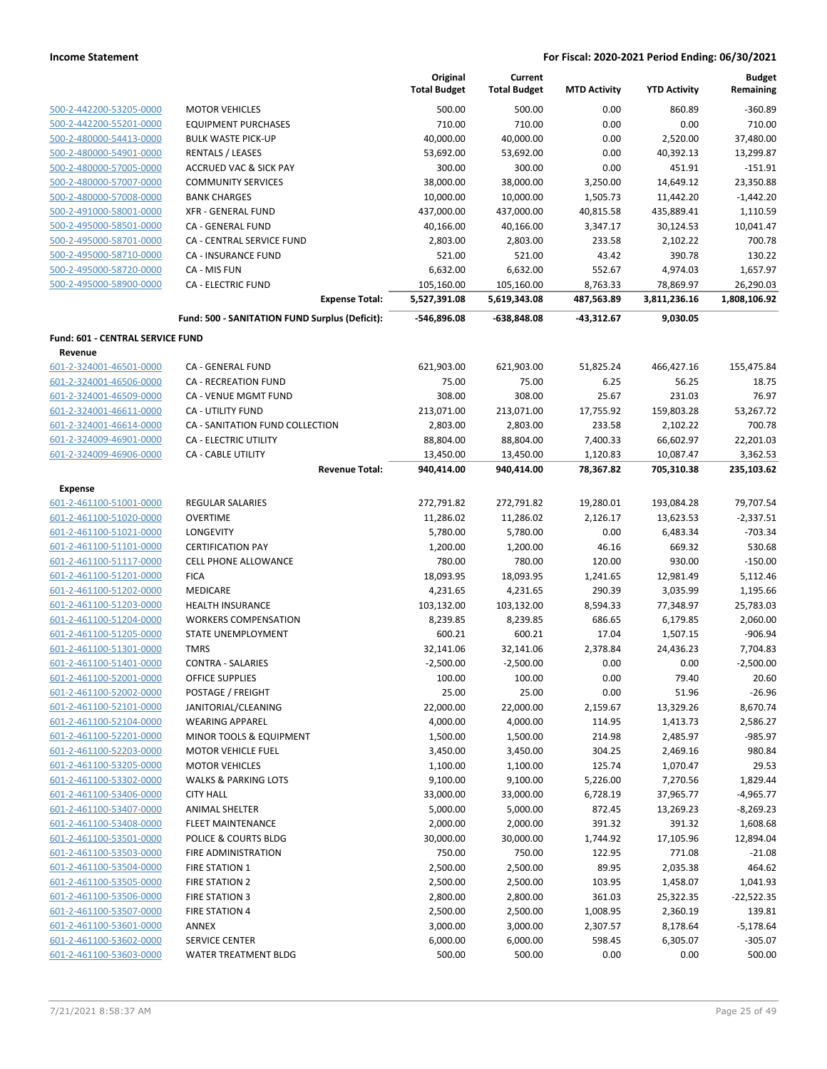**Income Statement** — **For Fiscal: 2020-2021 Period Ending: 06/30/2021**

| | | Original Total Budget | Current Total Budget | MTD Activity | YTD Activity | Budget Remaining |
|---|---|---|---|---|---|---|
| 500-2-442200-53205-0000 | MOTOR VEHICLES | 500.00 | 500.00 | 0.00 | 860.89 | -360.89 |
| 500-2-442200-55201-0000 | EQUIPMENT PURCHASES | 710.00 | 710.00 | 0.00 | 0.00 | 710.00 |
| 500-2-480000-54413-0000 | BULK WASTE PICK-UP | 40,000.00 | 40,000.00 | 0.00 | 2,520.00 | 37,480.00 |
| 500-2-480000-54901-0000 | RENTALS / LEASES | 53,692.00 | 53,692.00 | 0.00 | 40,392.13 | 13,299.87 |
| 500-2-480000-57005-0000 | ACCRUED VAC & SICK PAY | 300.00 | 300.00 | 0.00 | 451.91 | -151.91 |
| 500-2-480000-57007-0000 | COMMUNITY SERVICES | 38,000.00 | 38,000.00 | 3,250.00 | 14,649.12 | 23,350.88 |
| 500-2-480000-57008-0000 | BANK CHARGES | 10,000.00 | 10,000.00 | 1,505.73 | 11,442.20 | -1,442.20 |
| 500-2-491000-58001-0000 | XFR - GENERAL FUND | 437,000.00 | 437,000.00 | 40,815.58 | 435,889.41 | 1,110.59 |
| 500-2-495000-58501-0000 | CA - GENERAL FUND | 40,166.00 | 40,166.00 | 3,347.17 | 30,124.53 | 10,041.47 |
| 500-2-495000-58701-0000 | CA - CENTRAL SERVICE FUND | 2,803.00 | 2,803.00 | 233.58 | 2,102.22 | 700.78 |
| 500-2-495000-58710-0000 | CA - INSURANCE FUND | 521.00 | 521.00 | 43.42 | 390.78 | 130.22 |
| 500-2-495000-58720-0000 | CA - MIS FUN | 6,632.00 | 6,632.00 | 552.67 | 4,974.03 | 1,657.97 |
| 500-2-495000-58900-0000 | CA - ELECTRIC FUND | 105,160.00 | 105,160.00 | 8,763.33 | 78,869.97 | 26,290.03 |
| | **Expense Total:** | **5,527,391.08** | **5,619,343.08** | **487,563.89** | **3,811,236.16** | **1,808,106.92** |
| | **Fund: 500 - SANITATION FUND Surplus (Deficit):** | **-546,896.08** | **-638,848.08** | **-43,312.67** | **9,030.05** | |
| **Fund: 601 - CENTRAL SERVICE FUND** | | | | | | |
| **Revenue** | | | | | | |
| 601-2-324001-46501-0000 | CA - GENERAL FUND | 621,903.00 | 621,903.00 | 51,825.24 | 466,427.16 | 155,475.84 |
| 601-2-324001-46506-0000 | CA - RECREATION FUND | 75.00 | 75.00 | 6.25 | 56.25 | 18.75 |
| 601-2-324001-46509-0000 | CA - VENUE MGMT FUND | 308.00 | 308.00 | 25.67 | 231.03 | 76.97 |
| 601-2-324001-46611-0000 | CA - UTILITY FUND | 213,071.00 | 213,071.00 | 17,755.92 | 159,803.28 | 53,267.72 |
| 601-2-324001-46614-0000 | CA - SANITATION FUND COLLECTION | 2,803.00 | 2,803.00 | 233.58 | 2,102.22 | 700.78 |
| 601-2-324009-46901-0000 | CA - ELECTRIC UTILITY | 88,804.00 | 88,804.00 | 7,400.33 | 66,602.97 | 22,201.03 |
| 601-2-324009-46906-0000 | CA - CABLE UTILITY | 13,450.00 | 13,450.00 | 1,120.83 | 10,087.47 | 3,362.53 |
| | **Revenue Total:** | **940,414.00** | **940,414.00** | **78,367.82** | **705,310.38** | **235,103.62** |
| **Expense** | | | | | | |
| 601-2-461100-51001-0000 | REGULAR SALARIES | 272,791.82 | 272,791.82 | 19,280.01 | 193,084.28 | 79,707.54 |
| 601-2-461100-51020-0000 | OVERTIME | 11,286.02 | 11,286.02 | 2,126.17 | 13,623.53 | -2,337.51 |
| 601-2-461100-51021-0000 | LONGEVITY | 5,780.00 | 5,780.00 | 0.00 | 6,483.34 | -703.34 |
| 601-2-461100-51101-0000 | CERTIFICATION PAY | 1,200.00 | 1,200.00 | 46.16 | 669.32 | 530.68 |
| 601-2-461100-51117-0000 | CELL PHONE ALLOWANCE | 780.00 | 780.00 | 120.00 | 930.00 | -150.00 |
| 601-2-461100-51201-0000 | FICA | 18,093.95 | 18,093.95 | 1,241.65 | 12,981.49 | 5,112.46 |
| 601-2-461100-51202-0000 | MEDICARE | 4,231.65 | 4,231.65 | 290.39 | 3,035.99 | 1,195.66 |
| 601-2-461100-51203-0000 | HEALTH INSURANCE | 103,132.00 | 103,132.00 | 8,594.33 | 77,348.97 | 25,783.03 |
| 601-2-461100-51204-0000 | WORKERS COMPENSATION | 8,239.85 | 8,239.85 | 686.65 | 6,179.85 | 2,060.00 |
| 601-2-461100-51205-0000 | STATE UNEMPLOYMENT | 600.21 | 600.21 | 17.04 | 1,507.15 | -906.94 |
| 601-2-461100-51301-0000 | TMRS | 32,141.06 | 32,141.06 | 2,378.84 | 24,436.23 | 7,704.83 |
| 601-2-461100-51401-0000 | CONTRA - SALARIES | -2,500.00 | -2,500.00 | 0.00 | 0.00 | -2,500.00 |
| 601-2-461100-52001-0000 | OFFICE SUPPLIES | 100.00 | 100.00 | 0.00 | 79.40 | 20.60 |
| 601-2-461100-52002-0000 | POSTAGE / FREIGHT | 25.00 | 25.00 | 0.00 | 51.96 | -26.96 |
| 601-2-461100-52101-0000 | JANITORIAL/CLEANING | 22,000.00 | 22,000.00 | 2,159.67 | 13,329.26 | 8,670.74 |
| 601-2-461100-52104-0000 | WEARING APPAREL | 4,000.00 | 4,000.00 | 114.95 | 1,413.73 | 2,586.27 |
| 601-2-461100-52201-0000 | MINOR TOOLS & EQUIPMENT | 1,500.00 | 1,500.00 | 214.98 | 2,485.97 | -985.97 |
| 601-2-461100-52203-0000 | MOTOR VEHICLE FUEL | 3,450.00 | 3,450.00 | 304.25 | 2,469.16 | 980.84 |
| 601-2-461100-53205-0000 | MOTOR VEHICLES | 1,100.00 | 1,100.00 | 125.74 | 1,070.47 | 29.53 |
| 601-2-461100-53302-0000 | WALKS & PARKING LOTS | 9,100.00 | 9,100.00 | 5,226.00 | 7,270.56 | 1,829.44 |
| 601-2-461100-53406-0000 | CITY HALL | 33,000.00 | 33,000.00 | 6,728.19 | 37,965.77 | -4,965.77 |
| 601-2-461100-53407-0000 | ANIMAL SHELTER | 5,000.00 | 5,000.00 | 872.45 | 13,269.23 | -8,269.23 |
| 601-2-461100-53408-0000 | FLEET MAINTENANCE | 2,000.00 | 2,000.00 | 391.32 | 391.32 | 1,608.68 |
| 601-2-461100-53501-0000 | POLICE & COURTS BLDG | 30,000.00 | 30,000.00 | 1,744.92 | 17,105.96 | 12,894.04 |
| 601-2-461100-53503-0000 | FIRE ADMINISTRATION | 750.00 | 750.00 | 122.95 | 771.08 | -21.08 |
| 601-2-461100-53504-0000 | FIRE STATION 1 | 2,500.00 | 2,500.00 | 89.95 | 2,035.38 | 464.62 |
| 601-2-461100-53505-0000 | FIRE STATION 2 | 2,500.00 | 2,500.00 | 103.95 | 1,458.07 | 1,041.93 |
| 601-2-461100-53506-0000 | FIRE STATION 3 | 2,800.00 | 2,800.00 | 361.03 | 25,322.35 | -22,522.35 |
| 601-2-461100-53507-0000 | FIRE STATION 4 | 2,500.00 | 2,500.00 | 1,008.95 | 2,360.19 | 139.81 |
| 601-2-461100-53601-0000 | ANNEX | 3,000.00 | 3,000.00 | 2,307.57 | 8,178.64 | -5,178.64 |
| 601-2-461100-53602-0000 | SERVICE CENTER | 6,000.00 | 6,000.00 | 598.45 | 6,305.07 | -305.07 |
| 601-2-461100-53603-0000 | WATER TREATMENT BLDG | 500.00 | 500.00 | 0.00 | 0.00 | 500.00 |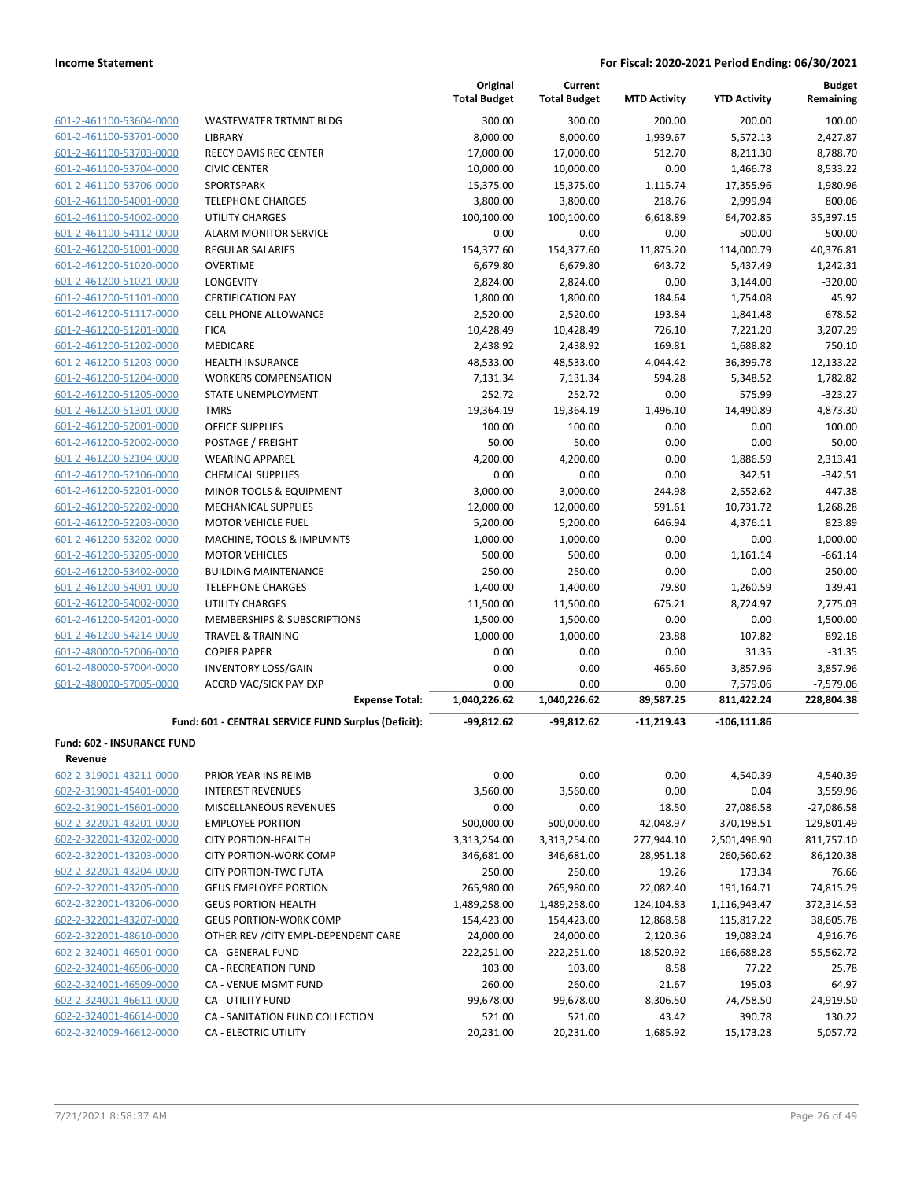**Income Statement** **For Fiscal: 2020-2021 Period Ending: 06/30/2021**

| | | Original Total Budget | Current Total Budget | MTD Activity | YTD Activity | Budget Remaining |
|---|---|---|---|---|---|---|
| 601-2-461100-53604-0000 | WASTEWATER TRTMNT BLDG | 300.00 | 300.00 | 200.00 | 200.00 | 100.00 |
| 601-2-461100-53701-0000 | LIBRARY | 8,000.00 | 8,000.00 | 1,939.67 | 5,572.13 | 2,427.87 |
| 601-2-461100-53703-0000 | REECY DAVIS REC CENTER | 17,000.00 | 17,000.00 | 512.70 | 8,211.30 | 8,788.70 |
| 601-2-461100-53704-0000 | CIVIC CENTER | 10,000.00 | 10,000.00 | 0.00 | 1,466.78 | 8,533.22 |
| 601-2-461100-53706-0000 | SPORTSPARK | 15,375.00 | 15,375.00 | 1,115.74 | 17,355.96 | -1,980.96 |
| 601-2-461100-54001-0000 | TELEPHONE CHARGES | 3,800.00 | 3,800.00 | 218.76 | 2,999.94 | 800.06 |
| 601-2-461100-54002-0000 | UTILITY CHARGES | 100,100.00 | 100,100.00 | 6,618.89 | 64,702.85 | 35,397.15 |
| 601-2-461100-54112-0000 | ALARM MONITOR SERVICE | 0.00 | 0.00 | 0.00 | 500.00 | -500.00 |
| 601-2-461200-51001-0000 | REGULAR SALARIES | 154,377.60 | 154,377.60 | 11,875.20 | 114,000.79 | 40,376.81 |
| 601-2-461200-51020-0000 | OVERTIME | 6,679.80 | 6,679.80 | 643.72 | 5,437.49 | 1,242.31 |
| 601-2-461200-51021-0000 | LONGEVITY | 2,824.00 | 2,824.00 | 0.00 | 3,144.00 | -320.00 |
| 601-2-461200-51101-0000 | CERTIFICATION PAY | 1,800.00 | 1,800.00 | 184.64 | 1,754.08 | 45.92 |
| 601-2-461200-51117-0000 | CELL PHONE ALLOWANCE | 2,520.00 | 2,520.00 | 193.84 | 1,841.48 | 678.52 |
| 601-2-461200-51201-0000 | FICA | 10,428.49 | 10,428.49 | 726.10 | 7,221.20 | 3,207.29 |
| 601-2-461200-51202-0000 | MEDICARE | 2,438.92 | 2,438.92 | 169.81 | 1,688.82 | 750.10 |
| 601-2-461200-51203-0000 | HEALTH INSURANCE | 48,533.00 | 48,533.00 | 4,044.42 | 36,399.78 | 12,133.22 |
| 601-2-461200-51204-0000 | WORKERS COMPENSATION | 7,131.34 | 7,131.34 | 594.28 | 5,348.52 | 1,782.82 |
| 601-2-461200-51205-0000 | STATE UNEMPLOYMENT | 252.72 | 252.72 | 0.00 | 575.99 | -323.27 |
| 601-2-461200-51301-0000 | TMRS | 19,364.19 | 19,364.19 | 1,496.10 | 14,490.89 | 4,873.30 |
| 601-2-461200-52001-0000 | OFFICE SUPPLIES | 100.00 | 100.00 | 0.00 | 0.00 | 100.00 |
| 601-2-461200-52002-0000 | POSTAGE / FREIGHT | 50.00 | 50.00 | 0.00 | 0.00 | 50.00 |
| 601-2-461200-52104-0000 | WEARING APPAREL | 4,200.00 | 4,200.00 | 0.00 | 1,886.59 | 2,313.41 |
| 601-2-461200-52106-0000 | CHEMICAL SUPPLIES | 0.00 | 0.00 | 0.00 | 342.51 | -342.51 |
| 601-2-461200-52201-0000 | MINOR TOOLS & EQUIPMENT | 3,000.00 | 3,000.00 | 244.98 | 2,552.62 | 447.38 |
| 601-2-461200-52202-0000 | MECHANICAL SUPPLIES | 12,000.00 | 12,000.00 | 591.61 | 10,731.72 | 1,268.28 |
| 601-2-461200-52203-0000 | MOTOR VEHICLE FUEL | 5,200.00 | 5,200.00 | 646.94 | 4,376.11 | 823.89 |
| 601-2-461200-53202-0000 | MACHINE, TOOLS & IMPLMNTS | 1,000.00 | 1,000.00 | 0.00 | 0.00 | 1,000.00 |
| 601-2-461200-53205-0000 | MOTOR VEHICLES | 500.00 | 500.00 | 0.00 | 1,161.14 | -661.14 |
| 601-2-461200-53402-0000 | BUILDING MAINTENANCE | 250.00 | 250.00 | 0.00 | 0.00 | 250.00 |
| 601-2-461200-54001-0000 | TELEPHONE CHARGES | 1,400.00 | 1,400.00 | 79.80 | 1,260.59 | 139.41 |
| 601-2-461200-54002-0000 | UTILITY CHARGES | 11,500.00 | 11,500.00 | 675.21 | 8,724.97 | 2,775.03 |
| 601-2-461200-54201-0000 | MEMBERSHIPS & SUBSCRIPTIONS | 1,500.00 | 1,500.00 | 0.00 | 0.00 | 1,500.00 |
| 601-2-461200-54214-0000 | TRAVEL & TRAINING | 1,000.00 | 1,000.00 | 23.88 | 107.82 | 892.18 |
| 601-2-480000-52006-0000 | COPIER PAPER | 0.00 | 0.00 | 0.00 | 31.35 | -31.35 |
| 601-2-480000-57004-0000 | INVENTORY LOSS/GAIN | 0.00 | 0.00 | -465.60 | -3,857.96 | 3,857.96 |
| 601-2-480000-57005-0000 | ACCRD VAC/SICK PAY EXP | 0.00 | 0.00 | 0.00 | 7,579.06 | -7,579.06 |
| | **Expense Total:** | **1,040,226.62** | **1,040,226.62** | **89,587.25** | **811,422.24** | **228,804.38** |
| | **Fund: 601 - CENTRAL SERVICE FUND Surplus (Deficit):** | **-99,812.62** | **-99,812.62** | **-11,219.43** | **-106,111.86** | |

**Fund: 602 - INSURANCE FUND**

**Revenue**

| | | Original Total Budget | Current Total Budget | MTD Activity | YTD Activity | Budget Remaining |
|---|---|---|---|---|---|---|
| 602-2-319001-43211-0000 | PRIOR YEAR INS REIMB | 0.00 | 0.00 | 0.00 | 4,540.39 | -4,540.39 |
| 602-2-319001-45401-0000 | INTEREST REVENUES | 3,560.00 | 3,560.00 | 0.00 | 0.04 | 3,559.96 |
| 602-2-319001-45601-0000 | MISCELLANEOUS REVENUES | 0.00 | 0.00 | 18.50 | 27,086.58 | -27,086.58 |
| 602-2-322001-43201-0000 | EMPLOYEE PORTION | 500,000.00 | 500,000.00 | 42,048.97 | 370,198.51 | 129,801.49 |
| 602-2-322001-43202-0000 | CITY PORTION-HEALTH | 3,313,254.00 | 3,313,254.00 | 277,944.10 | 2,501,496.90 | 811,757.10 |
| 602-2-322001-43203-0000 | CITY PORTION-WORK COMP | 346,681.00 | 346,681.00 | 28,951.18 | 260,560.62 | 86,120.38 |
| 602-2-322001-43204-0000 | CITY PORTION-TWC FUTA | 250.00 | 250.00 | 19.26 | 173.34 | 76.66 |
| 602-2-322001-43205-0000 | GEUS EMPLOYEE PORTION | 265,980.00 | 265,980.00 | 22,082.40 | 191,164.71 | 74,815.29 |
| 602-2-322001-43206-0000 | GEUS PORTION-HEALTH | 1,489,258.00 | 1,489,258.00 | 124,104.83 | 1,116,943.47 | 372,314.53 |
| 602-2-322001-43207-0000 | GEUS PORTION-WORK COMP | 154,423.00 | 154,423.00 | 12,868.58 | 115,817.22 | 38,605.78 |
| 602-2-322001-48610-0000 | OTHER REV /CITY EMPL-DEPENDENT CARE | 24,000.00 | 24,000.00 | 2,120.36 | 19,083.24 | 4,916.76 |
| 602-2-324001-46501-0000 | CA - GENERAL FUND | 222,251.00 | 222,251.00 | 18,520.92 | 166,688.28 | 55,562.72 |
| 602-2-324001-46506-0000 | CA - RECREATION FUND | 103.00 | 103.00 | 8.58 | 77.22 | 25.78 |
| 602-2-324001-46509-0000 | CA - VENUE MGMT FUND | 260.00 | 260.00 | 21.67 | 195.03 | 64.97 |
| 602-2-324001-46611-0000 | CA - UTILITY FUND | 99,678.00 | 99,678.00 | 8,306.50 | 74,758.50 | 24,919.50 |
| 602-2-324001-46614-0000 | CA - SANITATION FUND COLLECTION | 521.00 | 521.00 | 43.42 | 390.78 | 130.22 |
| 602-2-324009-46612-0000 | CA - ELECTRIC UTILITY | 20,231.00 | 20,231.00 | 1,685.92 | 15,173.28 | 5,057.72 |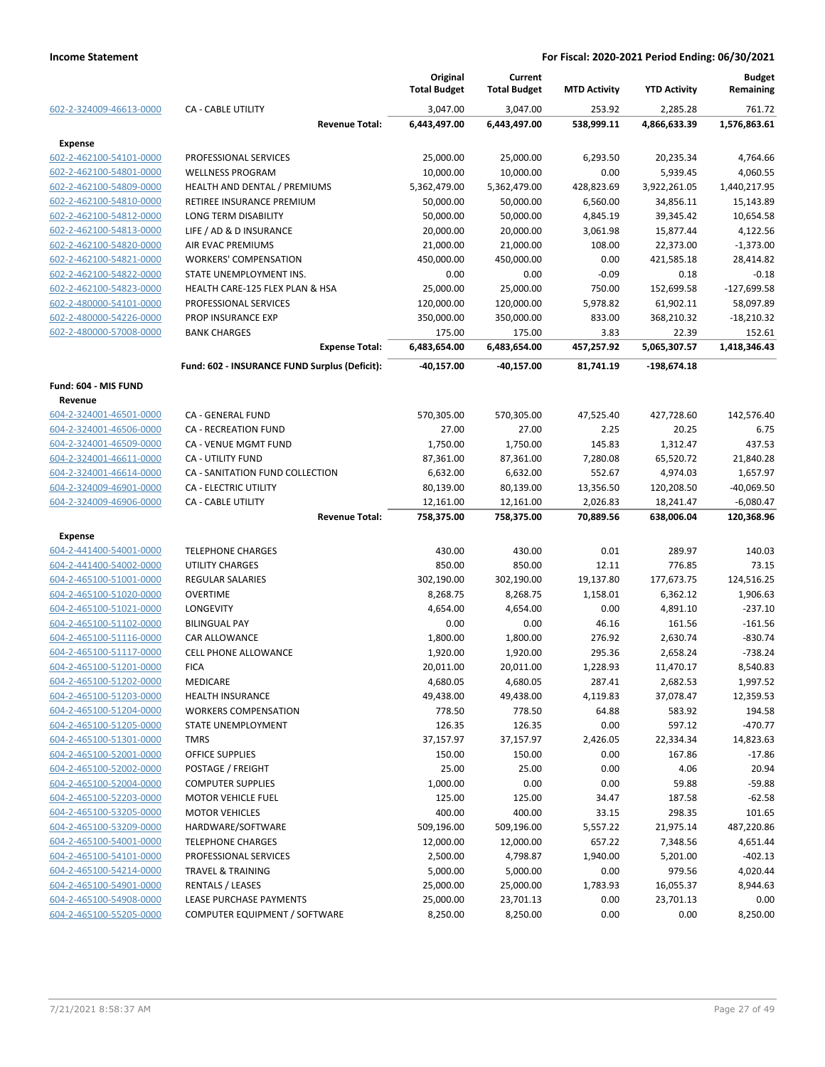**Income Statement** — For Fiscal: 2020-2021 Period Ending: 06/30/2021

| | | Original Total Budget | Current Total Budget | MTD Activity | YTD Activity | Budget Remaining |
|---|---|---|---|---|---|---|
| 602-2-324009-46613-0000 | CA - CABLE UTILITY | 3,047.00 | 3,047.00 | 253.92 | 2,285.28 | 761.72 |
| | **Revenue Total:** | **6,443,497.00** | **6,443,497.00** | **538,999.11** | **4,866,633.39** | **1,576,863.61** |
| **Expense** | | | | | | |
| 602-2-462100-54101-0000 | PROFESSIONAL SERVICES | 25,000.00 | 25,000.00 | 6,293.50 | 20,235.34 | 4,764.66 |
| 602-2-462100-54801-0000 | WELLNESS PROGRAM | 10,000.00 | 10,000.00 | 0.00 | 5,939.45 | 4,060.55 |
| 602-2-462100-54809-0000 | HEALTH AND DENTAL / PREMIUMS | 5,362,479.00 | 5,362,479.00 | 428,823.69 | 3,922,261.05 | 1,440,217.95 |
| 602-2-462100-54810-0000 | RETIREE INSURANCE PREMIUM | 50,000.00 | 50,000.00 | 6,560.00 | 34,856.11 | 15,143.89 |
| 602-2-462100-54812-0000 | LONG TERM DISABILITY | 50,000.00 | 50,000.00 | 4,845.19 | 39,345.42 | 10,654.58 |
| 602-2-462100-54813-0000 | LIFE / AD & D INSURANCE | 20,000.00 | 20,000.00 | 3,061.98 | 15,877.44 | 4,122.56 |
| 602-2-462100-54820-0000 | AIR EVAC PREMIUMS | 21,000.00 | 21,000.00 | 108.00 | 22,373.00 | -1,373.00 |
| 602-2-462100-54821-0000 | WORKERS' COMPENSATION | 450,000.00 | 450,000.00 | 0.00 | 421,585.18 | 28,414.82 |
| 602-2-462100-54822-0000 | STATE UNEMPLOYMENT INS. | 0.00 | 0.00 | -0.09 | 0.18 | -0.18 |
| 602-2-462100-54823-0000 | HEALTH CARE-125 FLEX PLAN & HSA | 25,000.00 | 25,000.00 | 750.00 | 152,699.58 | -127,699.58 |
| 602-2-480000-54101-0000 | PROFESSIONAL SERVICES | 120,000.00 | 120,000.00 | 5,978.82 | 61,902.11 | 58,097.89 |
| 602-2-480000-54226-0000 | PROP INSURANCE EXP | 350,000.00 | 350,000.00 | 833.00 | 368,210.32 | -18,210.32 |
| 602-2-480000-57008-0000 | BANK CHARGES | 175.00 | 175.00 | 3.83 | 22.39 | 152.61 |
| | **Expense Total:** | **6,483,654.00** | **6,483,654.00** | **457,257.92** | **5,065,307.57** | **1,418,346.43** |
| | **Fund: 602 - INSURANCE FUND Surplus (Deficit):** | **-40,157.00** | **-40,157.00** | **81,741.19** | **-198,674.18** | |
| **Fund: 604 - MIS FUND** | | | | | | |
| **Revenue** | | | | | | |
| 604-2-324001-46501-0000 | CA - GENERAL FUND | 570,305.00 | 570,305.00 | 47,525.40 | 427,728.60 | 142,576.40 |
| 604-2-324001-46506-0000 | CA - RECREATION FUND | 27.00 | 27.00 | 2.25 | 20.25 | 6.75 |
| 604-2-324001-46509-0000 | CA - VENUE MGMT FUND | 1,750.00 | 1,750.00 | 145.83 | 1,312.47 | 437.53 |
| 604-2-324001-46611-0000 | CA - UTILITY FUND | 87,361.00 | 87,361.00 | 7,280.08 | 65,520.72 | 21,840.28 |
| 604-2-324001-46614-0000 | CA - SANITATION FUND COLLECTION | 6,632.00 | 6,632.00 | 552.67 | 4,974.03 | 1,657.97 |
| 604-2-324009-46901-0000 | CA - ELECTRIC UTILITY | 80,139.00 | 80,139.00 | 13,356.50 | 120,208.50 | -40,069.50 |
| 604-2-324009-46906-0000 | CA - CABLE UTILITY | 12,161.00 | 12,161.00 | 2,026.83 | 18,241.47 | -6,080.47 |
| | **Revenue Total:** | **758,375.00** | **758,375.00** | **70,889.56** | **638,006.04** | **120,368.96** |
| **Expense** | | | | | | |
| 604-2-441400-54001-0000 | TELEPHONE CHARGES | 430.00 | 430.00 | 0.01 | 289.97 | 140.03 |
| 604-2-441400-54002-0000 | UTILITY CHARGES | 850.00 | 850.00 | 12.11 | 776.85 | 73.15 |
| 604-2-465100-51001-0000 | REGULAR SALARIES | 302,190.00 | 302,190.00 | 19,137.80 | 177,673.75 | 124,516.25 |
| 604-2-465100-51020-0000 | OVERTIME | 8,268.75 | 8,268.75 | 1,158.01 | 6,362.12 | 1,906.63 |
| 604-2-465100-51021-0000 | LONGEVITY | 4,654.00 | 4,654.00 | 0.00 | 4,891.10 | -237.10 |
| 604-2-465100-51102-0000 | BILINGUAL PAY | 0.00 | 0.00 | 46.16 | 161.56 | -161.56 |
| 604-2-465100-51116-0000 | CAR ALLOWANCE | 1,800.00 | 1,800.00 | 276.92 | 2,630.74 | -830.74 |
| 604-2-465100-51117-0000 | CELL PHONE ALLOWANCE | 1,920.00 | 1,920.00 | 295.36 | 2,658.24 | -738.24 |
| 604-2-465100-51201-0000 | FICA | 20,011.00 | 20,011.00 | 1,228.93 | 11,470.17 | 8,540.83 |
| 604-2-465100-51202-0000 | MEDICARE | 4,680.05 | 4,680.05 | 287.41 | 2,682.53 | 1,997.52 |
| 604-2-465100-51203-0000 | HEALTH INSURANCE | 49,438.00 | 49,438.00 | 4,119.83 | 37,078.47 | 12,359.53 |
| 604-2-465100-51204-0000 | WORKERS COMPENSATION | 778.50 | 778.50 | 64.88 | 583.92 | 194.58 |
| 604-2-465100-51205-0000 | STATE UNEMPLOYMENT | 126.35 | 126.35 | 0.00 | 597.12 | -470.77 |
| 604-2-465100-51301-0000 | TMRS | 37,157.97 | 37,157.97 | 2,426.05 | 22,334.34 | 14,823.63 |
| 604-2-465100-52001-0000 | OFFICE SUPPLIES | 150.00 | 150.00 | 0.00 | 167.86 | -17.86 |
| 604-2-465100-52002-0000 | POSTAGE / FREIGHT | 25.00 | 25.00 | 0.00 | 4.06 | 20.94 |
| 604-2-465100-52004-0000 | COMPUTER SUPPLIES | 1,000.00 | 0.00 | 0.00 | 59.88 | -59.88 |
| 604-2-465100-52203-0000 | MOTOR VEHICLE FUEL | 125.00 | 125.00 | 34.47 | 187.58 | -62.58 |
| 604-2-465100-53205-0000 | MOTOR VEHICLES | 400.00 | 400.00 | 33.15 | 298.35 | 101.65 |
| 604-2-465100-53209-0000 | HARDWARE/SOFTWARE | 509,196.00 | 509,196.00 | 5,557.22 | 21,975.14 | 487,220.86 |
| 604-2-465100-54001-0000 | TELEPHONE CHARGES | 12,000.00 | 12,000.00 | 657.22 | 7,348.56 | 4,651.44 |
| 604-2-465100-54101-0000 | PROFESSIONAL SERVICES | 2,500.00 | 4,798.87 | 1,940.00 | 5,201.00 | -402.13 |
| 604-2-465100-54214-0000 | TRAVEL & TRAINING | 5,000.00 | 5,000.00 | 0.00 | 979.56 | 4,020.44 |
| 604-2-465100-54901-0000 | RENTALS / LEASES | 25,000.00 | 25,000.00 | 1,783.93 | 16,055.37 | 8,944.63 |
| 604-2-465100-54908-0000 | LEASE PURCHASE PAYMENTS | 25,000.00 | 23,701.13 | 0.00 | 23,701.13 | 0.00 |
| 604-2-465100-55205-0000 | COMPUTER EQUIPMENT / SOFTWARE | 8,250.00 | 8,250.00 | 0.00 | 0.00 | 8,250.00 |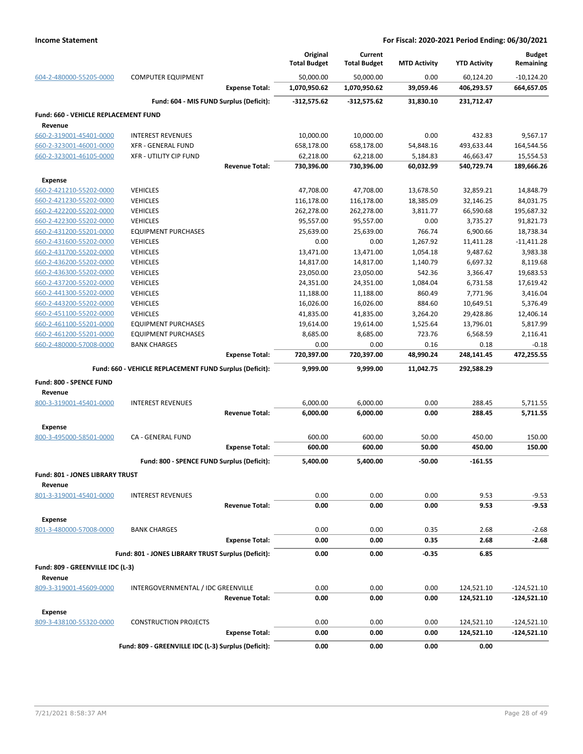**Income Statement** — **For Fiscal: 2020-2021 Period Ending: 06/30/2021**

| Account | Description | Original Total Budget | Current Total Budget | MTD Activity | YTD Activity | Budget Remaining |
|---|---|---|---|---|---|---|
| 604-2-480000-55205-0000 | COMPUTER EQUIPMENT | 50,000.00 | 50,000.00 | 0.00 | 60,124.20 | -10,124.20 |
| | **Expense Total:** | **1,070,950.62** | **1,070,950.62** | **39,059.46** | **406,293.57** | **664,657.05** |
| | **Fund: 604 - MIS FUND Surplus (Deficit):** | **-312,575.62** | **-312,575.62** | **31,830.10** | **231,712.47** | |
| **Fund: 660 - VEHICLE REPLACEMENT FUND** | | | | | | |
| **Revenue** | | | | | | |
| 660-2-319001-45401-0000 | INTEREST REVENUES | 10,000.00 | 10,000.00 | 0.00 | 432.83 | 9,567.17 |
| 660-2-323001-46001-0000 | XFR - GENERAL FUND | 658,178.00 | 658,178.00 | 54,848.16 | 493,633.44 | 164,544.56 |
| 660-2-323001-46105-0000 | XFR - UTILITY CIP FUND | 62,218.00 | 62,218.00 | 5,184.83 | 46,663.47 | 15,554.53 |
| | **Revenue Total:** | **730,396.00** | **730,396.00** | **60,032.99** | **540,729.74** | **189,666.26** |
| **Expense** | | | | | | |
| 660-2-421210-55202-0000 | VEHICLES | 47,708.00 | 47,708.00 | 13,678.50 | 32,859.21 | 14,848.79 |
| 660-2-421230-55202-0000 | VEHICLES | 116,178.00 | 116,178.00 | 18,385.09 | 32,146.25 | 84,031.75 |
| 660-2-422200-55202-0000 | VEHICLES | 262,278.00 | 262,278.00 | 3,811.77 | 66,590.68 | 195,687.32 |
| 660-2-422300-55202-0000 | VEHICLES | 95,557.00 | 95,557.00 | 0.00 | 3,735.27 | 91,821.73 |
| 660-2-431200-55201-0000 | EQUIPMENT PURCHASES | 25,639.00 | 25,639.00 | 766.74 | 6,900.66 | 18,738.34 |
| 660-2-431600-55202-0000 | VEHICLES | 0.00 | 0.00 | 1,267.92 | 11,411.28 | -11,411.28 |
| 660-2-431700-55202-0000 | VEHICLES | 13,471.00 | 13,471.00 | 1,054.18 | 9,487.62 | 3,983.38 |
| 660-2-436200-55202-0000 | VEHICLES | 14,817.00 | 14,817.00 | 1,140.79 | 6,697.32 | 8,119.68 |
| 660-2-436300-55202-0000 | VEHICLES | 23,050.00 | 23,050.00 | 542.36 | 3,366.47 | 19,683.53 |
| 660-2-437200-55202-0000 | VEHICLES | 24,351.00 | 24,351.00 | 1,084.04 | 6,731.58 | 17,619.42 |
| 660-2-441300-55202-0000 | VEHICLES | 11,188.00 | 11,188.00 | 860.49 | 7,771.96 | 3,416.04 |
| 660-2-443200-55202-0000 | VEHICLES | 16,026.00 | 16,026.00 | 884.60 | 10,649.51 | 5,376.49 |
| 660-2-451100-55202-0000 | VEHICLES | 41,835.00 | 41,835.00 | 3,264.20 | 29,428.86 | 12,406.14 |
| 660-2-461100-55201-0000 | EQUIPMENT PURCHASES | 19,614.00 | 19,614.00 | 1,525.64 | 13,796.01 | 5,817.99 |
| 660-2-461200-55201-0000 | EQUIPMENT PURCHASES | 8,685.00 | 8,685.00 | 723.76 | 6,568.59 | 2,116.41 |
| 660-2-480000-57008-0000 | BANK CHARGES | 0.00 | 0.00 | 0.16 | 0.18 | -0.18 |
| | **Expense Total:** | **720,397.00** | **720,397.00** | **48,990.24** | **248,141.45** | **472,255.55** |
| | **Fund: 660 - VEHICLE REPLACEMENT FUND Surplus (Deficit):** | **9,999.00** | **9,999.00** | **11,042.75** | **292,588.29** | |
| **Fund: 800 - SPENCE FUND** | | | | | | |
| **Revenue** | | | | | | |
| 800-3-319001-45401-0000 | INTEREST REVENUES | 6,000.00 | 6,000.00 | 0.00 | 288.45 | 5,711.55 |
| | **Revenue Total:** | **6,000.00** | **6,000.00** | **0.00** | **288.45** | **5,711.55** |
| **Expense** | | | | | | |
| 800-3-495000-58501-0000 | CA - GENERAL FUND | 600.00 | 600.00 | 50.00 | 450.00 | 150.00 |
| | **Expense Total:** | **600.00** | **600.00** | **50.00** | **450.00** | **150.00** |
| | **Fund: 800 - SPENCE FUND Surplus (Deficit):** | **5,400.00** | **5,400.00** | **-50.00** | **-161.55** | |
| **Fund: 801 - JONES LIBRARY TRUST** | | | | | | |
| **Revenue** | | | | | | |
| 801-3-319001-45401-0000 | INTEREST REVENUES | 0.00 | 0.00 | 0.00 | 9.53 | -9.53 |
| | **Revenue Total:** | **0.00** | **0.00** | **0.00** | **9.53** | **-9.53** |
| **Expense** | | | | | | |
| 801-3-480000-57008-0000 | BANK CHARGES | 0.00 | 0.00 | 0.35 | 2.68 | -2.68 |
| | **Expense Total:** | **0.00** | **0.00** | **0.35** | **2.68** | **-2.68** |
| | **Fund: 801 - JONES LIBRARY TRUST Surplus (Deficit):** | **0.00** | **0.00** | **-0.35** | **6.85** | |
| **Fund: 809 - GREENVILLE IDC (L-3)** | | | | | | |
| **Revenue** | | | | | | |
| 809-3-319001-45609-0000 | INTERGOVERNMENTAL / IDC GREENVILLE | 0.00 | 0.00 | 0.00 | 124,521.10 | -124,521.10 |
| | **Revenue Total:** | **0.00** | **0.00** | **0.00** | **124,521.10** | **-124,521.10** |
| **Expense** | | | | | | |
| 809-3-438100-55320-0000 | CONSTRUCTION PROJECTS | 0.00 | 0.00 | 0.00 | 124,521.10 | -124,521.10 |
| | **Expense Total:** | **0.00** | **0.00** | **0.00** | **124,521.10** | **-124,521.10** |
| | **Fund: 809 - GREENVILLE IDC (L-3) Surplus (Deficit):** | **0.00** | **0.00** | **0.00** | **0.00** | |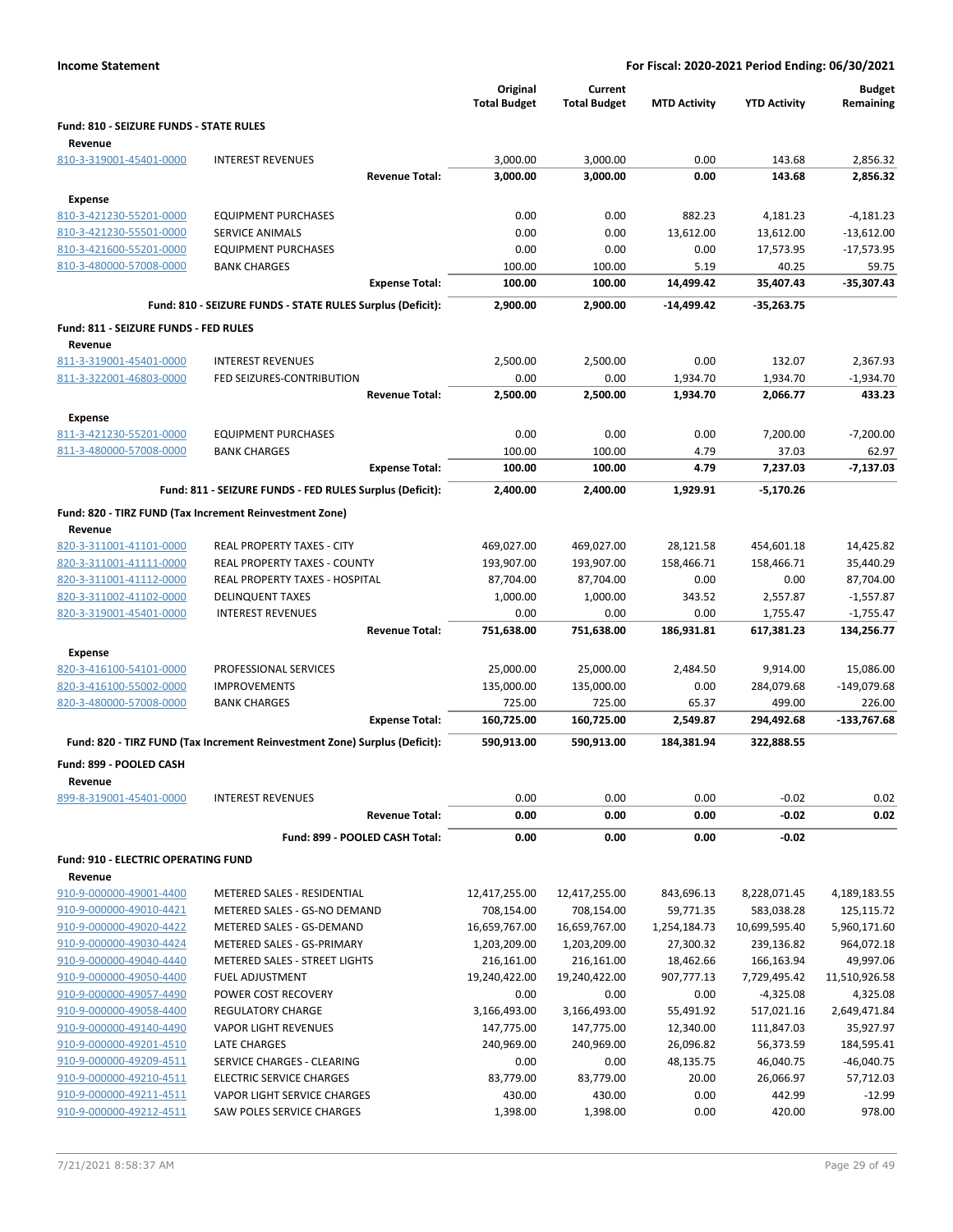**Income Statement** — **For Fiscal: 2020-2021 Period Ending: 06/30/2021**

| | | Original Total Budget | Current Total Budget | MTD Activity | YTD Activity | Budget Remaining |
|---|---|---|---|---|---|---|
| **Fund: 810 - SEIZURE FUNDS - STATE RULES** | | | | | | |
| **Revenue** | | | | | | |
| 810-3-319001-45401-0000 | INTEREST REVENUES | 3,000.00 | 3,000.00 | 0.00 | 143.68 | 2,856.32 |
| | **Revenue Total:** | **3,000.00** | **3,000.00** | **0.00** | **143.68** | **2,856.32** |
| **Expense** | | | | | | |
| 810-3-421230-55201-0000 | EQUIPMENT PURCHASES | 0.00 | 0.00 | 882.23 | 4,181.23 | -4,181.23 |
| 810-3-421230-55501-0000 | SERVICE ANIMALS | 0.00 | 0.00 | 13,612.00 | 13,612.00 | -13,612.00 |
| 810-3-421600-55201-0000 | EQUIPMENT PURCHASES | 0.00 | 0.00 | 0.00 | 17,573.95 | -17,573.95 |
| 810-3-480000-57008-0000 | BANK CHARGES | 100.00 | 100.00 | 5.19 | 40.25 | 59.75 |
| | **Expense Total:** | **100.00** | **100.00** | **14,499.42** | **35,407.43** | **-35,307.43** |
| | **Fund: 810 - SEIZURE FUNDS - STATE RULES Surplus (Deficit):** | **2,900.00** | **2,900.00** | **-14,499.42** | **-35,263.75** | |
| **Fund: 811 - SEIZURE FUNDS - FED RULES** | | | | | | |
| **Revenue** | | | | | | |
| 811-3-319001-45401-0000 | INTEREST REVENUES | 2,500.00 | 2,500.00 | 0.00 | 132.07 | 2,367.93 |
| 811-3-322001-46803-0000 | FED SEIZURES-CONTRIBUTION | 0.00 | 0.00 | 1,934.70 | 1,934.70 | -1,934.70 |
| | **Revenue Total:** | **2,500.00** | **2,500.00** | **1,934.70** | **2,066.77** | **433.23** |
| **Expense** | | | | | | |
| 811-3-421230-55201-0000 | EQUIPMENT PURCHASES | 0.00 | 0.00 | 0.00 | 7,200.00 | -7,200.00 |
| 811-3-480000-57008-0000 | BANK CHARGES | 100.00 | 100.00 | 4.79 | 37.03 | 62.97 |
| | **Expense Total:** | **100.00** | **100.00** | **4.79** | **7,237.03** | **-7,137.03** |
| | **Fund: 811 - SEIZURE FUNDS - FED RULES Surplus (Deficit):** | **2,400.00** | **2,400.00** | **1,929.91** | **-5,170.26** | |
| **Fund: 820 - TIRZ FUND (Tax Increment Reinvestment Zone)** | | | | | | |
| **Revenue** | | | | | | |
| 820-3-311001-41101-0000 | REAL PROPERTY TAXES - CITY | 469,027.00 | 469,027.00 | 28,121.58 | 454,601.18 | 14,425.82 |
| 820-3-311001-41111-0000 | REAL PROPERTY TAXES - COUNTY | 193,907.00 | 193,907.00 | 158,466.71 | 158,466.71 | 35,440.29 |
| 820-3-311001-41112-0000 | REAL PROPERTY TAXES - HOSPITAL | 87,704.00 | 87,704.00 | 0.00 | 0.00 | 87,704.00 |
| 820-3-311002-41102-0000 | DELINQUENT TAXES | 1,000.00 | 1,000.00 | 343.52 | 2,557.87 | -1,557.87 |
| 820-3-319001-45401-0000 | INTEREST REVENUES | 0.00 | 0.00 | 0.00 | 1,755.47 | -1,755.47 |
| | **Revenue Total:** | **751,638.00** | **751,638.00** | **186,931.81** | **617,381.23** | **134,256.77** |
| **Expense** | | | | | | |
| 820-3-416100-54101-0000 | PROFESSIONAL SERVICES | 25,000.00 | 25,000.00 | 2,484.50 | 9,914.00 | 15,086.00 |
| 820-3-416100-55002-0000 | IMPROVEMENTS | 135,000.00 | 135,000.00 | 0.00 | 284,079.68 | -149,079.68 |
| 820-3-480000-57008-0000 | BANK CHARGES | 725.00 | 725.00 | 65.37 | 499.00 | 226.00 |
| | **Expense Total:** | **160,725.00** | **160,725.00** | **2,549.87** | **294,492.68** | **-133,767.68** |
| | **Fund: 820 - TIRZ FUND (Tax Increment Reinvestment Zone) Surplus (Deficit):** | **590,913.00** | **590,913.00** | **184,381.94** | **322,888.55** | |
| **Fund: 899 - POOLED CASH** | | | | | | |
| **Revenue** | | | | | | |
| 899-8-319001-45401-0000 | INTEREST REVENUES | 0.00 | 0.00 | 0.00 | -0.02 | 0.02 |
| | **Revenue Total:** | **0.00** | **0.00** | **0.00** | **-0.02** | **0.02** |
| | **Fund: 899 - POOLED CASH Total:** | **0.00** | **0.00** | **0.00** | **-0.02** | |
| **Fund: 910 - ELECTRIC OPERATING FUND** | | | | | | |
| **Revenue** | | | | | | |
| 910-9-000000-49001-4400 | METERED SALES - RESIDENTIAL | 12,417,255.00 | 12,417,255.00 | 843,696.13 | 8,228,071.45 | 4,189,183.55 |
| 910-9-000000-49010-4421 | METERED SALES - GS-NO DEMAND | 708,154.00 | 708,154.00 | 59,771.35 | 583,038.28 | 125,115.72 |
| 910-9-000000-49020-4422 | METERED SALES - GS-DEMAND | 16,659,767.00 | 16,659,767.00 | 1,254,184.73 | 10,699,595.40 | 5,960,171.60 |
| 910-9-000000-49030-4424 | METERED SALES - GS-PRIMARY | 1,203,209.00 | 1,203,209.00 | 27,300.32 | 239,136.82 | 964,072.18 |
| 910-9-000000-49040-4440 | METERED SALES - STREET LIGHTS | 216,161.00 | 216,161.00 | 18,462.66 | 166,163.94 | 49,997.06 |
| 910-9-000000-49050-4400 | FUEL ADJUSTMENT | 19,240,422.00 | 19,240,422.00 | 907,777.13 | 7,729,495.42 | 11,510,926.58 |
| 910-9-000000-49057-4490 | POWER COST RECOVERY | 0.00 | 0.00 | 0.00 | -4,325.08 | 4,325.08 |
| 910-9-000000-49058-4400 | REGULATORY CHARGE | 3,166,493.00 | 3,166,493.00 | 55,491.92 | 517,021.16 | 2,649,471.84 |
| 910-9-000000-49140-4490 | VAPOR LIGHT REVENUES | 147,775.00 | 147,775.00 | 12,340.00 | 111,847.03 | 35,927.97 |
| 910-9-000000-49201-4510 | LATE CHARGES | 240,969.00 | 240,969.00 | 26,096.82 | 56,373.59 | 184,595.41 |
| 910-9-000000-49209-4511 | SERVICE CHARGES - CLEARING | 0.00 | 0.00 | 48,135.75 | 46,040.75 | -46,040.75 |
| 910-9-000000-49210-4511 | ELECTRIC SERVICE CHARGES | 83,779.00 | 83,779.00 | 20.00 | 26,066.97 | 57,712.03 |
| 910-9-000000-49211-4511 | VAPOR LIGHT SERVICE CHARGES | 430.00 | 430.00 | 0.00 | 442.99 | -12.99 |
| 910-9-000000-49212-4511 | SAW POLES SERVICE CHARGES | 1,398.00 | 1,398.00 | 0.00 | 420.00 | 978.00 |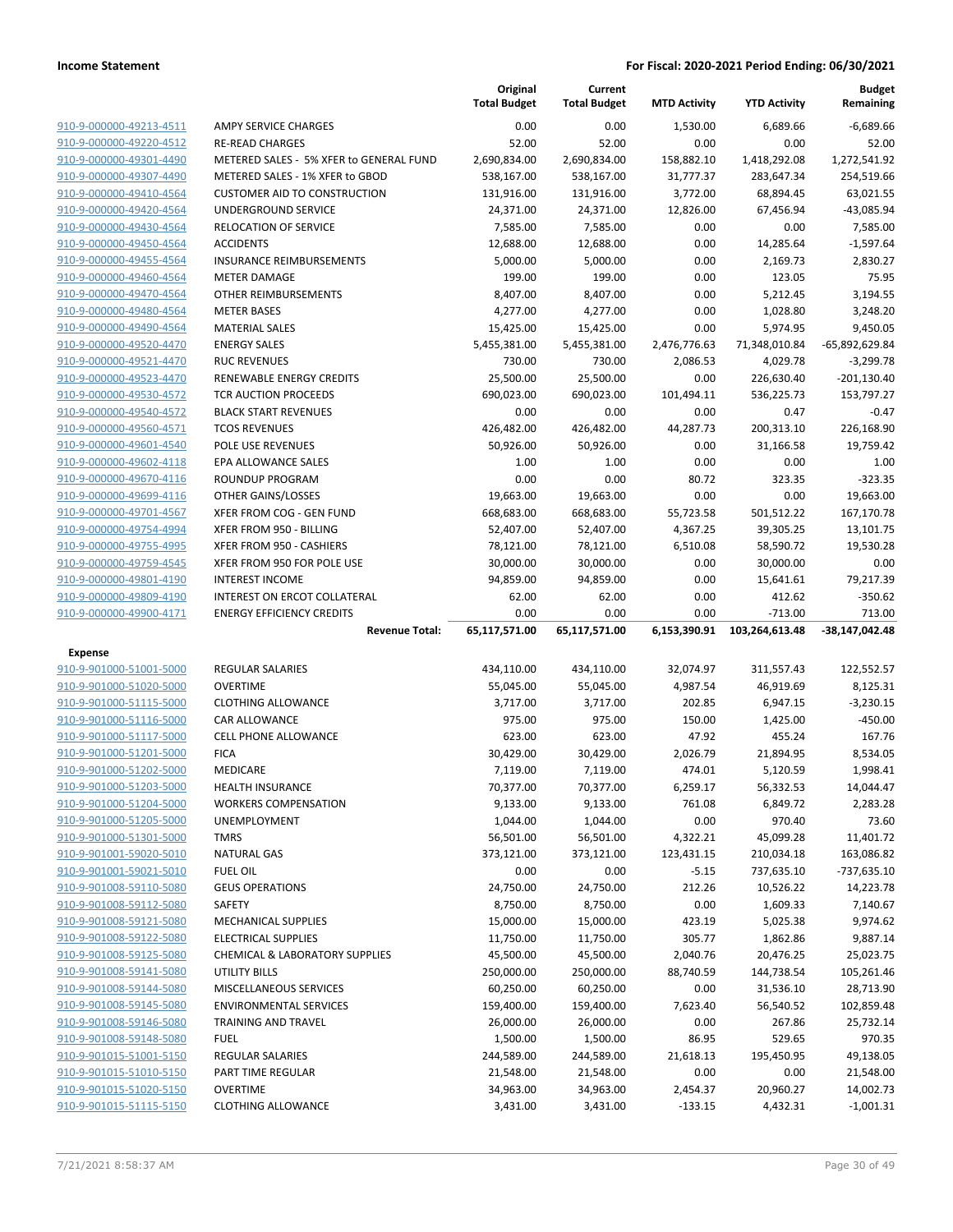**Income Statement** — For Fiscal: 2020-2021 Period Ending: 06/30/2021

| | | Original Total Budget | Current Total Budget | MTD Activity | YTD Activity | Budget Remaining |
|---|---|---|---|---|---|---|
| 910-9-000000-49213-4511 | AMPY SERVICE CHARGES | 0.00 | 0.00 | 1,530.00 | 6,689.66 | -6,689.66 |
| 910-9-000000-49220-4512 | RE-READ CHARGES | 52.00 | 52.00 | 0.00 | 0.00 | 52.00 |
| 910-9-000000-49301-4490 | METERED SALES - 5% XFER to GENERAL FUND | 2,690,834.00 | 2,690,834.00 | 158,882.10 | 1,418,292.08 | 1,272,541.92 |
| 910-9-000000-49307-4490 | METERED SALES - 1% XFER to GBOD | 538,167.00 | 538,167.00 | 31,777.37 | 283,647.34 | 254,519.66 |
| 910-9-000000-49410-4564 | CUSTOMER AID TO CONSTRUCTION | 131,916.00 | 131,916.00 | 3,772.00 | 68,894.45 | 63,021.55 |
| 910-9-000000-49420-4564 | UNDERGROUND SERVICE | 24,371.00 | 24,371.00 | 12,826.00 | 67,456.94 | -43,085.94 |
| 910-9-000000-49430-4564 | RELOCATION OF SERVICE | 7,585.00 | 7,585.00 | 0.00 | 0.00 | 7,585.00 |
| 910-9-000000-49450-4564 | ACCIDENTS | 12,688.00 | 12,688.00 | 0.00 | 14,285.64 | -1,597.64 |
| 910-9-000000-49455-4564 | INSURANCE REIMBURSEMENTS | 5,000.00 | 5,000.00 | 0.00 | 2,169.73 | 2,830.27 |
| 910-9-000000-49460-4564 | METER DAMAGE | 199.00 | 199.00 | 0.00 | 123.05 | 75.95 |
| 910-9-000000-49470-4564 | OTHER REIMBURSEMENTS | 8,407.00 | 8,407.00 | 0.00 | 5,212.45 | 3,194.55 |
| 910-9-000000-49480-4564 | METER BASES | 4,277.00 | 4,277.00 | 0.00 | 1,028.80 | 3,248.20 |
| 910-9-000000-49490-4564 | MATERIAL SALES | 15,425.00 | 15,425.00 | 0.00 | 5,974.95 | 9,450.05 |
| 910-9-000000-49520-4470 | ENERGY SALES | 5,455,381.00 | 5,455,381.00 | 2,476,776.63 | 71,348,010.84 | -65,892,629.84 |
| 910-9-000000-49521-4470 | RUC REVENUES | 730.00 | 730.00 | 2,086.53 | 4,029.78 | -3,299.78 |
| 910-9-000000-49523-4470 | RENEWABLE ENERGY CREDITS | 25,500.00 | 25,500.00 | 0.00 | 226,630.40 | -201,130.40 |
| 910-9-000000-49530-4572 | TCR AUCTION PROCEEDS | 690,023.00 | 690,023.00 | 101,494.11 | 536,225.73 | 153,797.27 |
| 910-9-000000-49540-4572 | BLACK START REVENUES | 0.00 | 0.00 | 0.00 | 0.47 | -0.47 |
| 910-9-000000-49560-4571 | TCOS REVENUES | 426,482.00 | 426,482.00 | 44,287.73 | 200,313.10 | 226,168.90 |
| 910-9-000000-49601-4540 | POLE USE REVENUES | 50,926.00 | 50,926.00 | 0.00 | 31,166.58 | 19,759.42 |
| 910-9-000000-49602-4118 | EPA ALLOWANCE SALES | 1.00 | 1.00 | 0.00 | 0.00 | 1.00 |
| 910-9-000000-49670-4116 | ROUNDUP PROGRAM | 0.00 | 0.00 | 80.72 | 323.35 | -323.35 |
| 910-9-000000-49699-4116 | OTHER GAINS/LOSSES | 19,663.00 | 19,663.00 | 0.00 | 0.00 | 19,663.00 |
| 910-9-000000-49701-4567 | XFER FROM COG - GEN FUND | 668,683.00 | 668,683.00 | 55,723.58 | 501,512.22 | 167,170.78 |
| 910-9-000000-49754-4994 | XFER FROM 950 - BILLING | 52,407.00 | 52,407.00 | 4,367.25 | 39,305.25 | 13,101.75 |
| 910-9-000000-49755-4995 | XFER FROM 950 - CASHIERS | 78,121.00 | 78,121.00 | 6,510.08 | 58,590.72 | 19,530.28 |
| 910-9-000000-49759-4545 | XFER FROM 950 FOR POLE USE | 30,000.00 | 30,000.00 | 0.00 | 30,000.00 | 0.00 |
| 910-9-000000-49801-4190 | INTEREST INCOME | 94,859.00 | 94,859.00 | 0.00 | 15,641.61 | 79,217.39 |
| 910-9-000000-49809-4190 | INTEREST ON ERCOT COLLATERAL | 62.00 | 62.00 | 0.00 | 412.62 | -350.62 |
| 910-9-000000-49900-4171 | ENERGY EFFICIENCY CREDITS | 0.00 | 0.00 | 0.00 | -713.00 | 713.00 |
| | **Revenue Total:** | **65,117,571.00** | **65,117,571.00** | **6,153,390.91** | **103,264,613.48** | **-38,147,042.48** |
| **Expense** | | | | | | |
| 910-9-901000-51001-5000 | REGULAR SALARIES | 434,110.00 | 434,110.00 | 32,074.97 | 311,557.43 | 122,552.57 |
| 910-9-901000-51020-5000 | OVERTIME | 55,045.00 | 55,045.00 | 4,987.54 | 46,919.69 | 8,125.31 |
| 910-9-901000-51115-5000 | CLOTHING ALLOWANCE | 3,717.00 | 3,717.00 | 202.85 | 6,947.15 | -3,230.15 |
| 910-9-901000-51116-5000 | CAR ALLOWANCE | 975.00 | 975.00 | 150.00 | 1,425.00 | -450.00 |
| 910-9-901000-51117-5000 | CELL PHONE ALLOWANCE | 623.00 | 623.00 | 47.92 | 455.24 | 167.76 |
| 910-9-901000-51201-5000 | FICA | 30,429.00 | 30,429.00 | 2,026.79 | 21,894.95 | 8,534.05 |
| 910-9-901000-51202-5000 | MEDICARE | 7,119.00 | 7,119.00 | 474.01 | 5,120.59 | 1,998.41 |
| 910-9-901000-51203-5000 | HEALTH INSURANCE | 70,377.00 | 70,377.00 | 6,259.17 | 56,332.53 | 14,044.47 |
| 910-9-901000-51204-5000 | WORKERS COMPENSATION | 9,133.00 | 9,133.00 | 761.08 | 6,849.72 | 2,283.28 |
| 910-9-901000-51205-5000 | UNEMPLOYMENT | 1,044.00 | 1,044.00 | 0.00 | 970.40 | 73.60 |
| 910-9-901000-51301-5000 | TMRS | 56,501.00 | 56,501.00 | 4,322.21 | 45,099.28 | 11,401.72 |
| 910-9-901001-59020-5010 | NATURAL GAS | 373,121.00 | 373,121.00 | 123,431.15 | 210,034.18 | 163,086.82 |
| 910-9-901001-59021-5010 | FUEL OIL | 0.00 | 0.00 | -5.15 | 737,635.10 | -737,635.10 |
| 910-9-901008-59110-5080 | GEUS OPERATIONS | 24,750.00 | 24,750.00 | 212.26 | 10,526.22 | 14,223.78 |
| 910-9-901008-59112-5080 | SAFETY | 8,750.00 | 8,750.00 | 0.00 | 1,609.33 | 7,140.67 |
| 910-9-901008-59121-5080 | MECHANICAL SUPPLIES | 15,000.00 | 15,000.00 | 423.19 | 5,025.38 | 9,974.62 |
| 910-9-901008-59122-5080 | ELECTRICAL SUPPLIES | 11,750.00 | 11,750.00 | 305.77 | 1,862.86 | 9,887.14 |
| 910-9-901008-59125-5080 | CHEMICAL & LABORATORY SUPPLIES | 45,500.00 | 45,500.00 | 2,040.76 | 20,476.25 | 25,023.75 |
| 910-9-901008-59141-5080 | UTILITY BILLS | 250,000.00 | 250,000.00 | 88,740.59 | 144,738.54 | 105,261.46 |
| 910-9-901008-59144-5080 | MISCELLANEOUS SERVICES | 60,250.00 | 60,250.00 | 0.00 | 31,536.10 | 28,713.90 |
| 910-9-901008-59145-5080 | ENVIRONMENTAL SERVICES | 159,400.00 | 159,400.00 | 7,623.40 | 56,540.52 | 102,859.48 |
| 910-9-901008-59146-5080 | TRAINING AND TRAVEL | 26,000.00 | 26,000.00 | 0.00 | 267.86 | 25,732.14 |
| 910-9-901008-59148-5080 | FUEL | 1,500.00 | 1,500.00 | 86.95 | 529.65 | 970.35 |
| 910-9-901015-51001-5150 | REGULAR SALARIES | 244,589.00 | 244,589.00 | 21,618.13 | 195,450.95 | 49,138.05 |
| 910-9-901015-51010-5150 | PART TIME REGULAR | 21,548.00 | 21,548.00 | 0.00 | 0.00 | 21,548.00 |
| 910-9-901015-51020-5150 | OVERTIME | 34,963.00 | 34,963.00 | 2,454.37 | 20,960.27 | 14,002.73 |
| 910-9-901015-51115-5150 | CLOTHING ALLOWANCE | 3,431.00 | 3,431.00 | -133.15 | 4,432.31 | -1,001.31 |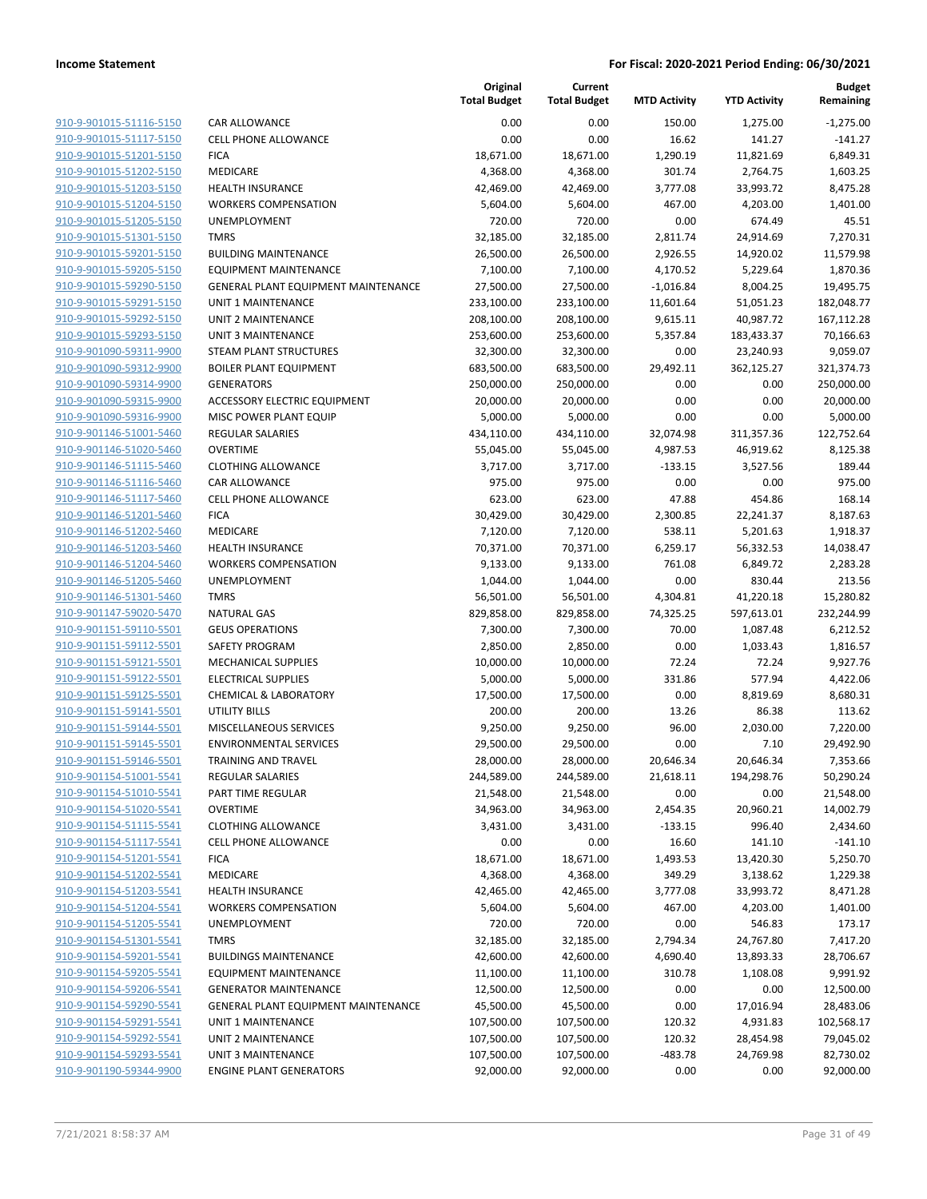**Income Statement** | **For Fiscal: 2020-2021 Period Ending: 06/30/2021**

| | | Original Total Budget | Current Total Budget | MTD Activity | YTD Activity | Budget Remaining |
|---|---|---|---|---|---|---|
| 910-9-901015-51116-5150 | CAR ALLOWANCE | 0.00 | 0.00 | 150.00 | 1,275.00 | -1,275.00 |
| 910-9-901015-51117-5150 | CELL PHONE ALLOWANCE | 0.00 | 0.00 | 16.62 | 141.27 | -141.27 |
| 910-9-901015-51201-5150 | FICA | 18,671.00 | 18,671.00 | 1,290.19 | 11,821.69 | 6,849.31 |
| 910-9-901015-51202-5150 | MEDICARE | 4,368.00 | 4,368.00 | 301.74 | 2,764.75 | 1,603.25 |
| 910-9-901015-51203-5150 | HEALTH INSURANCE | 42,469.00 | 42,469.00 | 3,777.08 | 33,993.72 | 8,475.28 |
| 910-9-901015-51204-5150 | WORKERS COMPENSATION | 5,604.00 | 5,604.00 | 467.00 | 4,203.00 | 1,401.00 |
| 910-9-901015-51205-5150 | UNEMPLOYMENT | 720.00 | 720.00 | 0.00 | 674.49 | 45.51 |
| 910-9-901015-51301-5150 | TMRS | 32,185.00 | 32,185.00 | 2,811.74 | 24,914.69 | 7,270.31 |
| 910-9-901015-59201-5150 | BUILDING MAINTENANCE | 26,500.00 | 26,500.00 | 2,926.55 | 14,920.02 | 11,579.98 |
| 910-9-901015-59205-5150 | EQUIPMENT MAINTENANCE | 7,100.00 | 7,100.00 | 4,170.52 | 5,229.64 | 1,870.36 |
| 910-9-901015-59290-5150 | GENERAL PLANT EQUIPMENT MAINTENANCE | 27,500.00 | 27,500.00 | -1,016.84 | 8,004.25 | 19,495.75 |
| 910-9-901015-59291-5150 | UNIT 1 MAINTENANCE | 233,100.00 | 233,100.00 | 11,601.64 | 51,051.23 | 182,048.77 |
| 910-9-901015-59292-5150 | UNIT 2 MAINTENANCE | 208,100.00 | 208,100.00 | 9,615.11 | 40,987.72 | 167,112.28 |
| 910-9-901015-59293-5150 | UNIT 3 MAINTENANCE | 253,600.00 | 253,600.00 | 5,357.84 | 183,433.37 | 70,166.63 |
| 910-9-901090-59311-9900 | STEAM PLANT STRUCTURES | 32,300.00 | 32,300.00 | 0.00 | 23,240.93 | 9,059.07 |
| 910-9-901090-59312-9900 | BOILER PLANT EQUIPMENT | 683,500.00 | 683,500.00 | 29,492.11 | 362,125.27 | 321,374.73 |
| 910-9-901090-59314-9900 | GENERATORS | 250,000.00 | 250,000.00 | 0.00 | 0.00 | 250,000.00 |
| 910-9-901090-59315-9900 | ACCESSORY ELECTRIC EQUIPMENT | 20,000.00 | 20,000.00 | 0.00 | 0.00 | 20,000.00 |
| 910-9-901090-59316-9900 | MISC POWER PLANT EQUIP | 5,000.00 | 5,000.00 | 0.00 | 0.00 | 5,000.00 |
| 910-9-901146-51001-5460 | REGULAR SALARIES | 434,110.00 | 434,110.00 | 32,074.98 | 311,357.36 | 122,752.64 |
| 910-9-901146-51020-5460 | OVERTIME | 55,045.00 | 55,045.00 | 4,987.53 | 46,919.62 | 8,125.38 |
| 910-9-901146-51115-5460 | CLOTHING ALLOWANCE | 3,717.00 | 3,717.00 | -133.15 | 3,527.56 | 189.44 |
| 910-9-901146-51116-5460 | CAR ALLOWANCE | 975.00 | 975.00 | 0.00 | 0.00 | 975.00 |
| 910-9-901146-51117-5460 | CELL PHONE ALLOWANCE | 623.00 | 623.00 | 47.88 | 454.86 | 168.14 |
| 910-9-901146-51201-5460 | FICA | 30,429.00 | 30,429.00 | 2,300.85 | 22,241.37 | 8,187.63 |
| 910-9-901146-51202-5460 | MEDICARE | 7,120.00 | 7,120.00 | 538.11 | 5,201.63 | 1,918.37 |
| 910-9-901146-51203-5460 | HEALTH INSURANCE | 70,371.00 | 70,371.00 | 6,259.17 | 56,332.53 | 14,038.47 |
| 910-9-901146-51204-5460 | WORKERS COMPENSATION | 9,133.00 | 9,133.00 | 761.08 | 6,849.72 | 2,283.28 |
| 910-9-901146-51205-5460 | UNEMPLOYMENT | 1,044.00 | 1,044.00 | 0.00 | 830.44 | 213.56 |
| 910-9-901146-51301-5460 | TMRS | 56,501.00 | 56,501.00 | 4,304.81 | 41,220.18 | 15,280.82 |
| 910-9-901147-59020-5470 | NATURAL GAS | 829,858.00 | 829,858.00 | 74,325.25 | 597,613.01 | 232,244.99 |
| 910-9-901151-59110-5501 | GEUS OPERATIONS | 7,300.00 | 7,300.00 | 70.00 | 1,087.48 | 6,212.52 |
| 910-9-901151-59112-5501 | SAFETY PROGRAM | 2,850.00 | 2,850.00 | 0.00 | 1,033.43 | 1,816.57 |
| 910-9-901151-59121-5501 | MECHANICAL SUPPLIES | 10,000.00 | 10,000.00 | 72.24 | 72.24 | 9,927.76 |
| 910-9-901151-59122-5501 | ELECTRICAL SUPPLIES | 5,000.00 | 5,000.00 | 331.86 | 577.94 | 4,422.06 |
| 910-9-901151-59125-5501 | CHEMICAL & LABORATORY | 17,500.00 | 17,500.00 | 0.00 | 8,819.69 | 8,680.31 |
| 910-9-901151-59141-5501 | UTILITY BILLS | 200.00 | 200.00 | 13.26 | 86.38 | 113.62 |
| 910-9-901151-59144-5501 | MISCELLANEOUS SERVICES | 9,250.00 | 9,250.00 | 96.00 | 2,030.00 | 7,220.00 |
| 910-9-901151-59145-5501 | ENVIRONMENTAL SERVICES | 29,500.00 | 29,500.00 | 0.00 | 7.10 | 29,492.90 |
| 910-9-901151-59146-5501 | TRAINING AND TRAVEL | 28,000.00 | 28,000.00 | 20,646.34 | 20,646.34 | 7,353.66 |
| 910-9-901154-51001-5541 | REGULAR SALARIES | 244,589.00 | 244,589.00 | 21,618.11 | 194,298.76 | 50,290.24 |
| 910-9-901154-51010-5541 | PART TIME REGULAR | 21,548.00 | 21,548.00 | 0.00 | 0.00 | 21,548.00 |
| 910-9-901154-51020-5541 | OVERTIME | 34,963.00 | 34,963.00 | 2,454.35 | 20,960.21 | 14,002.79 |
| 910-9-901154-51115-5541 | CLOTHING ALLOWANCE | 3,431.00 | 3,431.00 | -133.15 | 996.40 | 2,434.60 |
| 910-9-901154-51117-5541 | CELL PHONE ALLOWANCE | 0.00 | 0.00 | 16.60 | 141.10 | -141.10 |
| 910-9-901154-51201-5541 | FICA | 18,671.00 | 18,671.00 | 1,493.53 | 13,420.30 | 5,250.70 |
| 910-9-901154-51202-5541 | MEDICARE | 4,368.00 | 4,368.00 | 349.29 | 3,138.62 | 1,229.38 |
| 910-9-901154-51203-5541 | HEALTH INSURANCE | 42,465.00 | 42,465.00 | 3,777.08 | 33,993.72 | 8,471.28 |
| 910-9-901154-51204-5541 | WORKERS COMPENSATION | 5,604.00 | 5,604.00 | 467.00 | 4,203.00 | 1,401.00 |
| 910-9-901154-51205-5541 | UNEMPLOYMENT | 720.00 | 720.00 | 0.00 | 546.83 | 173.17 |
| 910-9-901154-51301-5541 | TMRS | 32,185.00 | 32,185.00 | 2,794.34 | 24,767.80 | 7,417.20 |
| 910-9-901154-59201-5541 | BUILDINGS MAINTENANCE | 42,600.00 | 42,600.00 | 4,690.40 | 13,893.33 | 28,706.67 |
| 910-9-901154-59205-5541 | EQUIPMENT MAINTENANCE | 11,100.00 | 11,100.00 | 310.78 | 1,108.08 | 9,991.92 |
| 910-9-901154-59206-5541 | GENERATOR MAINTENANCE | 12,500.00 | 12,500.00 | 0.00 | 0.00 | 12,500.00 |
| 910-9-901154-59290-5541 | GENERAL PLANT EQUIPMENT MAINTENANCE | 45,500.00 | 45,500.00 | 0.00 | 17,016.94 | 28,483.06 |
| 910-9-901154-59291-5541 | UNIT 1 MAINTENANCE | 107,500.00 | 107,500.00 | 120.32 | 4,931.83 | 102,568.17 |
| 910-9-901154-59292-5541 | UNIT 2 MAINTENANCE | 107,500.00 | 107,500.00 | 120.32 | 28,454.98 | 79,045.02 |
| 910-9-901154-59293-5541 | UNIT 3 MAINTENANCE | 107,500.00 | 107,500.00 | -483.78 | 24,769.98 | 82,730.02 |
| 910-9-901190-59344-9900 | ENGINE PLANT GENERATORS | 92,000.00 | 92,000.00 | 0.00 | 0.00 | 92,000.00 |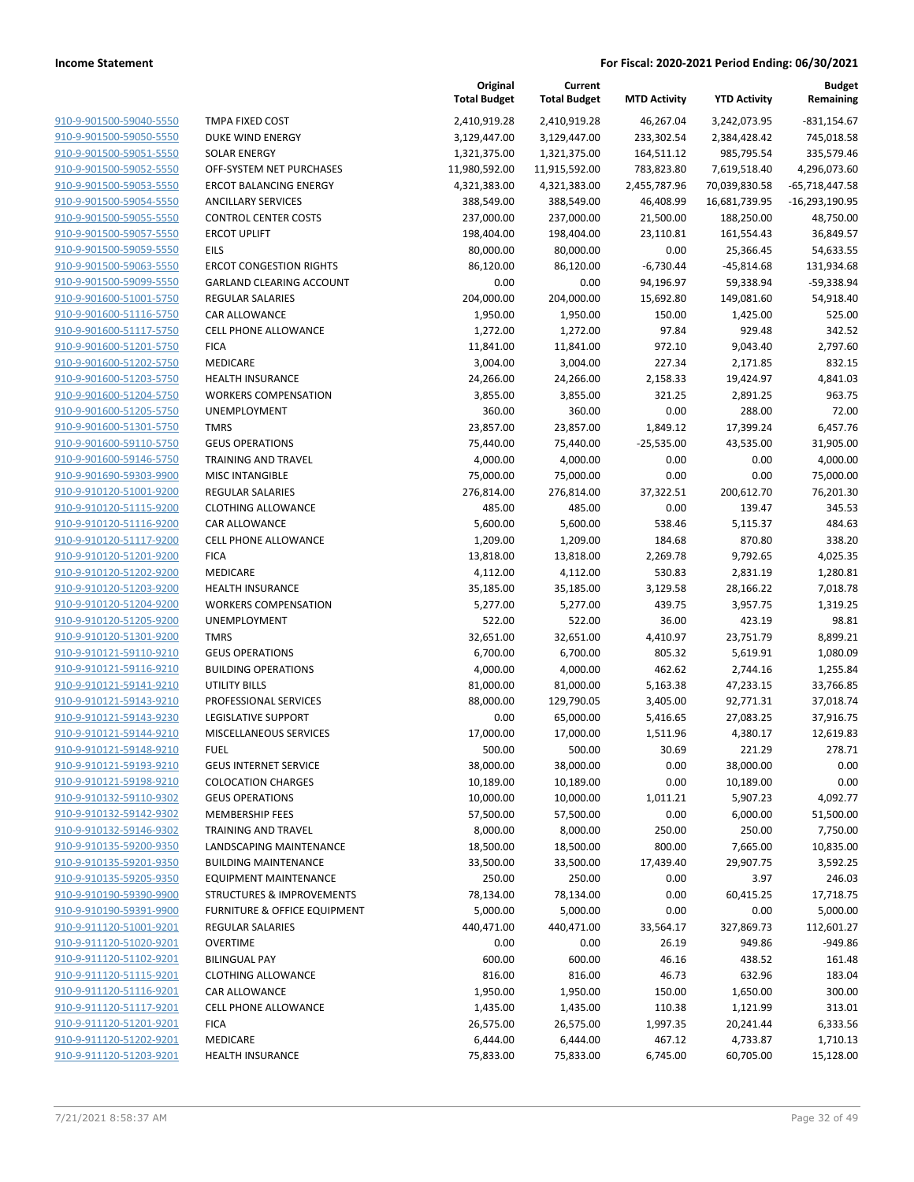**Income Statement** — For Fiscal: 2020-2021 Period Ending: 06/30/2021

| | | Original Total Budget | Current Total Budget | MTD Activity | YTD Activity | Budget Remaining |
|---|---|---|---|---|---|---|
| 910-9-901500-59040-5550 | TMPA FIXED COST | 2,410,919.28 | 2,410,919.28 | 46,267.04 | 3,242,073.95 | -831,154.67 |
| 910-9-901500-59050-5550 | DUKE WIND ENERGY | 3,129,447.00 | 3,129,447.00 | 233,302.54 | 2,384,428.42 | 745,018.58 |
| 910-9-901500-59051-5550 | SOLAR ENERGY | 1,321,375.00 | 1,321,375.00 | 164,511.12 | 985,795.54 | 335,579.46 |
| 910-9-901500-59052-5550 | OFF-SYSTEM NET PURCHASES | 11,980,592.00 | 11,915,592.00 | 783,823.80 | 7,619,518.40 | 4,296,073.60 |
| 910-9-901500-59053-5550 | ERCOT BALANCING ENERGY | 4,321,383.00 | 4,321,383.00 | 2,455,787.96 | 70,039,830.58 | -65,718,447.58 |
| 910-9-901500-59054-5550 | ANCILLARY SERVICES | 388,549.00 | 388,549.00 | 46,408.99 | 16,681,739.95 | -16,293,190.95 |
| 910-9-901500-59055-5550 | CONTROL CENTER COSTS | 237,000.00 | 237,000.00 | 21,500.00 | 188,250.00 | 48,750.00 |
| 910-9-901500-59057-5550 | ERCOT UPLIFT | 198,404.00 | 198,404.00 | 23,110.81 | 161,554.43 | 36,849.57 |
| 910-9-901500-59059-5550 | EILS | 80,000.00 | 80,000.00 | 0.00 | 25,366.45 | 54,633.55 |
| 910-9-901500-59063-5550 | ERCOT CONGESTION RIGHTS | 86,120.00 | 86,120.00 | -6,730.44 | -45,814.68 | 131,934.68 |
| 910-9-901500-59099-5550 | GARLAND CLEARING ACCOUNT | 0.00 | 0.00 | 94,196.97 | 59,338.94 | -59,338.94 |
| 910-9-901600-51001-5750 | REGULAR SALARIES | 204,000.00 | 204,000.00 | 15,692.80 | 149,081.60 | 54,918.40 |
| 910-9-901600-51116-5750 | CAR ALLOWANCE | 1,950.00 | 1,950.00 | 150.00 | 1,425.00 | 525.00 |
| 910-9-901600-51117-5750 | CELL PHONE ALLOWANCE | 1,272.00 | 1,272.00 | 97.84 | 929.48 | 342.52 |
| 910-9-901600-51201-5750 | FICA | 11,841.00 | 11,841.00 | 972.10 | 9,043.40 | 2,797.60 |
| 910-9-901600-51202-5750 | MEDICARE | 3,004.00 | 3,004.00 | 227.34 | 2,171.85 | 832.15 |
| 910-9-901600-51203-5750 | HEALTH INSURANCE | 24,266.00 | 24,266.00 | 2,158.33 | 19,424.97 | 4,841.03 |
| 910-9-901600-51204-5750 | WORKERS COMPENSATION | 3,855.00 | 3,855.00 | 321.25 | 2,891.25 | 963.75 |
| 910-9-901600-51205-5750 | UNEMPLOYMENT | 360.00 | 360.00 | 0.00 | 288.00 | 72.00 |
| 910-9-901600-51301-5750 | TMRS | 23,857.00 | 23,857.00 | 1,849.12 | 17,399.24 | 6,457.76 |
| 910-9-901600-59110-5750 | GEUS OPERATIONS | 75,440.00 | 75,440.00 | -25,535.00 | 43,535.00 | 31,905.00 |
| 910-9-901600-59146-5750 | TRAINING AND TRAVEL | 4,000.00 | 4,000.00 | 0.00 | 0.00 | 4,000.00 |
| 910-9-901690-59303-9900 | MISC INTANGIBLE | 75,000.00 | 75,000.00 | 0.00 | 0.00 | 75,000.00 |
| 910-9-910120-51001-9200 | REGULAR SALARIES | 276,814.00 | 276,814.00 | 37,322.51 | 200,612.70 | 76,201.30 |
| 910-9-910120-51115-9200 | CLOTHING ALLOWANCE | 485.00 | 485.00 | 0.00 | 139.47 | 345.53 |
| 910-9-910120-51116-9200 | CAR ALLOWANCE | 5,600.00 | 5,600.00 | 538.46 | 5,115.37 | 484.63 |
| 910-9-910120-51117-9200 | CELL PHONE ALLOWANCE | 1,209.00 | 1,209.00 | 184.68 | 870.80 | 338.20 |
| 910-9-910120-51201-9200 | FICA | 13,818.00 | 13,818.00 | 2,269.78 | 9,792.65 | 4,025.35 |
| 910-9-910120-51202-9200 | MEDICARE | 4,112.00 | 4,112.00 | 530.83 | 2,831.19 | 1,280.81 |
| 910-9-910120-51203-9200 | HEALTH INSURANCE | 35,185.00 | 35,185.00 | 3,129.58 | 28,166.22 | 7,018.78 |
| 910-9-910120-51204-9200 | WORKERS COMPENSATION | 5,277.00 | 5,277.00 | 439.75 | 3,957.75 | 1,319.25 |
| 910-9-910120-51205-9200 | UNEMPLOYMENT | 522.00 | 522.00 | 36.00 | 423.19 | 98.81 |
| 910-9-910120-51301-9200 | TMRS | 32,651.00 | 32,651.00 | 4,410.97 | 23,751.79 | 8,899.21 |
| 910-9-910121-59110-9210 | GEUS OPERATIONS | 6,700.00 | 6,700.00 | 805.32 | 5,619.91 | 1,080.09 |
| 910-9-910121-59116-9210 | BUILDING OPERATIONS | 4,000.00 | 4,000.00 | 462.62 | 2,744.16 | 1,255.84 |
| 910-9-910121-59141-9210 | UTILITY BILLS | 81,000.00 | 81,000.00 | 5,163.38 | 47,233.15 | 33,766.85 |
| 910-9-910121-59143-9210 | PROFESSIONAL SERVICES | 88,000.00 | 129,790.05 | 3,405.00 | 92,771.31 | 37,018.74 |
| 910-9-910121-59143-9230 | LEGISLATIVE SUPPORT | 0.00 | 65,000.00 | 5,416.65 | 27,083.25 | 37,916.75 |
| 910-9-910121-59144-9210 | MISCELLANEOUS SERVICES | 17,000.00 | 17,000.00 | 1,511.96 | 4,380.17 | 12,619.83 |
| 910-9-910121-59148-9210 | FUEL | 500.00 | 500.00 | 30.69 | 221.29 | 278.71 |
| 910-9-910121-59193-9210 | GEUS INTERNET SERVICE | 38,000.00 | 38,000.00 | 0.00 | 38,000.00 | 0.00 |
| 910-9-910121-59198-9210 | COLOCATION CHARGES | 10,189.00 | 10,189.00 | 0.00 | 10,189.00 | 0.00 |
| 910-9-910132-59110-9302 | GEUS OPERATIONS | 10,000.00 | 10,000.00 | 1,011.21 | 5,907.23 | 4,092.77 |
| 910-9-910132-59142-9302 | MEMBERSHIP FEES | 57,500.00 | 57,500.00 | 0.00 | 6,000.00 | 51,500.00 |
| 910-9-910132-59146-9302 | TRAINING AND TRAVEL | 8,000.00 | 8,000.00 | 250.00 | 250.00 | 7,750.00 |
| 910-9-910135-59200-9350 | LANDSCAPING MAINTENANCE | 18,500.00 | 18,500.00 | 800.00 | 7,665.00 | 10,835.00 |
| 910-9-910135-59201-9350 | BUILDING MAINTENANCE | 33,500.00 | 33,500.00 | 17,439.40 | 29,907.75 | 3,592.25 |
| 910-9-910135-59205-9350 | EQUIPMENT MAINTENANCE | 250.00 | 250.00 | 0.00 | 3.97 | 246.03 |
| 910-9-910190-59390-9900 | STRUCTURES & IMPROVEMENTS | 78,134.00 | 78,134.00 | 0.00 | 60,415.25 | 17,718.75 |
| 910-9-910190-59391-9900 | FURNITURE & OFFICE EQUIPMENT | 5,000.00 | 5,000.00 | 0.00 | 0.00 | 5,000.00 |
| 910-9-911120-51001-9201 | REGULAR SALARIES | 440,471.00 | 440,471.00 | 33,564.17 | 327,869.73 | 112,601.27 |
| 910-9-911120-51020-9201 | OVERTIME | 0.00 | 0.00 | 26.19 | 949.86 | -949.86 |
| 910-9-911120-51102-9201 | BILINGUAL PAY | 600.00 | 600.00 | 46.16 | 438.52 | 161.48 |
| 910-9-911120-51115-9201 | CLOTHING ALLOWANCE | 816.00 | 816.00 | 46.73 | 632.96 | 183.04 |
| 910-9-911120-51116-9201 | CAR ALLOWANCE | 1,950.00 | 1,950.00 | 150.00 | 1,650.00 | 300.00 |
| 910-9-911120-51117-9201 | CELL PHONE ALLOWANCE | 1,435.00 | 1,435.00 | 110.38 | 1,121.99 | 313.01 |
| 910-9-911120-51201-9201 | FICA | 26,575.00 | 26,575.00 | 1,997.35 | 20,241.44 | 6,333.56 |
| 910-9-911120-51202-9201 | MEDICARE | 6,444.00 | 6,444.00 | 467.12 | 4,733.87 | 1,710.13 |
| 910-9-911120-51203-9201 | HEALTH INSURANCE | 75,833.00 | 75,833.00 | 6,745.00 | 60,705.00 | 15,128.00 |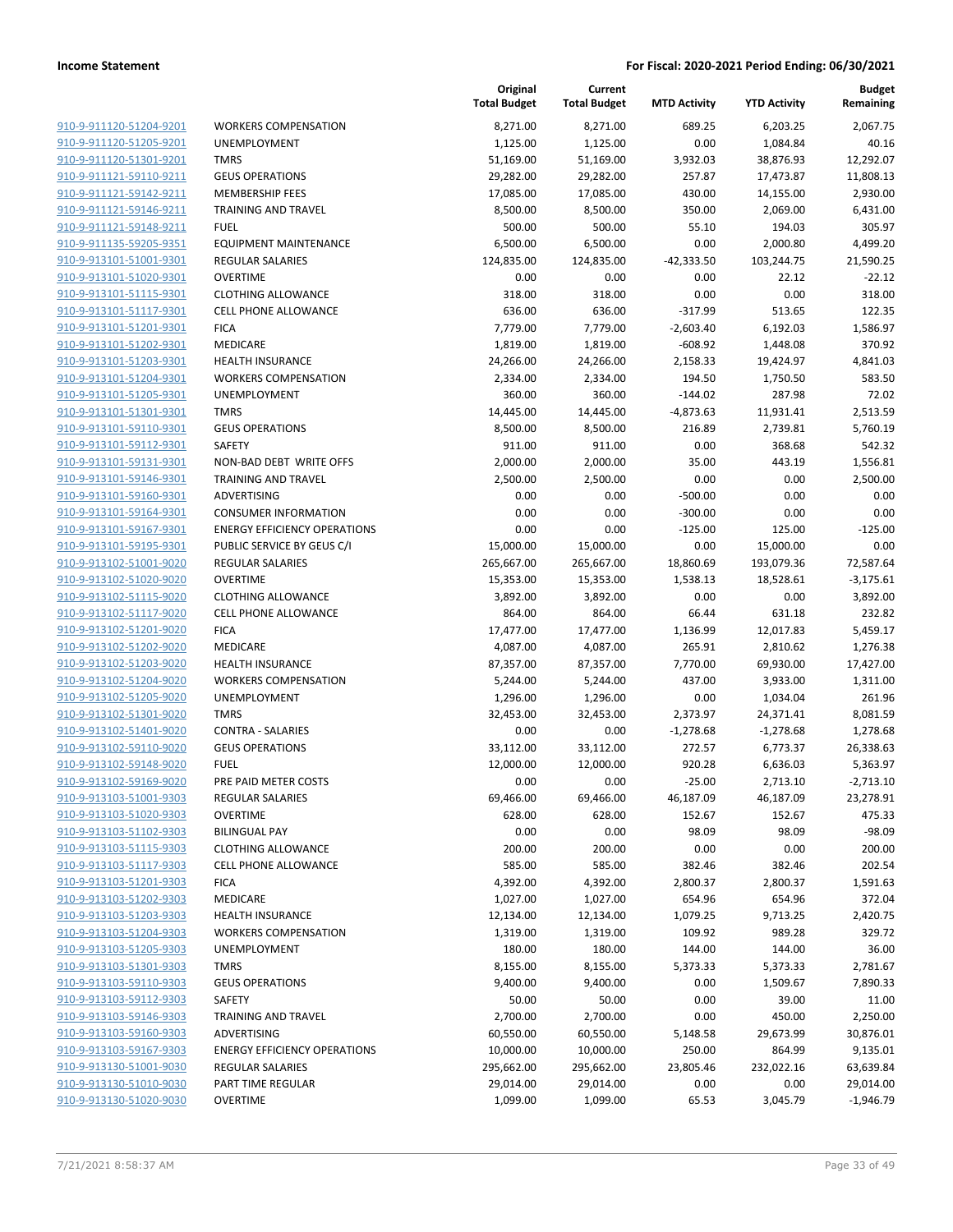| | | Original Total Budget | Current Total Budget | MTD Activity | YTD Activity | Budget Remaining |
|---|---|---|---|---|---|---|
| 910-9-911120-51204-9201 | WORKERS COMPENSATION | 8,271.00 | 8,271.00 | 689.25 | 6,203.25 | 2,067.75 |
| 910-9-911120-51205-9201 | UNEMPLOYMENT | 1,125.00 | 1,125.00 | 0.00 | 1,084.84 | 40.16 |
| 910-9-911120-51301-9201 | TMRS | 51,169.00 | 51,169.00 | 3,932.03 | 38,876.93 | 12,292.07 |
| 910-9-911121-59110-9211 | GEUS OPERATIONS | 29,282.00 | 29,282.00 | 257.87 | 17,473.87 | 11,808.13 |
| 910-9-911121-59142-9211 | MEMBERSHIP FEES | 17,085.00 | 17,085.00 | 430.00 | 14,155.00 | 2,930.00 |
| 910-9-911121-59146-9211 | TRAINING AND TRAVEL | 8,500.00 | 8,500.00 | 350.00 | 2,069.00 | 6,431.00 |
| 910-9-911121-59148-9211 | FUEL | 500.00 | 500.00 | 55.10 | 194.03 | 305.97 |
| 910-9-911135-59205-9351 | EQUIPMENT MAINTENANCE | 6,500.00 | 6,500.00 | 0.00 | 2,000.80 | 4,499.20 |
| 910-9-913101-51001-9301 | REGULAR SALARIES | 124,835.00 | 124,835.00 | -42,333.50 | 103,244.75 | 21,590.25 |
| 910-9-913101-51020-9301 | OVERTIME | 0.00 | 0.00 | 0.00 | 22.12 | -22.12 |
| 910-9-913101-51115-9301 | CLOTHING ALLOWANCE | 318.00 | 318.00 | 0.00 | 0.00 | 318.00 |
| 910-9-913101-51117-9301 | CELL PHONE ALLOWANCE | 636.00 | 636.00 | -317.99 | 513.65 | 122.35 |
| 910-9-913101-51201-9301 | FICA | 7,779.00 | 7,779.00 | -2,603.40 | 6,192.03 | 1,586.97 |
| 910-9-913101-51202-9301 | MEDICARE | 1,819.00 | 1,819.00 | -608.92 | 1,448.08 | 370.92 |
| 910-9-913101-51203-9301 | HEALTH INSURANCE | 24,266.00 | 24,266.00 | 2,158.33 | 19,424.97 | 4,841.03 |
| 910-9-913101-51204-9301 | WORKERS COMPENSATION | 2,334.00 | 2,334.00 | 194.50 | 1,750.50 | 583.50 |
| 910-9-913101-51205-9301 | UNEMPLOYMENT | 360.00 | 360.00 | -144.02 | 287.98 | 72.02 |
| 910-9-913101-51301-9301 | TMRS | 14,445.00 | 14,445.00 | -4,873.63 | 11,931.41 | 2,513.59 |
| 910-9-913101-59110-9301 | GEUS OPERATIONS | 8,500.00 | 8,500.00 | 216.89 | 2,739.81 | 5,760.19 |
| 910-9-913101-59112-9301 | SAFETY | 911.00 | 911.00 | 0.00 | 368.68 | 542.32 |
| 910-9-913101-59131-9301 | NON-BAD DEBT WRITE OFFS | 2,000.00 | 2,000.00 | 35.00 | 443.19 | 1,556.81 |
| 910-9-913101-59146-9301 | TRAINING AND TRAVEL | 2,500.00 | 2,500.00 | 0.00 | 0.00 | 2,500.00 |
| 910-9-913101-59160-9301 | ADVERTISING | 0.00 | 0.00 | -500.00 | 0.00 | 0.00 |
| 910-9-913101-59164-9301 | CONSUMER INFORMATION | 0.00 | 0.00 | -300.00 | 0.00 | 0.00 |
| 910-9-913101-59167-9301 | ENERGY EFFICIENCY OPERATIONS | 0.00 | 0.00 | -125.00 | 125.00 | -125.00 |
| 910-9-913101-59195-9301 | PUBLIC SERVICE BY GEUS C/I | 15,000.00 | 15,000.00 | 0.00 | 15,000.00 | 0.00 |
| 910-9-913102-51001-9020 | REGULAR SALARIES | 265,667.00 | 265,667.00 | 18,860.69 | 193,079.36 | 72,587.64 |
| 910-9-913102-51020-9020 | OVERTIME | 15,353.00 | 15,353.00 | 1,538.13 | 18,528.61 | -3,175.61 |
| 910-9-913102-51115-9020 | CLOTHING ALLOWANCE | 3,892.00 | 3,892.00 | 0.00 | 0.00 | 3,892.00 |
| 910-9-913102-51117-9020 | CELL PHONE ALLOWANCE | 864.00 | 864.00 | 66.44 | 631.18 | 232.82 |
| 910-9-913102-51201-9020 | FICA | 17,477.00 | 17,477.00 | 1,136.99 | 12,017.83 | 5,459.17 |
| 910-9-913102-51202-9020 | MEDICARE | 4,087.00 | 4,087.00 | 265.91 | 2,810.62 | 1,276.38 |
| 910-9-913102-51203-9020 | HEALTH INSURANCE | 87,357.00 | 87,357.00 | 7,770.00 | 69,930.00 | 17,427.00 |
| 910-9-913102-51204-9020 | WORKERS COMPENSATION | 5,244.00 | 5,244.00 | 437.00 | 3,933.00 | 1,311.00 |
| 910-9-913102-51205-9020 | UNEMPLOYMENT | 1,296.00 | 1,296.00 | 0.00 | 1,034.04 | 261.96 |
| 910-9-913102-51301-9020 | TMRS | 32,453.00 | 32,453.00 | 2,373.97 | 24,371.41 | 8,081.59 |
| 910-9-913102-51401-9020 | CONTRA - SALARIES | 0.00 | 0.00 | -1,278.68 | -1,278.68 | 1,278.68 |
| 910-9-913102-59110-9020 | GEUS OPERATIONS | 33,112.00 | 33,112.00 | 272.57 | 6,773.37 | 26,338.63 |
| 910-9-913102-59148-9020 | FUEL | 12,000.00 | 12,000.00 | 920.28 | 6,636.03 | 5,363.97 |
| 910-9-913102-59169-9020 | PRE PAID METER COSTS | 0.00 | 0.00 | -25.00 | 2,713.10 | -2,713.10 |
| 910-9-913103-51001-9303 | REGULAR SALARIES | 69,466.00 | 69,466.00 | 46,187.09 | 46,187.09 | 23,278.91 |
| 910-9-913103-51020-9303 | OVERTIME | 628.00 | 628.00 | 152.67 | 152.67 | 475.33 |
| 910-9-913103-51102-9303 | BILINGUAL PAY | 0.00 | 0.00 | 98.09 | 98.09 | -98.09 |
| 910-9-913103-51115-9303 | CLOTHING ALLOWANCE | 200.00 | 200.00 | 0.00 | 0.00 | 200.00 |
| 910-9-913103-51117-9303 | CELL PHONE ALLOWANCE | 585.00 | 585.00 | 382.46 | 382.46 | 202.54 |
| 910-9-913103-51201-9303 | FICA | 4,392.00 | 4,392.00 | 2,800.37 | 2,800.37 | 1,591.63 |
| 910-9-913103-51202-9303 | MEDICARE | 1,027.00 | 1,027.00 | 654.96 | 654.96 | 372.04 |
| 910-9-913103-51203-9303 | HEALTH INSURANCE | 12,134.00 | 12,134.00 | 1,079.25 | 9,713.25 | 2,420.75 |
| 910-9-913103-51204-9303 | WORKERS COMPENSATION | 1,319.00 | 1,319.00 | 109.92 | 989.28 | 329.72 |
| 910-9-913103-51205-9303 | UNEMPLOYMENT | 180.00 | 180.00 | 144.00 | 144.00 | 36.00 |
| 910-9-913103-51301-9303 | TMRS | 8,155.00 | 8,155.00 | 5,373.33 | 5,373.33 | 2,781.67 |
| 910-9-913103-59110-9303 | GEUS OPERATIONS | 9,400.00 | 9,400.00 | 0.00 | 1,509.67 | 7,890.33 |
| 910-9-913103-59112-9303 | SAFETY | 50.00 | 50.00 | 0.00 | 39.00 | 11.00 |
| 910-9-913103-59146-9303 | TRAINING AND TRAVEL | 2,700.00 | 2,700.00 | 0.00 | 450.00 | 2,250.00 |
| 910-9-913103-59160-9303 | ADVERTISING | 60,550.00 | 60,550.00 | 5,148.58 | 29,673.99 | 30,876.01 |
| 910-9-913103-59167-9303 | ENERGY EFFICIENCY OPERATIONS | 10,000.00 | 10,000.00 | 250.00 | 864.99 | 9,135.01 |
| 910-9-913130-51001-9030 | REGULAR SALARIES | 295,662.00 | 295,662.00 | 23,805.46 | 232,022.16 | 63,639.84 |
| 910-9-913130-51010-9030 | PART TIME REGULAR | 29,014.00 | 29,014.00 | 0.00 | 0.00 | 29,014.00 |
| 910-9-913130-51020-9030 | OVERTIME | 1,099.00 | 1,099.00 | 65.53 | 3,045.79 | -1,946.79 |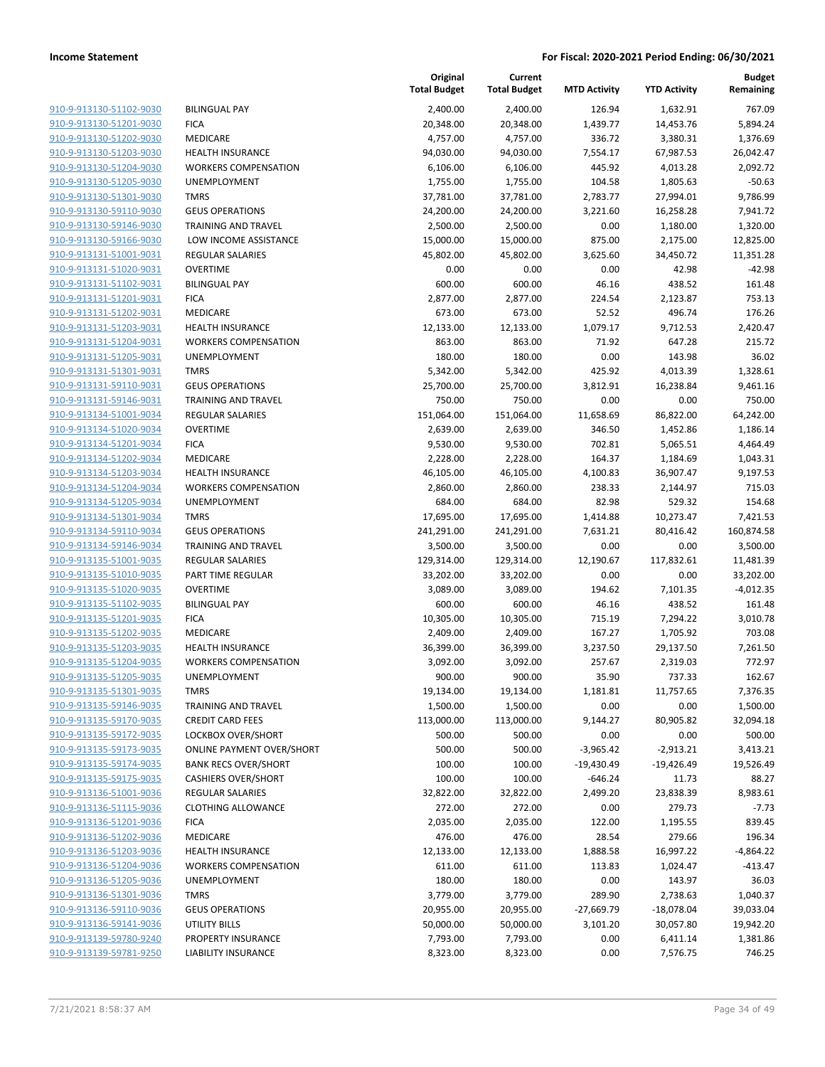**Income Statement** | **For Fiscal: 2020-2021 Period Ending: 06/30/2021**

| | | Original Total Budget | Current Total Budget | MTD Activity | YTD Activity | Budget Remaining |
|---|---|---|---|---|---|---|
| 910-9-913130-51102-9030 | BILINGUAL PAY | 2,400.00 | 2,400.00 | 126.94 | 1,632.91 | 767.09 |
| 910-9-913130-51201-9030 | FICA | 20,348.00 | 20,348.00 | 1,439.77 | 14,453.76 | 5,894.24 |
| 910-9-913130-51202-9030 | MEDICARE | 4,757.00 | 4,757.00 | 336.72 | 3,380.31 | 1,376.69 |
| 910-9-913130-51203-9030 | HEALTH INSURANCE | 94,030.00 | 94,030.00 | 7,554.17 | 67,987.53 | 26,042.47 |
| 910-9-913130-51204-9030 | WORKERS COMPENSATION | 6,106.00 | 6,106.00 | 445.92 | 4,013.28 | 2,092.72 |
| 910-9-913130-51205-9030 | UNEMPLOYMENT | 1,755.00 | 1,755.00 | 104.58 | 1,805.63 | -50.63 |
| 910-9-913130-51301-9030 | TMRS | 37,781.00 | 37,781.00 | 2,783.77 | 27,994.01 | 9,786.99 |
| 910-9-913130-59110-9030 | GEUS OPERATIONS | 24,200.00 | 24,200.00 | 3,221.60 | 16,258.28 | 7,941.72 |
| 910-9-913130-59146-9030 | TRAINING AND TRAVEL | 2,500.00 | 2,500.00 | 0.00 | 1,180.00 | 1,320.00 |
| 910-9-913130-59166-9030 | LOW INCOME ASSISTANCE | 15,000.00 | 15,000.00 | 875.00 | 2,175.00 | 12,825.00 |
| 910-9-913131-51001-9031 | REGULAR SALARIES | 45,802.00 | 45,802.00 | 3,625.60 | 34,450.72 | 11,351.28 |
| 910-9-913131-51020-9031 | OVERTIME | 0.00 | 0.00 | 0.00 | 42.98 | -42.98 |
| 910-9-913131-51102-9031 | BILINGUAL PAY | 600.00 | 600.00 | 46.16 | 438.52 | 161.48 |
| 910-9-913131-51201-9031 | FICA | 2,877.00 | 2,877.00 | 224.54 | 2,123.87 | 753.13 |
| 910-9-913131-51202-9031 | MEDICARE | 673.00 | 673.00 | 52.52 | 496.74 | 176.26 |
| 910-9-913131-51203-9031 | HEALTH INSURANCE | 12,133.00 | 12,133.00 | 1,079.17 | 9,712.53 | 2,420.47 |
| 910-9-913131-51204-9031 | WORKERS COMPENSATION | 863.00 | 863.00 | 71.92 | 647.28 | 215.72 |
| 910-9-913131-51205-9031 | UNEMPLOYMENT | 180.00 | 180.00 | 0.00 | 143.98 | 36.02 |
| 910-9-913131-51301-9031 | TMRS | 5,342.00 | 5,342.00 | 425.92 | 4,013.39 | 1,328.61 |
| 910-9-913131-59110-9031 | GEUS OPERATIONS | 25,700.00 | 25,700.00 | 3,812.91 | 16,238.84 | 9,461.16 |
| 910-9-913131-59146-9031 | TRAINING AND TRAVEL | 750.00 | 750.00 | 0.00 | 0.00 | 750.00 |
| 910-9-913134-51001-9034 | REGULAR SALARIES | 151,064.00 | 151,064.00 | 11,658.69 | 86,822.00 | 64,242.00 |
| 910-9-913134-51020-9034 | OVERTIME | 2,639.00 | 2,639.00 | 346.50 | 1,452.86 | 1,186.14 |
| 910-9-913134-51201-9034 | FICA | 9,530.00 | 9,530.00 | 702.81 | 5,065.51 | 4,464.49 |
| 910-9-913134-51202-9034 | MEDICARE | 2,228.00 | 2,228.00 | 164.37 | 1,184.69 | 1,043.31 |
| 910-9-913134-51203-9034 | HEALTH INSURANCE | 46,105.00 | 46,105.00 | 4,100.83 | 36,907.47 | 9,197.53 |
| 910-9-913134-51204-9034 | WORKERS COMPENSATION | 2,860.00 | 2,860.00 | 238.33 | 2,144.97 | 715.03 |
| 910-9-913134-51205-9034 | UNEMPLOYMENT | 684.00 | 684.00 | 82.98 | 529.32 | 154.68 |
| 910-9-913134-51301-9034 | TMRS | 17,695.00 | 17,695.00 | 1,414.88 | 10,273.47 | 7,421.53 |
| 910-9-913134-59110-9034 | GEUS OPERATIONS | 241,291.00 | 241,291.00 | 7,631.21 | 80,416.42 | 160,874.58 |
| 910-9-913134-59146-9034 | TRAINING AND TRAVEL | 3,500.00 | 3,500.00 | 0.00 | 0.00 | 3,500.00 |
| 910-9-913135-51001-9035 | REGULAR SALARIES | 129,314.00 | 129,314.00 | 12,190.67 | 117,832.61 | 11,481.39 |
| 910-9-913135-51010-9035 | PART TIME REGULAR | 33,202.00 | 33,202.00 | 0.00 | 0.00 | 33,202.00 |
| 910-9-913135-51020-9035 | OVERTIME | 3,089.00 | 3,089.00 | 194.62 | 7,101.35 | -4,012.35 |
| 910-9-913135-51102-9035 | BILINGUAL PAY | 600.00 | 600.00 | 46.16 | 438.52 | 161.48 |
| 910-9-913135-51201-9035 | FICA | 10,305.00 | 10,305.00 | 715.19 | 7,294.22 | 3,010.78 |
| 910-9-913135-51202-9035 | MEDICARE | 2,409.00 | 2,409.00 | 167.27 | 1,705.92 | 703.08 |
| 910-9-913135-51203-9035 | HEALTH INSURANCE | 36,399.00 | 36,399.00 | 3,237.50 | 29,137.50 | 7,261.50 |
| 910-9-913135-51204-9035 | WORKERS COMPENSATION | 3,092.00 | 3,092.00 | 257.67 | 2,319.03 | 772.97 |
| 910-9-913135-51205-9035 | UNEMPLOYMENT | 900.00 | 900.00 | 35.90 | 737.33 | 162.67 |
| 910-9-913135-51301-9035 | TMRS | 19,134.00 | 19,134.00 | 1,181.81 | 11,757.65 | 7,376.35 |
| 910-9-913135-59146-9035 | TRAINING AND TRAVEL | 1,500.00 | 1,500.00 | 0.00 | 0.00 | 1,500.00 |
| 910-9-913135-59170-9035 | CREDIT CARD FEES | 113,000.00 | 113,000.00 | 9,144.27 | 80,905.82 | 32,094.18 |
| 910-9-913135-59172-9035 | LOCKBOX OVER/SHORT | 500.00 | 500.00 | 0.00 | 0.00 | 500.00 |
| 910-9-913135-59173-9035 | ONLINE PAYMENT OVER/SHORT | 500.00 | 500.00 | -3,965.42 | -2,913.21 | 3,413.21 |
| 910-9-913135-59174-9035 | BANK RECS OVER/SHORT | 100.00 | 100.00 | -19,430.49 | -19,426.49 | 19,526.49 |
| 910-9-913135-59175-9035 | CASHIERS OVER/SHORT | 100.00 | 100.00 | -646.24 | 11.73 | 88.27 |
| 910-9-913136-51001-9036 | REGULAR SALARIES | 32,822.00 | 32,822.00 | 2,499.20 | 23,838.39 | 8,983.61 |
| 910-9-913136-51115-9036 | CLOTHING ALLOWANCE | 272.00 | 272.00 | 0.00 | 279.73 | -7.73 |
| 910-9-913136-51201-9036 | FICA | 2,035.00 | 2,035.00 | 122.00 | 1,195.55 | 839.45 |
| 910-9-913136-51202-9036 | MEDICARE | 476.00 | 476.00 | 28.54 | 279.66 | 196.34 |
| 910-9-913136-51203-9036 | HEALTH INSURANCE | 12,133.00 | 12,133.00 | 1,888.58 | 16,997.22 | -4,864.22 |
| 910-9-913136-51204-9036 | WORKERS COMPENSATION | 611.00 | 611.00 | 113.83 | 1,024.47 | -413.47 |
| 910-9-913136-51205-9036 | UNEMPLOYMENT | 180.00 | 180.00 | 0.00 | 143.97 | 36.03 |
| 910-9-913136-51301-9036 | TMRS | 3,779.00 | 3,779.00 | 289.90 | 2,738.63 | 1,040.37 |
| 910-9-913136-59110-9036 | GEUS OPERATIONS | 20,955.00 | 20,955.00 | -27,669.79 | -18,078.04 | 39,033.04 |
| 910-9-913136-59141-9036 | UTILITY BILLS | 50,000.00 | 50,000.00 | 3,101.20 | 30,057.80 | 19,942.20 |
| 910-9-913139-59780-9240 | PROPERTY INSURANCE | 7,793.00 | 7,793.00 | 0.00 | 6,411.14 | 1,381.86 |
| 910-9-913139-59781-9250 | LIABILITY INSURANCE | 8,323.00 | 8,323.00 | 0.00 | 7,576.75 | 746.25 |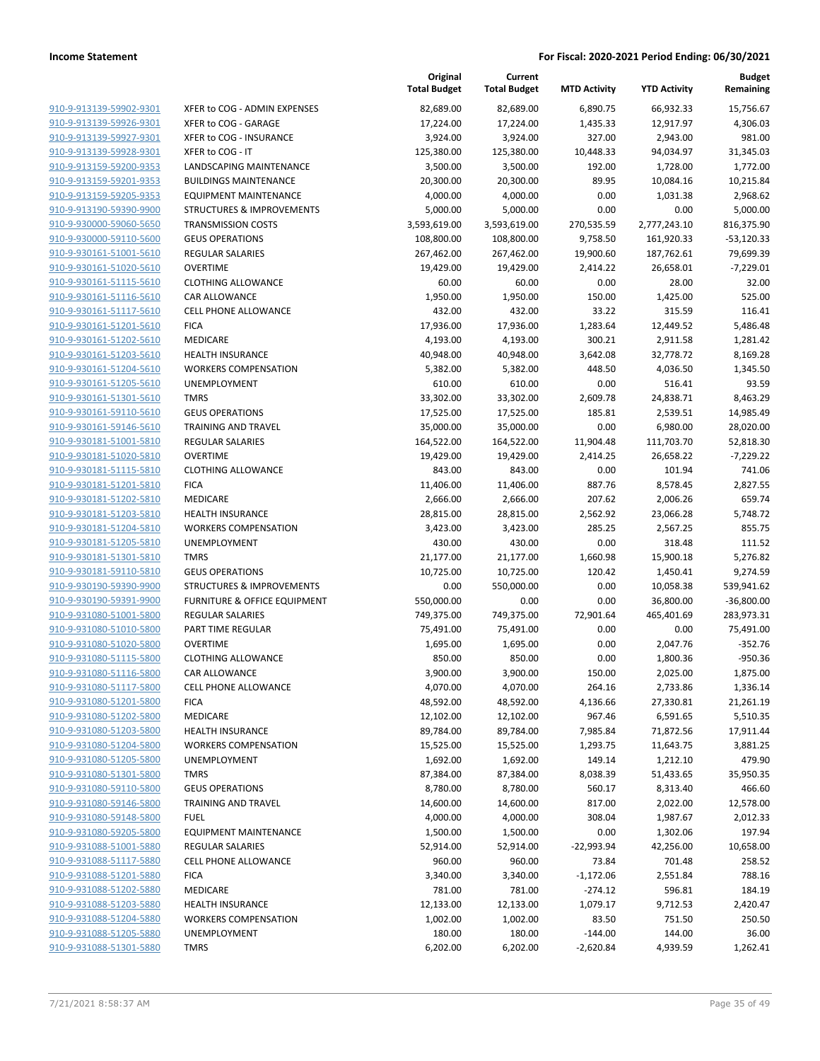**Income Statement** **For Fiscal: 2020-2021 Period Ending: 06/30/2021**

| | | Original Total Budget | Current Total Budget | MTD Activity | YTD Activity | Budget Remaining |
|---|---|---|---|---|---|---|
| 910-9-913139-59902-9301 | XFER to COG - ADMIN EXPENSES | 82,689.00 | 82,689.00 | 6,890.75 | 66,932.33 | 15,756.67 |
| 910-9-913139-59926-9301 | XFER to COG - GARAGE | 17,224.00 | 17,224.00 | 1,435.33 | 12,917.97 | 4,306.03 |
| 910-9-913139-59927-9301 | XFER to COG - INSURANCE | 3,924.00 | 3,924.00 | 327.00 | 2,943.00 | 981.00 |
| 910-9-913139-59928-9301 | XFER to COG - IT | 125,380.00 | 125,380.00 | 10,448.33 | 94,034.97 | 31,345.03 |
| 910-9-913159-59200-9353 | LANDSCAPING MAINTENANCE | 3,500.00 | 3,500.00 | 192.00 | 1,728.00 | 1,772.00 |
| 910-9-913159-59201-9353 | BUILDINGS MAINTENANCE | 20,300.00 | 20,300.00 | 89.95 | 10,084.16 | 10,215.84 |
| 910-9-913159-59205-9353 | EQUIPMENT MAINTENANCE | 4,000.00 | 4,000.00 | 0.00 | 1,031.38 | 2,968.62 |
| 910-9-913190-59390-9900 | STRUCTURES & IMPROVEMENTS | 5,000.00 | 5,000.00 | 0.00 | 0.00 | 5,000.00 |
| 910-9-930000-59060-5650 | TRANSMISSION COSTS | 3,593,619.00 | 3,593,619.00 | 270,535.59 | 2,777,243.10 | 816,375.90 |
| 910-9-930000-59110-5600 | GEUS OPERATIONS | 108,800.00 | 108,800.00 | 9,758.50 | 161,920.33 | -53,120.33 |
| 910-9-930161-51001-5610 | REGULAR SALARIES | 267,462.00 | 267,462.00 | 19,900.60 | 187,762.61 | 79,699.39 |
| 910-9-930161-51020-5610 | OVERTIME | 19,429.00 | 19,429.00 | 2,414.22 | 26,658.01 | -7,229.01 |
| 910-9-930161-51115-5610 | CLOTHING ALLOWANCE | 60.00 | 60.00 | 0.00 | 28.00 | 32.00 |
| 910-9-930161-51116-5610 | CAR ALLOWANCE | 1,950.00 | 1,950.00 | 150.00 | 1,425.00 | 525.00 |
| 910-9-930161-51117-5610 | CELL PHONE ALLOWANCE | 432.00 | 432.00 | 33.22 | 315.59 | 116.41 |
| 910-9-930161-51201-5610 | FICA | 17,936.00 | 17,936.00 | 1,283.64 | 12,449.52 | 5,486.48 |
| 910-9-930161-51202-5610 | MEDICARE | 4,193.00 | 4,193.00 | 300.21 | 2,911.58 | 1,281.42 |
| 910-9-930161-51203-5610 | HEALTH INSURANCE | 40,948.00 | 40,948.00 | 3,642.08 | 32,778.72 | 8,169.28 |
| 910-9-930161-51204-5610 | WORKERS COMPENSATION | 5,382.00 | 5,382.00 | 448.50 | 4,036.50 | 1,345.50 |
| 910-9-930161-51205-5610 | UNEMPLOYMENT | 610.00 | 610.00 | 0.00 | 516.41 | 93.59 |
| 910-9-930161-51301-5610 | TMRS | 33,302.00 | 33,302.00 | 2,609.78 | 24,838.71 | 8,463.29 |
| 910-9-930161-59110-5610 | GEUS OPERATIONS | 17,525.00 | 17,525.00 | 185.81 | 2,539.51 | 14,985.49 |
| 910-9-930161-59146-5610 | TRAINING AND TRAVEL | 35,000.00 | 35,000.00 | 0.00 | 6,980.00 | 28,020.00 |
| 910-9-930181-51001-5810 | REGULAR SALARIES | 164,522.00 | 164,522.00 | 11,904.48 | 111,703.70 | 52,818.30 |
| 910-9-930181-51020-5810 | OVERTIME | 19,429.00 | 19,429.00 | 2,414.25 | 26,658.22 | -7,229.22 |
| 910-9-930181-51115-5810 | CLOTHING ALLOWANCE | 843.00 | 843.00 | 0.00 | 101.94 | 741.06 |
| 910-9-930181-51201-5810 | FICA | 11,406.00 | 11,406.00 | 887.76 | 8,578.45 | 2,827.55 |
| 910-9-930181-51202-5810 | MEDICARE | 2,666.00 | 2,666.00 | 207.62 | 2,006.26 | 659.74 |
| 910-9-930181-51203-5810 | HEALTH INSURANCE | 28,815.00 | 28,815.00 | 2,562.92 | 23,066.28 | 5,748.72 |
| 910-9-930181-51204-5810 | WORKERS COMPENSATION | 3,423.00 | 3,423.00 | 285.25 | 2,567.25 | 855.75 |
| 910-9-930181-51205-5810 | UNEMPLOYMENT | 430.00 | 430.00 | 0.00 | 318.48 | 111.52 |
| 910-9-930181-51301-5810 | TMRS | 21,177.00 | 21,177.00 | 1,660.98 | 15,900.18 | 5,276.82 |
| 910-9-930181-59110-5810 | GEUS OPERATIONS | 10,725.00 | 10,725.00 | 120.42 | 1,450.41 | 9,274.59 |
| 910-9-930190-59390-9900 | STRUCTURES & IMPROVEMENTS | 0.00 | 550,000.00 | 0.00 | 10,058.38 | 539,941.62 |
| 910-9-930190-59391-9900 | FURNITURE & OFFICE EQUIPMENT | 550,000.00 | 0.00 | 0.00 | 36,800.00 | -36,800.00 |
| 910-9-931080-51001-5800 | REGULAR SALARIES | 749,375.00 | 749,375.00 | 72,901.64 | 465,401.69 | 283,973.31 |
| 910-9-931080-51010-5800 | PART TIME REGULAR | 75,491.00 | 75,491.00 | 0.00 | 0.00 | 75,491.00 |
| 910-9-931080-51020-5800 | OVERTIME | 1,695.00 | 1,695.00 | 0.00 | 2,047.76 | -352.76 |
| 910-9-931080-51115-5800 | CLOTHING ALLOWANCE | 850.00 | 850.00 | 0.00 | 1,800.36 | -950.36 |
| 910-9-931080-51116-5800 | CAR ALLOWANCE | 3,900.00 | 3,900.00 | 150.00 | 2,025.00 | 1,875.00 |
| 910-9-931080-51117-5800 | CELL PHONE ALLOWANCE | 4,070.00 | 4,070.00 | 264.16 | 2,733.86 | 1,336.14 |
| 910-9-931080-51201-5800 | FICA | 48,592.00 | 48,592.00 | 4,136.66 | 27,330.81 | 21,261.19 |
| 910-9-931080-51202-5800 | MEDICARE | 12,102.00 | 12,102.00 | 967.46 | 6,591.65 | 5,510.35 |
| 910-9-931080-51203-5800 | HEALTH INSURANCE | 89,784.00 | 89,784.00 | 7,985.84 | 71,872.56 | 17,911.44 |
| 910-9-931080-51204-5800 | WORKERS COMPENSATION | 15,525.00 | 15,525.00 | 1,293.75 | 11,643.75 | 3,881.25 |
| 910-9-931080-51205-5800 | UNEMPLOYMENT | 1,692.00 | 1,692.00 | 149.14 | 1,212.10 | 479.90 |
| 910-9-931080-51301-5800 | TMRS | 87,384.00 | 87,384.00 | 8,038.39 | 51,433.65 | 35,950.35 |
| 910-9-931080-59110-5800 | GEUS OPERATIONS | 8,780.00 | 8,780.00 | 560.17 | 8,313.40 | 466.60 |
| 910-9-931080-59146-5800 | TRAINING AND TRAVEL | 14,600.00 | 14,600.00 | 817.00 | 2,022.00 | 12,578.00 |
| 910-9-931080-59148-5800 | FUEL | 4,000.00 | 4,000.00 | 308.04 | 1,987.67 | 2,012.33 |
| 910-9-931080-59205-5800 | EQUIPMENT MAINTENANCE | 1,500.00 | 1,500.00 | 0.00 | 1,302.06 | 197.94 |
| 910-9-931088-51001-5880 | REGULAR SALARIES | 52,914.00 | 52,914.00 | -22,993.94 | 42,256.00 | 10,658.00 |
| 910-9-931088-51117-5880 | CELL PHONE ALLOWANCE | 960.00 | 960.00 | 73.84 | 701.48 | 258.52 |
| 910-9-931088-51201-5880 | FICA | 3,340.00 | 3,340.00 | -1,172.06 | 2,551.84 | 788.16 |
| 910-9-931088-51202-5880 | MEDICARE | 781.00 | 781.00 | -274.12 | 596.81 | 184.19 |
| 910-9-931088-51203-5880 | HEALTH INSURANCE | 12,133.00 | 12,133.00 | 1,079.17 | 9,712.53 | 2,420.47 |
| 910-9-931088-51204-5880 | WORKERS COMPENSATION | 1,002.00 | 1,002.00 | 83.50 | 751.50 | 250.50 |
| 910-9-931088-51205-5880 | UNEMPLOYMENT | 180.00 | 180.00 | -144.00 | 144.00 | 36.00 |
| 910-9-931088-51301-5880 | TMRS | 6,202.00 | 6,202.00 | -2,620.84 | 4,939.59 | 1,262.41 |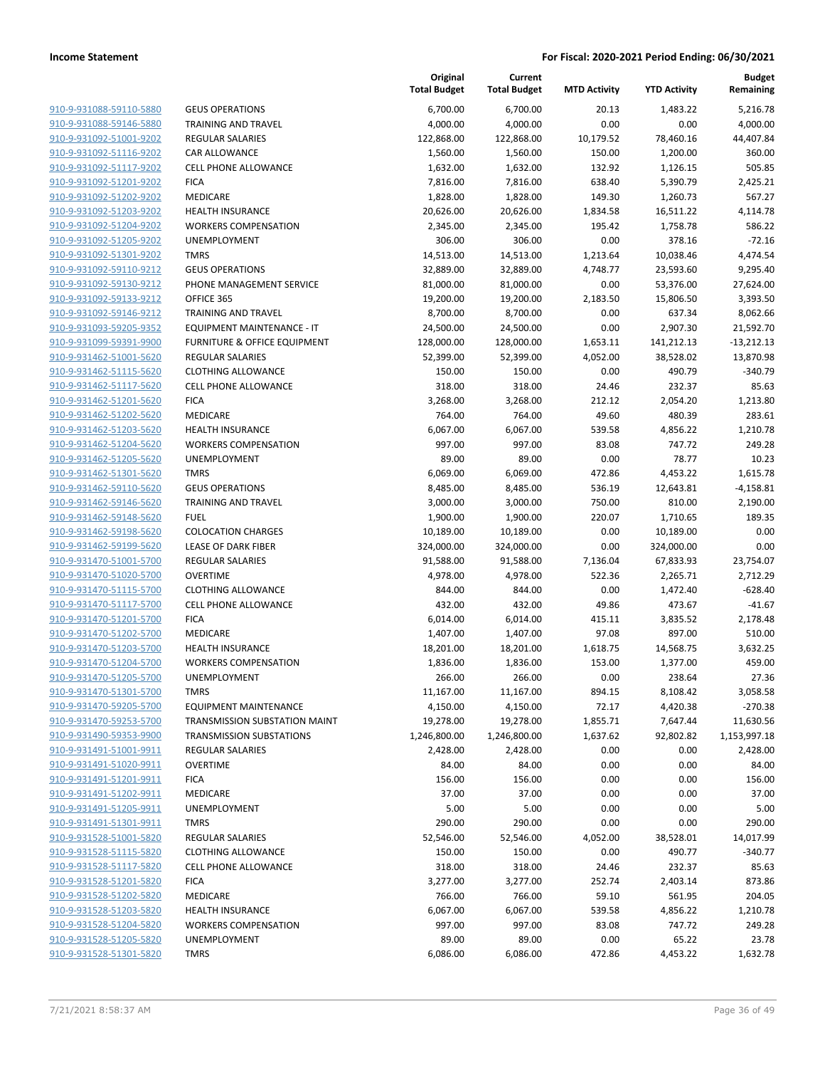**Income Statement** — **For Fiscal: 2020-2021 Period Ending: 06/30/2021**

| | | Original Total Budget | Current Total Budget | MTD Activity | YTD Activity | Budget Remaining |
|---|---|---|---|---|---|---|
| 910-9-931088-59110-5880 | GEUS OPERATIONS | 6,700.00 | 6,700.00 | 20.13 | 1,483.22 | 5,216.78 |
| 910-9-931088-59146-5880 | TRAINING AND TRAVEL | 4,000.00 | 4,000.00 | 0.00 | 0.00 | 4,000.00 |
| 910-9-931092-51001-9202 | REGULAR SALARIES | 122,868.00 | 122,868.00 | 10,179.52 | 78,460.16 | 44,407.84 |
| 910-9-931092-51116-9202 | CAR ALLOWANCE | 1,560.00 | 1,560.00 | 150.00 | 1,200.00 | 360.00 |
| 910-9-931092-51117-9202 | CELL PHONE ALLOWANCE | 1,632.00 | 1,632.00 | 132.92 | 1,126.15 | 505.85 |
| 910-9-931092-51201-9202 | FICA | 7,816.00 | 7,816.00 | 638.40 | 5,390.79 | 2,425.21 |
| 910-9-931092-51202-9202 | MEDICARE | 1,828.00 | 1,828.00 | 149.30 | 1,260.73 | 567.27 |
| 910-9-931092-51203-9202 | HEALTH INSURANCE | 20,626.00 | 20,626.00 | 1,834.58 | 16,511.22 | 4,114.78 |
| 910-9-931092-51204-9202 | WORKERS COMPENSATION | 2,345.00 | 2,345.00 | 195.42 | 1,758.78 | 586.22 |
| 910-9-931092-51205-9202 | UNEMPLOYMENT | 306.00 | 306.00 | 0.00 | 378.16 | -72.16 |
| 910-9-931092-51301-9202 | TMRS | 14,513.00 | 14,513.00 | 1,213.64 | 10,038.46 | 4,474.54 |
| 910-9-931092-59110-9212 | GEUS OPERATIONS | 32,889.00 | 32,889.00 | 4,748.77 | 23,593.60 | 9,295.40 |
| 910-9-931092-59130-9212 | PHONE MANAGEMENT SERVICE | 81,000.00 | 81,000.00 | 0.00 | 53,376.00 | 27,624.00 |
| 910-9-931092-59133-9212 | OFFICE 365 | 19,200.00 | 19,200.00 | 2,183.50 | 15,806.50 | 3,393.50 |
| 910-9-931092-59146-9212 | TRAINING AND TRAVEL | 8,700.00 | 8,700.00 | 0.00 | 637.34 | 8,062.66 |
| 910-9-931093-59205-9352 | EQUIPMENT MAINTENANCE - IT | 24,500.00 | 24,500.00 | 0.00 | 2,907.30 | 21,592.70 |
| 910-9-931099-59391-9900 | FURNITURE & OFFICE EQUIPMENT | 128,000.00 | 128,000.00 | 1,653.11 | 141,212.13 | -13,212.13 |
| 910-9-931462-51001-5620 | REGULAR SALARIES | 52,399.00 | 52,399.00 | 4,052.00 | 38,528.02 | 13,870.98 |
| 910-9-931462-51115-5620 | CLOTHING ALLOWANCE | 150.00 | 150.00 | 0.00 | 490.79 | -340.79 |
| 910-9-931462-51117-5620 | CELL PHONE ALLOWANCE | 318.00 | 318.00 | 24.46 | 232.37 | 85.63 |
| 910-9-931462-51201-5620 | FICA | 3,268.00 | 3,268.00 | 212.12 | 2,054.20 | 1,213.80 |
| 910-9-931462-51202-5620 | MEDICARE | 764.00 | 764.00 | 49.60 | 480.39 | 283.61 |
| 910-9-931462-51203-5620 | HEALTH INSURANCE | 6,067.00 | 6,067.00 | 539.58 | 4,856.22 | 1,210.78 |
| 910-9-931462-51204-5620 | WORKERS COMPENSATION | 997.00 | 997.00 | 83.08 | 747.72 | 249.28 |
| 910-9-931462-51205-5620 | UNEMPLOYMENT | 89.00 | 89.00 | 0.00 | 78.77 | 10.23 |
| 910-9-931462-51301-5620 | TMRS | 6,069.00 | 6,069.00 | 472.86 | 4,453.22 | 1,615.78 |
| 910-9-931462-59110-5620 | GEUS OPERATIONS | 8,485.00 | 8,485.00 | 536.19 | 12,643.81 | -4,158.81 |
| 910-9-931462-59146-5620 | TRAINING AND TRAVEL | 3,000.00 | 3,000.00 | 750.00 | 810.00 | 2,190.00 |
| 910-9-931462-59148-5620 | FUEL | 1,900.00 | 1,900.00 | 220.07 | 1,710.65 | 189.35 |
| 910-9-931462-59198-5620 | COLOCATION CHARGES | 10,189.00 | 10,189.00 | 0.00 | 10,189.00 | 0.00 |
| 910-9-931462-59199-5620 | LEASE OF DARK FIBER | 324,000.00 | 324,000.00 | 0.00 | 324,000.00 | 0.00 |
| 910-9-931470-51001-5700 | REGULAR SALARIES | 91,588.00 | 91,588.00 | 7,136.04 | 67,833.93 | 23,754.07 |
| 910-9-931470-51020-5700 | OVERTIME | 4,978.00 | 4,978.00 | 522.36 | 2,265.71 | 2,712.29 |
| 910-9-931470-51115-5700 | CLOTHING ALLOWANCE | 844.00 | 844.00 | 0.00 | 1,472.40 | -628.40 |
| 910-9-931470-51117-5700 | CELL PHONE ALLOWANCE | 432.00 | 432.00 | 49.86 | 473.67 | -41.67 |
| 910-9-931470-51201-5700 | FICA | 6,014.00 | 6,014.00 | 415.11 | 3,835.52 | 2,178.48 |
| 910-9-931470-51202-5700 | MEDICARE | 1,407.00 | 1,407.00 | 97.08 | 897.00 | 510.00 |
| 910-9-931470-51203-5700 | HEALTH INSURANCE | 18,201.00 | 18,201.00 | 1,618.75 | 14,568.75 | 3,632.25 |
| 910-9-931470-51204-5700 | WORKERS COMPENSATION | 1,836.00 | 1,836.00 | 153.00 | 1,377.00 | 459.00 |
| 910-9-931470-51205-5700 | UNEMPLOYMENT | 266.00 | 266.00 | 0.00 | 238.64 | 27.36 |
| 910-9-931470-51301-5700 | TMRS | 11,167.00 | 11,167.00 | 894.15 | 8,108.42 | 3,058.58 |
| 910-9-931470-59205-5700 | EQUIPMENT MAINTENANCE | 4,150.00 | 4,150.00 | 72.17 | 4,420.38 | -270.38 |
| 910-9-931470-59253-5700 | TRANSMISSION SUBSTATION MAINT | 19,278.00 | 19,278.00 | 1,855.71 | 7,647.44 | 11,630.56 |
| 910-9-931490-59353-9900 | TRANSMISSION SUBSTATIONS | 1,246,800.00 | 1,246,800.00 | 1,637.62 | 92,802.82 | 1,153,997.18 |
| 910-9-931491-51001-9911 | REGULAR SALARIES | 2,428.00 | 2,428.00 | 0.00 | 0.00 | 2,428.00 |
| 910-9-931491-51020-9911 | OVERTIME | 84.00 | 84.00 | 0.00 | 0.00 | 84.00 |
| 910-9-931491-51201-9911 | FICA | 156.00 | 156.00 | 0.00 | 0.00 | 156.00 |
| 910-9-931491-51202-9911 | MEDICARE | 37.00 | 37.00 | 0.00 | 0.00 | 37.00 |
| 910-9-931491-51205-9911 | UNEMPLOYMENT | 5.00 | 5.00 | 0.00 | 0.00 | 5.00 |
| 910-9-931491-51301-9911 | TMRS | 290.00 | 290.00 | 0.00 | 0.00 | 290.00 |
| 910-9-931528-51001-5820 | REGULAR SALARIES | 52,546.00 | 52,546.00 | 4,052.00 | 38,528.01 | 14,017.99 |
| 910-9-931528-51115-5820 | CLOTHING ALLOWANCE | 150.00 | 150.00 | 0.00 | 490.77 | -340.77 |
| 910-9-931528-51117-5820 | CELL PHONE ALLOWANCE | 318.00 | 318.00 | 24.46 | 232.37 | 85.63 |
| 910-9-931528-51201-5820 | FICA | 3,277.00 | 3,277.00 | 252.74 | 2,403.14 | 873.86 |
| 910-9-931528-51202-5820 | MEDICARE | 766.00 | 766.00 | 59.10 | 561.95 | 204.05 |
| 910-9-931528-51203-5820 | HEALTH INSURANCE | 6,067.00 | 6,067.00 | 539.58 | 4,856.22 | 1,210.78 |
| 910-9-931528-51204-5820 | WORKERS COMPENSATION | 997.00 | 997.00 | 83.08 | 747.72 | 249.28 |
| 910-9-931528-51205-5820 | UNEMPLOYMENT | 89.00 | 89.00 | 0.00 | 65.22 | 23.78 |
| 910-9-931528-51301-5820 | TMRS | 6,086.00 | 6,086.00 | 472.86 | 4,453.22 | 1,632.78 |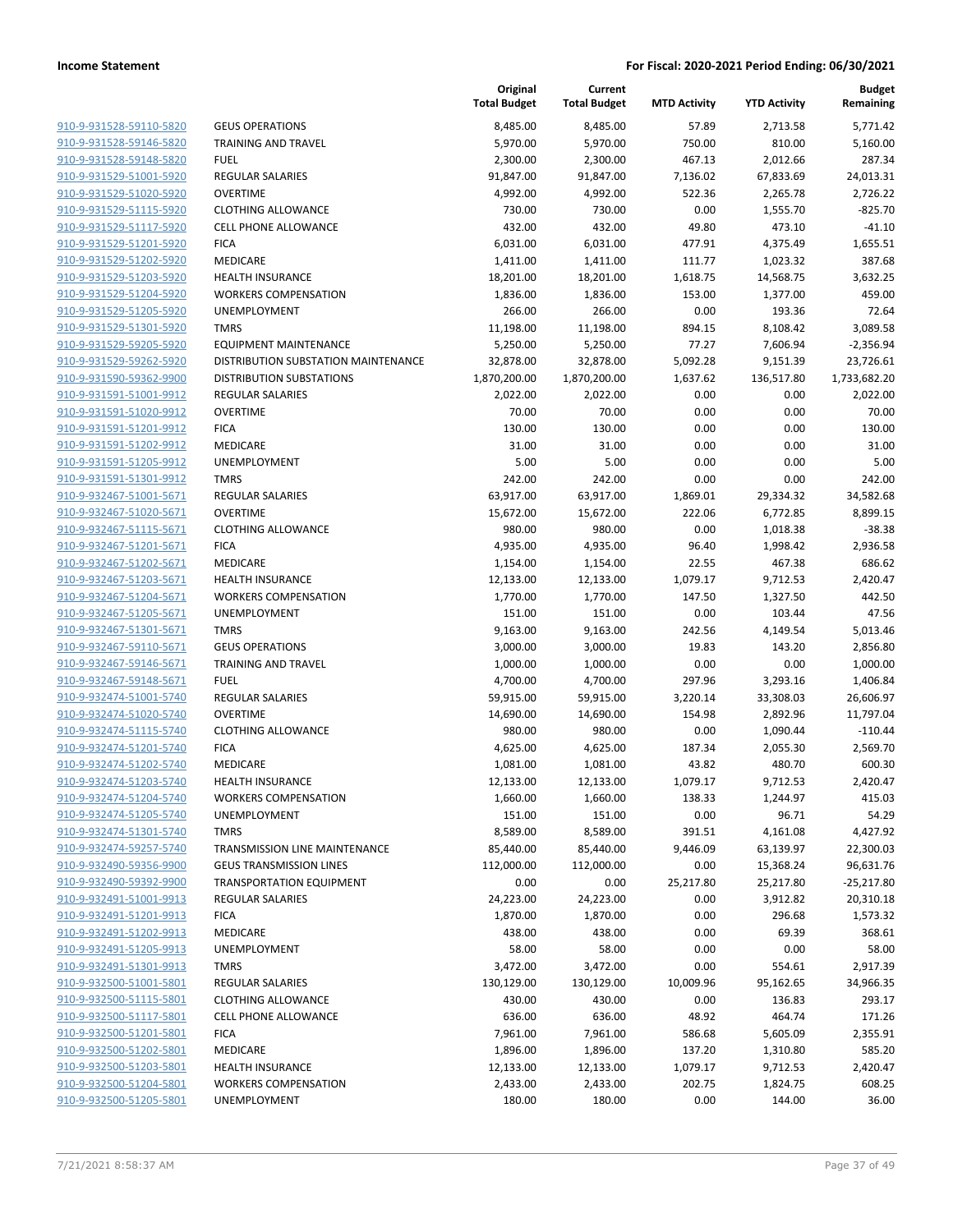**Income Statement** | **For Fiscal: 2020-2021 Period Ending: 06/30/2021**

| | | Original Total Budget | Current Total Budget | MTD Activity | YTD Activity | Budget Remaining |
|---|---|---|---|---|---|---|
| 910-9-931528-59110-5820 | GEUS OPERATIONS | 8,485.00 | 8,485.00 | 57.89 | 2,713.58 | 5,771.42 |
| 910-9-931528-59146-5820 | TRAINING AND TRAVEL | 5,970.00 | 5,970.00 | 750.00 | 810.00 | 5,160.00 |
| 910-9-931528-59148-5820 | FUEL | 2,300.00 | 2,300.00 | 467.13 | 2,012.66 | 287.34 |
| 910-9-931529-51001-5920 | REGULAR SALARIES | 91,847.00 | 91,847.00 | 7,136.02 | 67,833.69 | 24,013.31 |
| 910-9-931529-51020-5920 | OVERTIME | 4,992.00 | 4,992.00 | 522.36 | 2,265.78 | 2,726.22 |
| 910-9-931529-51115-5920 | CLOTHING ALLOWANCE | 730.00 | 730.00 | 0.00 | 1,555.70 | -825.70 |
| 910-9-931529-51117-5920 | CELL PHONE ALLOWANCE | 432.00 | 432.00 | 49.80 | 473.10 | -41.10 |
| 910-9-931529-51201-5920 | FICA | 6,031.00 | 6,031.00 | 477.91 | 4,375.49 | 1,655.51 |
| 910-9-931529-51202-5920 | MEDICARE | 1,411.00 | 1,411.00 | 111.77 | 1,023.32 | 387.68 |
| 910-9-931529-51203-5920 | HEALTH INSURANCE | 18,201.00 | 18,201.00 | 1,618.75 | 14,568.75 | 3,632.25 |
| 910-9-931529-51204-5920 | WORKERS COMPENSATION | 1,836.00 | 1,836.00 | 153.00 | 1,377.00 | 459.00 |
| 910-9-931529-51205-5920 | UNEMPLOYMENT | 266.00 | 266.00 | 0.00 | 193.36 | 72.64 |
| 910-9-931529-51301-5920 | TMRS | 11,198.00 | 11,198.00 | 894.15 | 8,108.42 | 3,089.58 |
| 910-9-931529-59205-5920 | EQUIPMENT MAINTENANCE | 5,250.00 | 5,250.00 | 77.27 | 7,606.94 | -2,356.94 |
| 910-9-931529-59262-5920 | DISTRIBUTION SUBSTATION MAINTENANCE | 32,878.00 | 32,878.00 | 5,092.28 | 9,151.39 | 23,726.61 |
| 910-9-931590-59362-9900 | DISTRIBUTION SUBSTATIONS | 1,870,200.00 | 1,870,200.00 | 1,637.62 | 136,517.80 | 1,733,682.20 |
| 910-9-931591-51001-9912 | REGULAR SALARIES | 2,022.00 | 2,022.00 | 0.00 | 0.00 | 2,022.00 |
| 910-9-931591-51020-9912 | OVERTIME | 70.00 | 70.00 | 0.00 | 0.00 | 70.00 |
| 910-9-931591-51201-9912 | FICA | 130.00 | 130.00 | 0.00 | 0.00 | 130.00 |
| 910-9-931591-51202-9912 | MEDICARE | 31.00 | 31.00 | 0.00 | 0.00 | 31.00 |
| 910-9-931591-51205-9912 | UNEMPLOYMENT | 5.00 | 5.00 | 0.00 | 0.00 | 5.00 |
| 910-9-931591-51301-9912 | TMRS | 242.00 | 242.00 | 0.00 | 0.00 | 242.00 |
| 910-9-932467-51001-5671 | REGULAR SALARIES | 63,917.00 | 63,917.00 | 1,869.01 | 29,334.32 | 34,582.68 |
| 910-9-932467-51020-5671 | OVERTIME | 15,672.00 | 15,672.00 | 222.06 | 6,772.85 | 8,899.15 |
| 910-9-932467-51115-5671 | CLOTHING ALLOWANCE | 980.00 | 980.00 | 0.00 | 1,018.38 | -38.38 |
| 910-9-932467-51201-5671 | FICA | 4,935.00 | 4,935.00 | 96.40 | 1,998.42 | 2,936.58 |
| 910-9-932467-51202-5671 | MEDICARE | 1,154.00 | 1,154.00 | 22.55 | 467.38 | 686.62 |
| 910-9-932467-51203-5671 | HEALTH INSURANCE | 12,133.00 | 12,133.00 | 1,079.17 | 9,712.53 | 2,420.47 |
| 910-9-932467-51204-5671 | WORKERS COMPENSATION | 1,770.00 | 1,770.00 | 147.50 | 1,327.50 | 442.50 |
| 910-9-932467-51205-5671 | UNEMPLOYMENT | 151.00 | 151.00 | 0.00 | 103.44 | 47.56 |
| 910-9-932467-51301-5671 | TMRS | 9,163.00 | 9,163.00 | 242.56 | 4,149.54 | 5,013.46 |
| 910-9-932467-59110-5671 | GEUS OPERATIONS | 3,000.00 | 3,000.00 | 19.83 | 143.20 | 2,856.80 |
| 910-9-932467-59146-5671 | TRAINING AND TRAVEL | 1,000.00 | 1,000.00 | 0.00 | 0.00 | 1,000.00 |
| 910-9-932467-59148-5671 | FUEL | 4,700.00 | 4,700.00 | 297.96 | 3,293.16 | 1,406.84 |
| 910-9-932474-51001-5740 | REGULAR SALARIES | 59,915.00 | 59,915.00 | 3,220.14 | 33,308.03 | 26,606.97 |
| 910-9-932474-51020-5740 | OVERTIME | 14,690.00 | 14,690.00 | 154.98 | 2,892.96 | 11,797.04 |
| 910-9-932474-51115-5740 | CLOTHING ALLOWANCE | 980.00 | 980.00 | 0.00 | 1,090.44 | -110.44 |
| 910-9-932474-51201-5740 | FICA | 4,625.00 | 4,625.00 | 187.34 | 2,055.30 | 2,569.70 |
| 910-9-932474-51202-5740 | MEDICARE | 1,081.00 | 1,081.00 | 43.82 | 480.70 | 600.30 |
| 910-9-932474-51203-5740 | HEALTH INSURANCE | 12,133.00 | 12,133.00 | 1,079.17 | 9,712.53 | 2,420.47 |
| 910-9-932474-51204-5740 | WORKERS COMPENSATION | 1,660.00 | 1,660.00 | 138.33 | 1,244.97 | 415.03 |
| 910-9-932474-51205-5740 | UNEMPLOYMENT | 151.00 | 151.00 | 0.00 | 96.71 | 54.29 |
| 910-9-932474-51301-5740 | TMRS | 8,589.00 | 8,589.00 | 391.51 | 4,161.08 | 4,427.92 |
| 910-9-932474-59257-5740 | TRANSMISSION LINE MAINTENANCE | 85,440.00 | 85,440.00 | 9,446.09 | 63,139.97 | 22,300.03 |
| 910-9-932490-59356-9900 | GEUS TRANSMISSION LINES | 112,000.00 | 112,000.00 | 0.00 | 15,368.24 | 96,631.76 |
| 910-9-932490-59392-9900 | TRANSPORTATION EQUIPMENT | 0.00 | 0.00 | 25,217.80 | 25,217.80 | -25,217.80 |
| 910-9-932491-51001-9913 | REGULAR SALARIES | 24,223.00 | 24,223.00 | 0.00 | 3,912.82 | 20,310.18 |
| 910-9-932491-51201-9913 | FICA | 1,870.00 | 1,870.00 | 0.00 | 296.68 | 1,573.32 |
| 910-9-932491-51202-9913 | MEDICARE | 438.00 | 438.00 | 0.00 | 69.39 | 368.61 |
| 910-9-932491-51205-9913 | UNEMPLOYMENT | 58.00 | 58.00 | 0.00 | 0.00 | 58.00 |
| 910-9-932491-51301-9913 | TMRS | 3,472.00 | 3,472.00 | 0.00 | 554.61 | 2,917.39 |
| 910-9-932500-51001-5801 | REGULAR SALARIES | 130,129.00 | 130,129.00 | 10,009.96 | 95,162.65 | 34,966.35 |
| 910-9-932500-51115-5801 | CLOTHING ALLOWANCE | 430.00 | 430.00 | 0.00 | 136.83 | 293.17 |
| 910-9-932500-51117-5801 | CELL PHONE ALLOWANCE | 636.00 | 636.00 | 48.92 | 464.74 | 171.26 |
| 910-9-932500-51201-5801 | FICA | 7,961.00 | 7,961.00 | 586.68 | 5,605.09 | 2,355.91 |
| 910-9-932500-51202-5801 | MEDICARE | 1,896.00 | 1,896.00 | 137.20 | 1,310.80 | 585.20 |
| 910-9-932500-51203-5801 | HEALTH INSURANCE | 12,133.00 | 12,133.00 | 1,079.17 | 9,712.53 | 2,420.47 |
| 910-9-932500-51204-5801 | WORKERS COMPENSATION | 2,433.00 | 2,433.00 | 202.75 | 1,824.75 | 608.25 |
| 910-9-932500-51205-5801 | UNEMPLOYMENT | 180.00 | 180.00 | 0.00 | 144.00 | 36.00 |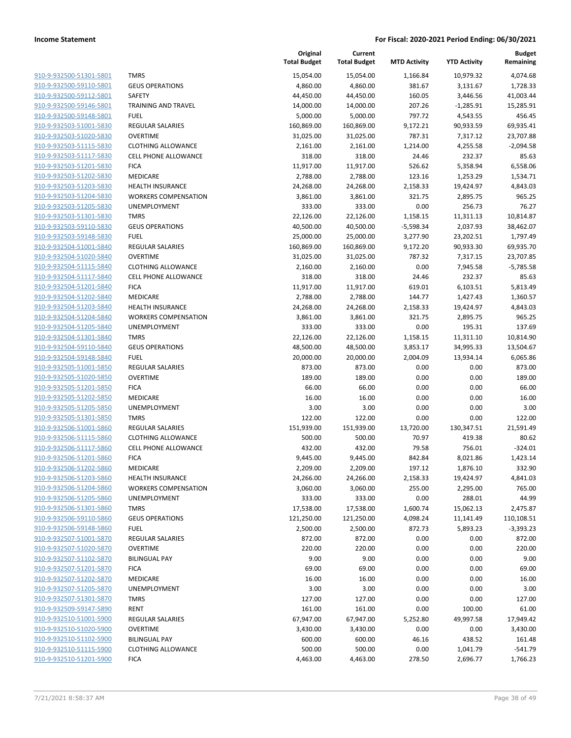**Income Statement** **For Fiscal: 2020-2021 Period Ending: 06/30/2021**

| | | Original Total Budget | Current Total Budget | MTD Activity | YTD Activity | Budget Remaining |
|---|---|---|---|---|---|---|
| 910-9-932500-51301-5801 | TMRS | 15,054.00 | 15,054.00 | 1,166.84 | 10,979.32 | 4,074.68 |
| 910-9-932500-59110-5801 | GEUS OPERATIONS | 4,860.00 | 4,860.00 | 381.67 | 3,131.67 | 1,728.33 |
| 910-9-932500-59112-5801 | SAFETY | 44,450.00 | 44,450.00 | 160.05 | 3,446.56 | 41,003.44 |
| 910-9-932500-59146-5801 | TRAINING AND TRAVEL | 14,000.00 | 14,000.00 | 207.26 | -1,285.91 | 15,285.91 |
| 910-9-932500-59148-5801 | FUEL | 5,000.00 | 5,000.00 | 797.72 | 4,543.55 | 456.45 |
| 910-9-932503-51001-5830 | REGULAR SALARIES | 160,869.00 | 160,869.00 | 9,172.21 | 90,933.59 | 69,935.41 |
| 910-9-932503-51020-5830 | OVERTIME | 31,025.00 | 31,025.00 | 787.31 | 7,317.12 | 23,707.88 |
| 910-9-932503-51115-5830 | CLOTHING ALLOWANCE | 2,161.00 | 2,161.00 | 1,214.00 | 4,255.58 | -2,094.58 |
| 910-9-932503-51117-5830 | CELL PHONE ALLOWANCE | 318.00 | 318.00 | 24.46 | 232.37 | 85.63 |
| 910-9-932503-51201-5830 | FICA | 11,917.00 | 11,917.00 | 526.62 | 5,358.94 | 6,558.06 |
| 910-9-932503-51202-5830 | MEDICARE | 2,788.00 | 2,788.00 | 123.16 | 1,253.29 | 1,534.71 |
| 910-9-932503-51203-5830 | HEALTH INSURANCE | 24,268.00 | 24,268.00 | 2,158.33 | 19,424.97 | 4,843.03 |
| 910-9-932503-51204-5830 | WORKERS COMPENSATION | 3,861.00 | 3,861.00 | 321.75 | 2,895.75 | 965.25 |
| 910-9-932503-51205-5830 | UNEMPLOYMENT | 333.00 | 333.00 | 0.00 | 256.73 | 76.27 |
| 910-9-932503-51301-5830 | TMRS | 22,126.00 | 22,126.00 | 1,158.15 | 11,311.13 | 10,814.87 |
| 910-9-932503-59110-5830 | GEUS OPERATIONS | 40,500.00 | 40,500.00 | -5,598.34 | 2,037.93 | 38,462.07 |
| 910-9-932503-59148-5830 | FUEL | 25,000.00 | 25,000.00 | 3,277.90 | 23,202.51 | 1,797.49 |
| 910-9-932504-51001-5840 | REGULAR SALARIES | 160,869.00 | 160,869.00 | 9,172.20 | 90,933.30 | 69,935.70 |
| 910-9-932504-51020-5840 | OVERTIME | 31,025.00 | 31,025.00 | 787.32 | 7,317.15 | 23,707.85 |
| 910-9-932504-51115-5840 | CLOTHING ALLOWANCE | 2,160.00 | 2,160.00 | 0.00 | 7,945.58 | -5,785.58 |
| 910-9-932504-51117-5840 | CELL PHONE ALLOWANCE | 318.00 | 318.00 | 24.46 | 232.37 | 85.63 |
| 910-9-932504-51201-5840 | FICA | 11,917.00 | 11,917.00 | 619.01 | 6,103.51 | 5,813.49 |
| 910-9-932504-51202-5840 | MEDICARE | 2,788.00 | 2,788.00 | 144.77 | 1,427.43 | 1,360.57 |
| 910-9-932504-51203-5840 | HEALTH INSURANCE | 24,268.00 | 24,268.00 | 2,158.33 | 19,424.97 | 4,843.03 |
| 910-9-932504-51204-5840 | WORKERS COMPENSATION | 3,861.00 | 3,861.00 | 321.75 | 2,895.75 | 965.25 |
| 910-9-932504-51205-5840 | UNEMPLOYMENT | 333.00 | 333.00 | 0.00 | 195.31 | 137.69 |
| 910-9-932504-51301-5840 | TMRS | 22,126.00 | 22,126.00 | 1,158.15 | 11,311.10 | 10,814.90 |
| 910-9-932504-59110-5840 | GEUS OPERATIONS | 48,500.00 | 48,500.00 | 3,853.17 | 34,995.33 | 13,504.67 |
| 910-9-932504-59148-5840 | FUEL | 20,000.00 | 20,000.00 | 2,004.09 | 13,934.14 | 6,065.86 |
| 910-9-932505-51001-5850 | REGULAR SALARIES | 873.00 | 873.00 | 0.00 | 0.00 | 873.00 |
| 910-9-932505-51020-5850 | OVERTIME | 189.00 | 189.00 | 0.00 | 0.00 | 189.00 |
| 910-9-932505-51201-5850 | FICA | 66.00 | 66.00 | 0.00 | 0.00 | 66.00 |
| 910-9-932505-51202-5850 | MEDICARE | 16.00 | 16.00 | 0.00 | 0.00 | 16.00 |
| 910-9-932505-51205-5850 | UNEMPLOYMENT | 3.00 | 3.00 | 0.00 | 0.00 | 3.00 |
| 910-9-932505-51301-5850 | TMRS | 122.00 | 122.00 | 0.00 | 0.00 | 122.00 |
| 910-9-932506-51001-5860 | REGULAR SALARIES | 151,939.00 | 151,939.00 | 13,720.00 | 130,347.51 | 21,591.49 |
| 910-9-932506-51115-5860 | CLOTHING ALLOWANCE | 500.00 | 500.00 | 70.97 | 419.38 | 80.62 |
| 910-9-932506-51117-5860 | CELL PHONE ALLOWANCE | 432.00 | 432.00 | 79.58 | 756.01 | -324.01 |
| 910-9-932506-51201-5860 | FICA | 9,445.00 | 9,445.00 | 842.84 | 8,021.86 | 1,423.14 |
| 910-9-932506-51202-5860 | MEDICARE | 2,209.00 | 2,209.00 | 197.12 | 1,876.10 | 332.90 |
| 910-9-932506-51203-5860 | HEALTH INSURANCE | 24,266.00 | 24,266.00 | 2,158.33 | 19,424.97 | 4,841.03 |
| 910-9-932506-51204-5860 | WORKERS COMPENSATION | 3,060.00 | 3,060.00 | 255.00 | 2,295.00 | 765.00 |
| 910-9-932506-51205-5860 | UNEMPLOYMENT | 333.00 | 333.00 | 0.00 | 288.01 | 44.99 |
| 910-9-932506-51301-5860 | TMRS | 17,538.00 | 17,538.00 | 1,600.74 | 15,062.13 | 2,475.87 |
| 910-9-932506-59110-5860 | GEUS OPERATIONS | 121,250.00 | 121,250.00 | 4,098.24 | 11,141.49 | 110,108.51 |
| 910-9-932506-59148-5860 | FUEL | 2,500.00 | 2,500.00 | 872.73 | 5,893.23 | -3,393.23 |
| 910-9-932507-51001-5870 | REGULAR SALARIES | 872.00 | 872.00 | 0.00 | 0.00 | 872.00 |
| 910-9-932507-51020-5870 | OVERTIME | 220.00 | 220.00 | 0.00 | 0.00 | 220.00 |
| 910-9-932507-51102-5870 | BILINGUAL PAY | 9.00 | 9.00 | 0.00 | 0.00 | 9.00 |
| 910-9-932507-51201-5870 | FICA | 69.00 | 69.00 | 0.00 | 0.00 | 69.00 |
| 910-9-932507-51202-5870 | MEDICARE | 16.00 | 16.00 | 0.00 | 0.00 | 16.00 |
| 910-9-932507-51205-5870 | UNEMPLOYMENT | 3.00 | 3.00 | 0.00 | 0.00 | 3.00 |
| 910-9-932507-51301-5870 | TMRS | 127.00 | 127.00 | 0.00 | 0.00 | 127.00 |
| 910-9-932509-59147-5890 | RENT | 161.00 | 161.00 | 0.00 | 100.00 | 61.00 |
| 910-9-932510-51001-5900 | REGULAR SALARIES | 67,947.00 | 67,947.00 | 5,252.80 | 49,997.58 | 17,949.42 |
| 910-9-932510-51020-5900 | OVERTIME | 3,430.00 | 3,430.00 | 0.00 | 0.00 | 3,430.00 |
| 910-9-932510-51102-5900 | BILINGUAL PAY | 600.00 | 600.00 | 46.16 | 438.52 | 161.48 |
| 910-9-932510-51115-5900 | CLOTHING ALLOWANCE | 500.00 | 500.00 | 0.00 | 1,041.79 | -541.79 |
| 910-9-932510-51201-5900 | FICA | 4,463.00 | 4,463.00 | 278.50 | 2,696.77 | 1,766.23 |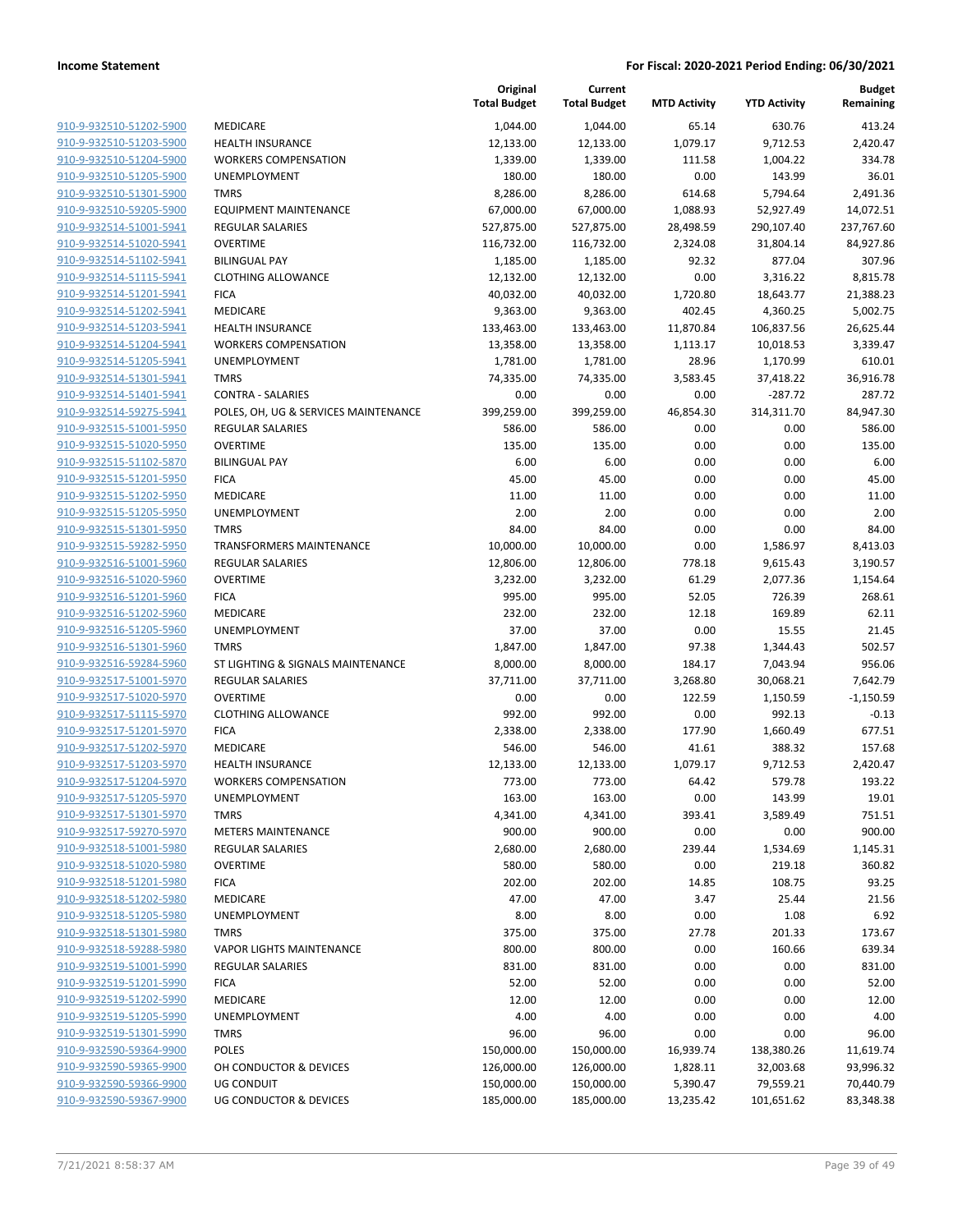**Income Statement** **For Fiscal: 2020-2021 Period Ending: 06/30/2021**

| | | Original Total Budget | Current Total Budget | MTD Activity | YTD Activity | Budget Remaining |
|---|---|---|---|---|---|---|
| 910-9-932510-51202-5900 | MEDICARE | 1,044.00 | 1,044.00 | 65.14 | 630.76 | 413.24 |
| 910-9-932510-51203-5900 | HEALTH INSURANCE | 12,133.00 | 12,133.00 | 1,079.17 | 9,712.53 | 2,420.47 |
| 910-9-932510-51204-5900 | WORKERS COMPENSATION | 1,339.00 | 1,339.00 | 111.58 | 1,004.22 | 334.78 |
| 910-9-932510-51205-5900 | UNEMPLOYMENT | 180.00 | 180.00 | 0.00 | 143.99 | 36.01 |
| 910-9-932510-51301-5900 | TMRS | 8,286.00 | 8,286.00 | 614.68 | 5,794.64 | 2,491.36 |
| 910-9-932510-59205-5900 | EQUIPMENT MAINTENANCE | 67,000.00 | 67,000.00 | 1,088.93 | 52,927.49 | 14,072.51 |
| 910-9-932514-51001-5941 | REGULAR SALARIES | 527,875.00 | 527,875.00 | 28,498.59 | 290,107.40 | 237,767.60 |
| 910-9-932514-51020-5941 | OVERTIME | 116,732.00 | 116,732.00 | 2,324.08 | 31,804.14 | 84,927.86 |
| 910-9-932514-51102-5941 | BILINGUAL PAY | 1,185.00 | 1,185.00 | 92.32 | 877.04 | 307.96 |
| 910-9-932514-51115-5941 | CLOTHING ALLOWANCE | 12,132.00 | 12,132.00 | 0.00 | 3,316.22 | 8,815.78 |
| 910-9-932514-51201-5941 | FICA | 40,032.00 | 40,032.00 | 1,720.80 | 18,643.77 | 21,388.23 |
| 910-9-932514-51202-5941 | MEDICARE | 9,363.00 | 9,363.00 | 402.45 | 4,360.25 | 5,002.75 |
| 910-9-932514-51203-5941 | HEALTH INSURANCE | 133,463.00 | 133,463.00 | 11,870.84 | 106,837.56 | 26,625.44 |
| 910-9-932514-51204-5941 | WORKERS COMPENSATION | 13,358.00 | 13,358.00 | 1,113.17 | 10,018.53 | 3,339.47 |
| 910-9-932514-51205-5941 | UNEMPLOYMENT | 1,781.00 | 1,781.00 | 28.96 | 1,170.99 | 610.01 |
| 910-9-932514-51301-5941 | TMRS | 74,335.00 | 74,335.00 | 3,583.45 | 37,418.22 | 36,916.78 |
| 910-9-932514-51401-5941 | CONTRA - SALARIES | 0.00 | 0.00 | 0.00 | -287.72 | 287.72 |
| 910-9-932514-59275-5941 | POLES, OH, UG & SERVICES MAINTENANCE | 399,259.00 | 399,259.00 | 46,854.30 | 314,311.70 | 84,947.30 |
| 910-9-932515-51001-5950 | REGULAR SALARIES | 586.00 | 586.00 | 0.00 | 0.00 | 586.00 |
| 910-9-932515-51020-5950 | OVERTIME | 135.00 | 135.00 | 0.00 | 0.00 | 135.00 |
| 910-9-932515-51102-5870 | BILINGUAL PAY | 6.00 | 6.00 | 0.00 | 0.00 | 6.00 |
| 910-9-932515-51201-5950 | FICA | 45.00 | 45.00 | 0.00 | 0.00 | 45.00 |
| 910-9-932515-51202-5950 | MEDICARE | 11.00 | 11.00 | 0.00 | 0.00 | 11.00 |
| 910-9-932515-51205-5950 | UNEMPLOYMENT | 2.00 | 2.00 | 0.00 | 0.00 | 2.00 |
| 910-9-932515-51301-5950 | TMRS | 84.00 | 84.00 | 0.00 | 0.00 | 84.00 |
| 910-9-932515-59282-5950 | TRANSFORMERS MAINTENANCE | 10,000.00 | 10,000.00 | 0.00 | 1,586.97 | 8,413.03 |
| 910-9-932516-51001-5960 | REGULAR SALARIES | 12,806.00 | 12,806.00 | 778.18 | 9,615.43 | 3,190.57 |
| 910-9-932516-51020-5960 | OVERTIME | 3,232.00 | 3,232.00 | 61.29 | 2,077.36 | 1,154.64 |
| 910-9-932516-51201-5960 | FICA | 995.00 | 995.00 | 52.05 | 726.39 | 268.61 |
| 910-9-932516-51202-5960 | MEDICARE | 232.00 | 232.00 | 12.18 | 169.89 | 62.11 |
| 910-9-932516-51205-5960 | UNEMPLOYMENT | 37.00 | 37.00 | 0.00 | 15.55 | 21.45 |
| 910-9-932516-51301-5960 | TMRS | 1,847.00 | 1,847.00 | 97.38 | 1,344.43 | 502.57 |
| 910-9-932516-59284-5960 | ST LIGHTING & SIGNALS MAINTENANCE | 8,000.00 | 8,000.00 | 184.17 | 7,043.94 | 956.06 |
| 910-9-932517-51001-5970 | REGULAR SALARIES | 37,711.00 | 37,711.00 | 3,268.80 | 30,068.21 | 7,642.79 |
| 910-9-932517-51020-5970 | OVERTIME | 0.00 | 0.00 | 122.59 | 1,150.59 | -1,150.59 |
| 910-9-932517-51115-5970 | CLOTHING ALLOWANCE | 992.00 | 992.00 | 0.00 | 992.13 | -0.13 |
| 910-9-932517-51201-5970 | FICA | 2,338.00 | 2,338.00 | 177.90 | 1,660.49 | 677.51 |
| 910-9-932517-51202-5970 | MEDICARE | 546.00 | 546.00 | 41.61 | 388.32 | 157.68 |
| 910-9-932517-51203-5970 | HEALTH INSURANCE | 12,133.00 | 12,133.00 | 1,079.17 | 9,712.53 | 2,420.47 |
| 910-9-932517-51204-5970 | WORKERS COMPENSATION | 773.00 | 773.00 | 64.42 | 579.78 | 193.22 |
| 910-9-932517-51205-5970 | UNEMPLOYMENT | 163.00 | 163.00 | 0.00 | 143.99 | 19.01 |
| 910-9-932517-51301-5970 | TMRS | 4,341.00 | 4,341.00 | 393.41 | 3,589.49 | 751.51 |
| 910-9-932517-59270-5970 | METERS MAINTENANCE | 900.00 | 900.00 | 0.00 | 0.00 | 900.00 |
| 910-9-932518-51001-5980 | REGULAR SALARIES | 2,680.00 | 2,680.00 | 239.44 | 1,534.69 | 1,145.31 |
| 910-9-932518-51020-5980 | OVERTIME | 580.00 | 580.00 | 0.00 | 219.18 | 360.82 |
| 910-9-932518-51201-5980 | FICA | 202.00 | 202.00 | 14.85 | 108.75 | 93.25 |
| 910-9-932518-51202-5980 | MEDICARE | 47.00 | 47.00 | 3.47 | 25.44 | 21.56 |
| 910-9-932518-51205-5980 | UNEMPLOYMENT | 8.00 | 8.00 | 0.00 | 1.08 | 6.92 |
| 910-9-932518-51301-5980 | TMRS | 375.00 | 375.00 | 27.78 | 201.33 | 173.67 |
| 910-9-932518-59288-5980 | VAPOR LIGHTS MAINTENANCE | 800.00 | 800.00 | 0.00 | 160.66 | 639.34 |
| 910-9-932519-51001-5990 | REGULAR SALARIES | 831.00 | 831.00 | 0.00 | 0.00 | 831.00 |
| 910-9-932519-51201-5990 | FICA | 52.00 | 52.00 | 0.00 | 0.00 | 52.00 |
| 910-9-932519-51202-5990 | MEDICARE | 12.00 | 12.00 | 0.00 | 0.00 | 12.00 |
| 910-9-932519-51205-5990 | UNEMPLOYMENT | 4.00 | 4.00 | 0.00 | 0.00 | 4.00 |
| 910-9-932519-51301-5990 | TMRS | 96.00 | 96.00 | 0.00 | 0.00 | 96.00 |
| 910-9-932590-59364-9900 | POLES | 150,000.00 | 150,000.00 | 16,939.74 | 138,380.26 | 11,619.74 |
| 910-9-932590-59365-9900 | OH CONDUCTOR & DEVICES | 126,000.00 | 126,000.00 | 1,828.11 | 32,003.68 | 93,996.32 |
| 910-9-932590-59366-9900 | UG CONDUIT | 150,000.00 | 150,000.00 | 5,390.47 | 79,559.21 | 70,440.79 |
| 910-9-932590-59367-9900 | UG CONDUCTOR & DEVICES | 185,000.00 | 185,000.00 | 13,235.42 | 101,651.62 | 83,348.38 |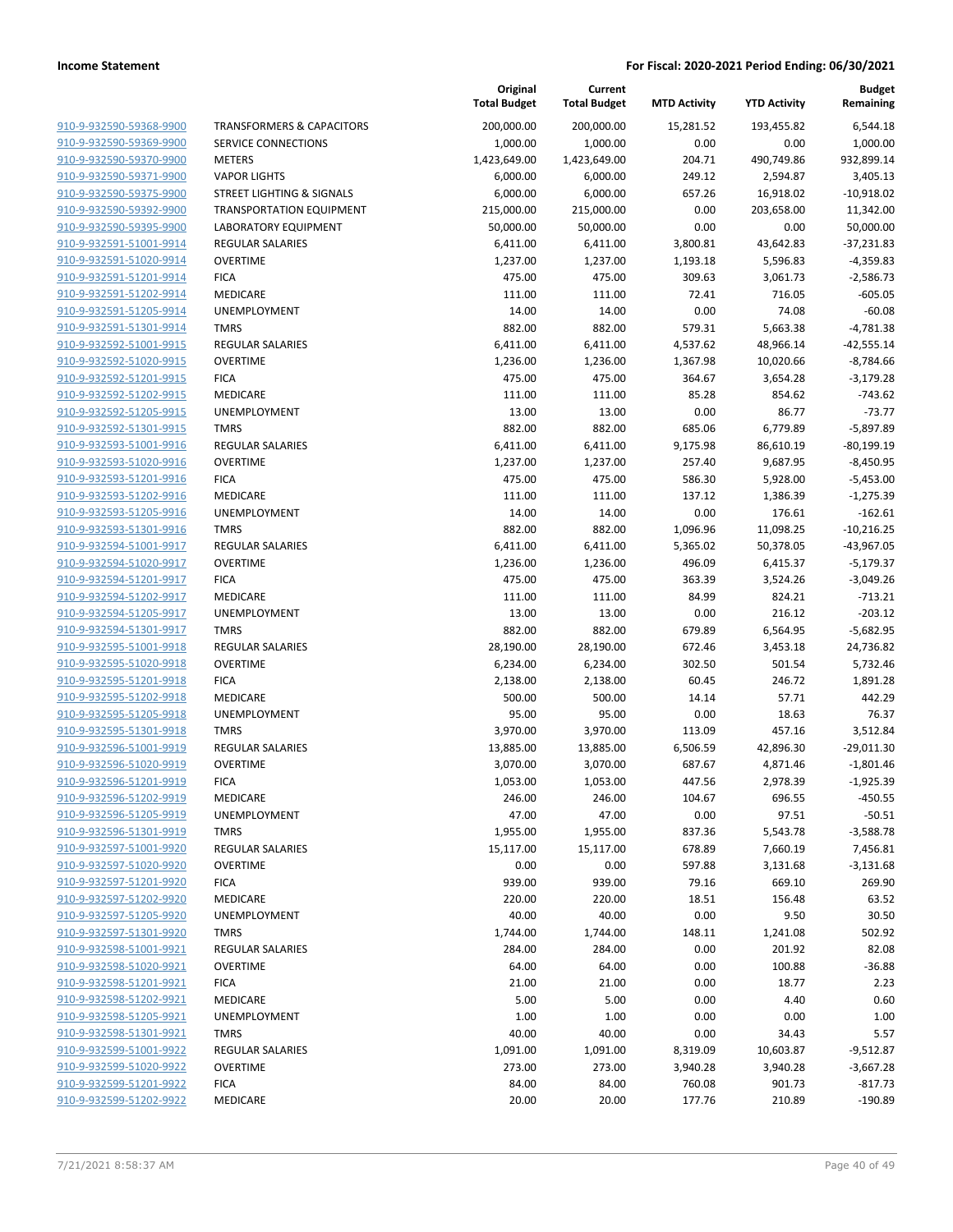**Income Statement** | **For Fiscal: 2020-2021 Period Ending: 06/30/2021**

| | | Original Total Budget | Current Total Budget | MTD Activity | YTD Activity | Budget Remaining |
|---|---|---|---|---|---|---|
| 910-9-932590-59368-9900 | TRANSFORMERS & CAPACITORS | 200,000.00 | 200,000.00 | 15,281.52 | 193,455.82 | 6,544.18 |
| 910-9-932590-59369-9900 | SERVICE CONNECTIONS | 1,000.00 | 1,000.00 | 0.00 | 0.00 | 1,000.00 |
| 910-9-932590-59370-9900 | METERS | 1,423,649.00 | 1,423,649.00 | 204.71 | 490,749.86 | 932,899.14 |
| 910-9-932590-59371-9900 | VAPOR LIGHTS | 6,000.00 | 6,000.00 | 249.12 | 2,594.87 | 3,405.13 |
| 910-9-932590-59375-9900 | STREET LIGHTING & SIGNALS | 6,000.00 | 6,000.00 | 657.26 | 16,918.02 | -10,918.02 |
| 910-9-932590-59392-9900 | TRANSPORTATION EQUIPMENT | 215,000.00 | 215,000.00 | 0.00 | 203,658.00 | 11,342.00 |
| 910-9-932590-59395-9900 | LABORATORY EQUIPMENT | 50,000.00 | 50,000.00 | 0.00 | 0.00 | 50,000.00 |
| 910-9-932591-51001-9914 | REGULAR SALARIES | 6,411.00 | 6,411.00 | 3,800.81 | 43,642.83 | -37,231.83 |
| 910-9-932591-51020-9914 | OVERTIME | 1,237.00 | 1,237.00 | 1,193.18 | 5,596.83 | -4,359.83 |
| 910-9-932591-51201-9914 | FICA | 475.00 | 475.00 | 309.63 | 3,061.73 | -2,586.73 |
| 910-9-932591-51202-9914 | MEDICARE | 111.00 | 111.00 | 72.41 | 716.05 | -605.05 |
| 910-9-932591-51205-9914 | UNEMPLOYMENT | 14.00 | 14.00 | 0.00 | 74.08 | -60.08 |
| 910-9-932591-51301-9914 | TMRS | 882.00 | 882.00 | 579.31 | 5,663.38 | -4,781.38 |
| 910-9-932592-51001-9915 | REGULAR SALARIES | 6,411.00 | 6,411.00 | 4,537.62 | 48,966.14 | -42,555.14 |
| 910-9-932592-51020-9915 | OVERTIME | 1,236.00 | 1,236.00 | 1,367.98 | 10,020.66 | -8,784.66 |
| 910-9-932592-51201-9915 | FICA | 475.00 | 475.00 | 364.67 | 3,654.28 | -3,179.28 |
| 910-9-932592-51202-9915 | MEDICARE | 111.00 | 111.00 | 85.28 | 854.62 | -743.62 |
| 910-9-932592-51205-9915 | UNEMPLOYMENT | 13.00 | 13.00 | 0.00 | 86.77 | -73.77 |
| 910-9-932592-51301-9915 | TMRS | 882.00 | 882.00 | 685.06 | 6,779.89 | -5,897.89 |
| 910-9-932593-51001-9916 | REGULAR SALARIES | 6,411.00 | 6,411.00 | 9,175.98 | 86,610.19 | -80,199.19 |
| 910-9-932593-51020-9916 | OVERTIME | 1,237.00 | 1,237.00 | 257.40 | 9,687.95 | -8,450.95 |
| 910-9-932593-51201-9916 | FICA | 475.00 | 475.00 | 586.30 | 5,928.00 | -5,453.00 |
| 910-9-932593-51202-9916 | MEDICARE | 111.00 | 111.00 | 137.12 | 1,386.39 | -1,275.39 |
| 910-9-932593-51205-9916 | UNEMPLOYMENT | 14.00 | 14.00 | 0.00 | 176.61 | -162.61 |
| 910-9-932593-51301-9916 | TMRS | 882.00 | 882.00 | 1,096.96 | 11,098.25 | -10,216.25 |
| 910-9-932594-51001-9917 | REGULAR SALARIES | 6,411.00 | 6,411.00 | 5,365.02 | 50,378.05 | -43,967.05 |
| 910-9-932594-51020-9917 | OVERTIME | 1,236.00 | 1,236.00 | 496.09 | 6,415.37 | -5,179.37 |
| 910-9-932594-51201-9917 | FICA | 475.00 | 475.00 | 363.39 | 3,524.26 | -3,049.26 |
| 910-9-932594-51202-9917 | MEDICARE | 111.00 | 111.00 | 84.99 | 824.21 | -713.21 |
| 910-9-932594-51205-9917 | UNEMPLOYMENT | 13.00 | 13.00 | 0.00 | 216.12 | -203.12 |
| 910-9-932594-51301-9917 | TMRS | 882.00 | 882.00 | 679.89 | 6,564.95 | -5,682.95 |
| 910-9-932595-51001-9918 | REGULAR SALARIES | 28,190.00 | 28,190.00 | 672.46 | 3,453.18 | 24,736.82 |
| 910-9-932595-51020-9918 | OVERTIME | 6,234.00 | 6,234.00 | 302.50 | 501.54 | 5,732.46 |
| 910-9-932595-51201-9918 | FICA | 2,138.00 | 2,138.00 | 60.45 | 246.72 | 1,891.28 |
| 910-9-932595-51202-9918 | MEDICARE | 500.00 | 500.00 | 14.14 | 57.71 | 442.29 |
| 910-9-932595-51205-9918 | UNEMPLOYMENT | 95.00 | 95.00 | 0.00 | 18.63 | 76.37 |
| 910-9-932595-51301-9918 | TMRS | 3,970.00 | 3,970.00 | 113.09 | 457.16 | 3,512.84 |
| 910-9-932596-51001-9919 | REGULAR SALARIES | 13,885.00 | 13,885.00 | 6,506.59 | 42,896.30 | -29,011.30 |
| 910-9-932596-51020-9919 | OVERTIME | 3,070.00 | 3,070.00 | 687.67 | 4,871.46 | -1,801.46 |
| 910-9-932596-51201-9919 | FICA | 1,053.00 | 1,053.00 | 447.56 | 2,978.39 | -1,925.39 |
| 910-9-932596-51202-9919 | MEDICARE | 246.00 | 246.00 | 104.67 | 696.55 | -450.55 |
| 910-9-932596-51205-9919 | UNEMPLOYMENT | 47.00 | 47.00 | 0.00 | 97.51 | -50.51 |
| 910-9-932596-51301-9919 | TMRS | 1,955.00 | 1,955.00 | 837.36 | 5,543.78 | -3,588.78 |
| 910-9-932597-51001-9920 | REGULAR SALARIES | 15,117.00 | 15,117.00 | 678.89 | 7,660.19 | 7,456.81 |
| 910-9-932597-51020-9920 | OVERTIME | 0.00 | 0.00 | 597.88 | 3,131.68 | -3,131.68 |
| 910-9-932597-51201-9920 | FICA | 939.00 | 939.00 | 79.16 | 669.10 | 269.90 |
| 910-9-932597-51202-9920 | MEDICARE | 220.00 | 220.00 | 18.51 | 156.48 | 63.52 |
| 910-9-932597-51205-9920 | UNEMPLOYMENT | 40.00 | 40.00 | 0.00 | 9.50 | 30.50 |
| 910-9-932597-51301-9920 | TMRS | 1,744.00 | 1,744.00 | 148.11 | 1,241.08 | 502.92 |
| 910-9-932598-51001-9921 | REGULAR SALARIES | 284.00 | 284.00 | 0.00 | 201.92 | 82.08 |
| 910-9-932598-51020-9921 | OVERTIME | 64.00 | 64.00 | 0.00 | 100.88 | -36.88 |
| 910-9-932598-51201-9921 | FICA | 21.00 | 21.00 | 0.00 | 18.77 | 2.23 |
| 910-9-932598-51202-9921 | MEDICARE | 5.00 | 5.00 | 0.00 | 4.40 | 0.60 |
| 910-9-932598-51205-9921 | UNEMPLOYMENT | 1.00 | 1.00 | 0.00 | 0.00 | 1.00 |
| 910-9-932598-51301-9921 | TMRS | 40.00 | 40.00 | 0.00 | 34.43 | 5.57 |
| 910-9-932599-51001-9922 | REGULAR SALARIES | 1,091.00 | 1,091.00 | 8,319.09 | 10,603.87 | -9,512.87 |
| 910-9-932599-51020-9922 | OVERTIME | 273.00 | 273.00 | 3,940.28 | 3,940.28 | -3,667.28 |
| 910-9-932599-51201-9922 | FICA | 84.00 | 84.00 | 760.08 | 901.73 | -817.73 |
| 910-9-932599-51202-9922 | MEDICARE | 20.00 | 20.00 | 177.76 | 210.89 | -190.89 |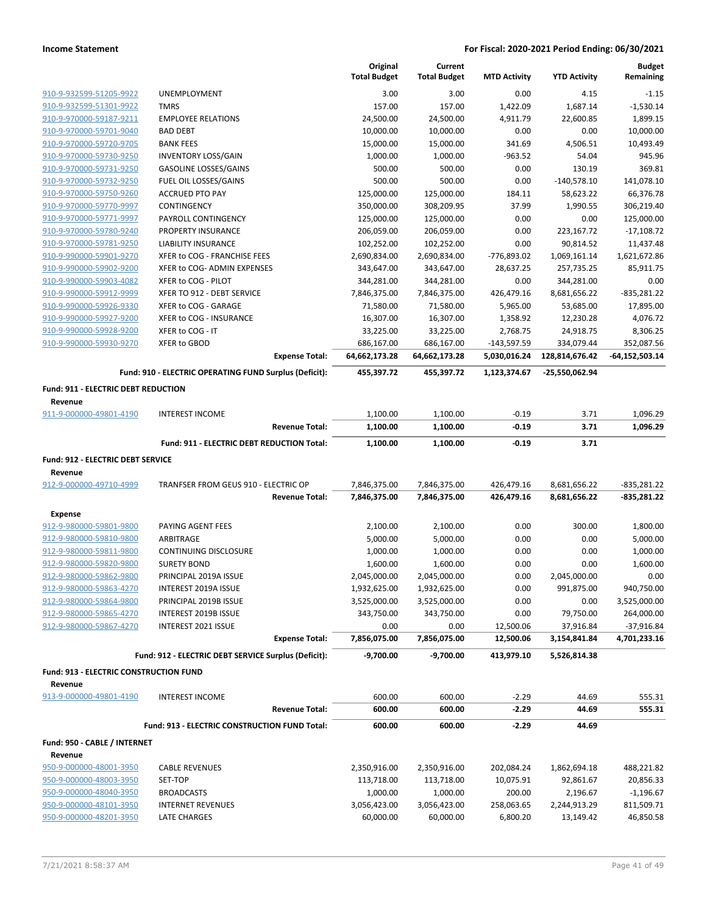**Income Statement** — **For Fiscal: 2020-2021 Period Ending: 06/30/2021**

| | | Original Total Budget | Current Total Budget | MTD Activity | YTD Activity | Budget Remaining |
|---|---|---|---|---|---|---|
| 910-9-932599-51205-9922 | UNEMPLOYMENT | 3.00 | 3.00 | 0.00 | 4.15 | -1.15 |
| 910-9-932599-51301-9922 | TMRS | 157.00 | 157.00 | 1,422.09 | 1,687.14 | -1,530.14 |
| 910-9-970000-59187-9211 | EMPLOYEE RELATIONS | 24,500.00 | 24,500.00 | 4,911.79 | 22,600.85 | 1,899.15 |
| 910-9-970000-59701-9040 | BAD DEBT | 10,000.00 | 10,000.00 | 0.00 | 0.00 | 10,000.00 |
| 910-9-970000-59720-9705 | BANK FEES | 15,000.00 | 15,000.00 | 341.69 | 4,506.51 | 10,493.49 |
| 910-9-970000-59730-9250 | INVENTORY LOSS/GAIN | 1,000.00 | 1,000.00 | -963.52 | 54.04 | 945.96 |
| 910-9-970000-59731-9250 | GASOLINE LOSSES/GAINS | 500.00 | 500.00 | 0.00 | 130.19 | 369.81 |
| 910-9-970000-59732-9250 | FUEL OIL LOSSES/GAINS | 500.00 | 500.00 | 0.00 | -140,578.10 | 141,078.10 |
| 910-9-970000-59750-9260 | ACCRUED PTO PAY | 125,000.00 | 125,000.00 | 184.11 | 58,623.22 | 66,376.78 |
| 910-9-970000-59770-9997 | CONTINGENCY | 350,000.00 | 308,209.95 | 37.99 | 1,990.55 | 306,219.40 |
| 910-9-970000-59771-9997 | PAYROLL CONTINGENCY | 125,000.00 | 125,000.00 | 0.00 | 0.00 | 125,000.00 |
| 910-9-970000-59780-9240 | PROPERTY INSURANCE | 206,059.00 | 206,059.00 | 0.00 | 223,167.72 | -17,108.72 |
| 910-9-970000-59781-9250 | LIABILITY INSURANCE | 102,252.00 | 102,252.00 | 0.00 | 90,814.52 | 11,437.48 |
| 910-9-990000-59901-9270 | XFER to COG - FRANCHISE FEES | 2,690,834.00 | 2,690,834.00 | -776,893.02 | 1,069,161.14 | 1,621,672.86 |
| 910-9-990000-59902-9200 | XFER to COG- ADMIN EXPENSES | 343,647.00 | 343,647.00 | 28,637.25 | 257,735.25 | 85,911.75 |
| 910-9-990000-59903-4082 | XFER to COG - PILOT | 344,281.00 | 344,281.00 | 0.00 | 344,281.00 | 0.00 |
| 910-9-990000-59912-9999 | XFER TO 912 - DEBT SERVICE | 7,846,375.00 | 7,846,375.00 | 426,479.16 | 8,681,656.22 | -835,281.22 |
| 910-9-990000-59926-9330 | XFER to COG - GARAGE | 71,580.00 | 71,580.00 | 5,965.00 | 53,685.00 | 17,895.00 |
| 910-9-990000-59927-9200 | XFER to COG - INSURANCE | 16,307.00 | 16,307.00 | 1,358.92 | 12,230.28 | 4,076.72 |
| 910-9-990000-59928-9200 | XFER to COG - IT | 33,225.00 | 33,225.00 | 2,768.75 | 24,918.75 | 8,306.25 |
| 910-9-990000-59930-9270 | XFER to GBOD | 686,167.00 | 686,167.00 | -143,597.59 | 334,079.44 | 352,087.56 |
| | **Expense Total:** | **64,662,173.28** | **64,662,173.28** | **5,030,016.24** | **128,814,676.42** | **-64,152,503.14** |
| | **Fund: 910 - ELECTRIC OPERATING FUND Surplus (Deficit):** | **455,397.72** | **455,397.72** | **1,123,374.67** | **-25,550,062.94** | |
| **Fund: 911 - ELECTRIC DEBT REDUCTION** | | | | | | |
| **Revenue** | | | | | | |
| 911-9-000000-49801-4190 | INTEREST INCOME | 1,100.00 | 1,100.00 | -0.19 | 3.71 | 1,096.29 |
| | **Revenue Total:** | **1,100.00** | **1,100.00** | **-0.19** | **3.71** | **1,096.29** |
| | **Fund: 911 - ELECTRIC DEBT REDUCTION Total:** | **1,100.00** | **1,100.00** | **-0.19** | **3.71** | |
| **Fund: 912 - ELECTRIC DEBT SERVICE** | | | | | | |
| **Revenue** | | | | | | |
| 912-9-000000-49710-4999 | TRANFSER FROM GEUS 910 - ELECTRIC OP | 7,846,375.00 | 7,846,375.00 | 426,479.16 | 8,681,656.22 | -835,281.22 |
| | **Revenue Total:** | **7,846,375.00** | **7,846,375.00** | **426,479.16** | **8,681,656.22** | **-835,281.22** |
| **Expense** | | | | | | |
| 912-9-980000-59801-9800 | PAYING AGENT FEES | 2,100.00 | 2,100.00 | 0.00 | 300.00 | 1,800.00 |
| 912-9-980000-59810-9800 | ARBITRAGE | 5,000.00 | 5,000.00 | 0.00 | 0.00 | 5,000.00 |
| 912-9-980000-59811-9800 | CONTINUING DISCLOSURE | 1,000.00 | 1,000.00 | 0.00 | 0.00 | 1,000.00 |
| 912-9-980000-59820-9800 | SURETY BOND | 1,600.00 | 1,600.00 | 0.00 | 0.00 | 1,600.00 |
| 912-9-980000-59862-9800 | PRINCIPAL 2019A ISSUE | 2,045,000.00 | 2,045,000.00 | 0.00 | 2,045,000.00 | 0.00 |
| 912-9-980000-59863-4270 | INTEREST 2019A ISSUE | 1,932,625.00 | 1,932,625.00 | 0.00 | 991,875.00 | 940,750.00 |
| 912-9-980000-59864-9800 | PRINCIPAL 2019B ISSUE | 3,525,000.00 | 3,525,000.00 | 0.00 | 0.00 | 3,525,000.00 |
| 912-9-980000-59865-4270 | INTEREST 2019B ISSUE | 343,750.00 | 343,750.00 | 0.00 | 79,750.00 | 264,000.00 |
| 912-9-980000-59867-4270 | INTEREST 2021 ISSUE | 0.00 | 0.00 | 12,500.06 | 37,916.84 | -37,916.84 |
| | **Expense Total:** | **7,856,075.00** | **7,856,075.00** | **12,500.06** | **3,154,841.84** | **4,701,233.16** |
| | **Fund: 912 - ELECTRIC DEBT SERVICE Surplus (Deficit):** | **-9,700.00** | **-9,700.00** | **413,979.10** | **5,526,814.38** | |
| **Fund: 913 - ELECTRIC CONSTRUCTION FUND** | | | | | | |
| **Revenue** | | | | | | |
| 913-9-000000-49801-4190 | INTEREST INCOME | 600.00 | 600.00 | -2.29 | 44.69 | 555.31 |
| | **Revenue Total:** | **600.00** | **600.00** | **-2.29** | **44.69** | **555.31** |
| | **Fund: 913 - ELECTRIC CONSTRUCTION FUND Total:** | **600.00** | **600.00** | **-2.29** | **44.69** | |
| **Fund: 950 - CABLE / INTERNET** | | | | | | |
| **Revenue** | | | | | | |
| 950-9-000000-48001-3950 | CABLE REVENUES | 2,350,916.00 | 2,350,916.00 | 202,084.24 | 1,862,694.18 | 488,221.82 |
| 950-9-000000-48003-3950 | SET-TOP | 113,718.00 | 113,718.00 | 10,075.91 | 92,861.67 | 20,856.33 |
| 950-9-000000-48040-3950 | BROADCASTS | 1,000.00 | 1,000.00 | 200.00 | 2,196.67 | -1,196.67 |
| 950-9-000000-48101-3950 | INTERNET REVENUES | 3,056,423.00 | 3,056,423.00 | 258,063.65 | 2,244,913.29 | 811,509.71 |
| 950-9-000000-48201-3950 | LATE CHARGES | 60,000.00 | 60,000.00 | 6,800.20 | 13,149.42 | 46,850.58 |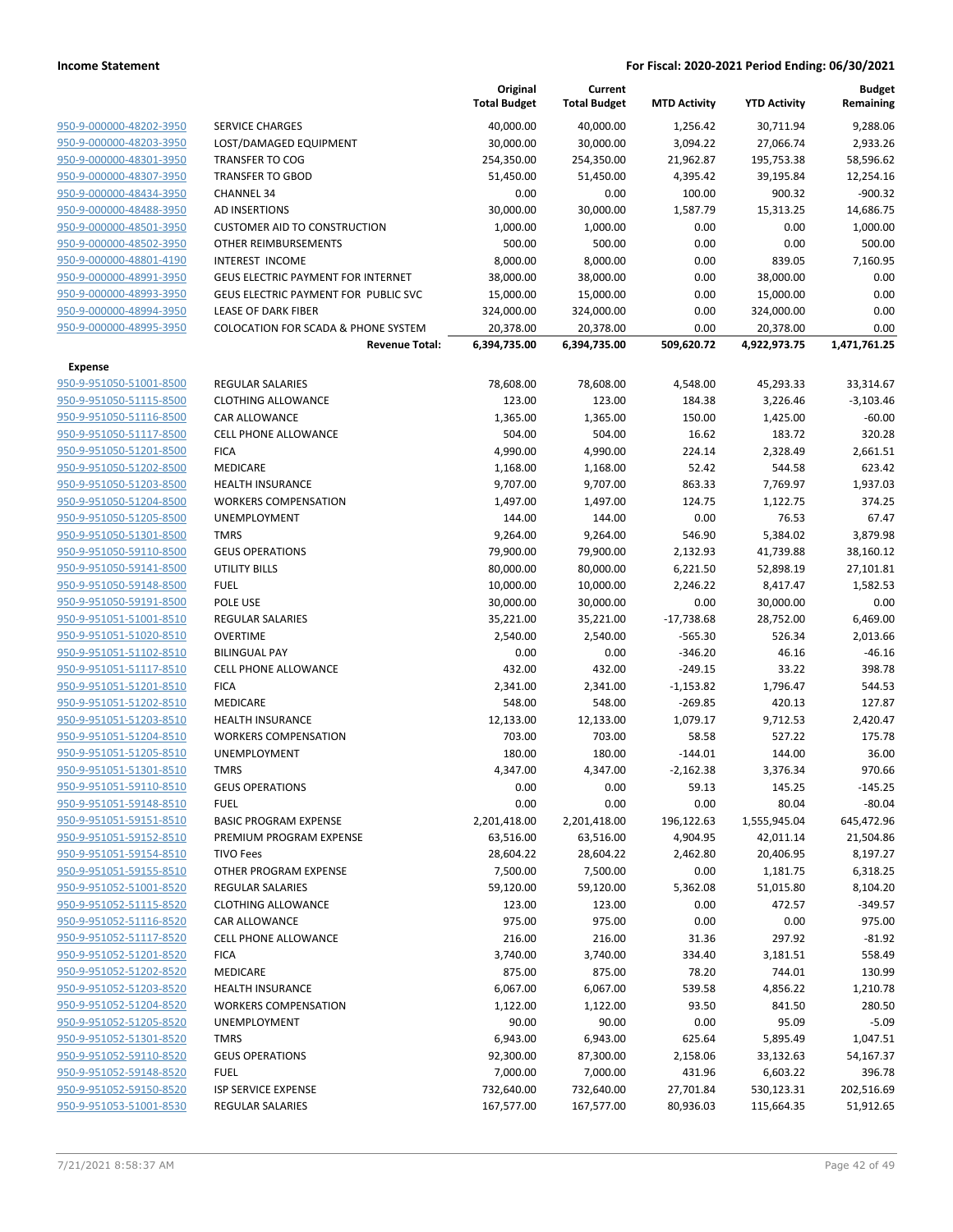**Income Statement** — For Fiscal: 2020-2021 Period Ending: 06/30/2021

| | | Original Total Budget | Current Total Budget | MTD Activity | YTD Activity | Budget Remaining |
|---|---|---|---|---|---|---|
| 950-9-000000-48202-3950 | SERVICE CHARGES | 40,000.00 | 40,000.00 | 1,256.42 | 30,711.94 | 9,288.06 |
| 950-9-000000-48203-3950 | LOST/DAMAGED EQUIPMENT | 30,000.00 | 30,000.00 | 3,094.22 | 27,066.74 | 2,933.26 |
| 950-9-000000-48301-3950 | TRANSFER TO COG | 254,350.00 | 254,350.00 | 21,962.87 | 195,753.38 | 58,596.62 |
| 950-9-000000-48307-3950 | TRANSFER TO GBOD | 51,450.00 | 51,450.00 | 4,395.42 | 39,195.84 | 12,254.16 |
| 950-9-000000-48434-3950 | CHANNEL 34 | 0.00 | 0.00 | 100.00 | 900.32 | -900.32 |
| 950-9-000000-48488-3950 | AD INSERTIONS | 30,000.00 | 30,000.00 | 1,587.79 | 15,313.25 | 14,686.75 |
| 950-9-000000-48501-3950 | CUSTOMER AID TO CONSTRUCTION | 1,000.00 | 1,000.00 | 0.00 | 0.00 | 1,000.00 |
| 950-9-000000-48502-3950 | OTHER REIMBURSEMENTS | 500.00 | 500.00 | 0.00 | 0.00 | 500.00 |
| 950-9-000000-48801-4190 | INTEREST INCOME | 8,000.00 | 8,000.00 | 0.00 | 839.05 | 7,160.95 |
| 950-9-000000-48991-3950 | GEUS ELECTRIC PAYMENT FOR INTERNET | 38,000.00 | 38,000.00 | 0.00 | 38,000.00 | 0.00 |
| 950-9-000000-48993-3950 | GEUS ELECTRIC PAYMENT FOR PUBLIC SVC | 15,000.00 | 15,000.00 | 0.00 | 15,000.00 | 0.00 |
| 950-9-000000-48994-3950 | LEASE OF DARK FIBER | 324,000.00 | 324,000.00 | 0.00 | 324,000.00 | 0.00 |
| 950-9-000000-48995-3950 | COLOCATION FOR SCADA & PHONE SYSTEM | 20,378.00 | 20,378.00 | 0.00 | 20,378.00 | 0.00 |
| | **Revenue Total:** | **6,394,735.00** | **6,394,735.00** | **509,620.72** | **4,922,973.75** | **1,471,761.25** |
| **Expense** | | | | | | |
| 950-9-951050-51001-8500 | REGULAR SALARIES | 78,608.00 | 78,608.00 | 4,548.00 | 45,293.33 | 33,314.67 |
| 950-9-951050-51115-8500 | CLOTHING ALLOWANCE | 123.00 | 123.00 | 184.38 | 3,226.46 | -3,103.46 |
| 950-9-951050-51116-8500 | CAR ALLOWANCE | 1,365.00 | 1,365.00 | 150.00 | 1,425.00 | -60.00 |
| 950-9-951050-51117-8500 | CELL PHONE ALLOWANCE | 504.00 | 504.00 | 16.62 | 183.72 | 320.28 |
| 950-9-951050-51201-8500 | FICA | 4,990.00 | 4,990.00 | 224.14 | 2,328.49 | 2,661.51 |
| 950-9-951050-51202-8500 | MEDICARE | 1,168.00 | 1,168.00 | 52.42 | 544.58 | 623.42 |
| 950-9-951050-51203-8500 | HEALTH INSURANCE | 9,707.00 | 9,707.00 | 863.33 | 7,769.97 | 1,937.03 |
| 950-9-951050-51204-8500 | WORKERS COMPENSATION | 1,497.00 | 1,497.00 | 124.75 | 1,122.75 | 374.25 |
| 950-9-951050-51205-8500 | UNEMPLOYMENT | 144.00 | 144.00 | 0.00 | 76.53 | 67.47 |
| 950-9-951050-51301-8500 | TMRS | 9,264.00 | 9,264.00 | 546.90 | 5,384.02 | 3,879.98 |
| 950-9-951050-59110-8500 | GEUS OPERATIONS | 79,900.00 | 79,900.00 | 2,132.93 | 41,739.88 | 38,160.12 |
| 950-9-951050-59141-8500 | UTILITY BILLS | 80,000.00 | 80,000.00 | 6,221.50 | 52,898.19 | 27,101.81 |
| 950-9-951050-59148-8500 | FUEL | 10,000.00 | 10,000.00 | 2,246.22 | 8,417.47 | 1,582.53 |
| 950-9-951050-59191-8500 | POLE USE | 30,000.00 | 30,000.00 | 0.00 | 30,000.00 | 0.00 |
| 950-9-951051-51001-8510 | REGULAR SALARIES | 35,221.00 | 35,221.00 | -17,738.68 | 28,752.00 | 6,469.00 |
| 950-9-951051-51020-8510 | OVERTIME | 2,540.00 | 2,540.00 | -565.30 | 526.34 | 2,013.66 |
| 950-9-951051-51102-8510 | BILINGUAL PAY | 0.00 | 0.00 | -346.20 | 46.16 | -46.16 |
| 950-9-951051-51117-8510 | CELL PHONE ALLOWANCE | 432.00 | 432.00 | -249.15 | 33.22 | 398.78 |
| 950-9-951051-51201-8510 | FICA | 2,341.00 | 2,341.00 | -1,153.82 | 1,796.47 | 544.53 |
| 950-9-951051-51202-8510 | MEDICARE | 548.00 | 548.00 | -269.85 | 420.13 | 127.87 |
| 950-9-951051-51203-8510 | HEALTH INSURANCE | 12,133.00 | 12,133.00 | 1,079.17 | 9,712.53 | 2,420.47 |
| 950-9-951051-51204-8510 | WORKERS COMPENSATION | 703.00 | 703.00 | 58.58 | 527.22 | 175.78 |
| 950-9-951051-51205-8510 | UNEMPLOYMENT | 180.00 | 180.00 | -144.01 | 144.00 | 36.00 |
| 950-9-951051-51301-8510 | TMRS | 4,347.00 | 4,347.00 | -2,162.38 | 3,376.34 | 970.66 |
| 950-9-951051-59110-8510 | GEUS OPERATIONS | 0.00 | 0.00 | 59.13 | 145.25 | -145.25 |
| 950-9-951051-59148-8510 | FUEL | 0.00 | 0.00 | 0.00 | 80.04 | -80.04 |
| 950-9-951051-59151-8510 | BASIC PROGRAM EXPENSE | 2,201,418.00 | 2,201,418.00 | 196,122.63 | 1,555,945.04 | 645,472.96 |
| 950-9-951051-59152-8510 | PREMIUM PROGRAM EXPENSE | 63,516.00 | 63,516.00 | 4,904.95 | 42,011.14 | 21,504.86 |
| 950-9-951051-59154-8510 | TIVO Fees | 28,604.22 | 28,604.22 | 2,462.80 | 20,406.95 | 8,197.27 |
| 950-9-951051-59155-8510 | OTHER PROGRAM EXPENSE | 7,500.00 | 7,500.00 | 0.00 | 1,181.75 | 6,318.25 |
| 950-9-951052-51001-8520 | REGULAR SALARIES | 59,120.00 | 59,120.00 | 5,362.08 | 51,015.80 | 8,104.20 |
| 950-9-951052-51115-8520 | CLOTHING ALLOWANCE | 123.00 | 123.00 | 0.00 | 472.57 | -349.57 |
| 950-9-951052-51116-8520 | CAR ALLOWANCE | 975.00 | 975.00 | 0.00 | 0.00 | 975.00 |
| 950-9-951052-51117-8520 | CELL PHONE ALLOWANCE | 216.00 | 216.00 | 31.36 | 297.92 | -81.92 |
| 950-9-951052-51201-8520 | FICA | 3,740.00 | 3,740.00 | 334.40 | 3,181.51 | 558.49 |
| 950-9-951052-51202-8520 | MEDICARE | 875.00 | 875.00 | 78.20 | 744.01 | 130.99 |
| 950-9-951052-51203-8520 | HEALTH INSURANCE | 6,067.00 | 6,067.00 | 539.58 | 4,856.22 | 1,210.78 |
| 950-9-951052-51204-8520 | WORKERS COMPENSATION | 1,122.00 | 1,122.00 | 93.50 | 841.50 | 280.50 |
| 950-9-951052-51205-8520 | UNEMPLOYMENT | 90.00 | 90.00 | 0.00 | 95.09 | -5.09 |
| 950-9-951052-51301-8520 | TMRS | 6,943.00 | 6,943.00 | 625.64 | 5,895.49 | 1,047.51 |
| 950-9-951052-59110-8520 | GEUS OPERATIONS | 92,300.00 | 87,300.00 | 2,158.06 | 33,132.63 | 54,167.37 |
| 950-9-951052-59148-8520 | FUEL | 7,000.00 | 7,000.00 | 431.96 | 6,603.22 | 396.78 |
| 950-9-951052-59150-8520 | ISP SERVICE EXPENSE | 732,640.00 | 732,640.00 | 27,701.84 | 530,123.31 | 202,516.69 |
| 950-9-951053-51001-8530 | REGULAR SALARIES | 167,577.00 | 167,577.00 | 80,936.03 | 115,664.35 | 51,912.65 |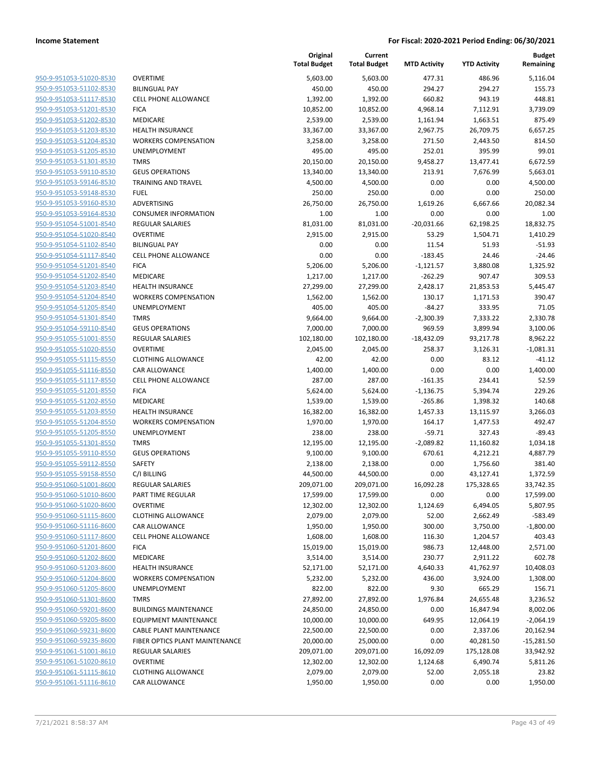**Income Statement** | **For Fiscal: 2020-2021 Period Ending: 06/30/2021**

| | | Original Total Budget | Current Total Budget | MTD Activity | YTD Activity | Budget Remaining |
|---|---|---|---|---|---|---|
| 950-9-951053-51020-8530 | OVERTIME | 5,603.00 | 5,603.00 | 477.31 | 486.96 | 5,116.04 |
| 950-9-951053-51102-8530 | BILINGUAL PAY | 450.00 | 450.00 | 294.27 | 294.27 | 155.73 |
| 950-9-951053-51117-8530 | CELL PHONE ALLOWANCE | 1,392.00 | 1,392.00 | 660.82 | 943.19 | 448.81 |
| 950-9-951053-51201-8530 | FICA | 10,852.00 | 10,852.00 | 4,968.14 | 7,112.91 | 3,739.09 |
| 950-9-951053-51202-8530 | MEDICARE | 2,539.00 | 2,539.00 | 1,161.94 | 1,663.51 | 875.49 |
| 950-9-951053-51203-8530 | HEALTH INSURANCE | 33,367.00 | 33,367.00 | 2,967.75 | 26,709.75 | 6,657.25 |
| 950-9-951053-51204-8530 | WORKERS COMPENSATION | 3,258.00 | 3,258.00 | 271.50 | 2,443.50 | 814.50 |
| 950-9-951053-51205-8530 | UNEMPLOYMENT | 495.00 | 495.00 | 252.01 | 395.99 | 99.01 |
| 950-9-951053-51301-8530 | TMRS | 20,150.00 | 20,150.00 | 9,458.27 | 13,477.41 | 6,672.59 |
| 950-9-951053-59110-8530 | GEUS OPERATIONS | 13,340.00 | 13,340.00 | 213.91 | 7,676.99 | 5,663.01 |
| 950-9-951053-59146-8530 | TRAINING AND TRAVEL | 4,500.00 | 4,500.00 | 0.00 | 0.00 | 4,500.00 |
| 950-9-951053-59148-8530 | FUEL | 250.00 | 250.00 | 0.00 | 0.00 | 250.00 |
| 950-9-951053-59160-8530 | ADVERTISING | 26,750.00 | 26,750.00 | 1,619.26 | 6,667.66 | 20,082.34 |
| 950-9-951053-59164-8530 | CONSUMER INFORMATION | 1.00 | 1.00 | 0.00 | 0.00 | 1.00 |
| 950-9-951054-51001-8540 | REGULAR SALARIES | 81,031.00 | 81,031.00 | -20,031.66 | 62,198.25 | 18,832.75 |
| 950-9-951054-51020-8540 | OVERTIME | 2,915.00 | 2,915.00 | 53.29 | 1,504.71 | 1,410.29 |
| 950-9-951054-51102-8540 | BILINGUAL PAY | 0.00 | 0.00 | 11.54 | 51.93 | -51.93 |
| 950-9-951054-51117-8540 | CELL PHONE ALLOWANCE | 0.00 | 0.00 | -183.45 | 24.46 | -24.46 |
| 950-9-951054-51201-8540 | FICA | 5,206.00 | 5,206.00 | -1,121.57 | 3,880.08 | 1,325.92 |
| 950-9-951054-51202-8540 | MEDICARE | 1,217.00 | 1,217.00 | -262.29 | 907.47 | 309.53 |
| 950-9-951054-51203-8540 | HEALTH INSURANCE | 27,299.00 | 27,299.00 | 2,428.17 | 21,853.53 | 5,445.47 |
| 950-9-951054-51204-8540 | WORKERS COMPENSATION | 1,562.00 | 1,562.00 | 130.17 | 1,171.53 | 390.47 |
| 950-9-951054-51205-8540 | UNEMPLOYMENT | 405.00 | 405.00 | -84.27 | 333.95 | 71.05 |
| 950-9-951054-51301-8540 | TMRS | 9,664.00 | 9,664.00 | -2,300.39 | 7,333.22 | 2,330.78 |
| 950-9-951054-59110-8540 | GEUS OPERATIONS | 7,000.00 | 7,000.00 | 969.59 | 3,899.94 | 3,100.06 |
| 950-9-951055-51001-8550 | REGULAR SALARIES | 102,180.00 | 102,180.00 | -18,432.09 | 93,217.78 | 8,962.22 |
| 950-9-951055-51020-8550 | OVERTIME | 2,045.00 | 2,045.00 | 258.37 | 3,126.31 | -1,081.31 |
| 950-9-951055-51115-8550 | CLOTHING ALLOWANCE | 42.00 | 42.00 | 0.00 | 83.12 | -41.12 |
| 950-9-951055-51116-8550 | CAR ALLOWANCE | 1,400.00 | 1,400.00 | 0.00 | 0.00 | 1,400.00 |
| 950-9-951055-51117-8550 | CELL PHONE ALLOWANCE | 287.00 | 287.00 | -161.35 | 234.41 | 52.59 |
| 950-9-951055-51201-8550 | FICA | 5,624.00 | 5,624.00 | -1,136.75 | 5,394.74 | 229.26 |
| 950-9-951055-51202-8550 | MEDICARE | 1,539.00 | 1,539.00 | -265.86 | 1,398.32 | 140.68 |
| 950-9-951055-51203-8550 | HEALTH INSURANCE | 16,382.00 | 16,382.00 | 1,457.33 | 13,115.97 | 3,266.03 |
| 950-9-951055-51204-8550 | WORKERS COMPENSATION | 1,970.00 | 1,970.00 | 164.17 | 1,477.53 | 492.47 |
| 950-9-951055-51205-8550 | UNEMPLOYMENT | 238.00 | 238.00 | -59.71 | 327.43 | -89.43 |
| 950-9-951055-51301-8550 | TMRS | 12,195.00 | 12,195.00 | -2,089.82 | 11,160.82 | 1,034.18 |
| 950-9-951055-59110-8550 | GEUS OPERATIONS | 9,100.00 | 9,100.00 | 670.61 | 4,212.21 | 4,887.79 |
| 950-9-951055-59112-8550 | SAFETY | 2,138.00 | 2,138.00 | 0.00 | 1,756.60 | 381.40 |
| 950-9-951055-59158-8550 | C/I BILLING | 44,500.00 | 44,500.00 | 0.00 | 43,127.41 | 1,372.59 |
| 950-9-951060-51001-8600 | REGULAR SALARIES | 209,071.00 | 209,071.00 | 16,092.28 | 175,328.65 | 33,742.35 |
| 950-9-951060-51010-8600 | PART TIME REGULAR | 17,599.00 | 17,599.00 | 0.00 | 0.00 | 17,599.00 |
| 950-9-951060-51020-8600 | OVERTIME | 12,302.00 | 12,302.00 | 1,124.69 | 6,494.05 | 5,807.95 |
| 950-9-951060-51115-8600 | CLOTHING ALLOWANCE | 2,079.00 | 2,079.00 | 52.00 | 2,662.49 | -583.49 |
| 950-9-951060-51116-8600 | CAR ALLOWANCE | 1,950.00 | 1,950.00 | 300.00 | 3,750.00 | -1,800.00 |
| 950-9-951060-51117-8600 | CELL PHONE ALLOWANCE | 1,608.00 | 1,608.00 | 116.30 | 1,204.57 | 403.43 |
| 950-9-951060-51201-8600 | FICA | 15,019.00 | 15,019.00 | 986.73 | 12,448.00 | 2,571.00 |
| 950-9-951060-51202-8600 | MEDICARE | 3,514.00 | 3,514.00 | 230.77 | 2,911.22 | 602.78 |
| 950-9-951060-51203-8600 | HEALTH INSURANCE | 52,171.00 | 52,171.00 | 4,640.33 | 41,762.97 | 10,408.03 |
| 950-9-951060-51204-8600 | WORKERS COMPENSATION | 5,232.00 | 5,232.00 | 436.00 | 3,924.00 | 1,308.00 |
| 950-9-951060-51205-8600 | UNEMPLOYMENT | 822.00 | 822.00 | 9.30 | 665.29 | 156.71 |
| 950-9-951060-51301-8600 | TMRS | 27,892.00 | 27,892.00 | 1,976.84 | 24,655.48 | 3,236.52 |
| 950-9-951060-59201-8600 | BUILDINGS MAINTENANCE | 24,850.00 | 24,850.00 | 0.00 | 16,847.94 | 8,002.06 |
| 950-9-951060-59205-8600 | EQUIPMENT MAINTENANCE | 10,000.00 | 10,000.00 | 649.95 | 12,064.19 | -2,064.19 |
| 950-9-951060-59231-8600 | CABLE PLANT MAINTENANCE | 22,500.00 | 22,500.00 | 0.00 | 2,337.06 | 20,162.94 |
| 950-9-951060-59235-8600 | FIBER OPTICS PLANT MAINTENANCE | 20,000.00 | 25,000.00 | 0.00 | 40,281.50 | -15,281.50 |
| 950-9-951061-51001-8610 | REGULAR SALARIES | 209,071.00 | 209,071.00 | 16,092.09 | 175,128.08 | 33,942.92 |
| 950-9-951061-51020-8610 | OVERTIME | 12,302.00 | 12,302.00 | 1,124.68 | 6,490.74 | 5,811.26 |
| 950-9-951061-51115-8610 | CLOTHING ALLOWANCE | 2,079.00 | 2,079.00 | 52.00 | 2,055.18 | 23.82 |
| 950-9-951061-51116-8610 | CAR ALLOWANCE | 1,950.00 | 1,950.00 | 0.00 | 0.00 | 1,950.00 |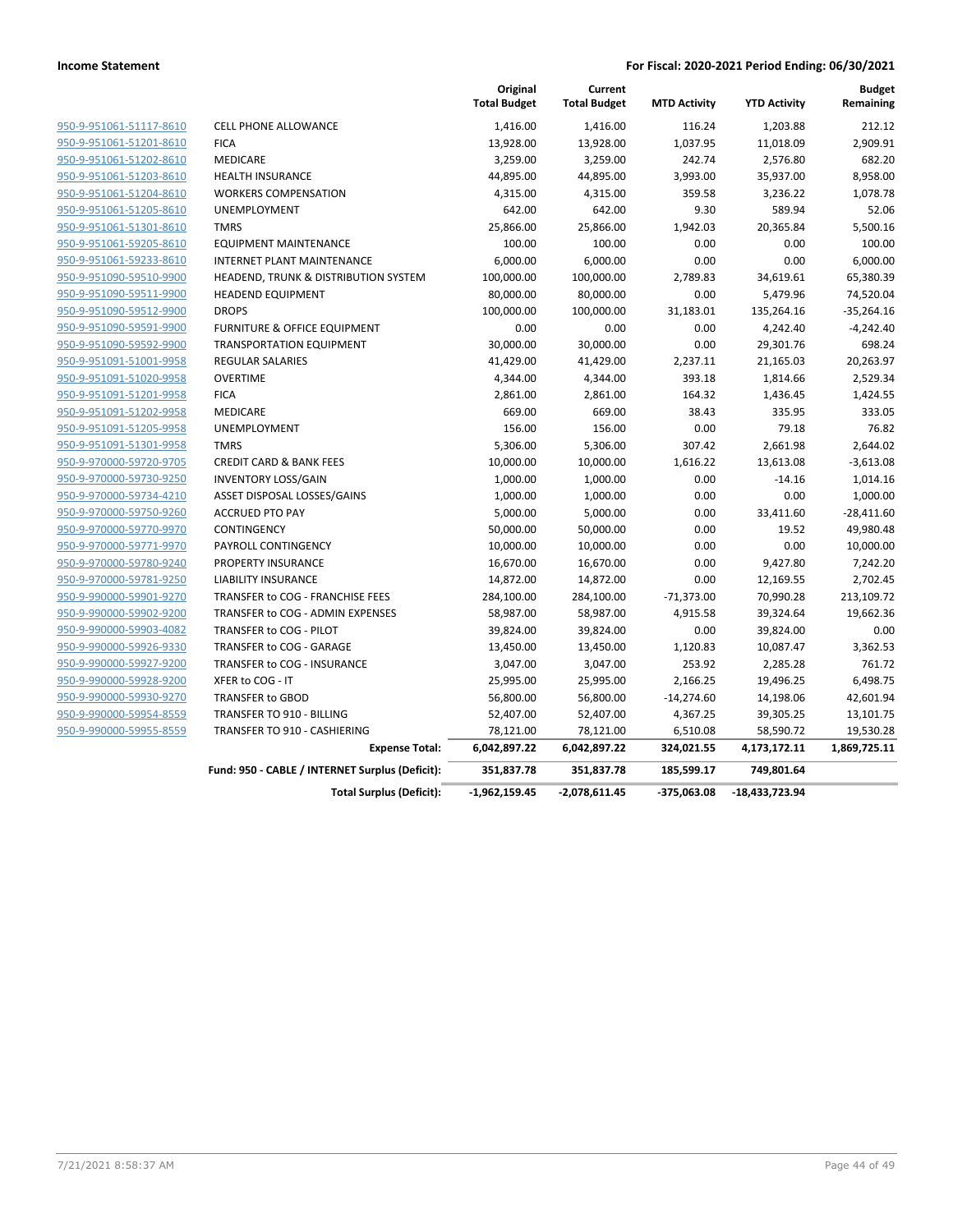**Income Statement** | **For Fiscal: 2020-2021 Period Ending: 06/30/2021**

| | | Original Total Budget | Current Total Budget | MTD Activity | YTD Activity | Budget Remaining |
|---|---|---|---|---|---|---|
| 950-9-951061-51117-8610 | CELL PHONE ALLOWANCE | 1,416.00 | 1,416.00 | 116.24 | 1,203.88 | 212.12 |
| 950-9-951061-51201-8610 | FICA | 13,928.00 | 13,928.00 | 1,037.95 | 11,018.09 | 2,909.91 |
| 950-9-951061-51202-8610 | MEDICARE | 3,259.00 | 3,259.00 | 242.74 | 2,576.80 | 682.20 |
| 950-9-951061-51203-8610 | HEALTH INSURANCE | 44,895.00 | 44,895.00 | 3,993.00 | 35,937.00 | 8,958.00 |
| 950-9-951061-51204-8610 | WORKERS COMPENSATION | 4,315.00 | 4,315.00 | 359.58 | 3,236.22 | 1,078.78 |
| 950-9-951061-51205-8610 | UNEMPLOYMENT | 642.00 | 642.00 | 9.30 | 589.94 | 52.06 |
| 950-9-951061-51301-8610 | TMRS | 25,866.00 | 25,866.00 | 1,942.03 | 20,365.84 | 5,500.16 |
| 950-9-951061-59205-8610 | EQUIPMENT MAINTENANCE | 100.00 | 100.00 | 0.00 | 0.00 | 100.00 |
| 950-9-951061-59233-8610 | INTERNET PLANT MAINTENANCE | 6,000.00 | 6,000.00 | 0.00 | 0.00 | 6,000.00 |
| 950-9-951090-59510-9900 | HEADEND, TRUNK & DISTRIBUTION SYSTEM | 100,000.00 | 100,000.00 | 2,789.83 | 34,619.61 | 65,380.39 |
| 950-9-951090-59511-9900 | HEADEND EQUIPMENT | 80,000.00 | 80,000.00 | 0.00 | 5,479.96 | 74,520.04 |
| 950-9-951090-59512-9900 | DROPS | 100,000.00 | 100,000.00 | 31,183.01 | 135,264.16 | -35,264.16 |
| 950-9-951090-59591-9900 | FURNITURE & OFFICE EQUIPMENT | 0.00 | 0.00 | 0.00 | 4,242.40 | -4,242.40 |
| 950-9-951090-59592-9900 | TRANSPORTATION EQUIPMENT | 30,000.00 | 30,000.00 | 0.00 | 29,301.76 | 698.24 |
| 950-9-951091-51001-9958 | REGULAR SALARIES | 41,429.00 | 41,429.00 | 2,237.11 | 21,165.03 | 20,263.97 |
| 950-9-951091-51020-9958 | OVERTIME | 4,344.00 | 4,344.00 | 393.18 | 1,814.66 | 2,529.34 |
| 950-9-951091-51201-9958 | FICA | 2,861.00 | 2,861.00 | 164.32 | 1,436.45 | 1,424.55 |
| 950-9-951091-51202-9958 | MEDICARE | 669.00 | 669.00 | 38.43 | 335.95 | 333.05 |
| 950-9-951091-51205-9958 | UNEMPLOYMENT | 156.00 | 156.00 | 0.00 | 79.18 | 76.82 |
| 950-9-951091-51301-9958 | TMRS | 5,306.00 | 5,306.00 | 307.42 | 2,661.98 | 2,644.02 |
| 950-9-970000-59720-9705 | CREDIT CARD & BANK FEES | 10,000.00 | 10,000.00 | 1,616.22 | 13,613.08 | -3,613.08 |
| 950-9-970000-59730-9250 | INVENTORY LOSS/GAIN | 1,000.00 | 1,000.00 | 0.00 | -14.16 | 1,014.16 |
| 950-9-970000-59734-4210 | ASSET DISPOSAL LOSSES/GAINS | 1,000.00 | 1,000.00 | 0.00 | 0.00 | 1,000.00 |
| 950-9-970000-59750-9260 | ACCRUED PTO PAY | 5,000.00 | 5,000.00 | 0.00 | 33,411.60 | -28,411.60 |
| 950-9-970000-59770-9970 | CONTINGENCY | 50,000.00 | 50,000.00 | 0.00 | 19.52 | 49,980.48 |
| 950-9-970000-59771-9970 | PAYROLL CONTINGENCY | 10,000.00 | 10,000.00 | 0.00 | 0.00 | 10,000.00 |
| 950-9-970000-59780-9240 | PROPERTY INSURANCE | 16,670.00 | 16,670.00 | 0.00 | 9,427.80 | 7,242.20 |
| 950-9-970000-59781-9250 | LIABILITY INSURANCE | 14,872.00 | 14,872.00 | 0.00 | 12,169.55 | 2,702.45 |
| 950-9-990000-59901-9270 | TRANSFER to COG - FRANCHISE FEES | 284,100.00 | 284,100.00 | -71,373.00 | 70,990.28 | 213,109.72 |
| 950-9-990000-59902-9200 | TRANSFER to COG - ADMIN EXPENSES | 58,987.00 | 58,987.00 | 4,915.58 | 39,324.64 | 19,662.36 |
| 950-9-990000-59903-4082 | TRANSFER to COG - PILOT | 39,824.00 | 39,824.00 | 0.00 | 39,824.00 | 0.00 |
| 950-9-990000-59926-9330 | TRANSFER to COG - GARAGE | 13,450.00 | 13,450.00 | 1,120.83 | 10,087.47 | 3,362.53 |
| 950-9-990000-59927-9200 | TRANSFER to COG - INSURANCE | 3,047.00 | 3,047.00 | 253.92 | 2,285.28 | 761.72 |
| 950-9-990000-59928-9200 | XFER to COG - IT | 25,995.00 | 25,995.00 | 2,166.25 | 19,496.25 | 6,498.75 |
| 950-9-990000-59930-9270 | TRANSFER to GBOD | 56,800.00 | 56,800.00 | -14,274.60 | 14,198.06 | 42,601.94 |
| 950-9-990000-59954-8559 | TRANSFER TO 910 - BILLING | 52,407.00 | 52,407.00 | 4,367.25 | 39,305.25 | 13,101.75 |
| 950-9-990000-59955-8559 | TRANSFER TO 910 - CASHIERING | 78,121.00 | 78,121.00 | 6,510.08 | 58,590.72 | 19,530.28 |
| | **Expense Total:** | **6,042,897.22** | **6,042,897.22** | **324,021.55** | **4,173,172.11** | **1,869,725.11** |
| | **Fund: 950 - CABLE / INTERNET Surplus (Deficit):** | **351,837.78** | **351,837.78** | **185,599.17** | **749,801.64** | |
| | **Total Surplus (Deficit):** | **-1,962,159.45** | **-2,078,611.45** | **-375,063.08** | **-18,433,723.94** | |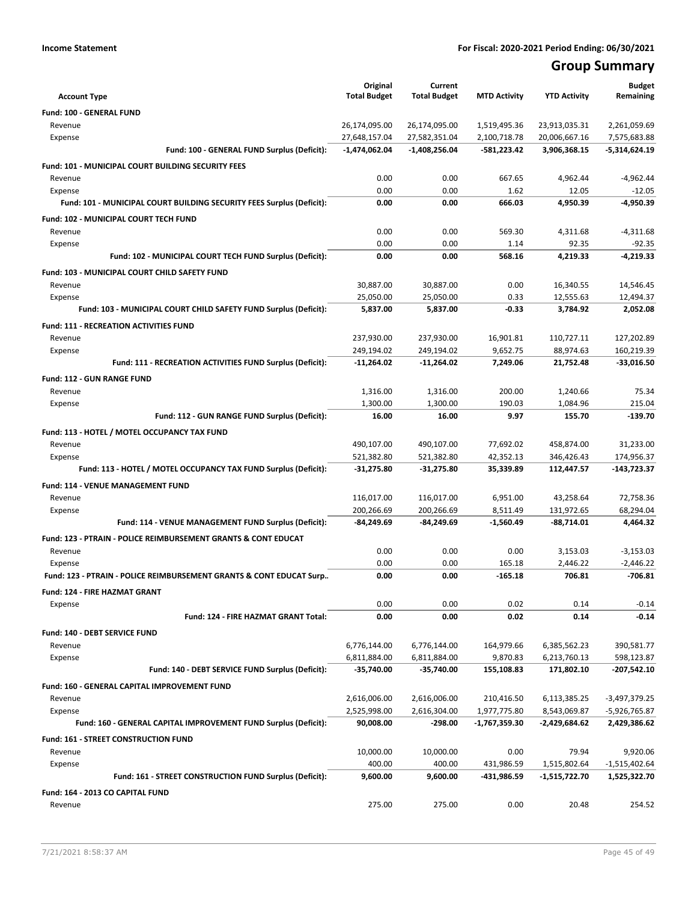**Income Statement** | **For Fiscal: 2020-2021 Period Ending: 06/30/2021**

# Group Summary

| Account Type | Original Total Budget | Current Total Budget | MTD Activity | YTD Activity | Budget Remaining |
|---|---|---|---|---|---|
| **Fund: 100 - GENERAL FUND** | | | | | |
| Revenue | 26,174,095.00 | 26,174,095.00 | 1,519,495.36 | 23,913,035.31 | 2,261,059.69 |
| Expense | 27,648,157.04 | 27,582,351.04 | 2,100,718.78 | 20,006,667.16 | 7,575,683.88 |
| **Fund: 100 - GENERAL FUND Surplus (Deficit):** | **-1,474,062.04** | **-1,408,256.04** | **-581,223.42** | **3,906,368.15** | **-5,314,624.19** |
| **Fund: 101 - MUNICIPAL COURT BUILDING SECURITY FEES** | | | | | |
| Revenue | 0.00 | 0.00 | 667.65 | 4,962.44 | -4,962.44 |
| Expense | 0.00 | 0.00 | 1.62 | 12.05 | -12.05 |
| **Fund: 101 - MUNICIPAL COURT BUILDING SECURITY FEES Surplus (Deficit):** | **0.00** | **0.00** | **666.03** | **4,950.39** | **-4,950.39** |
| **Fund: 102 - MUNICIPAL COURT TECH FUND** | | | | | |
| Revenue | 0.00 | 0.00 | 569.30 | 4,311.68 | -4,311.68 |
| Expense | 0.00 | 0.00 | 1.14 | 92.35 | -92.35 |
| **Fund: 102 - MUNICIPAL COURT TECH FUND Surplus (Deficit):** | **0.00** | **0.00** | **568.16** | **4,219.33** | **-4,219.33** |
| **Fund: 103 - MUNICIPAL COURT CHILD SAFETY FUND** | | | | | |
| Revenue | 30,887.00 | 30,887.00 | 0.00 | 16,340.55 | 14,546.45 |
| Expense | 25,050.00 | 25,050.00 | 0.33 | 12,555.63 | 12,494.37 |
| **Fund: 103 - MUNICIPAL COURT CHILD SAFETY FUND Surplus (Deficit):** | **5,837.00** | **5,837.00** | **-0.33** | **3,784.92** | **2,052.08** |
| **Fund: 111 - RECREATION ACTIVITIES FUND** | | | | | |
| Revenue | 237,930.00 | 237,930.00 | 16,901.81 | 110,727.11 | 127,202.89 |
| Expense | 249,194.02 | 249,194.02 | 9,652.75 | 88,974.63 | 160,219.39 |
| **Fund: 111 - RECREATION ACTIVITIES FUND Surplus (Deficit):** | **-11,264.02** | **-11,264.02** | **7,249.06** | **21,752.48** | **-33,016.50** |
| **Fund: 112 - GUN RANGE FUND** | | | | | |
| Revenue | 1,316.00 | 1,316.00 | 200.00 | 1,240.66 | 75.34 |
| Expense | 1,300.00 | 1,300.00 | 190.03 | 1,084.96 | 215.04 |
| **Fund: 112 - GUN RANGE FUND Surplus (Deficit):** | **16.00** | **16.00** | **9.97** | **155.70** | **-139.70** |
| **Fund: 113 - HOTEL / MOTEL OCCUPANCY TAX FUND** | | | | | |
| Revenue | 490,107.00 | 490,107.00 | 77,692.02 | 458,874.00 | 31,233.00 |
| Expense | 521,382.80 | 521,382.80 | 42,352.13 | 346,426.43 | 174,956.37 |
| **Fund: 113 - HOTEL / MOTEL OCCUPANCY TAX FUND Surplus (Deficit):** | **-31,275.80** | **-31,275.80** | **35,339.89** | **112,447.57** | **-143,723.37** |
| **Fund: 114 - VENUE MANAGEMENT FUND** | | | | | |
| Revenue | 116,017.00 | 116,017.00 | 6,951.00 | 43,258.64 | 72,758.36 |
| Expense | 200,266.69 | 200,266.69 | 8,511.49 | 131,972.65 | 68,294.04 |
| **Fund: 114 - VENUE MANAGEMENT FUND Surplus (Deficit):** | **-84,249.69** | **-84,249.69** | **-1,560.49** | **-88,714.01** | **4,464.32** |
| **Fund: 123 - PTRAIN - POLICE REIMBURSEMENT GRANTS & CONT EDUCAT** | | | | | |
| Revenue | 0.00 | 0.00 | 0.00 | 3,153.03 | -3,153.03 |
| Expense | 0.00 | 0.00 | 165.18 | 2,446.22 | -2,446.22 |
| **Fund: 123 - PTRAIN - POLICE REIMBURSEMENT GRANTS & CONT EDUCAT Surp..** | **0.00** | **0.00** | **-165.18** | **706.81** | **-706.81** |
| **Fund: 124 - FIRE HAZMAT GRANT** | | | | | |
| Expense | 0.00 | 0.00 | 0.02 | 0.14 | -0.14 |
| **Fund: 124 - FIRE HAZMAT GRANT Total:** | **0.00** | **0.00** | **0.02** | **0.14** | **-0.14** |
| **Fund: 140 - DEBT SERVICE FUND** | | | | | |
| Revenue | 6,776,144.00 | 6,776,144.00 | 164,979.66 | 6,385,562.23 | 390,581.77 |
| Expense | 6,811,884.00 | 6,811,884.00 | 9,870.83 | 6,213,760.13 | 598,123.87 |
| **Fund: 140 - DEBT SERVICE FUND Surplus (Deficit):** | **-35,740.00** | **-35,740.00** | **155,108.83** | **171,802.10** | **-207,542.10** |
| **Fund: 160 - GENERAL CAPITAL IMPROVEMENT FUND** | | | | | |
| Revenue | 2,616,006.00 | 2,616,006.00 | 210,416.50 | 6,113,385.25 | -3,497,379.25 |
| Expense | 2,525,998.00 | 2,616,304.00 | 1,977,775.80 | 8,543,069.87 | -5,926,765.87 |
| **Fund: 160 - GENERAL CAPITAL IMPROVEMENT FUND Surplus (Deficit):** | **90,008.00** | **-298.00** | **-1,767,359.30** | **-2,429,684.62** | **2,429,386.62** |
| **Fund: 161 - STREET CONSTRUCTION FUND** | | | | | |
| Revenue | 10,000.00 | 10,000.00 | 0.00 | 79.94 | 9,920.06 |
| Expense | 400.00 | 400.00 | 431,986.59 | 1,515,802.64 | -1,515,402.64 |
| **Fund: 161 - STREET CONSTRUCTION FUND Surplus (Deficit):** | **9,600.00** | **9,600.00** | **-431,986.59** | **-1,515,722.70** | **1,525,322.70** |
| **Fund: 164 - 2013 CO CAPITAL FUND** | | | | | |
| Revenue | 275.00 | 275.00 | 0.00 | 20.48 | 254.52 |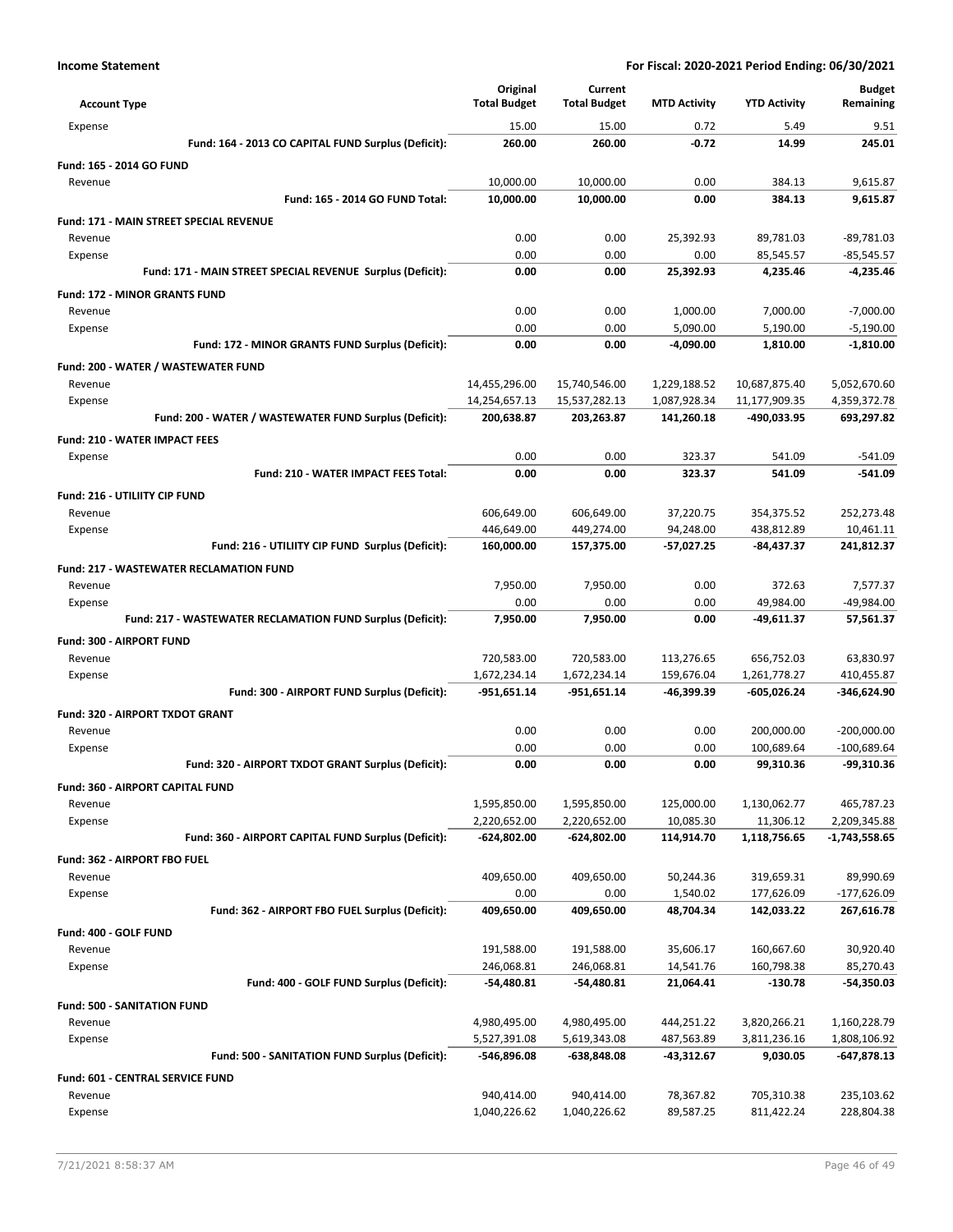**Income Statement** — For Fiscal: 2020-2021 Period Ending: 06/30/2021

| Account Type | Original Total Budget | Current Total Budget | MTD Activity | YTD Activity | Budget Remaining |
|---|---|---|---|---|---|
| Expense | 15.00 | 15.00 | 0.72 | 5.49 | 9.51 |
| **Fund: 164 - 2013 CO CAPITAL FUND Surplus (Deficit):** | **260.00** | **260.00** | **-0.72** | **14.99** | **245.01** |
| **Fund: 165 - 2014 GO FUND** | | | | | |
| Revenue | 10,000.00 | 10,000.00 | 0.00 | 384.13 | 9,615.87 |
| **Fund: 165 - 2014 GO FUND Total:** | **10,000.00** | **10,000.00** | **0.00** | **384.13** | **9,615.87** |
| **Fund: 171 - MAIN STREET SPECIAL REVENUE** | | | | | |
| Revenue | 0.00 | 0.00 | 25,392.93 | 89,781.03 | -89,781.03 |
| Expense | 0.00 | 0.00 | 0.00 | 85,545.57 | -85,545.57 |
| **Fund: 171 - MAIN STREET SPECIAL REVENUE Surplus (Deficit):** | **0.00** | **0.00** | **25,392.93** | **4,235.46** | **-4,235.46** |
| **Fund: 172 - MINOR GRANTS FUND** | | | | | |
| Revenue | 0.00 | 0.00 | 1,000.00 | 7,000.00 | -7,000.00 |
| Expense | 0.00 | 0.00 | 5,090.00 | 5,190.00 | -5,190.00 |
| **Fund: 172 - MINOR GRANTS FUND Surplus (Deficit):** | **0.00** | **0.00** | **-4,090.00** | **1,810.00** | **-1,810.00** |
| **Fund: 200 - WATER / WASTEWATER FUND** | | | | | |
| Revenue | 14,455,296.00 | 15,740,546.00 | 1,229,188.52 | 10,687,875.40 | 5,052,670.60 |
| Expense | 14,254,657.13 | 15,537,282.13 | 1,087,928.34 | 11,177,909.35 | 4,359,372.78 |
| **Fund: 200 - WATER / WASTEWATER FUND Surplus (Deficit):** | **200,638.87** | **203,263.87** | **141,260.18** | **-490,033.95** | **693,297.82** |
| **Fund: 210 - WATER IMPACT FEES** | | | | | |
| Expense | 0.00 | 0.00 | 323.37 | 541.09 | -541.09 |
| **Fund: 210 - WATER IMPACT FEES Total:** | **0.00** | **0.00** | **323.37** | **541.09** | **-541.09** |
| **Fund: 216 - UTILIITY CIP FUND** | | | | | |
| Revenue | 606,649.00 | 606,649.00 | 37,220.75 | 354,375.52 | 252,273.48 |
| Expense | 446,649.00 | 449,274.00 | 94,248.00 | 438,812.89 | 10,461.11 |
| **Fund: 216 - UTILIITY CIP FUND Surplus (Deficit):** | **160,000.00** | **157,375.00** | **-57,027.25** | **-84,437.37** | **241,812.37** |
| **Fund: 217 - WASTEWATER RECLAMATION FUND** | | | | | |
| Revenue | 7,950.00 | 7,950.00 | 0.00 | 372.63 | 7,577.37 |
| Expense | 0.00 | 0.00 | 0.00 | 49,984.00 | -49,984.00 |
| **Fund: 217 - WASTEWATER RECLAMATION FUND Surplus (Deficit):** | **7,950.00** | **7,950.00** | **0.00** | **-49,611.37** | **57,561.37** |
| **Fund: 300 - AIRPORT FUND** | | | | | |
| Revenue | 720,583.00 | 720,583.00 | 113,276.65 | 656,752.03 | 63,830.97 |
| Expense | 1,672,234.14 | 1,672,234.14 | 159,676.04 | 1,261,778.27 | 410,455.87 |
| **Fund: 300 - AIRPORT FUND Surplus (Deficit):** | **-951,651.14** | **-951,651.14** | **-46,399.39** | **-605,026.24** | **-346,624.90** |
| **Fund: 320 - AIRPORT TXDOT GRANT** | | | | | |
| Revenue | 0.00 | 0.00 | 0.00 | 200,000.00 | -200,000.00 |
| Expense | 0.00 | 0.00 | 0.00 | 100,689.64 | -100,689.64 |
| **Fund: 320 - AIRPORT TXDOT GRANT Surplus (Deficit):** | **0.00** | **0.00** | **0.00** | **99,310.36** | **-99,310.36** |
| **Fund: 360 - AIRPORT CAPITAL FUND** | | | | | |
| Revenue | 1,595,850.00 | 1,595,850.00 | 125,000.00 | 1,130,062.77 | 465,787.23 |
| Expense | 2,220,652.00 | 2,220,652.00 | 10,085.30 | 11,306.12 | 2,209,345.88 |
| **Fund: 360 - AIRPORT CAPITAL FUND Surplus (Deficit):** | **-624,802.00** | **-624,802.00** | **114,914.70** | **1,118,756.65** | **-1,743,558.65** |
| **Fund: 362 - AIRPORT FBO FUEL** | | | | | |
| Revenue | 409,650.00 | 409,650.00 | 50,244.36 | 319,659.31 | 89,990.69 |
| Expense | 0.00 | 0.00 | 1,540.02 | 177,626.09 | -177,626.09 |
| **Fund: 362 - AIRPORT FBO FUEL Surplus (Deficit):** | **409,650.00** | **409,650.00** | **48,704.34** | **142,033.22** | **267,616.78** |
| **Fund: 400 - GOLF FUND** | | | | | |
| Revenue | 191,588.00 | 191,588.00 | 35,606.17 | 160,667.60 | 30,920.40 |
| Expense | 246,068.81 | 246,068.81 | 14,541.76 | 160,798.38 | 85,270.43 |
| **Fund: 400 - GOLF FUND Surplus (Deficit):** | **-54,480.81** | **-54,480.81** | **21,064.41** | **-130.78** | **-54,350.03** |
| **Fund: 500 - SANITATION FUND** | | | | | |
| Revenue | 4,980,495.00 | 4,980,495.00 | 444,251.22 | 3,820,266.21 | 1,160,228.79 |
| Expense | 5,527,391.08 | 5,619,343.08 | 487,563.89 | 3,811,236.16 | 1,808,106.92 |
| **Fund: 500 - SANITATION FUND Surplus (Deficit):** | **-546,896.08** | **-638,848.08** | **-43,312.67** | **9,030.05** | **-647,878.13** |
| **Fund: 601 - CENTRAL SERVICE FUND** | | | | | |
| Revenue | 940,414.00 | 940,414.00 | 78,367.82 | 705,310.38 | 235,103.62 |
| Expense | 1,040,226.62 | 1,040,226.62 | 89,587.25 | 811,422.24 | 228,804.38 |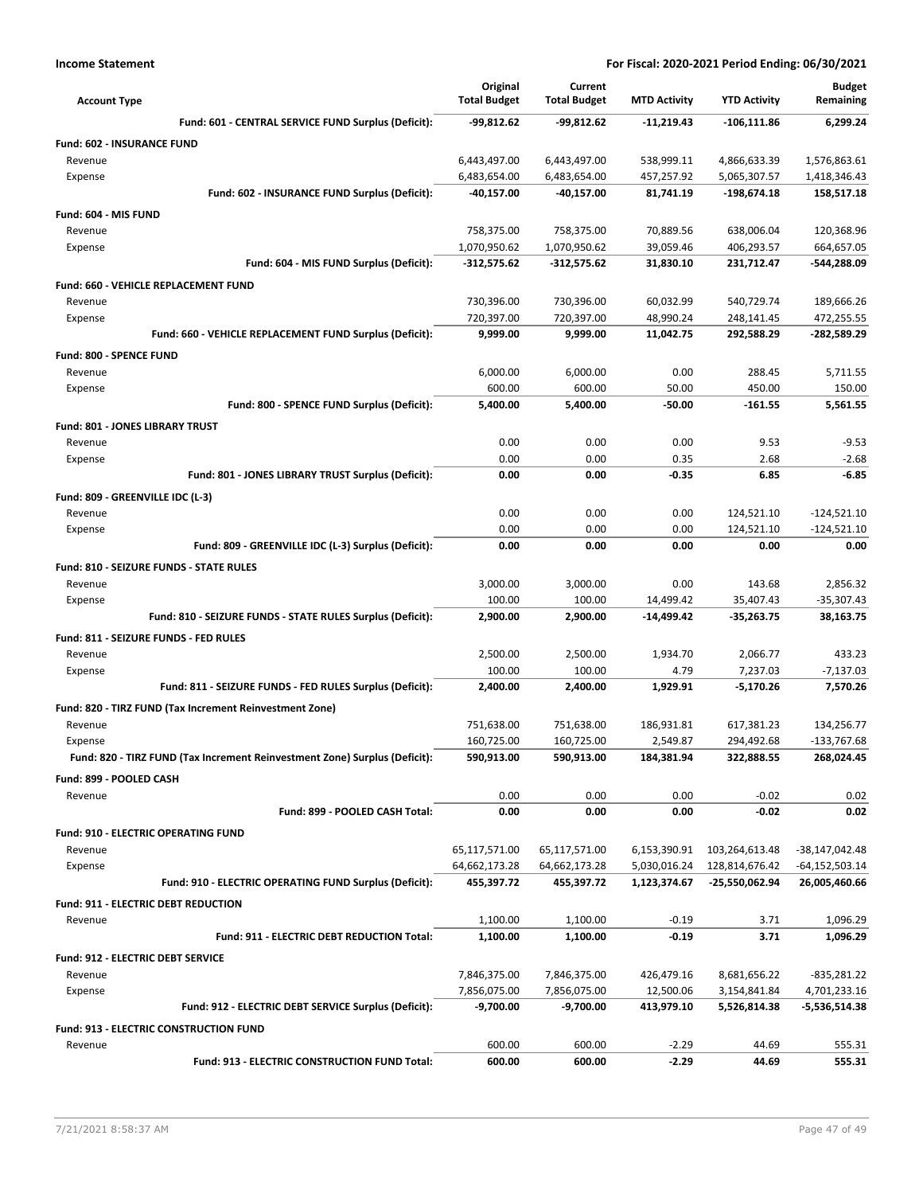**Income Statement** — For Fiscal: 2020-2021 Period Ending: 06/30/2021

| Account Type | Original Total Budget | Current Total Budget | MTD Activity | YTD Activity | Budget Remaining |
|---|---|---|---|---|---|
| **Fund: 601 - CENTRAL SERVICE FUND Surplus (Deficit):** | **-99,812.62** | **-99,812.62** | **-11,219.43** | **-106,111.86** | **6,299.24** |
| **Fund: 602 - INSURANCE FUND** | | | | | |
| Revenue | 6,443,497.00 | 6,443,497.00 | 538,999.11 | 4,866,633.39 | 1,576,863.61 |
| Expense | 6,483,654.00 | 6,483,654.00 | 457,257.92 | 5,065,307.57 | 1,418,346.43 |
| **Fund: 602 - INSURANCE FUND Surplus (Deficit):** | **-40,157.00** | **-40,157.00** | **81,741.19** | **-198,674.18** | **158,517.18** |
| **Fund: 604 - MIS FUND** | | | | | |
| Revenue | 758,375.00 | 758,375.00 | 70,889.56 | 638,006.04 | 120,368.96 |
| Expense | 1,070,950.62 | 1,070,950.62 | 39,059.46 | 406,293.57 | 664,657.05 |
| **Fund: 604 - MIS FUND Surplus (Deficit):** | **-312,575.62** | **-312,575.62** | **31,830.10** | **231,712.47** | **-544,288.09** |
| **Fund: 660 - VEHICLE REPLACEMENT FUND** | | | | | |
| Revenue | 730,396.00 | 730,396.00 | 60,032.99 | 540,729.74 | 189,666.26 |
| Expense | 720,397.00 | 720,397.00 | 48,990.24 | 248,141.45 | 472,255.55 |
| **Fund: 660 - VEHICLE REPLACEMENT FUND Surplus (Deficit):** | **9,999.00** | **9,999.00** | **11,042.75** | **292,588.29** | **-282,589.29** |
| **Fund: 800 - SPENCE FUND** | | | | | |
| Revenue | 6,000.00 | 6,000.00 | 0.00 | 288.45 | 5,711.55 |
| Expense | 600.00 | 600.00 | 50.00 | 450.00 | 150.00 |
| **Fund: 800 - SPENCE FUND Surplus (Deficit):** | **5,400.00** | **5,400.00** | **-50.00** | **-161.55** | **5,561.55** |
| **Fund: 801 - JONES LIBRARY TRUST** | | | | | |
| Revenue | 0.00 | 0.00 | 0.00 | 9.53 | -9.53 |
| Expense | 0.00 | 0.00 | 0.35 | 2.68 | -2.68 |
| **Fund: 801 - JONES LIBRARY TRUST Surplus (Deficit):** | **0.00** | **0.00** | **-0.35** | **6.85** | **-6.85** |
| **Fund: 809 - GREENVILLE IDC (L-3)** | | | | | |
| Revenue | 0.00 | 0.00 | 0.00 | 124,521.10 | -124,521.10 |
| Expense | 0.00 | 0.00 | 0.00 | 124,521.10 | -124,521.10 |
| **Fund: 809 - GREENVILLE IDC (L-3) Surplus (Deficit):** | **0.00** | **0.00** | **0.00** | **0.00** | **0.00** |
| **Fund: 810 - SEIZURE FUNDS - STATE RULES** | | | | | |
| Revenue | 3,000.00 | 3,000.00 | 0.00 | 143.68 | 2,856.32 |
| Expense | 100.00 | 100.00 | 14,499.42 | 35,407.43 | -35,307.43 |
| **Fund: 810 - SEIZURE FUNDS - STATE RULES Surplus (Deficit):** | **2,900.00** | **2,900.00** | **-14,499.42** | **-35,263.75** | **38,163.75** |
| **Fund: 811 - SEIZURE FUNDS - FED RULES** | | | | | |
| Revenue | 2,500.00 | 2,500.00 | 1,934.70 | 2,066.77 | 433.23 |
| Expense | 100.00 | 100.00 | 4.79 | 7,237.03 | -7,137.03 |
| **Fund: 811 - SEIZURE FUNDS - FED RULES Surplus (Deficit):** | **2,400.00** | **2,400.00** | **1,929.91** | **-5,170.26** | **7,570.26** |
| **Fund: 820 - TIRZ FUND (Tax Increment Reinvestment Zone)** | | | | | |
| Revenue | 751,638.00 | 751,638.00 | 186,931.81 | 617,381.23 | 134,256.77 |
| Expense | 160,725.00 | 160,725.00 | 2,549.87 | 294,492.68 | -133,767.68 |
| **Fund: 820 - TIRZ FUND (Tax Increment Reinvestment Zone) Surplus (Deficit):** | **590,913.00** | **590,913.00** | **184,381.94** | **322,888.55** | **268,024.45** |
| **Fund: 899 - POOLED CASH** | | | | | |
| Revenue | 0.00 | 0.00 | 0.00 | -0.02 | 0.02 |
| **Fund: 899 - POOLED CASH Total:** | **0.00** | **0.00** | **0.00** | **-0.02** | **0.02** |
| **Fund: 910 - ELECTRIC OPERATING FUND** | | | | | |
| Revenue | 65,117,571.00 | 65,117,571.00 | 6,153,390.91 | 103,264,613.48 | -38,147,042.48 |
| Expense | 64,662,173.28 | 64,662,173.28 | 5,030,016.24 | 128,814,676.42 | -64,152,503.14 |
| **Fund: 910 - ELECTRIC OPERATING FUND Surplus (Deficit):** | **455,397.72** | **455,397.72** | **1,123,374.67** | **-25,550,062.94** | **26,005,460.66** |
| **Fund: 911 - ELECTRIC DEBT REDUCTION** | | | | | |
| Revenue | 1,100.00 | 1,100.00 | -0.19 | 3.71 | 1,096.29 |
| **Fund: 911 - ELECTRIC DEBT REDUCTION Total:** | **1,100.00** | **1,100.00** | **-0.19** | **3.71** | **1,096.29** |
| **Fund: 912 - ELECTRIC DEBT SERVICE** | | | | | |
| Revenue | 7,846,375.00 | 7,846,375.00 | 426,479.16 | 8,681,656.22 | -835,281.22 |
| Expense | 7,856,075.00 | 7,856,075.00 | 12,500.06 | 3,154,841.84 | 4,701,233.16 |
| **Fund: 912 - ELECTRIC DEBT SERVICE Surplus (Deficit):** | **-9,700.00** | **-9,700.00** | **413,979.10** | **5,526,814.38** | **-5,536,514.38** |
| **Fund: 913 - ELECTRIC CONSTRUCTION FUND** | | | | | |
| Revenue | 600.00 | 600.00 | -2.29 | 44.69 | 555.31 |
| **Fund: 913 - ELECTRIC CONSTRUCTION FUND Total:** | **600.00** | **600.00** | **-2.29** | **44.69** | **555.31** |

7/21/2021 8:58:37 AM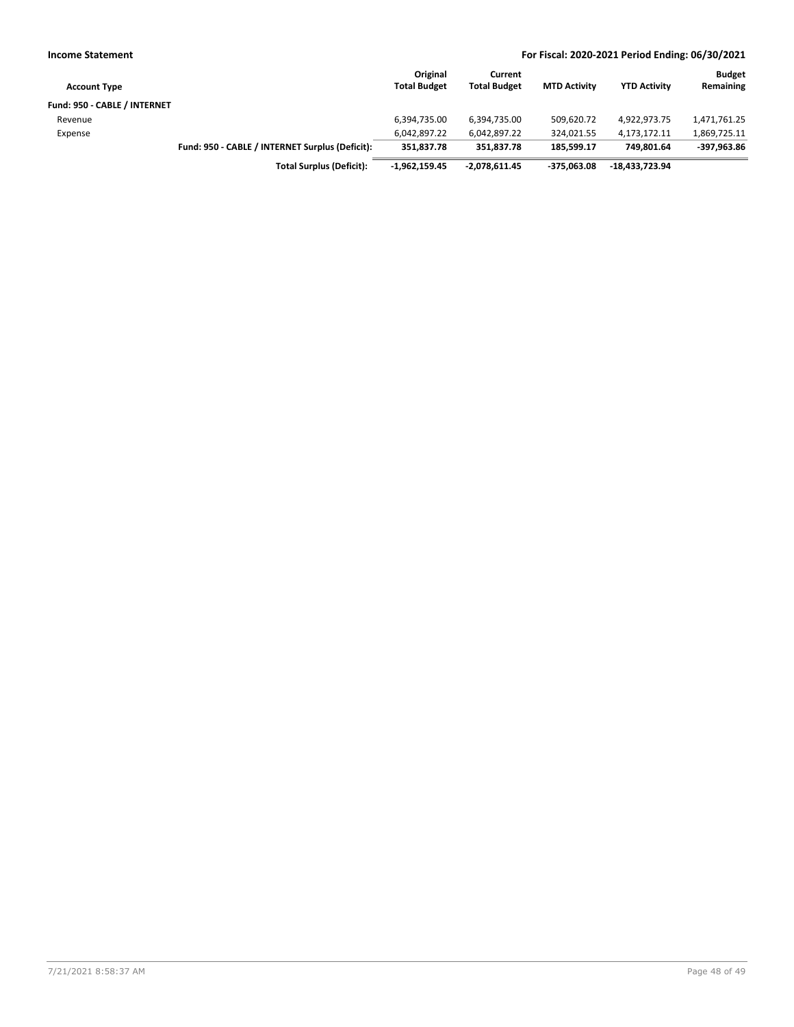| Account Type | | Original Total Budget | Current Total Budget | MTD Activity | YTD Activity | Budget Remaining |
|---|---|---|---|---|---|---|
| **Fund: 950 - CABLE / INTERNET** | | | | | | |
| Revenue | | 6,394,735.00 | 6,394,735.00 | 509,620.72 | 4,922,973.75 | 1,471,761.25 |
| Expense | | 6,042,897.22 | 6,042,897.22 | 324,021.55 | 4,173,172.11 | 1,869,725.11 |
| | **Fund: 950 - CABLE / INTERNET Surplus (Deficit):** | **351,837.78** | **351,837.78** | **185,599.17** | **749,801.64** | **-397,963.86** |
| | **Total Surplus (Deficit):** | **-1,962,159.45** | **-2,078,611.45** | **-375,063.08** | **-18,433,723.94** | |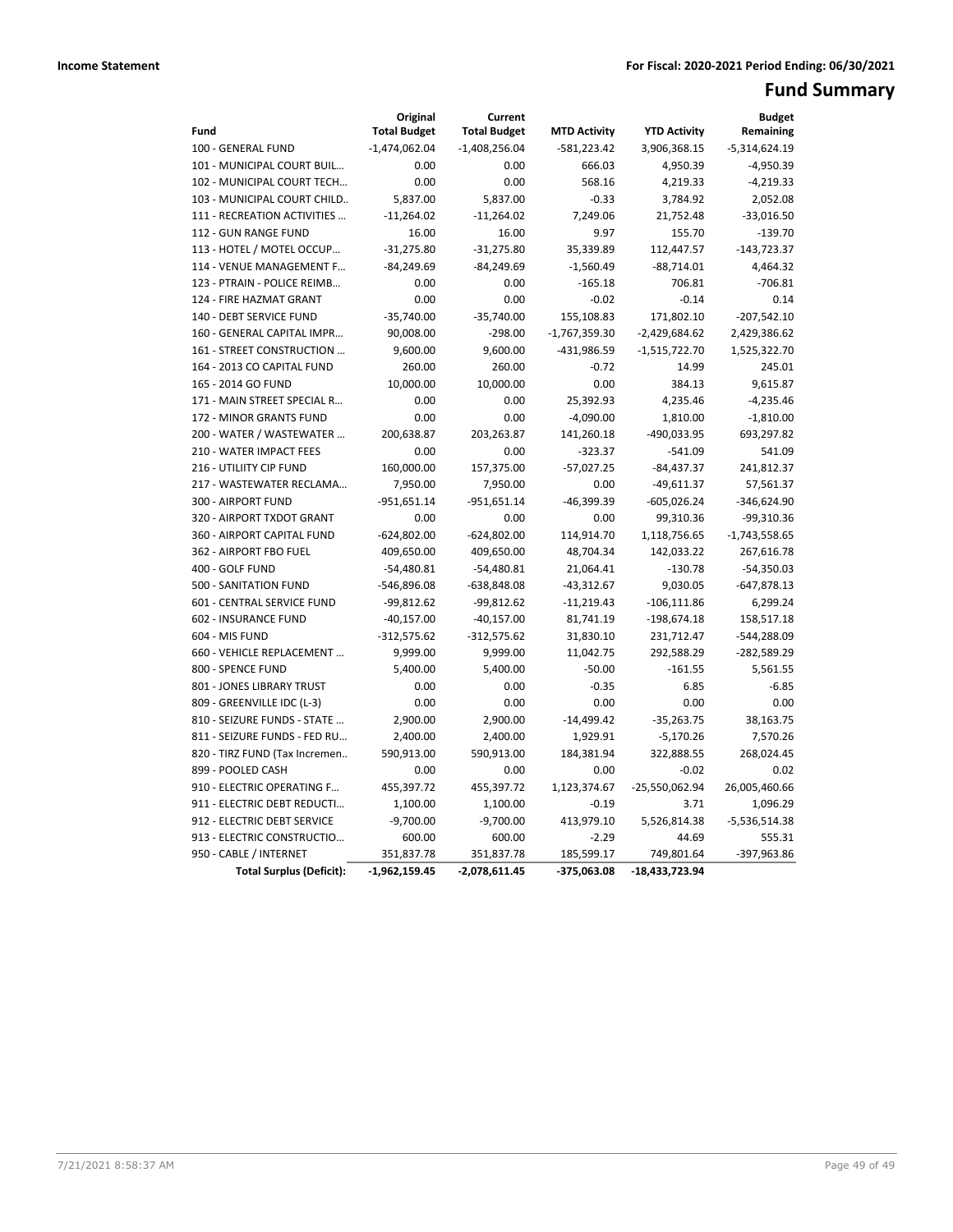**Income Statement** **For Fiscal: 2020-2021 Period Ending: 06/30/2021**

# Fund Summary

| Fund | Original Total Budget | Current Total Budget | MTD Activity | YTD Activity | Budget Remaining |
|---|---|---|---|---|---|
| 100 - GENERAL FUND | -1,474,062.04 | -1,408,256.04 | -581,223.42 | 3,906,368.15 | -5,314,624.19 |
| 101 - MUNICIPAL COURT BUIL… | 0.00 | 0.00 | 666.03 | 4,950.39 | -4,950.39 |
| 102 - MUNICIPAL COURT TECH… | 0.00 | 0.00 | 568.16 | 4,219.33 | -4,219.33 |
| 103 - MUNICIPAL COURT CHILD.. | 5,837.00 | 5,837.00 | -0.33 | 3,784.92 | 2,052.08 |
| 111 - RECREATION ACTIVITIES … | -11,264.02 | -11,264.02 | 7,249.06 | 21,752.48 | -33,016.50 |
| 112 - GUN RANGE FUND | 16.00 | 16.00 | 9.97 | 155.70 | -139.70 |
| 113 - HOTEL / MOTEL OCCUP… | -31,275.80 | -31,275.80 | 35,339.89 | 112,447.57 | -143,723.37 |
| 114 - VENUE MANAGEMENT F… | -84,249.69 | -84,249.69 | -1,560.49 | -88,714.01 | 4,464.32 |
| 123 - PTRAIN - POLICE REIMB… | 0.00 | 0.00 | -165.18 | 706.81 | -706.81 |
| 124 - FIRE HAZMAT GRANT | 0.00 | 0.00 | -0.02 | -0.14 | 0.14 |
| 140 - DEBT SERVICE FUND | -35,740.00 | -35,740.00 | 155,108.83 | 171,802.10 | -207,542.10 |
| 160 - GENERAL CAPITAL IMPR… | 90,008.00 | -298.00 | -1,767,359.30 | -2,429,684.62 | 2,429,386.62 |
| 161 - STREET CONSTRUCTION … | 9,600.00 | 9,600.00 | -431,986.59 | -1,515,722.70 | 1,525,322.70 |
| 164 - 2013 CO CAPITAL FUND | 260.00 | 260.00 | -0.72 | 14.99 | 245.01 |
| 165 - 2014 GO FUND | 10,000.00 | 10,000.00 | 0.00 | 384.13 | 9,615.87 |
| 171 - MAIN STREET SPECIAL R… | 0.00 | 0.00 | 25,392.93 | 4,235.46 | -4,235.46 |
| 172 - MINOR GRANTS FUND | 0.00 | 0.00 | -4,090.00 | 1,810.00 | -1,810.00 |
| 200 - WATER / WASTEWATER … | 200,638.87 | 203,263.87 | 141,260.18 | -490,033.95 | 693,297.82 |
| 210 - WATER IMPACT FEES | 0.00 | 0.00 | -323.37 | -541.09 | 541.09 |
| 216 - UTILIITY CIP FUND | 160,000.00 | 157,375.00 | -57,027.25 | -84,437.37 | 241,812.37 |
| 217 - WASTEWATER RECLAMA… | 7,950.00 | 7,950.00 | 0.00 | -49,611.37 | 57,561.37 |
| 300 - AIRPORT FUND | -951,651.14 | -951,651.14 | -46,399.39 | -605,026.24 | -346,624.90 |
| 320 - AIRPORT TXDOT GRANT | 0.00 | 0.00 | 0.00 | 99,310.36 | -99,310.36 |
| 360 - AIRPORT CAPITAL FUND | -624,802.00 | -624,802.00 | 114,914.70 | 1,118,756.65 | -1,743,558.65 |
| 362 - AIRPORT FBO FUEL | 409,650.00 | 409,650.00 | 48,704.34 | 142,033.22 | 267,616.78 |
| 400 - GOLF FUND | -54,480.81 | -54,480.81 | 21,064.41 | -130.78 | -54,350.03 |
| 500 - SANITATION FUND | -546,896.08 | -638,848.08 | -43,312.67 | 9,030.05 | -647,878.13 |
| 601 - CENTRAL SERVICE FUND | -99,812.62 | -99,812.62 | -11,219.43 | -106,111.86 | 6,299.24 |
| 602 - INSURANCE FUND | -40,157.00 | -40,157.00 | 81,741.19 | -198,674.18 | 158,517.18 |
| 604 - MIS FUND | -312,575.62 | -312,575.62 | 31,830.10 | 231,712.47 | -544,288.09 |
| 660 - VEHICLE REPLACEMENT … | 9,999.00 | 9,999.00 | 11,042.75 | 292,588.29 | -282,589.29 |
| 800 - SPENCE FUND | 5,400.00 | 5,400.00 | -50.00 | -161.55 | 5,561.55 |
| 801 - JONES LIBRARY TRUST | 0.00 | 0.00 | -0.35 | 6.85 | -6.85 |
| 809 - GREENVILLE IDC (L-3) | 0.00 | 0.00 | 0.00 | 0.00 | 0.00 |
| 810 - SEIZURE FUNDS - STATE … | 2,900.00 | 2,900.00 | -14,499.42 | -35,263.75 | 38,163.75 |
| 811 - SEIZURE FUNDS - FED RU… | 2,400.00 | 2,400.00 | 1,929.91 | -5,170.26 | 7,570.26 |
| 820 - TIRZ FUND (Tax Incremen.. | 590,913.00 | 590,913.00 | 184,381.94 | 322,888.55 | 268,024.45 |
| 899 - POOLED CASH | 0.00 | 0.00 | 0.00 | -0.02 | 0.02 |
| 910 - ELECTRIC OPERATING F… | 455,397.72 | 455,397.72 | 1,123,374.67 | -25,550,062.94 | 26,005,460.66 |
| 911 - ELECTRIC DEBT REDUCTI… | 1,100.00 | 1,100.00 | -0.19 | 3.71 | 1,096.29 |
| 912 - ELECTRIC DEBT SERVICE | -9,700.00 | -9,700.00 | 413,979.10 | 5,526,814.38 | -5,536,514.38 |
| 913 - ELECTRIC CONSTRUCTIO… | 600.00 | 600.00 | -2.29 | 44.69 | 555.31 |
| 950 - CABLE / INTERNET | 351,837.78 | 351,837.78 | 185,599.17 | 749,801.64 | -397,963.86 |
| **Total Surplus (Deficit):** | **-1,962,159.45** | **-2,078,611.45** | **-375,063.08** | **-18,433,723.94** | |

7/21/2021 8:58:37 AM